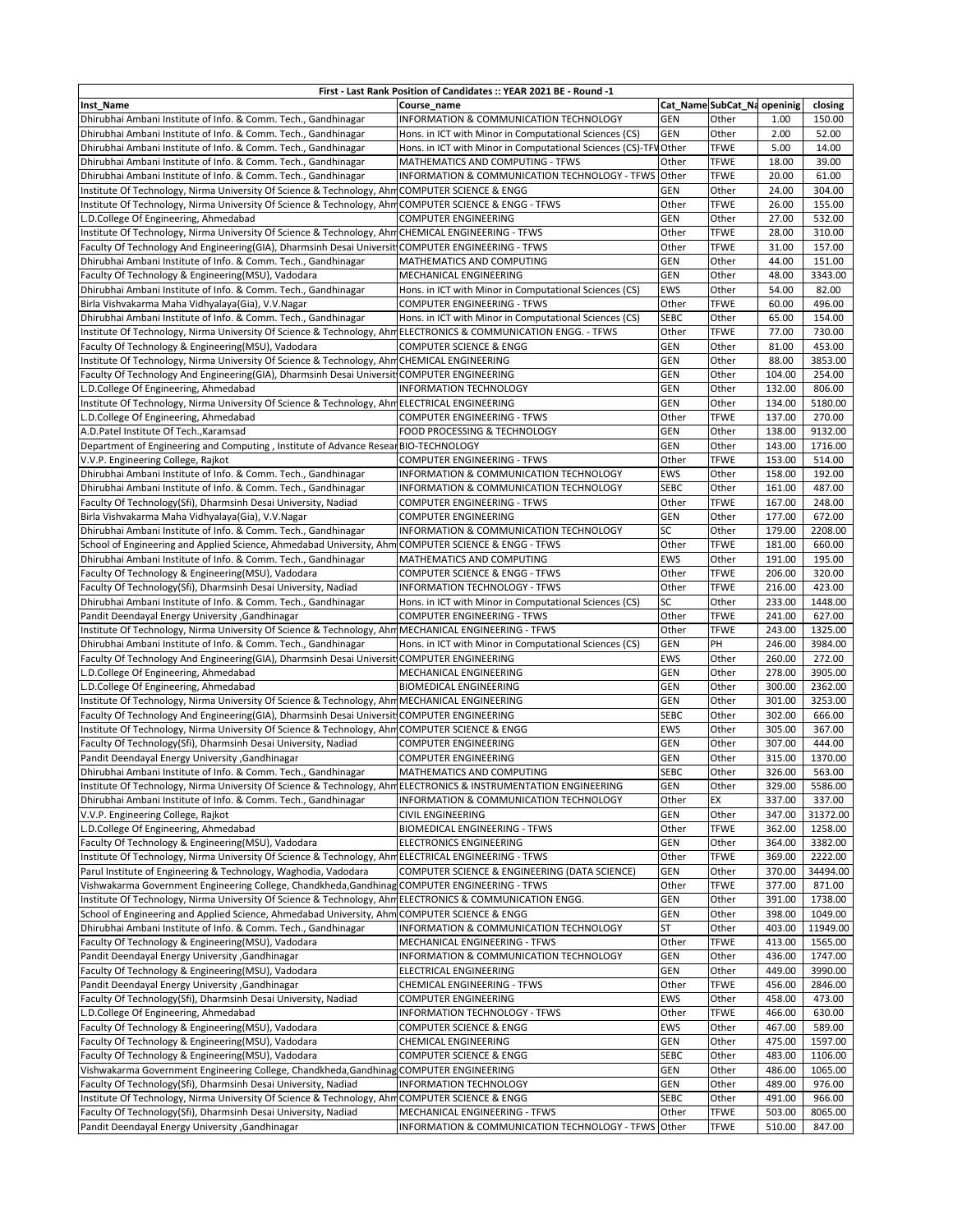**First - Last Rank Position of Candidates :: YEAR 2021 BE - Round -1**

| Inst_Name | Course_name | Cat_Name | SubCat_Na | openinig | closing |
|---|---|---|---|---|---|
| Dhirubhai Ambani Institute of Info. & Comm. Tech., Gandhinagar | INFORMATION & COMMUNICATION TECHNOLOGY | GEN | Other | 1.00 | 150.00 |
| Dhirubhai Ambani Institute of Info. & Comm. Tech., Gandhinagar | Hons. in ICT with Minor in Computational Sciences (CS) | GEN | Other | 2.00 | 52.00 |
| Dhirubhai Ambani Institute of Info. & Comm. Tech., Gandhinagar | Hons. in ICT with Minor in Computational Sciences (CS)-TFV | Other | TFWE | 5.00 | 14.00 |
| Dhirubhai Ambani Institute of Info. & Comm. Tech., Gandhinagar | MATHEMATICS AND COMPUTING - TFWS | Other | TFWE | 18.00 | 39.00 |
| Dhirubhai Ambani Institute of Info. & Comm. Tech., Gandhinagar | INFORMATION & COMMUNICATION TECHNOLOGY - TFWS | Other | TFWE | 20.00 | 61.00 |
| Institute Of Technology, Nirma University Of Science & Technology, Ahm | COMPUTER SCIENCE & ENGG | GEN | Other | 24.00 | 304.00 |
| Institute Of Technology, Nirma University Of Science & Technology, Ahm | COMPUTER SCIENCE & ENGG - TFWS | Other | TFWE | 26.00 | 155.00 |
| L.D.College Of Engineering, Ahmedabad | COMPUTER ENGINEERING | GEN | Other | 27.00 | 532.00 |
| Institute Of Technology, Nirma University Of Science & Technology, Ahm | CHEMICAL ENGINEERING - TFWS | Other | TFWE | 28.00 | 310.00 |
| Faculty Of Technology And Engineering(GIA), Dharmsinh Desai Universit | COMPUTER ENGINEERING - TFWS | Other | TFWE | 31.00 | 157.00 |
| Dhirubhai Ambani Institute of Info. & Comm. Tech., Gandhinagar | MATHEMATICS AND COMPUTING | GEN | Other | 44.00 | 151.00 |
| Faculty Of Technology & Engineering(MSU), Vadodara | MECHANICAL ENGINEERING | GEN | Other | 48.00 | 3343.00 |
| Dhirubhai Ambani Institute of Info. & Comm. Tech., Gandhinagar | Hons. in ICT with Minor in Computational Sciences (CS) | EWS | Other | 54.00 | 82.00 |
| Birla Vishvakarma Maha Vidhyalaya(Gia), V.V.Nagar | COMPUTER ENGINEERING - TFWS | Other | TFWE | 60.00 | 496.00 |
| Dhirubhai Ambani Institute of Info. & Comm. Tech., Gandhinagar | Hons. in ICT with Minor in Computational Sciences (CS) | SEBC | Other | 65.00 | 154.00 |
| Institute Of Technology, Nirma University Of Science & Technology, Ahm | ELECTRONICS & COMMUNICATION ENGG. - TFWS | Other | TFWE | 77.00 | 730.00 |
| Faculty Of Technology & Engineering(MSU), Vadodara | COMPUTER SCIENCE & ENGG | GEN | Other | 81.00 | 453.00 |
| Institute Of Technology, Nirma University Of Science & Technology, Ahm | CHEMICAL ENGINEERING | GEN | Other | 88.00 | 3853.00 |
| Faculty Of Technology And Engineering(GIA), Dharmsinh Desai Universit | COMPUTER ENGINEERING | GEN | Other | 104.00 | 254.00 |
| L.D.College Of Engineering, Ahmedabad | INFORMATION TECHNOLOGY | GEN | Other | 132.00 | 806.00 |
| Institute Of Technology, Nirma University Of Science & Technology, Ahm | ELECTRICAL ENGINEERING | GEN | Other | 134.00 | 5180.00 |
| L.D.College Of Engineering, Ahmedabad | COMPUTER ENGINEERING - TFWS | Other | TFWE | 137.00 | 270.00 |
| A.D.Patel Institute Of Tech.,Karamsad | FOOD PROCESSING & TECHNOLOGY | GEN | Other | 138.00 | 9132.00 |
| Department of Engineering and Computing , Institute of Advance Resear | BIO-TECHNOLOGY | GEN | Other | 143.00 | 1716.00 |
| V.V.P. Engineering College, Rajkot | COMPUTER ENGINEERING - TFWS | Other | TFWE | 153.00 | 514.00 |
| Dhirubhai Ambani Institute of Info. & Comm. Tech., Gandhinagar | INFORMATION & COMMUNICATION TECHNOLOGY | EWS | Other | 158.00 | 192.00 |
| Dhirubhai Ambani Institute of Info. & Comm. Tech., Gandhinagar | INFORMATION & COMMUNICATION TECHNOLOGY | SEBC | Other | 161.00 | 487.00 |
| Faculty Of Technology(Sfi), Dharmsinh Desai University, Nadiad | COMPUTER ENGINEERING - TFWS | Other | TFWE | 167.00 | 248.00 |
| Birla Vishvakarma Maha Vidhyalaya(Gia), V.V.Nagar | COMPUTER ENGINEERING | GEN | Other | 177.00 | 672.00 |
| Dhirubhai Ambani Institute of Info. & Comm. Tech., Gandhinagar | INFORMATION & COMMUNICATION TECHNOLOGY | SC | Other | 179.00 | 2208.00 |
| School of Engineering and Applied Science, Ahmedabad University, Ahm | COMPUTER SCIENCE & ENGG - TFWS | Other | TFWE | 181.00 | 660.00 |
| Dhirubhai Ambani Institute of Info. & Comm. Tech., Gandhinagar | MATHEMATICS AND COMPUTING | EWS | Other | 191.00 | 195.00 |
| Faculty Of Technology & Engineering(MSU), Vadodara | COMPUTER SCIENCE & ENGG - TFWS | Other | TFWE | 206.00 | 320.00 |
| Faculty Of Technology(Sfi), Dharmsinh Desai University, Nadiad | INFORMATION TECHNOLOGY - TFWS | Other | TFWE | 216.00 | 423.00 |
| Dhirubhai Ambani Institute of Info. & Comm. Tech., Gandhinagar | Hons. in ICT with Minor in Computational Sciences (CS) | SC | Other | 233.00 | 1448.00 |
| Pandit Deendayal Energy University ,Gandhinagar | COMPUTER ENGINEERING - TFWS | Other | TFWE | 241.00 | 627.00 |
| Institute Of Technology, Nirma University Of Science & Technology, Ahm | MECHANICAL ENGINEERING - TFWS | Other | TFWE | 243.00 | 1325.00 |
| Dhirubhai Ambani Institute of Info. & Comm. Tech., Gandhinagar | Hons. in ICT with Minor in Computational Sciences (CS) | GEN | PH | 246.00 | 3984.00 |
| Faculty Of Technology And Engineering(GIA), Dharmsinh Desai Universit | COMPUTER ENGINEERING | EWS | Other | 260.00 | 272.00 |
| L.D.College Of Engineering, Ahmedabad | MECHANICAL ENGINEERING | GEN | Other | 278.00 | 3905.00 |
| L.D.College Of Engineering, Ahmedabad | BIOMEDICAL ENGINEERING | GEN | Other | 300.00 | 2362.00 |
| Institute Of Technology, Nirma University Of Science & Technology, Ahm | MECHANICAL ENGINEERING | GEN | Other | 301.00 | 3253.00 |
| Faculty Of Technology And Engineering(GIA), Dharmsinh Desai Universit | COMPUTER ENGINEERING | SEBC | Other | 302.00 | 666.00 |
| Institute Of Technology, Nirma University Of Science & Technology, Ahm | COMPUTER SCIENCE & ENGG | EWS | Other | 305.00 | 367.00 |
| Faculty Of Technology(Sfi), Dharmsinh Desai University, Nadiad | COMPUTER ENGINEERING | GEN | Other | 307.00 | 444.00 |
| Pandit Deendayal Energy University ,Gandhinagar | COMPUTER ENGINEERING | GEN | Other | 315.00 | 1370.00 |
| Dhirubhai Ambani Institute of Info. & Comm. Tech., Gandhinagar | MATHEMATICS AND COMPUTING | SEBC | Other | 326.00 | 563.00 |
| Institute Of Technology, Nirma University Of Science & Technology, Ahm | ELECTRONICS & INSTRUMENTATION ENGINEERING | GEN | Other | 329.00 | 5586.00 |
| Dhirubhai Ambani Institute of Info. & Comm. Tech., Gandhinagar | INFORMATION & COMMUNICATION TECHNOLOGY | Other | EX | 337.00 | 337.00 |
| V.V.P. Engineering College, Rajkot | CIVIL ENGINEERING | GEN | Other | 347.00 | 31372.00 |
| L.D.College Of Engineering, Ahmedabad | BIOMEDICAL ENGINEERING - TFWS | Other | TFWE | 362.00 | 1258.00 |
| Faculty Of Technology & Engineering(MSU), Vadodara | ELECTRONICS ENGINEERING | GEN | Other | 364.00 | 3382.00 |
| Institute Of Technology, Nirma University Of Science & Technology, Ahm | ELECTRICAL ENGINEERING - TFWS | Other | TFWE | 369.00 | 2222.00 |
| Parul Institute of Engineering & Technology, Waghodia, Vadodara | COMPUTER SCIENCE & ENGINEERING (DATA SCIENCE) | GEN | Other | 370.00 | 34494.00 |
| Vishwakarma Government Engineering College, Chandkheda,Gandhinag | COMPUTER ENGINEERING - TFWS | Other | TFWE | 377.00 | 871.00 |
| Institute Of Technology, Nirma University Of Science & Technology, Ahm | ELECTRONICS & COMMUNICATION ENGG. | GEN | Other | 391.00 | 1738.00 |
| School of Engineering and Applied Science, Ahmedabad University, Ahm | COMPUTER SCIENCE & ENGG | GEN | Other | 398.00 | 1049.00 |
| Dhirubhai Ambani Institute of Info. & Comm. Tech., Gandhinagar | INFORMATION & COMMUNICATION TECHNOLOGY | ST | Other | 403.00 | 11949.00 |
| Faculty Of Technology & Engineering(MSU), Vadodara | MECHANICAL ENGINEERING - TFWS | Other | TFWE | 413.00 | 1565.00 |
| Pandit Deendayal Energy University ,Gandhinagar | INFORMATION & COMMUNICATION TECHNOLOGY | GEN | Other | 436.00 | 1747.00 |
| Faculty Of Technology & Engineering(MSU), Vadodara | ELECTRICAL ENGINEERING | GEN | Other | 449.00 | 3990.00 |
| Pandit Deendayal Energy University ,Gandhinagar | CHEMICAL ENGINEERING - TFWS | Other | TFWE | 456.00 | 2846.00 |
| Faculty Of Technology(Sfi), Dharmsinh Desai University, Nadiad | COMPUTER ENGINEERING | EWS | Other | 458.00 | 473.00 |
| L.D.College Of Engineering, Ahmedabad | INFORMATION TECHNOLOGY - TFWS | Other | TFWE | 466.00 | 630.00 |
| Faculty Of Technology & Engineering(MSU), Vadodara | COMPUTER SCIENCE & ENGG | EWS | Other | 467.00 | 589.00 |
| Faculty Of Technology & Engineering(MSU), Vadodara | CHEMICAL ENGINEERING | GEN | Other | 475.00 | 1597.00 |
| Faculty Of Technology & Engineering(MSU), Vadodara | COMPUTER SCIENCE & ENGG | SEBC | Other | 483.00 | 1106.00 |
| Vishwakarma Government Engineering College, Chandkheda,Gandhinag | COMPUTER ENGINEERING | GEN | Other | 486.00 | 1065.00 |
| Faculty Of Technology(Sfi), Dharmsinh Desai University, Nadiad | INFORMATION TECHNOLOGY | GEN | Other | 489.00 | 976.00 |
| Institute Of Technology, Nirma University Of Science & Technology, Ahm | COMPUTER SCIENCE & ENGG | SEBC | Other | 491.00 | 966.00 |
| Faculty Of Technology(Sfi), Dharmsinh Desai University, Nadiad | MECHANICAL ENGINEERING - TFWS | Other | TFWE | 503.00 | 8065.00 |
| Pandit Deendayal Energy University ,Gandhinagar | INFORMATION & COMMUNICATION TECHNOLOGY - TFWS | Other | TFWE | 510.00 | 847.00 |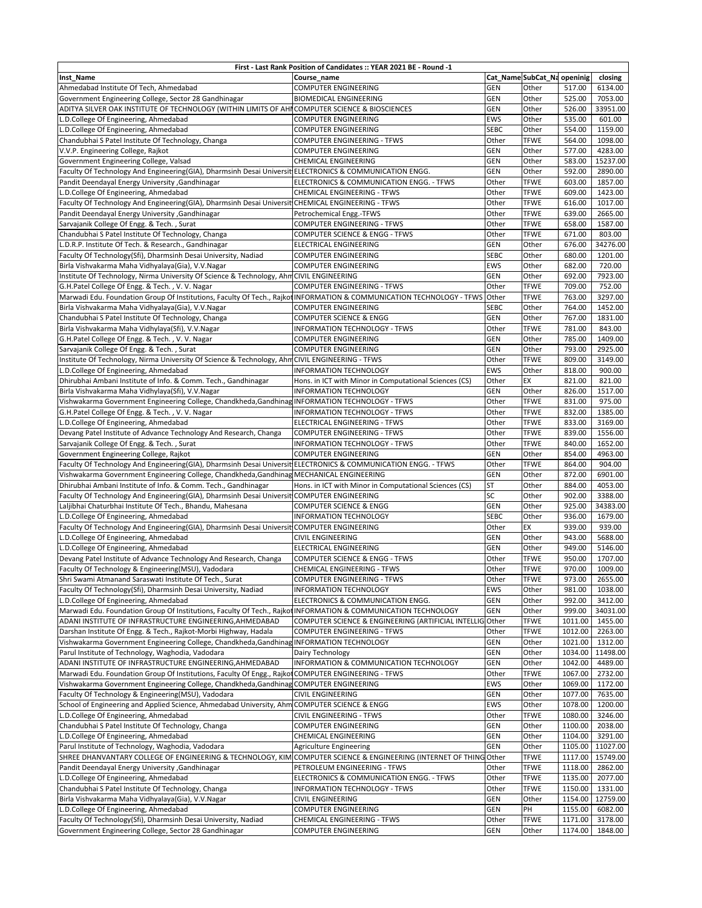| First - Last Rank Position of Candidates :: YEAR 2021 BE - Round -1 | | | | | |
|---|---|---|---|---|---|
| Inst_Name | Course_name | Cat_Name | SubCat_Na | openinig | closing |
| Ahmedabad Institute Of Tech, Ahmedabad | COMPUTER ENGINEERING | GEN | Other | 517.00 | 6134.00 |
| Government Engineering College, Sector 28 Gandhinagar | BIOMEDICAL ENGINEERING | GEN | Other | 525.00 | 7053.00 |
| ADITYA SILVER OAK INSTITUTE OF TECHNOLOGY (WITHIN LIMITS OF AH | COMPUTER SCIENCE & BIOSCIENCES | GEN | Other | 526.00 | 33951.00 |
| L.D.College Of Engineering, Ahmedabad | COMPUTER ENGINEERING | EWS | Other | 535.00 | 601.00 |
| L.D.College Of Engineering, Ahmedabad | COMPUTER ENGINEERING | SEBC | Other | 554.00 | 1159.00 |
| Chandubhai S Patel Institute Of Technology, Changa | COMPUTER ENGINEERING - TFWS | Other | TFWE | 564.00 | 1098.00 |
| V.V.P. Engineering College, Rajkot | COMPUTER ENGINEERING | GEN | Other | 577.00 | 4283.00 |
| Government Engineering College, Valsad | CHEMICAL ENGINEERING | GEN | Other | 583.00 | 15237.00 |
| Faculty Of Technology And Engineering(GIA), Dharmsinh Desai Universit | ELECTRONICS & COMMUNICATION ENGG. | GEN | Other | 592.00 | 2890.00 |
| Pandit Deendayal Energy University ,Gandhinagar | ELECTRONICS & COMMUNICATION ENGG. - TFWS | Other | TFWE | 603.00 | 1857.00 |
| L.D.College Of Engineering, Ahmedabad | CHEMICAL ENGINEERING - TFWS | Other | TFWE | 609.00 | 1423.00 |
| Faculty Of Technology And Engineering(GIA), Dharmsinh Desai Universit | CHEMICAL ENGINEERING - TFWS | Other | TFWE | 616.00 | 1017.00 |
| Pandit Deendayal Energy University ,Gandhinagar | Petrochemical Engg.-TFWS | Other | TFWE | 639.00 | 2665.00 |
| Sarvajanik College Of Engg. & Tech. , Surat | COMPUTER ENGINEERING - TFWS | Other | TFWE | 658.00 | 1587.00 |
| Chandubhai S Patel Institute Of Technology, Changa | COMPUTER SCIENCE & ENGG - TFWS | Other | TFWE | 671.00 | 803.00 |
| L.D.R.P. Institute Of Tech. & Research., Gandhinagar | ELECTRICAL ENGINEERING | GEN | Other | 676.00 | 34276.00 |
| Faculty Of Technology(Sfi), Dharmsinh Desai University, Nadiad | COMPUTER ENGINEERING | SEBC | Other | 680.00 | 1201.00 |
| Birla Vishvakarma Maha Vidhyalaya(Gia), V.V.Nagar | COMPUTER ENGINEERING | EWS | Other | 682.00 | 720.00 |
| Institute Of Technology, Nirma University Of Science & Technology, Ahm | CIVIL ENGINEERING | GEN | Other | 692.00 | 7923.00 |
| G.H.Patel College Of Engg. & Tech. , V. V. Nagar | COMPUTER ENGINEERING - TFWS | Other | TFWE | 709.00 | 752.00 |
| Marwadi Edu. Foundation Group Of Institutions, Faculty Of Tech., Rajkot | INFORMATION & COMMUNICATION TECHNOLOGY - TFWS | Other | TFWE | 763.00 | 3297.00 |
| Birla Vishvakarma Maha Vidhyalaya(Gia), V.V.Nagar | COMPUTER ENGINEERING | SEBC | Other | 764.00 | 1452.00 |
| Chandubhai S Patel Institute Of Technology, Changa | COMPUTER SCIENCE & ENGG | GEN | Other | 767.00 | 1831.00 |
| Birla Vishvakarma Maha Vidhyalaya(Sfi), V.V.Nagar | INFORMATION TECHNOLOGY - TFWS | Other | TFWE | 781.00 | 843.00 |
| G.H.Patel College Of Engg. & Tech. , V. V. Nagar | COMPUTER ENGINEERING | GEN | Other | 785.00 | 1409.00 |
| Sarvajanik College Of Engg. & Tech. , Surat | COMPUTER ENGINEERING | GEN | Other | 793.00 | 2925.00 |
| Institute Of Technology, Nirma University Of Science & Technology, Ahm | CIVIL ENGINEERING - TFWS | Other | TFWE | 809.00 | 3149.00 |
| L.D.College Of Engineering, Ahmedabad | INFORMATION TECHNOLOGY | EWS | Other | 818.00 | 900.00 |
| Dhirubhai Ambani Institute of Info. & Comm. Tech., Gandhinagar | Hons. in ICT with Minor in Computational Sciences (CS) | Other | EX | 821.00 | 821.00 |
| Birla Vishvakarma Maha Vidhyalaya(Sfi), V.V.Nagar | INFORMATION TECHNOLOGY | GEN | Other | 826.00 | 1517.00 |
| Vishwakarma Government Engineering College, Chandkheda,Gandhinag | INFORMATION TECHNOLOGY - TFWS | Other | TFWE | 831.00 | 975.00 |
| G.H.Patel College Of Engg. & Tech. , V. V. Nagar | INFORMATION TECHNOLOGY - TFWS | Other | TFWE | 832.00 | 1385.00 |
| L.D.College Of Engineering, Ahmedabad | ELECTRICAL ENGINEERING - TFWS | Other | TFWE | 833.00 | 3169.00 |
| Devang Patel Institute of Advance Technology And Research, Changa | COMPUTER ENGINEERING - TFWS | Other | TFWE | 839.00 | 1556.00 |
| Sarvajanik College Of Engg. & Tech. , Surat | INFORMATION TECHNOLOGY - TFWS | Other | TFWE | 840.00 | 1652.00 |
| Government Engineering College, Rajkot | COMPUTER ENGINEERING | GEN | Other | 854.00 | 4963.00 |
| Faculty Of Technology And Engineering(GIA), Dharmsinh Desai Universit | ELECTRONICS & COMMUNICATION ENGG. - TFWS | Other | TFWE | 864.00 | 904.00 |
| Vishwakarma Government Engineering College, Chandkheda,Gandhinag | MECHANICAL ENGINEERING | GEN | Other | 872.00 | 6901.00 |
| Dhirubhai Ambani Institute of Info. & Comm. Tech., Gandhinagar | Hons. in ICT with Minor in Computational Sciences (CS) | ST | Other | 884.00 | 4053.00 |
| Faculty Of Technology And Engineering(GIA), Dharmsinh Desai Universit | COMPUTER ENGINEERING | SC | Other | 902.00 | 3388.00 |
| Laljibhai Chaturbhai Institute Of Tech., Bhandu, Mahesana | COMPUTER SCIENCE & ENGG | GEN | Other | 925.00 | 34383.00 |
| L.D.College Of Engineering, Ahmedabad | INFORMATION TECHNOLOGY | SEBC | Other | 936.00 | 1679.00 |
| Faculty Of Technology And Engineering(GIA), Dharmsinh Desai Universit | COMPUTER ENGINEERING | Other | EX | 939.00 | 939.00 |
| L.D.College Of Engineering, Ahmedabad | CIVIL ENGINEERING | GEN | Other | 943.00 | 5688.00 |
| L.D.College Of Engineering, Ahmedabad | ELECTRICAL ENGINEERING | GEN | Other | 949.00 | 5146.00 |
| Devang Patel Institute of Advance Technology And Research, Changa | COMPUTER SCIENCE & ENGG - TFWS | Other | TFWE | 950.00 | 1707.00 |
| Faculty Of Technology & Engineering(MSU), Vadodara | CHEMICAL ENGINEERING - TFWS | Other | TFWE | 970.00 | 1009.00 |
| Shri Swami Atmanand Saraswati Institute Of Tech., Surat | COMPUTER ENGINEERING - TFWS | Other | TFWE | 973.00 | 2655.00 |
| Faculty Of Technology(Sfi), Dharmsinh Desai University, Nadiad | INFORMATION TECHNOLOGY | EWS | Other | 981.00 | 1038.00 |
| L.D.College Of Engineering, Ahmedabad | ELECTRONICS & COMMUNICATION ENGG. | GEN | Other | 992.00 | 3412.00 |
| Marwadi Edu. Foundation Group Of Institutions, Faculty Of Tech., Rajkot | INFORMATION & COMMUNICATION TECHNOLOGY | GEN | Other | 999.00 | 34031.00 |
| ADANI INSTITUTE OF INFRASTRUCTURE ENGINEERING,AHMEDABAD | COMPUTER SCIENCE & ENGINEERING (ARTIFICIAL INTELLIG | Other | TFWE | 1011.00 | 1455.00 |
| Darshan Institute Of Engg. & Tech., Rajkot-Morbi Highway, Hadala | COMPUTER ENGINEERING - TFWS | Other | TFWE | 1012.00 | 2263.00 |
| Vishwakarma Government Engineering College, Chandkheda,Gandhinag | INFORMATION TECHNOLOGY | GEN | Other | 1021.00 | 1312.00 |
| Parul Institute of Technology, Waghodia, Vadodara | Dairy Technology | GEN | Other | 1034.00 | 11498.00 |
| ADANI INSTITUTE OF INFRASTRUCTURE ENGINEERING,AHMEDABAD | INFORMATION & COMMUNICATION TECHNOLOGY | GEN | Other | 1042.00 | 4489.00 |
| Marwadi Edu. Foundation Group Of Institutions, Faculty Of Engg., Rajkot | COMPUTER ENGINEERING - TFWS | Other | TFWE | 1067.00 | 2732.00 |
| Vishwakarma Government Engineering College, Chandkheda,Gandhinag | COMPUTER ENGINEERING | EWS | Other | 1069.00 | 1172.00 |
| Faculty Of Technology & Engineering(MSU), Vadodara | CIVIL ENGINEERING | GEN | Other | 1077.00 | 7635.00 |
| School of Engineering and Applied Science, Ahmedabad University, Ahm | COMPUTER SCIENCE & ENGG | EWS | Other | 1078.00 | 1200.00 |
| L.D.College Of Engineering, Ahmedabad | CIVIL ENGINEERING - TFWS | Other | TFWE | 1080.00 | 3246.00 |
| Chandubhai S Patel Institute Of Technology, Changa | COMPUTER ENGINEERING | GEN | Other | 1100.00 | 2038.00 |
| L.D.College Of Engineering, Ahmedabad | CHEMICAL ENGINEERING | GEN | Other | 1104.00 | 3291.00 |
| Parul Institute of Technology, Waghodia, Vadodara | Agriculture Engineering | GEN | Other | 1105.00 | 11027.00 |
| SHREE DHANVANTARY COLLEGE OF ENGINEERING & TECHNOLOGY, KIM | COMPUTER SCIENCE & ENGINEERING (INTERNET OF THING | Other | TFWE | 1117.00 | 15749.00 |
| Pandit Deendayal Energy University ,Gandhinagar | PETROLEUM ENGINEERING - TFWS | Other | TFWE | 1118.00 | 2862.00 |
| L.D.College Of Engineering, Ahmedabad | ELECTRONICS & COMMUNICATION ENGG. - TFWS | Other | TFWE | 1135.00 | 2077.00 |
| Chandubhai S Patel Institute Of Technology, Changa | INFORMATION TECHNOLOGY - TFWS | Other | TFWE | 1150.00 | 1331.00 |
| Birla Vishvakarma Maha Vidhyalaya(Gia), V.V.Nagar | CIVIL ENGINEERING | GEN | Other | 1154.00 | 12759.00 |
| L.D.College Of Engineering, Ahmedabad | COMPUTER ENGINEERING | GEN | PH | 1155.00 | 6082.00 |
| Faculty Of Technology(Sfi), Dharmsinh Desai University, Nadiad | CHEMICAL ENGINEERING - TFWS | Other | TFWE | 1171.00 | 3178.00 |
| Government Engineering College, Sector 28 Gandhinagar | COMPUTER ENGINEERING | GEN | Other | 1174.00 | 1848.00 |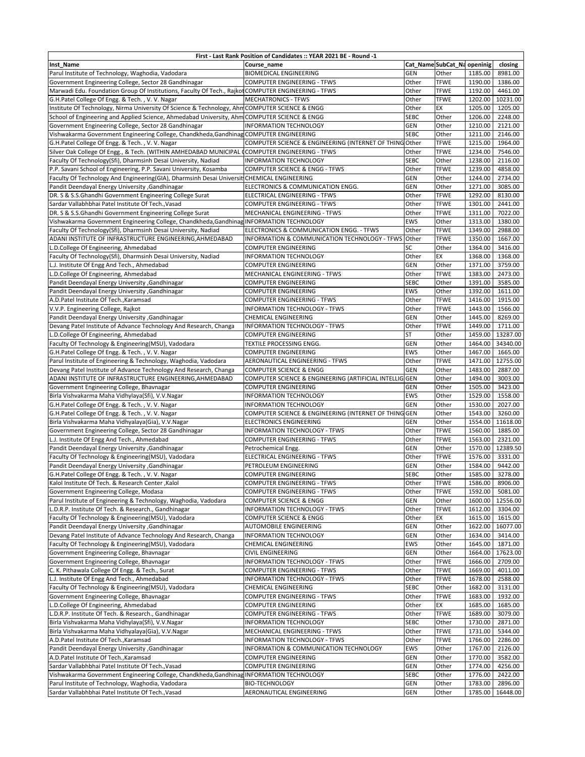| First - Last Rank Position of Candidates :: YEAR 2021 BE - Round -1 | | | | | |
|---|---|---|---|---|---|
| Inst_Name | Course_name | Cat_Name | SubCat_Na | openinig | closing |
| Parul Institute of Technology, Waghodia, Vadodara | BIOMEDICAL ENGINEERING | GEN | Other | 1185.00 | 8981.00 |
| Government Engineering College, Sector 28 Gandhinagar | COMPUTER ENGINEERING - TFWS | Other | TFWE | 1190.00 | 1386.00 |
| Marwadi Edu. Foundation Group Of Institutions, Faculty Of Tech., Rajkot | COMPUTER ENGINEERING - TFWS | Other | TFWE | 1192.00 | 4461.00 |
| G.H.Patel College Of Engg. & Tech. , V. V. Nagar | MECHATRONICS - TFWS | Other | TFWE | 1202.00 | 10231.00 |
| Institute Of Technology, Nirma University Of Science & Technology, Ahm | COMPUTER SCIENCE & ENGG | Other | EX | 1205.00 | 1205.00 |
| School of Engineering and Applied Science, Ahmedabad University, Ahm | COMPUTER SCIENCE & ENGG | SEBC | Other | 1206.00 | 2248.00 |
| Government Engineering College, Sector 28 Gandhinagar | INFORMATION TECHNOLOGY | GEN | Other | 1210.00 | 2121.00 |
| Vishwakarma Government Engineering College, Chandkheda,Gandhinag | COMPUTER ENGINEERING | SEBC | Other | 1211.00 | 2146.00 |
| G.H.Patel College Of Engg. & Tech. , V. V. Nagar | COMPUTER SCIENCE & ENGINEERING (INTERNET OF THING | Other | TFWE | 1215.00 | 1964.00 |
| Silver Oak College Of Engg., & Tech. (WITHIN AMHEDABAD MUNICIPAL ( | COMPUTER ENGINEERING - TFWS | Other | TFWE | 1234.00 | 7546.00 |
| Faculty Of Technology(Sfi), Dharmsinh Desai University, Nadiad | INFORMATION TECHNOLOGY | SEBC | Other | 1238.00 | 2116.00 |
| P.P. Savani School of Engineering, P.P. Savani University, Kosamba | COMPUTER SCIENCE & ENGG - TFWS | Other | TFWE | 1239.00 | 4858.00 |
| Faculty Of Technology And Engineering(GIA), Dharmsinh Desai Universit | CHEMICAL ENGINEERING | GEN | Other | 1244.00 | 2734.00 |
| Pandit Deendayal Energy University ,Gandhinagar | ELECTRONICS & COMMUNICATION ENGG. | GEN | Other | 1271.00 | 3085.00 |
| DR. S & S.S.Ghandhi Government Engineering College Surat | ELECTRICAL ENGINEERING - TFWS | Other | TFWE | 1292.00 | 8130.00 |
| Sardar Vallabhbhai Patel Institute Of Tech.,Vasad | COMPUTER ENGINEERING - TFWS | Other | TFWE | 1301.00 | 2441.00 |
| DR. S & S.S.Ghandhi Government Engineering College Surat | MECHANICAL ENGINEERING - TFWS | Other | TFWE | 1311.00 | 7022.00 |
| Vishwakarma Government Engineering College, Chandkheda,Gandhinag | INFORMATION TECHNOLOGY | EWS | Other | 1313.00 | 1380.00 |
| Faculty Of Technology(Sfi), Dharmsinh Desai University, Nadiad | ELECTRONICS & COMMUNICATION ENGG. - TFWS | Other | TFWE | 1349.00 | 2988.00 |
| ADANI INSTITUTE OF INFRASTRUCTURE ENGINEERING,AHMEDABAD | INFORMATION & COMMUNICATION TECHNOLOGY - TFWS | Other | TFWE | 1350.00 | 1667.00 |
| L.D.College Of Engineering, Ahmedabad | COMPUTER ENGINEERING | SC | Other | 1364.00 | 3416.00 |
| Faculty Of Technology(Sfi), Dharmsinh Desai University, Nadiad | INFORMATION TECHNOLOGY | Other | EX | 1368.00 | 1368.00 |
| L.J. Institute Of Engg And Tech., Ahmedabad | COMPUTER ENGINEERING | GEN | Other | 1371.00 | 3759.00 |
| L.D.College Of Engineering, Ahmedabad | MECHANICAL ENGINEERING - TFWS | Other | TFWE | 1383.00 | 2473.00 |
| Pandit Deendayal Energy University ,Gandhinagar | COMPUTER ENGINEERING | SEBC | Other | 1391.00 | 3585.00 |
| Pandit Deendayal Energy University ,Gandhinagar | COMPUTER ENGINEERING | EWS | Other | 1392.00 | 1611.00 |
| A.D.Patel Institute Of Tech.,Karamsad | COMPUTER ENGINEERING - TFWS | Other | TFWE | 1416.00 | 1915.00 |
| V.V.P. Engineering College, Rajkot | INFORMATION TECHNOLOGY - TFWS | Other | TFWE | 1443.00 | 1566.00 |
| Pandit Deendayal Energy University ,Gandhinagar | CHEMICAL ENGINEERING | GEN | Other | 1445.00 | 8269.00 |
| Devang Patel Institute of Advance Technology And Research, Changa | INFORMATION TECHNOLOGY - TFWS | Other | TFWE | 1449.00 | 1711.00 |
| L.D.College Of Engineering, Ahmedabad | COMPUTER ENGINEERING | ST | Other | 1459.00 | 13287.00 |
| Faculty Of Technology & Engineering(MSU), Vadodara | TEXTILE PROCESSING ENGG. | GEN | Other | 1464.00 | 34340.00 |
| G.H.Patel College Of Engg. & Tech. , V. V. Nagar | COMPUTER ENGINEERING | EWS | Other | 1467.00 | 1665.00 |
| Parul Institute of Engineering & Technology, Waghodia, Vadodara | AERONAUTICAL ENGINEERING - TFWS | Other | TFWE | 1471.00 | 12755.00 |
| Devang Patel Institute of Advance Technology And Research, Changa | COMPUTER SCIENCE & ENGG | GEN | Other | 1483.00 | 2887.00 |
| ADANI INSTITUTE OF INFRASTRUCTURE ENGINEERING,AHMEDABAD | COMPUTER SCIENCE & ENGINEERING (ARTIFICIAL INTELLIG | GEN | Other | 1494.00 | 3003.00 |
| Government Engineering College, Bhavnagar | COMPUTER ENGINEERING | GEN | Other | 1505.00 | 3423.00 |
| Birla Vishvakarma Maha Vidhylaya(Sfi), V.V.Nagar | INFORMATION TECHNOLOGY | EWS | Other | 1529.00 | 1558.00 |
| G.H.Patel College Of Engg. & Tech. , V. V. Nagar | INFORMATION TECHNOLOGY | GEN | Other | 1530.00 | 2027.00 |
| G.H.Patel College Of Engg. & Tech. , V. V. Nagar | COMPUTER SCIENCE & ENGINEERING (INTERNET OF THING | GEN | Other | 1543.00 | 3260.00 |
| Birla Vishvakarma Maha Vidhyalaya(Gia), V.V.Nagar | ELECTRONICS ENGINEERING | GEN | Other | 1554.00 | 11618.00 |
| Government Engineering College, Sector 28 Gandhinagar | INFORMATION TECHNOLOGY - TFWS | Other | TFWE | 1560.00 | 1885.00 |
| L.J. Institute Of Engg And Tech., Ahmedabad | COMPUTER ENGINEERING - TFWS | Other | TFWE | 1563.00 | 2321.00 |
| Pandit Deendayal Energy University ,Gandhinagar | Petrochemical Engg. | GEN | Other | 1570.00 | 12389.50 |
| Faculty Of Technology & Engineering(MSU), Vadodara | ELECTRICAL ENGINEERING - TFWS | Other | TFWE | 1576.00 | 3331.00 |
| Pandit Deendayal Energy University ,Gandhinagar | PETROLEUM ENGINEERING | GEN | Other | 1584.00 | 9442.00 |
| G.H.Patel College Of Engg. & Tech. , V. V. Nagar | COMPUTER ENGINEERING | SEBC | Other | 1585.00 | 3278.00 |
| Kalol Institute Of Tech. & Research Center ,Kalol | COMPUTER ENGINEERING - TFWS | Other | TFWE | 1586.00 | 8906.00 |
| Government Engineering College, Modasa | COMPUTER ENGINEERING - TFWS | Other | TFWE | 1592.00 | 5081.00 |
| Parul Institute of Engineering & Technology, Waghodia, Vadodara | COMPUTER SCIENCE & ENGG | GEN | Other | 1600.00 | 12556.00 |
| L.D.R.P. Institute Of Tech. & Research., Gandhinagar | INFORMATION TECHNOLOGY - TFWS | Other | TFWE | 1612.00 | 3304.00 |
| Faculty Of Technology & Engineering(MSU), Vadodara | COMPUTER SCIENCE & ENGG | Other | EX | 1615.00 | 1615.00 |
| Pandit Deendayal Energy University ,Gandhinagar | AUTOMOBILE ENGINEERING | GEN | Other | 1622.00 | 16077.00 |
| Devang Patel Institute of Advance Technology And Research, Changa | INFORMATION TECHNOLOGY | GEN | Other | 1634.00 | 3414.00 |
| Faculty Of Technology & Engineering(MSU), Vadodara | CHEMICAL ENGINEERING | EWS | Other | 1645.00 | 1871.00 |
| Government Engineering College, Bhavnagar | CIVIL ENGINEERING | GEN | Other | 1664.00 | 17623.00 |
| Government Engineering College, Bhavnagar | INFORMATION TECHNOLOGY - TFWS | Other | TFWE | 1666.00 | 2709.00 |
| C. K. Pithawala College Of Engg. & Tech., Surat | COMPUTER ENGINEERING - TFWS | Other | TFWE | 1669.00 | 4011.00 |
| L.J. Institute Of Engg And Tech., Ahmedabad | INFORMATION TECHNOLOGY - TFWS | Other | TFWE | 1678.00 | 2588.00 |
| Faculty Of Technology & Engineering(MSU), Vadodara | CHEMICAL ENGINEERING | SEBC | Other | 1682.00 | 3131.00 |
| Government Engineering College, Bhavnagar | COMPUTER ENGINEERING - TFWS | Other | TFWE | 1683.00 | 1932.00 |
| L.D.College Of Engineering, Ahmedabad | COMPUTER ENGINEERING | Other | EX | 1685.00 | 1685.00 |
| L.D.R.P. Institute Of Tech. & Research., Gandhinagar | COMPUTER ENGINEERING - TFWS | Other | TFWE | 1689.00 | 3079.00 |
| Birla Vishvakarma Maha Vidhylaya(Sfi), V.V.Nagar | INFORMATION TECHNOLOGY | SEBC | Other | 1730.00 | 2871.00 |
| Birla Vishvakarma Maha Vidhyalaya(Gia), V.V.Nagar | MECHANICAL ENGINEERING - TFWS | Other | TFWE | 1731.00 | 5344.00 |
| A.D.Patel Institute Of Tech.,Karamsad | INFORMATION TECHNOLOGY - TFWS | Other | TFWE | 1766.00 | 2286.00 |
| Pandit Deendayal Energy University ,Gandhinagar | INFORMATION & COMMUNICATION TECHNOLOGY | EWS | Other | 1767.00 | 2126.00 |
| A.D.Patel Institute Of Tech.,Karamsad | COMPUTER ENGINEERING | GEN | Other | 1770.00 | 3582.00 |
| Sardar Vallabhbhai Patel Institute Of Tech.,Vasad | COMPUTER ENGINEERING | GEN | Other | 1774.00 | 4256.00 |
| Vishwakarma Government Engineering College, Chandkheda,Gandhinag | INFORMATION TECHNOLOGY | SEBC | Other | 1776.00 | 2422.00 |
| Parul Institute of Technology, Waghodia, Vadodara | BIO-TECHNOLOGY | GEN | Other | 1783.00 | 2896.00 |
| Sardar Vallabhbhai Patel Institute Of Tech.,Vasad | AERONAUTICAL ENGINEERING | GEN | Other | 1785.00 | 16448.00 |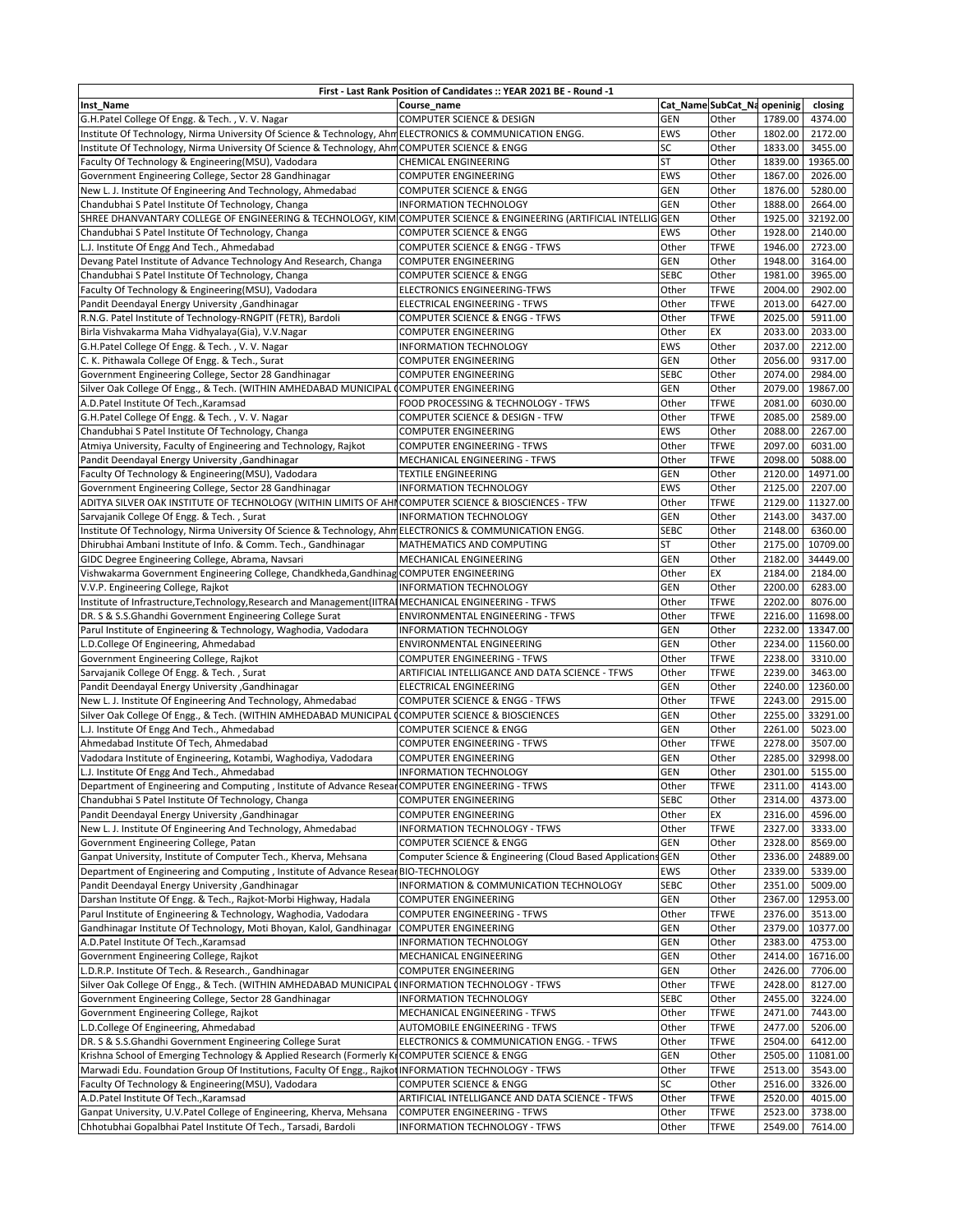| First - Last Rank Position of Candidates :: YEAR 2021 BE - Round -1 | | | | | |
|---|---|---|---|---|---|
| Inst_Name | Course_name | Cat_Name | SubCat_Na | openinig | closing |
| G.H.Patel College Of Engg. & Tech. , V. V. Nagar | COMPUTER SCIENCE & DESIGN | GEN | Other | 1789.00 | 4374.00 |
| Institute Of Technology, Nirma University Of Science & Technology, Ahm | ELECTRONICS & COMMUNICATION ENGG. | EWS | Other | 1802.00 | 2172.00 |
| Institute Of Technology, Nirma University Of Science & Technology, Ahm | COMPUTER SCIENCE & ENGG | SC | Other | 1833.00 | 3455.00 |
| Faculty Of Technology & Engineering(MSU), Vadodara | CHEMICAL ENGINEERING | ST | Other | 1839.00 | 19365.00 |
| Government Engineering College, Sector 28 Gandhinagar | COMPUTER ENGINEERING | EWS | Other | 1867.00 | 2026.00 |
| New L. J. Institute Of Engineering And Technology, Ahmedabad | COMPUTER SCIENCE & ENGG | GEN | Other | 1876.00 | 5280.00 |
| Chandubhai S Patel Institute Of Technology, Changa | INFORMATION TECHNOLOGY | GEN | Other | 1888.00 | 2664.00 |
| SHREE DHANVANTARY COLLEGE OF ENGINEERING & TECHNOLOGY, KIM | COMPUTER SCIENCE & ENGINEERING (ARTIFICIAL INTELLIG | GEN | Other | 1925.00 | 32192.00 |
| Chandubhai S Patel Institute Of Technology, Changa | COMPUTER SCIENCE & ENGG | EWS | Other | 1928.00 | 2140.00 |
| L.J. Institute Of Engg And Tech., Ahmedabad | COMPUTER SCIENCE & ENGG - TFWS | Other | TFWE | 1946.00 | 2723.00 |
| Devang Patel Institute of Advance Technology And Research, Changa | COMPUTER ENGINEERING | GEN | Other | 1948.00 | 3164.00 |
| Chandubhai S Patel Institute Of Technology, Changa | COMPUTER SCIENCE & ENGG | SEBC | Other | 1981.00 | 3965.00 |
| Faculty Of Technology & Engineering(MSU), Vadodara | ELECTRONICS ENGINEERING-TFWS | Other | TFWE | 2004.00 | 2902.00 |
| Pandit Deendayal Energy University ,Gandhinagar | ELECTRICAL ENGINEERING - TFWS | Other | TFWE | 2013.00 | 6427.00 |
| R.N.G. Patel Institute of Technology-RNGPIT (FETR), Bardoli | COMPUTER SCIENCE & ENGG - TFWS | Other | TFWE | 2025.00 | 5911.00 |
| Birla Vishvakarma Maha Vidhyalaya(Gia), V.V.Nagar | COMPUTER ENGINEERING | Other | EX | 2033.00 | 2033.00 |
| G.H.Patel College Of Engg. & Tech. , V. V. Nagar | INFORMATION TECHNOLOGY | EWS | Other | 2037.00 | 2212.00 |
| C. K. Pithawala College Of Engg. & Tech., Surat | COMPUTER ENGINEERING | GEN | Other | 2056.00 | 9317.00 |
| Government Engineering College, Sector 28 Gandhinagar | COMPUTER ENGINEERING | SEBC | Other | 2074.00 | 2984.00 |
| Silver Oak College Of Engg., & Tech. (WITHIN AMHEDABAD MUNICIPAL ( | COMPUTER ENGINEERING | GEN | Other | 2079.00 | 19867.00 |
| A.D.Patel Institute Of Tech.,Karamsad | FOOD PROCESSING & TECHNOLOGY - TFWS | Other | TFWE | 2081.00 | 6030.00 |
| G.H.Patel College Of Engg. & Tech. , V. V. Nagar | COMPUTER SCIENCE & DESIGN - TFW | Other | TFWE | 2085.00 | 2589.00 |
| Chandubhai S Patel Institute Of Technology, Changa | COMPUTER ENGINEERING | EWS | Other | 2088.00 | 2267.00 |
| Atmiya University, Faculty of Engineering and Technology, Rajkot | COMPUTER ENGINEERING - TFWS | Other | TFWE | 2097.00 | 6031.00 |
| Pandit Deendayal Energy University ,Gandhinagar | MECHANICAL ENGINEERING - TFWS | Other | TFWE | 2098.00 | 5088.00 |
| Faculty Of Technology & Engineering(MSU), Vadodara | TEXTILE ENGINEERING | GEN | Other | 2120.00 | 14971.00 |
| Government Engineering College, Sector 28 Gandhinagar | INFORMATION TECHNOLOGY | EWS | Other | 2125.00 | 2207.00 |
| ADITYA SILVER OAK INSTITUTE OF TECHNOLOGY (WITHIN LIMITS OF AH | COMPUTER SCIENCE & BIOSCIENCES - TFW | Other | TFWE | 2129.00 | 11327.00 |
| Sarvajanik College Of Engg. & Tech. , Surat | INFORMATION TECHNOLOGY | GEN | Other | 2143.00 | 3437.00 |
| Institute Of Technology, Nirma University Of Science & Technology, Ahm | ELECTRONICS & COMMUNICATION ENGG. | SEBC | Other | 2148.00 | 6360.00 |
| Dhirubhai Ambani Institute of Info. & Comm. Tech., Gandhinagar | MATHEMATICS AND COMPUTING | ST | Other | 2175.00 | 10709.00 |
| GIDC Degree Engineering College, Abrama, Navsari | MECHANICAL ENGINEERING | GEN | Other | 2182.00 | 34449.00 |
| Vishwakarma Government Engineering College, Chandkheda,Gandhinag | COMPUTER ENGINEERING | Other | EX | 2184.00 | 2184.00 |
| V.V.P. Engineering College, Rajkot | INFORMATION TECHNOLOGY | GEN | Other | 2200.00 | 6283.00 |
| Institute of Infrastructure,Technology,Research and Management(IITRA | MECHANICAL ENGINEERING - TFWS | Other | TFWE | 2202.00 | 8076.00 |
| DR. S & S.S.Ghandhi Government Engineering College Surat | ENVIRONMENTAL ENGINEERING - TFWS | Other | TFWE | 2216.00 | 11698.00 |
| Parul Institute of Engineering & Technology, Waghodia, Vadodara | INFORMATION TECHNOLOGY | GEN | Other | 2232.00 | 13347.00 |
| L.D.College Of Engineering, Ahmedabad | ENVIRONMENTAL ENGINEERING | GEN | Other | 2234.00 | 11560.00 |
| Government Engineering College, Rajkot | COMPUTER ENGINEERING - TFWS | Other | TFWE | 2238.00 | 3310.00 |
| Sarvajanik College Of Engg. & Tech. , Surat | ARTIFICIAL INTELLIGANCE AND DATA SCIENCE - TFWS | Other | TFWE | 2239.00 | 3463.00 |
| Pandit Deendayal Energy University ,Gandhinagar | ELECTRICAL ENGINEERING | GEN | Other | 2240.00 | 12360.00 |
| New L. J. Institute Of Engineering And Technology, Ahmedabad | COMPUTER SCIENCE & ENGG - TFWS | Other | TFWE | 2243.00 | 2915.00 |
| Silver Oak College Of Engg., & Tech. (WITHIN AMHEDABAD MUNICIPAL ( | COMPUTER SCIENCE & BIOSCIENCES | GEN | Other | 2255.00 | 33291.00 |
| L.J. Institute Of Engg And Tech., Ahmedabad | COMPUTER SCIENCE & ENGG | GEN | Other | 2261.00 | 5023.00 |
| Ahmedabad Institute Of Tech, Ahmedabad | COMPUTER ENGINEERING - TFWS | Other | TFWE | 2278.00 | 3507.00 |
| Vadodara Institute of Engineering, Kotambi, Waghodiya, Vadodara | COMPUTER ENGINEERING | GEN | Other | 2285.00 | 32998.00 |
| L.J. Institute Of Engg And Tech., Ahmedabad | INFORMATION TECHNOLOGY | GEN | Other | 2301.00 | 5155.00 |
| Department of Engineering and Computing , Institute of Advance Resea | COMPUTER ENGINEERING - TFWS | Other | TFWE | 2311.00 | 4143.00 |
| Chandubhai S Patel Institute Of Technology, Changa | COMPUTER ENGINEERING | SEBC | Other | 2314.00 | 4373.00 |
| Pandit Deendayal Energy University ,Gandhinagar | COMPUTER ENGINEERING | Other | EX | 2316.00 | 4596.00 |
| New L. J. Institute Of Engineering And Technology, Ahmedabad | INFORMATION TECHNOLOGY - TFWS | Other | TFWE | 2327.00 | 3333.00 |
| Government Engineering College, Patan | COMPUTER SCIENCE & ENGG | GEN | Other | 2328.00 | 8569.00 |
| Ganpat University, Institute of Computer Tech., Kherva, Mehsana | Computer Science & Engineering (Cloud Based Applications | GEN | Other | 2336.00 | 24889.00 |
| Department of Engineering and Computing , Institute of Advance Resea | BIO-TECHNOLOGY | EWS | Other | 2339.00 | 5339.00 |
| Pandit Deendayal Energy University ,Gandhinagar | INFORMATION & COMMUNICATION TECHNOLOGY | SEBC | Other | 2351.00 | 5009.00 |
| Darshan Institute Of Engg. & Tech., Rajkot-Morbi Highway, Hadala | COMPUTER ENGINEERING | GEN | Other | 2367.00 | 12953.00 |
| Parul Institute of Engineering & Technology, Waghodia, Vadodara | COMPUTER ENGINEERING - TFWS | Other | TFWE | 2376.00 | 3513.00 |
| Gandhinagar Institute Of Technology, Moti Bhoyan, Kalol, Gandhinagar | COMPUTER ENGINEERING | GEN | Other | 2379.00 | 10377.00 |
| A.D.Patel Institute Of Tech.,Karamsad | INFORMATION TECHNOLOGY | GEN | Other | 2383.00 | 4753.00 |
| Government Engineering College, Rajkot | MECHANICAL ENGINEERING | GEN | Other | 2414.00 | 16716.00 |
| L.D.R.P. Institute Of Tech. & Research., Gandhinagar | COMPUTER ENGINEERING | GEN | Other | 2426.00 | 7706.00 |
| Silver Oak College Of Engg., & Tech. (WITHIN AMHEDABAD MUNICIPAL ( | INFORMATION TECHNOLOGY - TFWS | Other | TFWE | 2428.00 | 8127.00 |
| Government Engineering College, Sector 28 Gandhinagar | INFORMATION TECHNOLOGY | SEBC | Other | 2455.00 | 3224.00 |
| Government Engineering College, Rajkot | MECHANICAL ENGINEERING - TFWS | Other | TFWE | 2471.00 | 7443.00 |
| L.D.College Of Engineering, Ahmedabad | AUTOMOBILE ENGINEERING - TFWS | Other | TFWE | 2477.00 | 5206.00 |
| DR. S & S.S.Ghandhi Government Engineering College Surat | ELECTRONICS & COMMUNICATION ENGG. - TFWS | Other | TFWE | 2504.00 | 6412.00 |
| Krishna School of Emerging Technology & Applied Research (Formerly K | COMPUTER SCIENCE & ENGG | GEN | Other | 2505.00 | 11081.00 |
| Marwadi Edu. Foundation Group Of Institutions, Faculty Of Engg., Rajko | INFORMATION TECHNOLOGY - TFWS | Other | TFWE | 2513.00 | 3543.00 |
| Faculty Of Technology & Engineering(MSU), Vadodara | COMPUTER SCIENCE & ENGG | SC | Other | 2516.00 | 3326.00 |
| A.D.Patel Institute Of Tech.,Karamsad | ARTIFICIAL INTELLIGANCE AND DATA SCIENCE - TFWS | Other | TFWE | 2520.00 | 4015.00 |
| Ganpat University, U.V.Patel College of Engineering, Kherva, Mehsana | COMPUTER ENGINEERING - TFWS | Other | TFWE | 2523.00 | 3738.00 |
| Chhotubhai Gopalbhai Patel Institute Of Tech., Tarsadi, Bardoli | INFORMATION TECHNOLOGY - TFWS | Other | TFWE | 2549.00 | 7614.00 |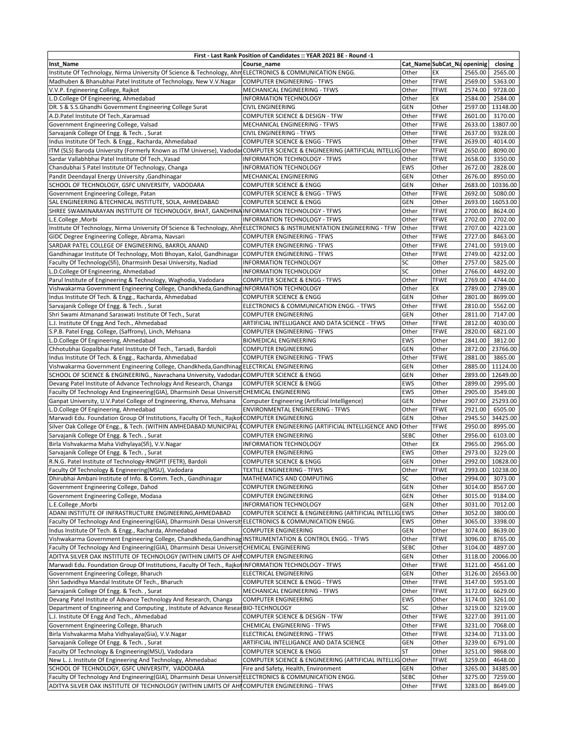| First - Last Rank Position of Candidates :: YEAR 2021 BE - Round -1 | | | | | |
|---|---|---|---|---|---|
| Inst_Name | Course_name | Cat_Name | SubCat_Na | openinig | closing |
| Institute Of Technology, Nirma University Of Science & Technology, Ahm | ELECTRONICS & COMMUNICATION ENGG. | Other | EX | 2565.00 | 2565.00 |
| Madhuben & Bhanubhai Patel Institute of Technology, New V.V.Nagar | COMPUTER ENGINEERING - TFWS | Other | TFWE | 2569.00 | 5363.00 |
| V.V.P. Engineering College, Rajkot | MECHANICAL ENGINEERING - TFWS | Other | TFWE | 2574.00 | 9728.00 |
| L.D.College Of Engineering, Ahmedabad | INFORMATION TECHNOLOGY | Other | EX | 2584.00 | 2584.00 |
| DR. S & S.S.Ghandhi Government Engineering College Surat | CIVIL ENGINEERING | GEN | Other | 2597.00 | 13148.00 |
| A.D.Patel Institute Of Tech.,Karamsad | COMPUTER SCIENCE & DESIGN - TFW | Other | TFWE | 2601.00 | 3170.00 |
| Government Engineering College, Valsad | MECHANICAL ENGINEERING - TFWS | Other | TFWE | 2633.00 | 13807.00 |
| Sarvajanik College Of Engg. & Tech. , Surat | CIVIL ENGINEERING - TFWS | Other | TFWE | 2637.00 | 9328.00 |
| Indus Institute Of Tech. & Engg., Racharda, Ahmedabad | COMPUTER SCIENCE & ENGG - TFWS | Other | TFWE | 2639.00 | 4014.00 |
| ITM (SLS) Baroda University (Formerly Known as ITM Universe), Vadodar | COMPUTER SCIENCE & ENGINEERING (ARTIFICIAL INTELLIG | Other | TFWE | 2650.00 | 8090.00 |
| Sardar Vallabhbhai Patel Institute Of Tech.,Vasad | INFORMATION TECHNOLOGY - TFWS | Other | TFWE | 2658.00 | 3350.00 |
| Chandubhai S Patel Institute Of Technology, Changa | INFORMATION TECHNOLOGY | EWS | Other | 2672.00 | 2828.00 |
| Pandit Deendayal Energy University ,Gandhinagar | MECHANICAL ENGINEERING | GEN | Other | 2676.00 | 8950.00 |
| SCHOOL OF TECHNOLOGY, GSFC UNIVERSITY, VADODARA | COMPUTER SCIENCE & ENGG | GEN | Other | 2683.00 | 10336.00 |
| Government Engineering College, Patan | COMPUTER SCIENCE & ENGG - TFWS | Other | TFWE | 2692.00 | 5080.00 |
| SAL ENGINEERING &TECHNICAL INSTITUTE, SOLA, AHMEDABAD | COMPUTER SCIENCE & ENGG | GEN | Other | 2693.00 | 16053.00 |
| SHREE SWAMINARAYAN INSTITUTE OF TECHNOLOGY, BHAT, GANDHINA | INFORMATION TECHNOLOGY - TFWS | Other | TFWE | 2700.00 | 8624.00 |
| L.E.College ,Morbi | INFORMATION TECHNOLOGY - TFWS | Other | TFWE | 2702.00 | 2702.00 |
| Institute Of Technology, Nirma University Of Science & Technology, Ahm | ELECTRONICS & INSTRUMENTATION ENGINEERING - TFW | Other | TFWE | 2707.00 | 4223.00 |
| GIDC Degree Engineering College, Abrama, Navsari | COMPUTER ENGINEERING - TFWS | Other | TFWE | 2727.00 | 8463.00 |
| SARDAR PATEL COLLEGE OF ENGINEERING, BAKROL ANAND | COMPUTER ENGINEERING - TFWS | Other | TFWE | 2741.00 | 5919.00 |
| Gandhinagar Institute Of Technology, Moti Bhoyan, Kalol, Gandhinagar | COMPUTER ENGINEERING - TFWS | Other | TFWE | 2749.00 | 4232.00 |
| Faculty Of Technology(Sfi), Dharmsinh Desai University, Nadiad | INFORMATION TECHNOLOGY | SC | Other | 2757.00 | 5825.00 |
| L.D.College Of Engineering, Ahmedabad | INFORMATION TECHNOLOGY | SC | Other | 2766.00 | 4492.00 |
| Parul Institute of Engineering & Technology, Waghodia, Vadodara | COMPUTER SCIENCE & ENGG - TFWS | Other | TFWE | 2769.00 | 4744.00 |
| Vishwakarma Government Engineering College, Chandkheda,Gandhinag | INFORMATION TECHNOLOGY | Other | EX | 2789.00 | 2789.00 |
| Indus Institute Of Tech. & Engg., Racharda, Ahmedabad | COMPUTER SCIENCE & ENGG | GEN | Other | 2801.00 | 8699.00 |
| Sarvajanik College Of Engg. & Tech. , Surat | ELECTRONICS & COMMUNICATION ENGG. - TFWS | Other | TFWE | 2810.00 | 5562.00 |
| Shri Swami Atmanand Saraswati Institute Of Tech., Surat | COMPUTER ENGINEERING | GEN | Other | 2811.00 | 7147.00 |
| L.J. Institute Of Engg And Tech., Ahmedabad | ARTIFICIAL INTELLIGANCE AND DATA SCIENCE - TFWS | Other | TFWE | 2812.00 | 4030.00 |
| S.P.B. Patel Engg. College, (Saffrony), Linch, Mehsana | COMPUTER ENGINEERING - TFWS | Other | TFWE | 2820.00 | 6821.00 |
| L.D.College Of Engineering, Ahmedabad | BIOMEDICAL ENGINEERING | EWS | Other | 2841.00 | 3812.00 |
| Chhotubhai Gopalbhai Patel Institute Of Tech., Tarsadi, Bardoli | COMPUTER ENGINEERING | GEN | Other | 2872.00 | 23766.00 |
| Indus Institute Of Tech. & Engg., Racharda, Ahmedabad | COMPUTER ENGINEERING - TFWS | Other | TFWE | 2881.00 | 3865.00 |
| Vishwakarma Government Engineering College, Chandkheda,Gandhinag | ELECTRICAL ENGINEERING | GEN | Other | 2885.00 | 11124.00 |
| SCHOOL OF SCIENCE & ENGINEERING., Navrachana University, Vadodara | COMPUTER SCIENCE & ENGG | GEN | Other | 2893.00 | 12649.00 |
| Devang Patel Institute of Advance Technology And Research, Changa | COMPUTER SCIENCE & ENGG | EWS | Other | 2899.00 | 2995.00 |
| Faculty Of Technology And Engineering(GIA), Dharmsinh Desai Universit | CHEMICAL ENGINEERING | EWS | Other | 2905.00 | 3549.00 |
| Ganpat University, U.V.Patel College of Engineering, Kherva, Mehsana | Computer Engineering (Artificial Intelligence) | GEN | Other | 2907.00 | 25293.00 |
| L.D.College Of Engineering, Ahmedabad | ENVIRONMENTAL ENGINEERING - TFWS | Other | TFWE | 2921.00 | 6505.00 |
| Marwadi Edu. Foundation Group Of Institutions, Faculty Of Tech., Rajkot | COMPUTER ENGINEERING | GEN | Other | 2945.50 | 34425.00 |
| Silver Oak College Of Engg., & Tech. (WITHIN AMHEDABAD MUNICIPAL C | COMPUTER ENGINEERING (ARTIFICIAL INTELLIGENCE AND | Other | TFWE | 2950.00 | 8995.00 |
| Sarvajanik College Of Engg. & Tech. , Surat | COMPUTER ENGINEERING | SEBC | Other | 2956.00 | 6103.00 |
| Birla Vishvakarma Maha Vidhylaya(Sfi), V.V.Nagar | INFORMATION TECHNOLOGY | Other | EX | 2965.00 | 2965.00 |
| Sarvajanik College Of Engg. & Tech. , Surat | COMPUTER ENGINEERING | EWS | Other | 2973.00 | 3229.00 |
| R.N.G. Patel Institute of Technology-RNGPIT (FETR), Bardoli | COMPUTER SCIENCE & ENGG | GEN | Other | 2992.00 | 10828.00 |
| Faculty Of Technology & Engineering(MSU), Vadodara | TEXTILE ENGINEERING - TFWS | Other | TFWE | 2993.00 | 10238.00 |
| Dhirubhai Ambani Institute of Info. & Comm. Tech., Gandhinagar | MATHEMATICS AND COMPUTING | SC | Other | 2994.00 | 3073.00 |
| Government Engineering College, Dahod | COMPUTER ENGINEERING | GEN | Other | 3014.00 | 8567.00 |
| Government Engineering College, Modasa | COMPUTER ENGINEERING | GEN | Other | 3015.00 | 9184.00 |
| L.E.College ,Morbi | INFORMATION TECHNOLOGY | GEN | Other | 3031.00 | 7012.00 |
| ADANI INSTITUTE OF INFRASTRUCTURE ENGINEERING,AHMEDABAD | COMPUTER SCIENCE & ENGINEERING (ARTIFICIAL INTELLIG | EWS | Other | 3052.00 | 3800.00 |
| Faculty Of Technology And Engineering(GIA), Dharmsinh Desai Universit | ELECTRONICS & COMMUNICATION ENGG. | EWS | Other | 3065.00 | 3398.00 |
| Indus Institute Of Tech. & Engg., Racharda, Ahmedabad | COMPUTER ENGINEERING | GEN | Other | 3074.00 | 8639.00 |
| Vishwakarma Government Engineering College, Chandkheda,Gandhinag | INSTRUMENTATION & CONTROL ENGG. - TFWS | Other | TFWE | 3096.00 | 8765.00 |
| Faculty Of Technology And Engineering(GIA), Dharmsinh Desai Universit | CHEMICAL ENGINEERING | SEBC | Other | 3104.00 | 4897.00 |
| ADITYA SILVER OAK INSTITUTE OF TECHNOLOGY (WITHIN LIMITS OF AHM | COMPUTER ENGINEERING | GEN | Other | 3118.00 | 20066.00 |
| Marwadi Edu. Foundation Group Of Institutions, Faculty Of Tech., Rajkot | INFORMATION TECHNOLOGY - TFWS | Other | TFWE | 3121.00 | 4561.00 |
| Government Engineering College, Bharuch | ELECTRICAL ENGINEERING | GEN | Other | 3126.00 | 26563.00 |
| Shri Sadvidhya Mandal Institute Of Tech., Bharuch | COMPUTER SCIENCE & ENGG - TFWS | Other | TFWE | 3147.00 | 5953.00 |
| Sarvajanik College Of Engg. & Tech. , Surat | MECHANICAL ENGINEERING - TFWS | Other | TFWE | 3172.00 | 6629.00 |
| Devang Patel Institute of Advance Technology And Research, Changa | COMPUTER ENGINEERING | EWS | Other | 3174.00 | 3261.00 |
| Department of Engineering and Computing , Institute of Advance Resear | BIO-TECHNOLOGY | SC | Other | 3219.00 | 3219.00 |
| L.J. Institute Of Engg And Tech., Ahmedabad | COMPUTER SCIENCE & DESIGN - TFW | Other | TFWE | 3227.00 | 3911.00 |
| Government Engineering College, Bharuch | CHEMICAL ENGINEERING - TFWS | Other | TFWE | 3231.00 | 7068.00 |
| Birla Vishvakarma Maha Vidhyalaya(Gia), V.V.Nagar | ELECTRICAL ENGINEERING - TFWS | Other | TFWE | 3234.00 | 7133.00 |
| Sarvajanik College Of Engg. & Tech. , Surat | ARTIFICIAL INTELLIGANCE AND DATA SCIENCE | GEN | Other | 3239.00 | 6791.00 |
| Faculty Of Technology & Engineering(MSU), Vadodara | COMPUTER SCIENCE & ENGG | ST | Other | 3251.00 | 9868.00 |
| New L. J. Institute Of Engineering And Technology, Ahmedabad | COMPUTER SCIENCE & ENGINEERING (ARTIFICIAL INTELLIG | Other | TFWE | 3259.00 | 4648.00 |
| SCHOOL OF TECHNOLOGY, GSFC UNIVERSITY, VADODARA | Fire and Safety, Health, Environment | GEN | Other | 3265.00 | 34385.00 |
| Faculty Of Technology And Engineering(GIA), Dharmsinh Desai Universit | ELECTRONICS & COMMUNICATION ENGG. | SEBC | Other | 3275.00 | 7259.00 |
| ADITYA SILVER OAK INSTITUTE OF TECHNOLOGY (WITHIN LIMITS OF AHM | COMPUTER ENGINEERING - TFWS | Other | TFWE | 3283.00 | 8649.00 |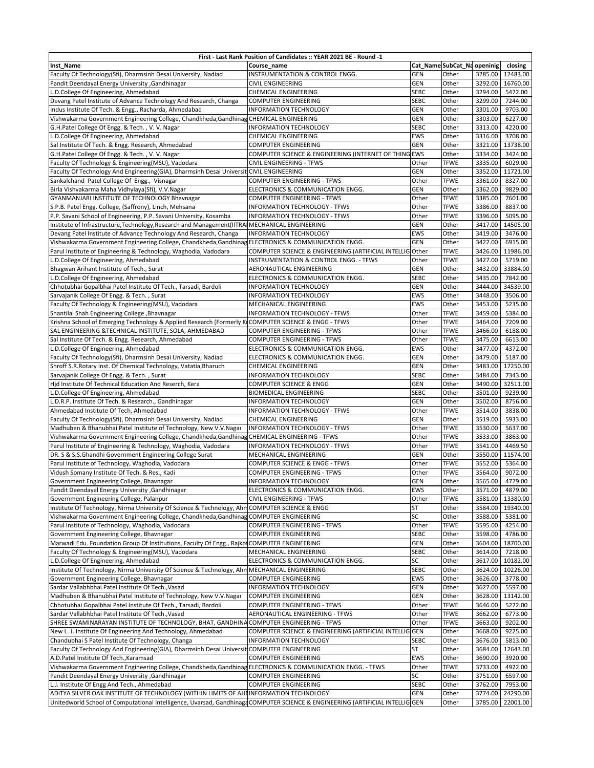| First - Last Rank Position of Candidates :: YEAR 2021 BE - Round -1 | | | | | |
|---|---|---|---|---|---|
| Inst_Name | Course_name | Cat_Name | SubCat_Na | openinig | closing |
| Faculty Of Technology(Sfi), Dharmsinh Desai University, Nadiad | INSTRUMENTATION & CONTROL ENGG. | GEN | Other | 3285.00 | 12483.00 |
| Pandit Deendayal Energy University ,Gandhinagar | CIVIL ENGINEERING | GEN | Other | 3292.00 | 16760.00 |
| L.D.College Of Engineering, Ahmedabad | CHEMICAL ENGINEERING | SEBC | Other | 3294.00 | 5472.00 |
| Devang Patel Institute of Advance Technology And Research, Changa | COMPUTER ENGINEERING | SEBC | Other | 3299.00 | 7244.00 |
| Indus Institute Of Tech. & Engg., Racharda, Ahmedabad | INFORMATION TECHNOLOGY | GEN | Other | 3301.00 | 9703.00 |
| Vishwakarma Government Engineering College, Chandkheda,Gandhinag | CHEMICAL ENGINEERING | GEN | Other | 3303.00 | 6227.00 |
| G.H.Patel College Of Engg. & Tech. , V. V. Nagar | INFORMATION TECHNOLOGY | SEBC | Other | 3313.00 | 4220.00 |
| L.D.College Of Engineering, Ahmedabad | CHEMICAL ENGINEERING | EWS | Other | 3316.00 | 3708.00 |
| Sal Institute Of Tech. & Engg. Research, Ahmedabad | COMPUTER ENGINEERING | GEN | Other | 3321.00 | 13738.00 |
| G.H.Patel College Of Engg. & Tech. , V. V. Nagar | COMPUTER SCIENCE & ENGINEERING (INTERNET OF THING | EWS | Other | 3334.00 | 3424.00 |
| Faculty Of Technology & Engineering(MSU), Vadodara | CIVIL ENGINEERING - TFWS | Other | TFWE | 3335.00 | 6029.00 |
| Faculty Of Technology And Engineering(GIA), Dharmsinh Desai Universit | CIVIL ENGINEERING | GEN | Other | 3352.00 | 11721.00 |
| Sankalchand Patel College Of Engg., Visnagar | COMPUTER ENGINEERING - TFWS | Other | TFWE | 3361.00 | 8327.00 |
| Birla Vishvakarma Maha Vidhyalaya(Sfi), V.V.Nagar | ELECTRONICS & COMMUNICATION ENGG. | GEN | Other | 3362.00 | 9829.00 |
| GYANMANJARI INSTITUTE OF TECHNOLOGY Bhavnagar | COMPUTER ENGINEERING - TFWS | Other | TFWE | 3385.00 | 7601.00 |
| S.P.B. Patel Engg. College, (Saffrony), Linch, Mehsana | INFORMATION TECHNOLOGY - TFWS | Other | TFWE | 3386.00 | 8837.00 |
| P.P. Savani School of Engineering, P.P. Savani University, Kosamba | INFORMATION TECHNOLOGY - TFWS | Other | TFWE | 3396.00 | 5095.00 |
| Institute of Infrastructure,Technology,Research and Management(IITRA | MECHANICAL ENGINEERING | GEN | Other | 3417.00 | 14505.00 |
| Devang Patel Institute of Advance Technology And Research, Changa | INFORMATION TECHNOLOGY | EWS | Other | 3419.00 | 3476.00 |
| Vishwakarma Government Engineering College, Chandkheda,Gandhinag | ELECTRONICS & COMMUNICATION ENGG. | GEN | Other | 3422.00 | 6915.00 |
| Parul Institute of Engineering & Technology, Waghodia, Vadodara | COMPUTER SCIENCE & ENGINEERING (ARTIFICIAL INTELLIG | Other | TFWE | 3426.00 | 11986.00 |
| L.D.College Of Engineering, Ahmedabad | INSTRUMENTATION & CONTROL ENGG. - TFWS | Other | TFWE | 3427.00 | 5719.00 |
| Bhagwan Arihant Institute of Tech., Surat | AERONAUTICAL ENGINEERING | GEN | Other | 3432.00 | 33884.00 |
| L.D.College Of Engineering, Ahmedabad | ELECTRONICS & COMMUNICATION ENGG. | SEBC | Other | 3435.00 | 7842.00 |
| Chhotubhai Gopalbhai Patel Institute Of Tech., Tarsadi, Bardoli | INFORMATION TECHNOLOGY | GEN | Other | 3444.00 | 34539.00 |
| Sarvajanik College Of Engg. & Tech. , Surat | INFORMATION TECHNOLOGY | EWS | Other | 3448.00 | 3506.00 |
| Faculty Of Technology & Engineering(MSU), Vadodara | MECHANICAL ENGINEERING | EWS | Other | 3453.00 | 5235.00 |
| Shantilal Shah Engineering College ,Bhavnagar | INFORMATION TECHNOLOGY - TFWS | Other | TFWE | 3459.00 | 5384.00 |
| Krishna School of Emerging Technology & Applied Research (Formerly K | COMPUTER SCIENCE & ENGG - TFWS | Other | TFWE | 3464.00 | 7209.00 |
| SAL ENGINEERING &TECHNICAL INSTITUTE, SOLA, AHMEDABAD | COMPUTER ENGINEERING - TFWS | Other | TFWE | 3466.00 | 6188.00 |
| Sal Institute Of Tech. & Engg. Research, Ahmedabad | COMPUTER ENGINEERING - TFWS | Other | TFWE | 3475.00 | 6613.00 |
| L.D.College Of Engineering, Ahmedabad | ELECTRONICS & COMMUNICATION ENGG. | EWS | Other | 3477.00 | 4372.00 |
| Faculty Of Technology(Sfi), Dharmsinh Desai University, Nadiad | ELECTRONICS & COMMUNICATION ENGG. | GEN | Other | 3479.00 | 5187.00 |
| Shroff S.R.Rotary Inst. Of Chemical Technology, Vatatia,Bharuch | CHEMICAL ENGINEERING | GEN | Other | 3483.00 | 17250.00 |
| Sarvajanik College Of Engg. & Tech. , Surat | INFORMATION TECHNOLOGY | SEBC | Other | 3484.00 | 7343.00 |
| Hjd Institute Of Technical Education And Reserch, Kera | COMPUTER SCIENCE & ENGG | GEN | Other | 3490.00 | 32511.00 |
| L.D.College Of Engineering, Ahmedabad | BIOMEDICAL ENGINEERING | SEBC | Other | 3501.00 | 9239.00 |
| L.D.R.P. Institute Of Tech. & Research., Gandhinagar | INFORMATION TECHNOLOGY | GEN | Other | 3502.00 | 8756.00 |
| Ahmedabad Institute Of Tech, Ahmedabad | INFORMATION TECHNOLOGY - TFWS | Other | TFWE | 3514.00 | 3838.00 |
| Faculty Of Technology(Sfi), Dharmsinh Desai University, Nadiad | CHEMICAL ENGINEERING | GEN | Other | 3519.00 | 5933.00 |
| Madhuben & Bhanubhai Patel Institute of Technology, New V.V.Nagar | INFORMATION TECHNOLOGY - TFWS | Other | TFWE | 3530.00 | 5637.00 |
| Vishwakarma Government Engineering College, Chandkheda,Gandhinag | CHEMICAL ENGINEERING - TFWS | Other | TFWE | 3533.00 | 3863.00 |
| Parul Institute of Engineering & Technology, Waghodia, Vadodara | INFORMATION TECHNOLOGY - TFWS | Other | TFWE | 3541.00 | 4469.50 |
| DR. S & S.S.Ghandhi Government Engineering College Surat | MECHANICAL ENGINEERING | GEN | Other | 3550.00 | 11574.00 |
| Parul Institute of Technology, Waghodia, Vadodara | COMPUTER SCIENCE & ENGG - TFWS | Other | TFWE | 3552.00 | 5364.00 |
| Vidush Somany Institute Of Tech. & Res., Kadi | COMPUTER ENGINEERING - TFWS | Other | TFWE | 3564.00 | 9072.00 |
| Government Engineering College, Bhavnagar | INFORMATION TECHNOLOGY | GEN | Other | 3565.00 | 4779.00 |
| Pandit Deendayal Energy University ,Gandhinagar | ELECTRONICS & COMMUNICATION ENGG. | EWS | Other | 3571.00 | 4879.00 |
| Government Engineering College, Palanpur | CIVIL ENGINEERING - TFWS | Other | TFWE | 3581.00 | 13380.00 |
| Institute Of Technology, Nirma University Of Science & Technology, Ahm | COMPUTER SCIENCE & ENGG | ST | Other | 3584.00 | 19340.00 |
| Vishwakarma Government Engineering College, Chandkheda,Gandhinag | COMPUTER ENGINEERING | SC | Other | 3588.00 | 5381.00 |
| Parul Institute of Technology, Waghodia, Vadodara | COMPUTER ENGINEERING - TFWS | Other | TFWE | 3595.00 | 4254.00 |
| Government Engineering College, Bhavnagar | COMPUTER ENGINEERING | SEBC | Other | 3598.00 | 4786.00 |
| Marwadi Edu. Foundation Group Of Institutions, Faculty Of Engg., Rajkot | COMPUTER ENGINEERING | GEN | Other | 3604.00 | 18700.00 |
| Faculty Of Technology & Engineering(MSU), Vadodara | MECHANICAL ENGINEERING | SEBC | Other | 3614.00 | 7218.00 |
| L.D.College Of Engineering, Ahmedabad | ELECTRONICS & COMMUNICATION ENGG. | SC | Other | 3617.00 | 10182.00 |
| Institute Of Technology, Nirma University Of Science & Technology, Ahm | MECHANICAL ENGINEERING | SEBC | Other | 3624.00 | 10226.00 |
| Government Engineering College, Bhavnagar | COMPUTER ENGINEERING | EWS | Other | 3626.00 | 3778.00 |
| Sardar Vallabhbhai Patel Institute Of Tech.,Vasad | INFORMATION TECHNOLOGY | GEN | Other | 3627.00 | 5597.00 |
| Madhuben & Bhanubhai Patel Institute of Technology, New V.V.Nagar | COMPUTER ENGINEERING | GEN | Other | 3628.00 | 13142.00 |
| Chhotubhai Gopalbhai Patel Institute Of Tech., Tarsadi, Bardoli | COMPUTER ENGINEERING - TFWS | Other | TFWE | 3646.00 | 5272.00 |
| Sardar Vallabhbhai Patel Institute Of Tech.,Vasad | AERONAUTICAL ENGINEERING - TFWS | Other | TFWE | 3662.00 | 6773.00 |
| SHREE SWAMINARAYAN INSTITUTE OF TECHNOLOGY, BHAT, GANDHINA | COMPUTER ENGINEERING - TFWS | Other | TFWE | 3663.00 | 9202.00 |
| New L. J. Institute Of Engineering And Technology, Ahmedabad | COMPUTER SCIENCE & ENGINEERING (ARTIFICIAL INTELLIG | GEN | Other | 3668.00 | 9225.00 |
| Chandubhai S Patel Institute Of Technology, Changa | INFORMATION TECHNOLOGY | SEBC | Other | 3676.00 | 5813.00 |
| Faculty Of Technology And Engineering(GIA), Dharmsinh Desai Universit | COMPUTER ENGINEERING | ST | Other | 3684.00 | 12643.00 |
| A.D.Patel Institute Of Tech.,Karamsad | COMPUTER ENGINEERING | EWS | Other | 3690.00 | 3920.00 |
| Vishwakarma Government Engineering College, Chandkheda,Gandhinag | ELECTRONICS & COMMUNICATION ENGG. - TFWS | Other | TFWE | 3733.00 | 4922.00 |
| Pandit Deendayal Energy University ,Gandhinagar | COMPUTER ENGINEERING | SC | Other | 3751.00 | 6597.00 |
| L.J. Institute Of Engg And Tech., Ahmedabad | COMPUTER ENGINEERING | SEBC | Other | 3762.00 | 7953.00 |
| ADITYA SILVER OAK INSTITUTE OF TECHNOLOGY (WITHIN LIMITS OF AH | INFORMATION TECHNOLOGY | GEN | Other | 3774.00 | 24290.00 |
| Unitedworld School of Computational Intelligence, Uvarsad, Gandhinag | COMPUTER SCIENCE & ENGINEERING (ARTIFICIAL INTELLIG | GEN | Other | 3785.00 | 22001.00 |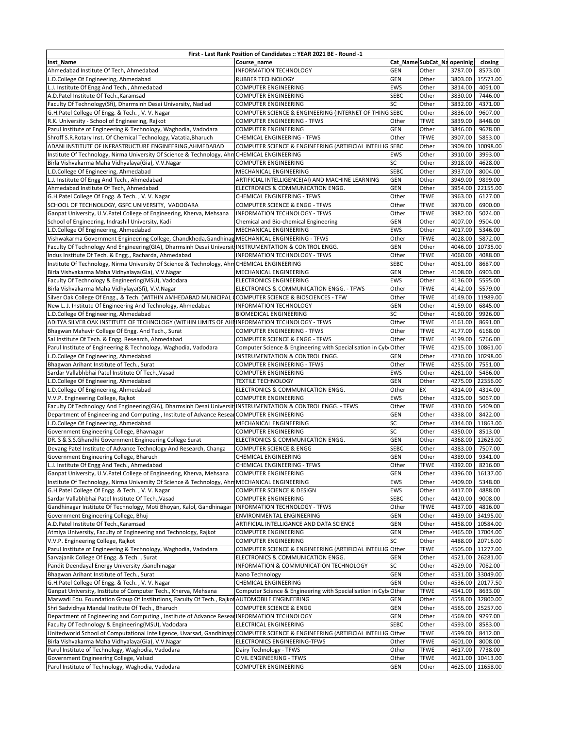| First - Last Rank Position of Candidates :: YEAR 2021 BE - Round -1 | | | | | |
|---|---|---|---|---|---|
| Inst_Name | Course_name | Cat_Name | SubCat_Na | openinig | closing |
| Ahmedabad Institute Of Tech, Ahmedabad | INFORMATION TECHNOLOGY | GEN | Other | 3787.00 | 8573.00 |
| L.D.College Of Engineering, Ahmedabad | RUBBER TECHNOLOGY | GEN | Other | 3803.00 | 15573.00 |
| L.J. Institute Of Engg And Tech., Ahmedabad | COMPUTER ENGINEERING | EWS | Other | 3814.00 | 4091.00 |
| A.D.Patel Institute Of Tech.,Karamsad | COMPUTER ENGINEERING | SEBC | Other | 3830.00 | 7446.00 |
| Faculty Of Technology(Sfi), Dharmsinh Desai University, Nadiad | COMPUTER ENGINEERING | SC | Other | 3832.00 | 4371.00 |
| G.H.Patel College Of Engg. & Tech. , V. V. Nagar | COMPUTER SCIENCE & ENGINEERING (INTERNET OF THING | SEBC | Other | 3836.00 | 9607.00 |
| R.K. University - School of Engineering, Rajkot | COMPUTER ENGINEERING - TFWS | Other | TFWE | 3839.00 | 8448.00 |
| Parul Institute of Engineering & Technology, Waghodia, Vadodara | COMPUTER ENGINEERING | GEN | Other | 3846.00 | 9678.00 |
| Shroff S.R.Rotary Inst. Of Chemical Technology, Vatatia,Bharuch | CHEMICAL ENGINEERING - TFWS | Other | TFWE | 3907.00 | 5853.00 |
| ADANI INSTITUTE OF INFRASTRUCTURE ENGINEERING,AHMEDABAD | COMPUTER SCIENCE & ENGINEERING (ARTIFICIAL INTELLIG | SEBC | Other | 3909.00 | 10098.00 |
| Institute Of Technology, Nirma University Of Science & Technology, Ahm | CHEMICAL ENGINEERING | EWS | Other | 3910.00 | 3993.00 |
| Birla Vishvakarma Maha Vidhyalaya(Gia), V.V.Nagar | COMPUTER ENGINEERING | SC | Other | 3918.00 | 4628.00 |
| L.D.College Of Engineering, Ahmedabad | MECHANICAL ENGINEERING | SEBC | Other | 3937.00 | 8004.00 |
| L.J. Institute Of Engg And Tech., Ahmedabad | ARTIFICIAL INTELLIGENCE(AI) AND MACHINE LEARNING | GEN | Other | 3949.00 | 9899.00 |
| Ahmedabad Institute Of Tech, Ahmedabad | ELECTRONICS & COMMUNICATION ENGG. | GEN | Other | 3954.00 | 22155.00 |
| G.H.Patel College Of Engg. & Tech. , V. V. Nagar | CHEMICAL ENGINEERING - TFWS | Other | TFWE | 3963.00 | 6127.00 |
| SCHOOL OF TECHNOLOGY, GSFC UNIVERSITY, VADODARA | COMPUTER SCIENCE & ENGG - TFWS | Other | TFWE | 3970.00 | 6900.00 |
| Ganpat University, U.V.Patel College of Engineering, Kherva, Mehsana | INFORMATION TECHNOLOGY - TFWS | Other | TFWE | 3982.00 | 5024.00 |
| School of Engineering, Indrashil University, Kadi | Chemical and Bio-chemical Engineering | GEN | Other | 4007.00 | 9504.00 |
| L.D.College Of Engineering, Ahmedabad | MECHANICAL ENGINEERING | EWS | Other | 4017.00 | 5346.00 |
| Vishwakarma Government Engineering College, Chandkheda,Gandhinag | MECHANICAL ENGINEERING - TFWS | Other | TFWE | 4028.00 | 5872.00 |
| Faculty Of Technology And Engineering(GIA), Dharmsinh Desai Universit | INSTRUMENTATION & CONTROL ENGG. | GEN | Other | 4046.00 | 10735.00 |
| Indus Institute Of Tech. & Engg., Racharda, Ahmedabad | INFORMATION TECHNOLOGY - TFWS | Other | TFWE | 4060.00 | 4088.00 |
| Institute Of Technology, Nirma University Of Science & Technology, Ahm | CHEMICAL ENGINEERING | SEBC | Other | 4061.00 | 8687.00 |
| Birla Vishvakarma Maha Vidhyalaya(Gia), V.V.Nagar | MECHANICAL ENGINEERING | GEN | Other | 4108.00 | 6903.00 |
| Faculty Of Technology & Engineering(MSU), Vadodara | ELECTRONICS ENGINEERING | EWS | Other | 4136.00 | 5595.00 |
| Birla Vishvakarma Maha Vidhyalaya(Sfi), V.V.Nagar | ELECTRONICS & COMMUNICATION ENGG. - TFWS | Other | TFWE | 4142.00 | 5579.00 |
| Silver Oak College Of Engg., & Tech. (WITHIN AMHEDABAD MUNICIPAL ( | COMPUTER SCIENCE & BIOSCIENCES - TFW | Other | TFWE | 4149.00 | 11989.00 |
| New L. J. Institute Of Engineering And Technology, Ahmedabad | INFORMATION TECHNOLOGY | GEN | Other | 4159.00 | 6845.00 |
| L.D.College Of Engineering, Ahmedabad | BIOMEDICAL ENGINEERING | SC | Other | 4160.00 | 9926.00 |
| ADITYA SILVER OAK INSTITUTE OF TECHNOLOGY (WITHIN LIMITS OF AHI | INFORMATION TECHNOLOGY - TFWS | Other | TFWE | 4161.00 | 8691.00 |
| Bhagwan Mahavir College Of Engg. And Tech., Surat | COMPUTER ENGINEERING - TFWS | Other | TFWE | 4177.00 | 6168.00 |
| Sal Institute Of Tech. & Engg. Research, Ahmedabad | COMPUTER SCIENCE & ENGG - TFWS | Other | TFWE | 4199.00 | 5766.00 |
| Parul Institute of Engineering & Technology, Waghodia, Vadodara | Computer Science & Engineering with Specialisation in Cyb | Other | TFWE | 4215.00 | 10861.00 |
| L.D.College Of Engineering, Ahmedabad | INSTRUMENTATION & CONTROL ENGG. | GEN | Other | 4230.00 | 10298.00 |
| Bhagwan Arihant Institute of Tech., Surat | COMPUTER ENGINEERING - TFWS | Other | TFWE | 4255.00 | 7551.00 |
| Sardar Vallabhbhai Patel Institute Of Tech.,Vasad | COMPUTER ENGINEERING | EWS | Other | 4261.00 | 5486.00 |
| L.D.College Of Engineering, Ahmedabad | TEXTILE TECHNOLOGY | GEN | Other | 4275.00 | 22356.00 |
| L.D.College Of Engineering, Ahmedabad | ELECTRONICS & COMMUNICATION ENGG. | Other | EX | 4314.00 | 4314.00 |
| V.V.P. Engineering College, Rajkot | COMPUTER ENGINEERING | EWS | Other | 4325.00 | 5067.00 |
| Faculty Of Technology And Engineering(GIA), Dharmsinh Desai Universit | INSTRUMENTATION & CONTROL ENGG. - TFWS | Other | TFWE | 4330.00 | 5409.00 |
| Department of Engineering and Computing , Institute of Advance Resear | COMPUTER ENGINEERING | GEN | Other | 4338.00 | 8422.00 |
| L.D.College Of Engineering, Ahmedabad | MECHANICAL ENGINEERING | SC | Other | 4344.00 | 11863.00 |
| Government Engineering College, Bhavnagar | COMPUTER ENGINEERING | SC | Other | 4350.00 | 8513.00 |
| DR. S & S.S.Ghandhi Government Engineering College Surat | ELECTRONICS & COMMUNICATION ENGG. | GEN | Other | 4368.00 | 12623.00 |
| Devang Patel Institute of Advance Technology And Research, Changa | COMPUTER SCIENCE & ENGG | SEBC | Other | 4383.00 | 7507.00 |
| Government Engineering College, Bharuch | CHEMICAL ENGINEERING | GEN | Other | 4389.00 | 9341.00 |
| L.J. Institute Of Engg And Tech., Ahmedabad | CHEMICAL ENGINEERING - TFWS | Other | TFWE | 4392.00 | 8216.00 |
| Ganpat University, U.V.Patel College of Engineering, Kherva, Mehsana | COMPUTER ENGINEERING | GEN | Other | 4396.00 | 16137.00 |
| Institute Of Technology, Nirma University Of Science & Technology, Ahm | MECHANICAL ENGINEERING | EWS | Other | 4409.00 | 5348.00 |
| G.H.Patel College Of Engg. & Tech. , V. V. Nagar | COMPUTER SCIENCE & DESIGN | EWS | Other | 4417.00 | 4888.00 |
| Sardar Vallabhbhai Patel Institute Of Tech.,Vasad | COMPUTER ENGINEERING | SEBC | Other | 4420.00 | 9008.00 |
| Gandhinagar Institute Of Technology, Moti Bhoyan, Kalol, Gandhinagar | INFORMATION TECHNOLOGY - TFWS | Other | TFWE | 4437.00 | 4816.00 |
| Government Engineering College, Bhuj | ENVIRONMENTAL ENGINEERING | GEN | Other | 4439.00 | 34195.00 |
| A.D.Patel Institute Of Tech.,Karamsad | ARTIFICIAL INTELLIGANCE AND DATA SCIENCE | GEN | Other | 4458.00 | 10584.00 |
| Atmiya University, Faculty of Engineering and Technology, Rajkot | COMPUTER ENGINEERING | GEN | Other | 4465.00 | 17004.00 |
| V.V.P. Engineering College, Rajkot | COMPUTER ENGINEERING | SC | Other | 4488.00 | 20716.00 |
| Parul Institute of Engineering & Technology, Waghodia, Vadodara | COMPUTER SCIENCE & ENGINEERING (ARTIFICIAL INTELLIG | Other | TFWE | 4505.00 | 11277.00 |
| Sarvajanik College Of Engg. & Tech. , Surat | ELECTRONICS & COMMUNICATION ENGG. | GEN | Other | 4521.00 | 26281.00 |
| Pandit Deendayal Energy University ,Gandhinagar | INFORMATION & COMMUNICATION TECHNOLOGY | SC | Other | 4529.00 | 7082.00 |
| Bhagwan Arihant Institute of Tech., Surat | Nano Technology | GEN | Other | 4531.00 | 33049.00 |
| G.H.Patel College Of Engg. & Tech. , V. V. Nagar | CHEMICAL ENGINEERING | GEN | Other | 4536.00 | 20177.50 |
| Ganpat University, Institute of Computer Tech., Kherva, Mehsana | Computer Science & Engineering with Specialisation in Cyb | Other | TFWE | 4541.00 | 8633.00 |
| Marwadi Edu. Foundation Group Of Institutions, Faculty Of Tech., Rajkot | AUTOMOBILE ENGINEERING | GEN | Other | 4558.00 | 32800.00 |
| Shri Sadvidhya Mandal Institute Of Tech., Bharuch | COMPUTER SCIENCE & ENGG | GEN | Other | 4565.00 | 25257.00 |
| Department of Engineering and Computing , Institute of Advance Resear | INFORMATION TECHNOLOGY | GEN | Other | 4569.00 | 9297.00 |
| Faculty Of Technology & Engineering(MSU), Vadodara | ELECTRICAL ENGINEERING | SEBC | Other | 4593.00 | 8583.00 |
| Unitedworld School of Computational Intelligence, Uvarsad, Gandhinaga | COMPUTER SCIENCE & ENGINEERING (ARTIFICIAL INTELLIG | Other | TFWE | 4599.00 | 8412.00 |
| Birla Vishvakarma Maha Vidhyalaya(Gia), V.V.Nagar | ELECTRONICS ENGINEERING-TFWS | Other | TFWE | 4601.00 | 8008.00 |
| Parul Institute of Technology, Waghodia, Vadodara | Dairy Technology - TFWS | Other | TFWE | 4617.00 | 7738.00 |
| Government Engineering College, Valsad | CIVIL ENGINEERING - TFWS | Other | TFWE | 4621.00 | 10413.00 |
| Parul Institute of Technology, Waghodia, Vadodara | COMPUTER ENGINEERING | GEN | Other | 4625.00 | 11658.00 |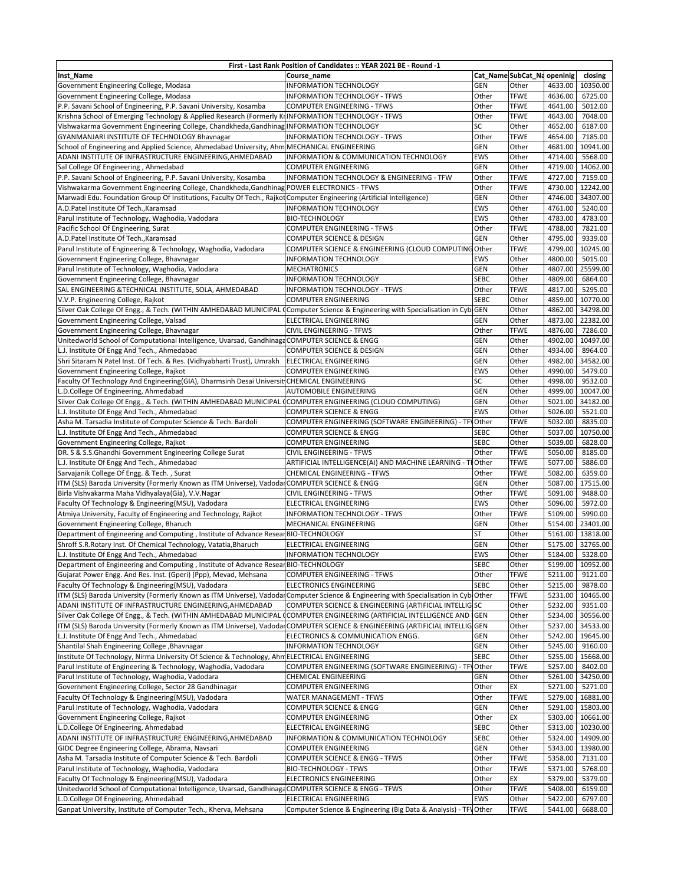| First - Last Rank Position of Candidates :: YEAR 2021 BE - Round -1 | | | | | |
|---|---|---|---|---|---|
| Inst_Name | Course_name | Cat_Name | SubCat_Na | openinig | closing |
| Government Engineering College, Modasa | INFORMATION TECHNOLOGY | GEN | Other | 4633.00 | 10350.00 |
| Government Engineering College, Modasa | INFORMATION TECHNOLOGY - TFWS | Other | TFWE | 4636.00 | 6725.00 |
| P.P. Savani School of Engineering, P.P. Savani University, Kosamba | COMPUTER ENGINEERING - TFWS | Other | TFWE | 4641.00 | 5012.00 |
| Krishna School of Emerging Technology & Applied Research (Formerly Kr | INFORMATION TECHNOLOGY - TFWS | Other | TFWE | 4643.00 | 7048.00 |
| Vishwakarma Government Engineering College, Chandkheda,Gandhinag | INFORMATION TECHNOLOGY | SC | Other | 4652.00 | 6187.00 |
| GYANMANJARI INSTITUTE OF TECHNOLOGY Bhavnagar | INFORMATION TECHNOLOGY - TFWS | Other | TFWE | 4654.00 | 7185.00 |
| School of Engineering and Applied Science, Ahmedabad University, Ahm | MECHANICAL ENGINEERING | GEN | Other | 4681.00 | 10941.00 |
| ADANI INSTITUTE OF INFRASTRUCTURE ENGINEERING,AHMEDABAD | INFORMATION & COMMUNICATION TECHNOLOGY | EWS | Other | 4714.00 | 5568.00 |
| Sal College Of Engineering , Ahmedabad | COMPUTER ENGINEERING | GEN | Other | 4719.00 | 14062.00 |
| P.P. Savani School of Engineering, P.P. Savani University, Kosamba | INFORMATION TECHNOLOGY & ENGINEERING - TFW | Other | TFWE | 4727.00 | 7159.00 |
| Vishwakarma Government Engineering College, Chandkheda,Gandhinag | POWER ELECTRONICS - TFWS | Other | TFWE | 4730.00 | 12242.00 |
| Marwadi Edu. Foundation Group Of Institutions, Faculty Of Tech., Rajkot | Computer Engineering (Artificial Intelligence) | GEN | Other | 4746.00 | 34307.00 |
| A.D.Patel Institute Of Tech.,Karamsad | INFORMATION TECHNOLOGY | EWS | Other | 4761.00 | 5240.00 |
| Parul Institute of Technology, Waghodia, Vadodara | BIO-TECHNOLOGY | EWS | Other | 4783.00 | 4783.00 |
| Pacific School Of Engineering, Surat | COMPUTER ENGINEERING - TFWS | Other | TFWE | 4788.00 | 7821.00 |
| A.D.Patel Institute Of Tech.,Karamsad | COMPUTER SCIENCE & DESIGN | GEN | Other | 4795.00 | 9339.00 |
| Parul Institute of Engineering & Technology, Waghodia, Vadodara | COMPUTER SCIENCE & ENGINEERING (CLOUD COMPUTING | Other | TFWE | 4799.00 | 10245.00 |
| Government Engineering College, Bhavnagar | INFORMATION TECHNOLOGY | EWS | Other | 4800.00 | 5015.00 |
| Parul Institute of Technology, Waghodia, Vadodara | MECHATRONICS | GEN | Other | 4807.00 | 25599.00 |
| Government Engineering College, Bhavnagar | INFORMATION TECHNOLOGY | SEBC | Other | 4809.00 | 6864.00 |
| SAL ENGINEERING &TECHNICAL INSTITUTE, SOLA, AHMEDABAD | INFORMATION TECHNOLOGY - TFWS | Other | TFWE | 4817.00 | 5295.00 |
| V.V.P. Engineering College, Rajkot | COMPUTER ENGINEERING | SEBC | Other | 4859.00 | 10770.00 |
| Silver Oak College Of Engg., & Tech. (WITHIN AMHEDABAD MUNICIPAL ( | Computer Science & Engineering with Specialisation in Cyb | GEN | Other | 4862.00 | 34298.00 |
| Government Engineering College, Valsad | ELECTRICAL ENGINEERING | GEN | Other | 4873.00 | 22382.00 |
| Government Engineering College, Bhavnagar | CIVIL ENGINEERING - TFWS | Other | TFWE | 4876.00 | 7286.00 |
| Unitedworld School of Computational Intelligence, Uvarsad, Gandhinaga | COMPUTER SCIENCE & ENGG | GEN | Other | 4902.00 | 10497.00 |
| L.J. Institute Of Engg And Tech., Ahmedabad | COMPUTER SCIENCE & DESIGN | GEN | Other | 4934.00 | 8964.00 |
| Shri Sitaram N Patel Inst. Of Tech. & Res. (Vidhyabharti Trust), Umrakh | ELECTRICAL ENGINEERING | GEN | Other | 4982.00 | 34582.00 |
| Government Engineering College, Rajkot | COMPUTER ENGINEERING | EWS | Other | 4990.00 | 5479.00 |
| Faculty Of Technology And Engineering(GIA), Dharmsinh Desai Universit | CHEMICAL ENGINEERING | SC | Other | 4998.00 | 9532.00 |
| L.D.College Of Engineering, Ahmedabad | AUTOMOBILE ENGINEERING | GEN | Other | 4999.00 | 10047.00 |
| Silver Oak College Of Engg., & Tech. (WITHIN AMHEDABAD MUNICIPAL ( | COMPUTER ENGINEERING (CLOUD COMPUTING) | GEN | Other | 5021.00 | 34182.00 |
| L.J. Institute Of Engg And Tech., Ahmedabad | COMPUTER SCIENCE & ENGG | EWS | Other | 5026.00 | 5521.00 |
| Asha M. Tarsadia Institute of Computer Science & Tech. Bardoli | COMPUTER ENGINEERING (SOFTWARE ENGINEERING) - TF | Other | TFWE | 5032.00 | 8835.00 |
| L.J. Institute Of Engg And Tech., Ahmedabad | COMPUTER SCIENCE & ENGG | SEBC | Other | 5037.00 | 10750.00 |
| Government Engineering College, Rajkot | COMPUTER ENGINEERING | SEBC | Other | 5039.00 | 6828.00 |
| DR. S & S.S.Ghandhi Government Engineering College Surat | CIVIL ENGINEERING - TFWS | Other | TFWE | 5050.00 | 8185.00 |
| L.J. Institute Of Engg And Tech., Ahmedabad | ARTIFICIAL INTELLIGENCE(AI) AND MACHINE LEARNING - T | Other | TFWE | 5077.00 | 5886.00 |
| Sarvajanik College Of Engg. & Tech. , Surat | CHEMICAL ENGINEERING - TFWS | Other | TFWE | 5082.00 | 6359.00 |
| ITM (SLS) Baroda University (Formerly Known as ITM Universe), Vadoda | COMPUTER SCIENCE & ENGG | GEN | Other | 5087.00 | 17515.00 |
| Birla Vishvakarma Maha Vidhyalaya(Gia), V.V.Nagar | CIVIL ENGINEERING - TFWS | Other | TFWE | 5091.00 | 9488.00 |
| Faculty Of Technology & Engineering(MSU), Vadodara | ELECTRICAL ENGINEERING | EWS | Other | 5096.00 | 5972.00 |
| Atmiya University, Faculty of Engineering and Technology, Rajkot | INFORMATION TECHNOLOGY - TFWS | Other | TFWE | 5109.00 | 5990.00 |
| Government Engineering College, Bharuch | MECHANICAL ENGINEERING | GEN | Other | 5154.00 | 23401.00 |
| Department of Engineering and Computing , Institute of Advance Resear | BIO-TECHNOLOGY | ST | Other | 5161.00 | 13818.00 |
| Shroff S.R.Rotary Inst. Of Chemical Technology, Vatatia,Bharuch | ELECTRICAL ENGINEERING | GEN | Other | 5175.00 | 32765.00 |
| L.J. Institute Of Engg And Tech., Ahmedabad | INFORMATION TECHNOLOGY | EWS | Other | 5184.00 | 5328.00 |
| Department of Engineering and Computing , Institute of Advance Resear | BIO-TECHNOLOGY | SEBC | Other | 5199.00 | 10952.00 |
| Gujarat Power Engg. And Res. Inst. (Gperi) (Ppp), Mevad, Mehsana | COMPUTER ENGINEERING - TFWS | Other | TFWE | 5211.00 | 9121.00 |
| Faculty Of Technology & Engineering(MSU), Vadodara | ELECTRONICS ENGINEERING | SEBC | Other | 5215.00 | 9878.00 |
| ITM (SLS) Baroda University (Formerly Known as ITM Universe), Vadoda | Computer Science & Engineering with Specialisation in Cyb | Other | TFWE | 5231.00 | 10465.00 |
| ADANI INSTITUTE OF INFRASTRUCTURE ENGINEERING,AHMEDABAD | COMPUTER SCIENCE & ENGINEERING (ARTIFICIAL INTELLIG | SC | Other | 5232.00 | 9351.00 |
| Silver Oak College Of Engg., & Tech. (WITHIN AMHEDABAD MUNICIPAL ( | COMPUTER ENGINEERING (ARTIFICIAL INTELLIGENCE AND | GEN | Other | 5234.00 | 30556.00 |
| ITM (SLS) Baroda University (Formerly Known as ITM Universe), Vadoda | COMPUTER SCIENCE & ENGINEERING (ARTIFICIAL INTELLIG | GEN | Other | 5237.00 | 34533.00 |
| L.J. Institute Of Engg And Tech., Ahmedabad | ELECTRONICS & COMMUNICATION ENGG. | GEN | Other | 5242.00 | 19645.00 |
| Shantilal Shah Engineering College ,Bhavnagar | INFORMATION TECHNOLOGY | GEN | Other | 5245.00 | 9160.00 |
| Institute Of Technology, Nirma University Of Science & Technology, Ahm | ELECTRICAL ENGINEERING | SEBC | Other | 5255.00 | 15668.00 |
| Parul Institute of Engineering & Technology, Waghodia, Vadodara | COMPUTER ENGINEERING (SOFTWARE ENGINEERING) - TF | Other | TFWE | 5257.00 | 8402.00 |
| Parul Institute of Technology, Waghodia, Vadodara | CHEMICAL ENGINEERING | GEN | Other | 5261.00 | 34250.00 |
| Government Engineering College, Sector 28 Gandhinagar | COMPUTER ENGINEERING | Other | EX | 5271.00 | 5271.00 |
| Faculty Of Technology & Engineering(MSU), Vadodara | WATER MANAGEMENT - TFWS | Other | TFWE | 5279.00 | 16881.00 |
| Parul Institute of Technology, Waghodia, Vadodara | COMPUTER SCIENCE & ENGG | GEN | Other | 5291.00 | 15803.00 |
| Government Engineering College, Rajkot | COMPUTER ENGINEERING | Other | EX | 5303.00 | 10661.00 |
| L.D.College Of Engineering, Ahmedabad | ELECTRICAL ENGINEERING | SEBC | Other | 5313.00 | 10230.00 |
| ADANI INSTITUTE OF INFRASTRUCTURE ENGINEERING,AHMEDABAD | INFORMATION & COMMUNICATION TECHNOLOGY | SEBC | Other | 5324.00 | 14909.00 |
| GIDC Degree Engineering College, Abrama, Navsari | COMPUTER ENGINEERING | GEN | Other | 5343.00 | 13980.00 |
| Asha M. Tarsadia Institute of Computer Science & Tech. Bardoli | COMPUTER SCIENCE & ENGG - TFWS | Other | TFWE | 5358.00 | 7131.00 |
| Parul Institute of Technology, Waghodia, Vadodara | BIO-TECHNOLOGY - TFWS | Other | TFWE | 5371.00 | 5768.00 |
| Faculty Of Technology & Engineering(MSU), Vadodara | ELECTRONICS ENGINEERING | Other | EX | 5379.00 | 5379.00 |
| Unitedworld School of Computational Intelligence, Uvarsad, Gandhinaga | COMPUTER SCIENCE & ENGG - TFWS | Other | TFWE | 5408.00 | 6159.00 |
| L.D.College Of Engineering, Ahmedabad | ELECTRICAL ENGINEERING | EWS | Other | 5422.00 | 6797.00 |
| Ganpat University, Institute of Computer Tech., Kherva, Mehsana | Computer Science & Engineering (Big Data & Analysis) - TF | Other | TFWE | 5441.00 | 6688.00 |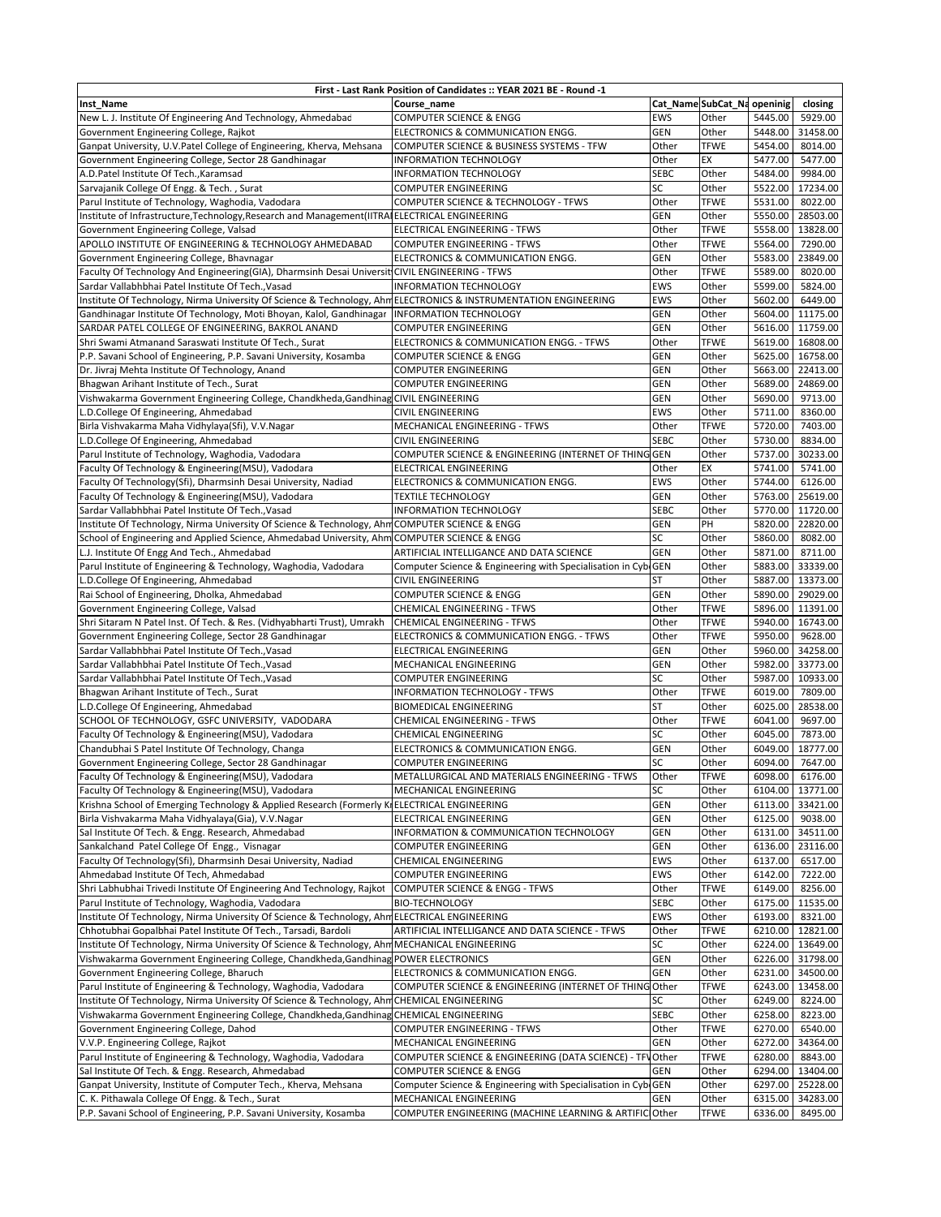| First - Last Rank Position of Candidates :: YEAR 2021 BE - Round -1 | | | | | |
|---|---|---|---|---|---|
| Inst_Name | Course_name | Cat_Name | SubCat_Na | openinig | closing |
| New L. J. Institute Of Engineering And Technology, Ahmedabad | COMPUTER SCIENCE & ENGG | EWS | Other | 5445.00 | 5929.00 |
| Government Engineering College, Rajkot | ELECTRONICS & COMMUNICATION ENGG. | GEN | Other | 5448.00 | 31458.00 |
| Ganpat University, U.V.Patel College of Engineering, Kherva, Mehsana | COMPUTER SCIENCE & BUSINESS SYSTEMS - TFW | Other | TFWE | 5454.00 | 8014.00 |
| Government Engineering College, Sector 28 Gandhinagar | INFORMATION TECHNOLOGY | Other | EX | 5477.00 | 5477.00 |
| A.D.Patel Institute Of Tech.,Karamsad | INFORMATION TECHNOLOGY | SEBC | Other | 5484.00 | 9984.00 |
| Sarvajanik College Of Engg. & Tech. , Surat | COMPUTER ENGINEERING | SC | Other | 5522.00 | 17234.00 |
| Parul Institute of Technology, Waghodia, Vadodara | COMPUTER SCIENCE & TECHNOLOGY - TFWS | Other | TFWE | 5531.00 | 8022.00 |
| Institute of Infrastructure,Technology,Research and Management(IITRA | ELECTRICAL ENGINEERING | GEN | Other | 5550.00 | 28503.00 |
| Government Engineering College, Valsad | ELECTRICAL ENGINEERING - TFWS | Other | TFWE | 5558.00 | 13828.00 |
| APOLLO INSTITUTE OF ENGINEERING & TECHNOLOGY AHMEDABAD | COMPUTER ENGINEERING - TFWS | Other | TFWE | 5564.00 | 7290.00 |
| Government Engineering College, Bhavnagar | ELECTRONICS & COMMUNICATION ENGG. | GEN | Other | 5583.00 | 23849.00 |
| Faculty Of Technology And Engineering(GIA), Dharmsinh Desai Universit | CIVIL ENGINEERING - TFWS | Other | TFWE | 5589.00 | 8020.00 |
| Sardar Vallabhbhai Patel Institute Of Tech.,Vasad | INFORMATION TECHNOLOGY | EWS | Other | 5599.00 | 5824.00 |
| Institute Of Technology, Nirma University Of Science & Technology, Ahm | ELECTRONICS & INSTRUMENTATION ENGINEERING | EWS | Other | 5602.00 | 6449.00 |
| Gandhinagar Institute Of Technology, Moti Bhoyan, Kalol, Gandhinagar | INFORMATION TECHNOLOGY | GEN | Other | 5604.00 | 11175.00 |
| SARDAR PATEL COLLEGE OF ENGINEERING, BAKROL ANAND | COMPUTER ENGINEERING | GEN | Other | 5616.00 | 11759.00 |
| Shri Swami Atmanand Saraswati Institute Of Tech., Surat | ELECTRONICS & COMMUNICATION ENGG. - TFWS | Other | TFWE | 5619.00 | 16808.00 |
| P.P. Savani School of Engineering, P.P. Savani University, Kosamba | COMPUTER SCIENCE & ENGG | GEN | Other | 5625.00 | 16758.00 |
| Dr. Jivraj Mehta Institute Of Technology, Anand | COMPUTER ENGINEERING | GEN | Other | 5663.00 | 22413.00 |
| Bhagwan Arihant Institute of Tech., Surat | COMPUTER ENGINEERING | GEN | Other | 5689.00 | 24869.00 |
| Vishwakarma Government Engineering College, Chandkheda,Gandhinag | CIVIL ENGINEERING | GEN | Other | 5690.00 | 9713.00 |
| L.D.College Of Engineering, Ahmedabad | CIVIL ENGINEERING | EWS | Other | 5711.00 | 8360.00 |
| Birla Vishvakarma Maha Vidhylaya(Sfi), V.V.Nagar | MECHANICAL ENGINEERING - TFWS | Other | TFWE | 5720.00 | 7403.00 |
| L.D.College Of Engineering, Ahmedabad | CIVIL ENGINEERING | SEBC | Other | 5730.00 | 8834.00 |
| Parul Institute of Technology, Waghodia, Vadodara | COMPUTER SCIENCE & ENGINEERING (INTERNET OF THING | GEN | Other | 5737.00 | 30233.00 |
| Faculty Of Technology & Engineering(MSU), Vadodara | ELECTRICAL ENGINEERING | Other | EX | 5741.00 | 5741.00 |
| Faculty Of Technology(Sfi), Dharmsinh Desai University, Nadiad | ELECTRONICS & COMMUNICATION ENGG. | EWS | Other | 5744.00 | 6126.00 |
| Faculty Of Technology & Engineering(MSU), Vadodara | TEXTILE TECHNOLOGY | GEN | Other | 5763.00 | 25619.00 |
| Sardar Vallabhbhai Patel Institute Of Tech.,Vasad | INFORMATION TECHNOLOGY | SEBC | Other | 5770.00 | 11720.00 |
| Institute Of Technology, Nirma University Of Science & Technology, Ahm | COMPUTER SCIENCE & ENGG | GEN | PH | 5820.00 | 22820.00 |
| School of Engineering and Applied Science, Ahmedabad University, Ahm | COMPUTER SCIENCE & ENGG | SC | Other | 5860.00 | 8082.00 |
| L.J. Institute Of Engg And Tech., Ahmedabad | ARTIFICIAL INTELLIGANCE AND DATA SCIENCE | GEN | Other | 5871.00 | 8711.00 |
| Parul Institute of Engineering & Technology, Waghodia, Vadodara | Computer Science & Engineering with Specialisation in Cyb | GEN | Other | 5883.00 | 33339.00 |
| L.D.College Of Engineering, Ahmedabad | CIVIL ENGINEERING | ST | Other | 5887.00 | 13373.00 |
| Rai School of Engineering, Dholka, Ahmedabad | COMPUTER SCIENCE & ENGG | GEN | Other | 5890.00 | 29029.00 |
| Government Engineering College, Valsad | CHEMICAL ENGINEERING - TFWS | Other | TFWE | 5896.00 | 11391.00 |
| Shri Sitaram N Patel Inst. Of Tech. & Res. (Vidhyabharti Trust), Umrakh | CHEMICAL ENGINEERING - TFWS | Other | TFWE | 5940.00 | 16743.00 |
| Government Engineering College, Sector 28 Gandhinagar | ELECTRONICS & COMMUNICATION ENGG. - TFWS | Other | TFWE | 5950.00 | 9628.00 |
| Sardar Vallabhbhai Patel Institute Of Tech.,Vasad | ELECTRICAL ENGINEERING | GEN | Other | 5960.00 | 34258.00 |
| Sardar Vallabhbhai Patel Institute Of Tech.,Vasad | MECHANICAL ENGINEERING | GEN | Other | 5982.00 | 33773.00 |
| Sardar Vallabhbhai Patel Institute Of Tech.,Vasad | COMPUTER ENGINEERING | SC | Other | 5987.00 | 10933.00 |
| Bhagwan Arihant Institute of Tech., Surat | INFORMATION TECHNOLOGY - TFWS | Other | TFWE | 6019.00 | 7809.00 |
| L.D.College Of Engineering, Ahmedabad | BIOMEDICAL ENGINEERING | ST | Other | 6025.00 | 28538.00 |
| SCHOOL OF TECHNOLOGY, GSFC UNIVERSITY, VADODARA | CHEMICAL ENGINEERING - TFWS | Other | TFWE | 6041.00 | 9697.00 |
| Faculty Of Technology & Engineering(MSU), Vadodara | CHEMICAL ENGINEERING | SC | Other | 6045.00 | 7873.00 |
| Chandubhai S Patel Institute Of Technology, Changa | ELECTRONICS & COMMUNICATION ENGG. | GEN | Other | 6049.00 | 18777.00 |
| Government Engineering College, Sector 28 Gandhinagar | COMPUTER ENGINEERING | SC | Other | 6094.00 | 7647.00 |
| Faculty Of Technology & Engineering(MSU), Vadodara | METALLURGICAL AND MATERIALS ENGINEERING - TFWS | Other | TFWE | 6098.00 | 6176.00 |
| Faculty Of Technology & Engineering(MSU), Vadodara | MECHANICAL ENGINEERING | SC | Other | 6104.00 | 13771.00 |
| Krishna School of Emerging Technology & Applied Research (Formerly K | ELECTRICAL ENGINEERING | GEN | Other | 6113.00 | 33421.00 |
| Birla Vishvakarma Maha Vidhyalaya(Gia), V.V.Nagar | ELECTRICAL ENGINEERING | GEN | Other | 6125.00 | 9038.00 |
| Sal Institute Of Tech. & Engg. Research, Ahmedabad | INFORMATION & COMMUNICATION TECHNOLOGY | GEN | Other | 6131.00 | 34511.00 |
| Sankalchand Patel College Of Engg., Visnagar | COMPUTER ENGINEERING | GEN | Other | 6136.00 | 23116.00 |
| Faculty Of Technology(Sfi), Dharmsinh Desai University, Nadiad | CHEMICAL ENGINEERING | EWS | Other | 6137.00 | 6517.00 |
| Ahmedabad Institute Of Tech, Ahmedabad | COMPUTER ENGINEERING | EWS | Other | 6142.00 | 7222.00 |
| Shri Labhubhai Trivedi Institute Of Engineering And Technology, Rajkot | COMPUTER SCIENCE & ENGG - TFWS | Other | TFWE | 6149.00 | 8256.00 |
| Parul Institute of Technology, Waghodia, Vadodara | BIO-TECHNOLOGY | SEBC | Other | 6175.00 | 11535.00 |
| Institute Of Technology, Nirma University Of Science & Technology, Ahm | ELECTRICAL ENGINEERING | EWS | Other | 6193.00 | 8321.00 |
| Chhotubhai Gopalbhai Patel Institute Of Tech., Tarsadi, Bardoli | ARTIFICIAL INTELLIGANCE AND DATA SCIENCE - TFWS | Other | TFWE | 6210.00 | 12821.00 |
| Institute Of Technology, Nirma University Of Science & Technology, Ahm | MECHANICAL ENGINEERING | SC | Other | 6224.00 | 13649.00 |
| Vishwakarma Government Engineering College, Chandkheda,Gandhinag | POWER ELECTRONICS | GEN | Other | 6226.00 | 31798.00 |
| Government Engineering College, Bharuch | ELECTRONICS & COMMUNICATION ENGG. | GEN | Other | 6231.00 | 34500.00 |
| Parul Institute of Engineering & Technology, Waghodia, Vadodara | COMPUTER SCIENCE & ENGINEERING (INTERNET OF THING | Other | TFWE | 6243.00 | 13458.00 |
| Institute Of Technology, Nirma University Of Science & Technology, Ahm | CHEMICAL ENGINEERING | SC | Other | 6249.00 | 8224.00 |
| Vishwakarma Government Engineering College, Chandkheda,Gandhinag | CHEMICAL ENGINEERING | SEBC | Other | 6258.00 | 8223.00 |
| Government Engineering College, Dahod | COMPUTER ENGINEERING - TFWS | Other | TFWE | 6270.00 | 6540.00 |
| V.V.P. Engineering College, Rajkot | MECHANICAL ENGINEERING | GEN | Other | 6272.00 | 34364.00 |
| Parul Institute of Engineering & Technology, Waghodia, Vadodara | COMPUTER SCIENCE & ENGINEERING (DATA SCIENCE) - TF\ | Other | TFWE | 6280.00 | 8843.00 |
| Sal Institute Of Tech. & Engg. Research, Ahmedabad | COMPUTER SCIENCE & ENGG | GEN | Other | 6294.00 | 13404.00 |
| Ganpat University, Institute of Computer Tech., Kherva, Mehsana | Computer Science & Engineering with Specialisation in Cyb | GEN | Other | 6297.00 | 25228.00 |
| C. K. Pithawala College Of Engg. & Tech., Surat | MECHANICAL ENGINEERING | GEN | Other | 6315.00 | 34283.00 |
| P.P. Savani School of Engineering, P.P. Savani University, Kosamba | COMPUTER ENGINEERING (MACHINE LEARNING & ARTIFIC | Other | TFWE | 6336.00 | 8495.00 |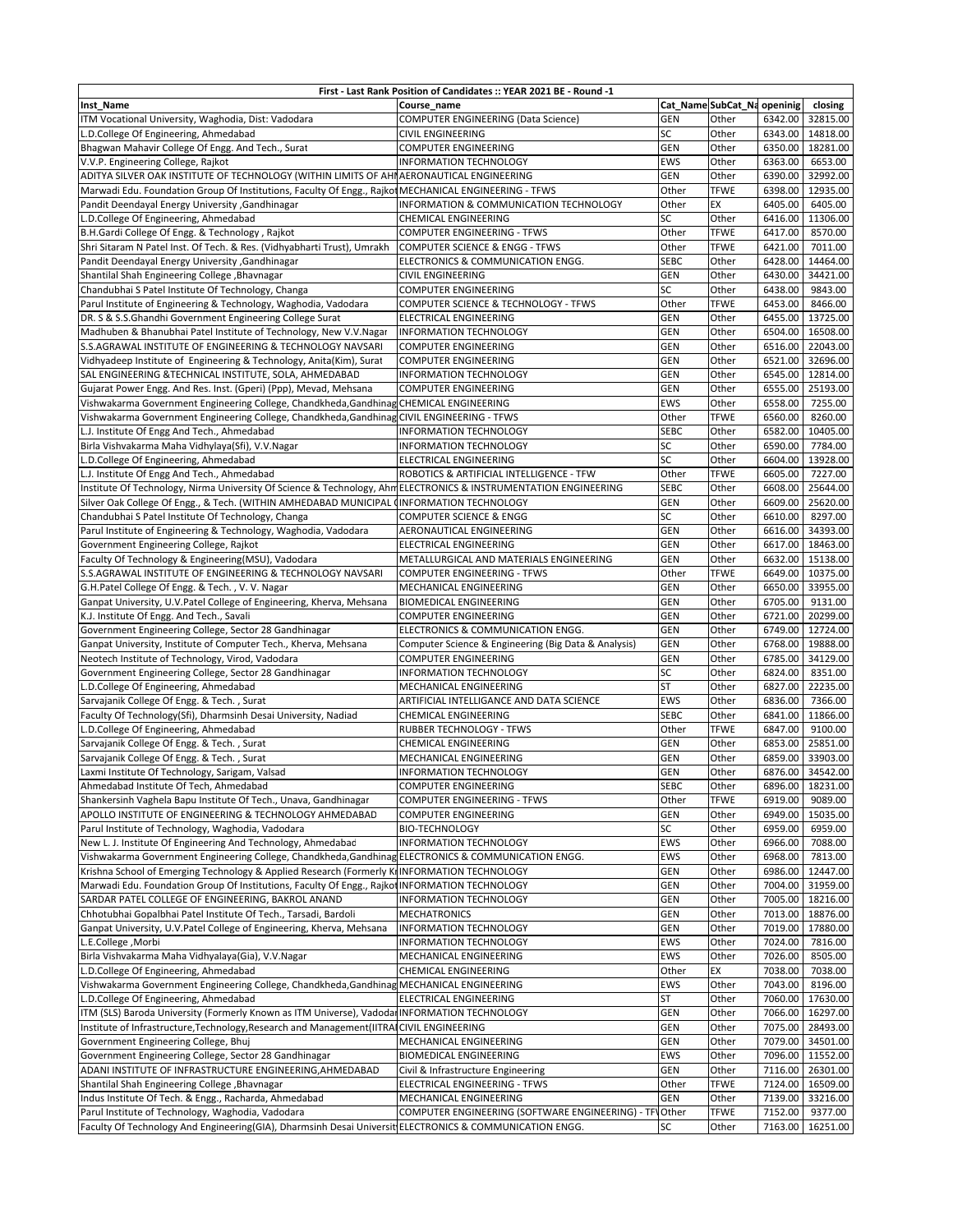| First - Last Rank Position of Candidates :: YEAR 2021 BE - Round -1 | | | | | |
|---|---|---|---|---|---|
| Inst_Name | Course_name | Cat_Name | SubCat_Na | openinig | closing |
| ITM Vocational University, Waghodia, Dist: Vadodara | COMPUTER ENGINEERING (Data Science) | GEN | Other | 6342.00 | 32815.00 |
| L.D.College Of Engineering, Ahmedabad | CIVIL ENGINEERING | SC | Other | 6343.00 | 14818.00 |
| Bhagwan Mahavir College Of Engg. And Tech., Surat | COMPUTER ENGINEERING | GEN | Other | 6350.00 | 18281.00 |
| V.V.P. Engineering College, Rajkot | INFORMATION TECHNOLOGY | EWS | Other | 6363.00 | 6653.00 |
| ADITYA SILVER OAK INSTITUTE OF TECHNOLOGY (WITHIN LIMITS OF AHI | AERONAUTICAL ENGINEERING | GEN | Other | 6390.00 | 32992.00 |
| Marwadi Edu. Foundation Group Of Institutions, Faculty Of Engg., Rajkot | MECHANICAL ENGINEERING - TFWS | Other | TFWE | 6398.00 | 12935.00 |
| Pandit Deendayal Energy University ,Gandhinagar | INFORMATION & COMMUNICATION TECHNOLOGY | Other | EX | 6405.00 | 6405.00 |
| L.D.College Of Engineering, Ahmedabad | CHEMICAL ENGINEERING | SC | Other | 6416.00 | 11306.00 |
| B.H.Gardi College Of Engg. & Technology , Rajkot | COMPUTER ENGINEERING - TFWS | Other | TFWE | 6417.00 | 8570.00 |
| Shri Sitaram N Patel Inst. Of Tech. & Res. (Vidhyabharti Trust), Umrakh | COMPUTER SCIENCE & ENGG - TFWS | Other | TFWE | 6421.00 | 7011.00 |
| Pandit Deendayal Energy University ,Gandhinagar | ELECTRONICS & COMMUNICATION ENGG. | SEBC | Other | 6428.00 | 14464.00 |
| Shantilal Shah Engineering College ,Bhavnagar | CIVIL ENGINEERING | GEN | Other | 6430.00 | 34421.00 |
| Chandubhai S Patel Institute Of Technology, Changa | COMPUTER ENGINEERING | SC | Other | 6438.00 | 9843.00 |
| Parul Institute of Engineering & Technology, Waghodia, Vadodara | COMPUTER SCIENCE & TECHNOLOGY - TFWS | Other | TFWE | 6453.00 | 8466.00 |
| DR. S & S.S.Ghandhi Government Engineering College Surat | ELECTRICAL ENGINEERING | GEN | Other | 6455.00 | 13725.00 |
| Madhuben & Bhanubhai Patel Institute of Technology, New V.V.Nagar | INFORMATION TECHNOLOGY | GEN | Other | 6504.00 | 16508.00 |
| S.S.AGRAWAL INSTITUTE OF ENGINEERING & TECHNOLOGY NAVSARI | COMPUTER ENGINEERING | GEN | Other | 6516.00 | 22043.00 |
| Vidhyadeep Institute of Engineering & Technology, Anita(Kim), Surat | COMPUTER ENGINEERING | GEN | Other | 6521.00 | 32696.00 |
| SAL ENGINEERING &TECHNICAL INSTITUTE, SOLA, AHMEDABAD | INFORMATION TECHNOLOGY | GEN | Other | 6545.00 | 12814.00 |
| Gujarat Power Engg. And Res. Inst. (Gperi) (Ppp), Mevad, Mehsana | COMPUTER ENGINEERING | GEN | Other | 6555.00 | 25193.00 |
| Vishwakarma Government Engineering College, Chandkheda,Gandhinag | CHEMICAL ENGINEERING | EWS | Other | 6558.00 | 7255.00 |
| Vishwakarma Government Engineering College, Chandkheda,Gandhinag | CIVIL ENGINEERING - TFWS | Other | TFWE | 6560.00 | 8260.00 |
| L.J. Institute Of Engg And Tech., Ahmedabad | INFORMATION TECHNOLOGY | SEBC | Other | 6582.00 | 10405.00 |
| Birla Vishvakarma Maha Vidhyalaya(Sfi), V.V.Nagar | INFORMATION TECHNOLOGY | SC | Other | 6590.00 | 7784.00 |
| L.D.College Of Engineering, Ahmedabad | ELECTRICAL ENGINEERING | SC | Other | 6604.00 | 13928.00 |
| L.J. Institute Of Engg And Tech., Ahmedabad | ROBOTICS & ARTIFICIAL INTELLIGENCE - TFW | Other | TFWE | 6605.00 | 7227.00 |
| Institute Of Technology, Nirma University Of Science & Technology, Ahm | ELECTRONICS & INSTRUMENTATION ENGINEERING | SEBC | Other | 6608.00 | 25644.00 |
| Silver Oak College Of Engg., & Tech. (WITHIN AMHEDABAD MUNICIPAL ( | INFORMATION TECHNOLOGY | GEN | Other | 6609.00 | 25620.00 |
| Chandubhai S Patel Institute Of Technology, Changa | COMPUTER SCIENCE & ENGG | SC | Other | 6610.00 | 8297.00 |
| Parul Institute of Engineering & Technology, Waghodia, Vadodara | AERONAUTICAL ENGINEERING | GEN | Other | 6616.00 | 34393.00 |
| Government Engineering College, Rajkot | ELECTRICAL ENGINEERING | GEN | Other | 6617.00 | 18463.00 |
| Faculty Of Technology & Engineering(MSU), Vadodara | METALLURGICAL AND MATERIALS ENGINEERING | GEN | Other | 6632.00 | 15138.00 |
| S.S.AGRAWAL INSTITUTE OF ENGINEERING & TECHNOLOGY NAVSARI | COMPUTER ENGINEERING - TFWS | Other | TFWE | 6649.00 | 10375.00 |
| G.H.Patel College Of Engg. & Tech. , V. V. Nagar | MECHANICAL ENGINEERING | GEN | Other | 6650.00 | 33955.00 |
| Ganpat University, U.V.Patel College of Engineering, Kherva, Mehsana | BIOMEDICAL ENGINEERING | GEN | Other | 6705.00 | 9131.00 |
| K.J. Institute Of Engg. And Tech., Savali | COMPUTER ENGINEERING | GEN | Other | 6721.00 | 20299.00 |
| Government Engineering College, Sector 28 Gandhinagar | ELECTRONICS & COMMUNICATION ENGG. | GEN | Other | 6749.00 | 12724.00 |
| Ganpat University, Institute of Computer Tech., Kherva, Mehsana | Computer Science & Engineering (Big Data & Analysis) | GEN | Other | 6768.00 | 19888.00 |
| Neotech Institute of Technology, Virod, Vadodara | COMPUTER ENGINEERING | GEN | Other | 6785.00 | 34129.00 |
| Government Engineering College, Sector 28 Gandhinagar | INFORMATION TECHNOLOGY | SC | Other | 6824.00 | 8351.00 |
| L.D.College Of Engineering, Ahmedabad | MECHANICAL ENGINEERING | ST | Other | 6827.00 | 22235.00 |
| Sarvajanik College Of Engg. & Tech. , Surat | ARTIFICIAL INTELLIGANCE AND DATA SCIENCE | EWS | Other | 6836.00 | 7366.00 |
| Faculty Of Technology(Sfi), Dharmsinh Desai University, Nadiad | CHEMICAL ENGINEERING | SEBC | Other | 6841.00 | 11866.00 |
| L.D.College Of Engineering, Ahmedabad | RUBBER TECHNOLOGY - TFWS | Other | TFWE | 6847.00 | 9100.00 |
| Sarvajanik College Of Engg. & Tech. , Surat | CHEMICAL ENGINEERING | GEN | Other | 6853.00 | 25851.00 |
| Sarvajanik College Of Engg. & Tech. , Surat | MECHANICAL ENGINEERING | GEN | Other | 6859.00 | 33903.00 |
| Laxmi Institute Of Technology, Sarigam, Valsad | INFORMATION TECHNOLOGY | GEN | Other | 6876.00 | 34542.00 |
| Ahmedabad Institute Of Tech, Ahmedabad | COMPUTER ENGINEERING | SEBC | Other | 6896.00 | 18231.00 |
| Shankersinh Vaghela Bapu Institute Of Tech., Unava, Gandhinagar | COMPUTER ENGINEERING - TFWS | Other | TFWE | 6919.00 | 9089.00 |
| APOLLO INSTITUTE OF ENGINEERING & TECHNOLOGY AHMEDABAD | COMPUTER ENGINEERING | GEN | Other | 6949.00 | 15035.00 |
| Parul Institute of Technology, Waghodia, Vadodara | BIO-TECHNOLOGY | SC | Other | 6959.00 | 6959.00 |
| New L. J. Institute Of Engineering And Technology, Ahmedabad | INFORMATION TECHNOLOGY | EWS | Other | 6966.00 | 7088.00 |
| Vishwakarma Government Engineering College, Chandkheda,Gandhinag | ELECTRONICS & COMMUNICATION ENGG. | EWS | Other | 6968.00 | 7813.00 |
| Krishna School of Emerging Technology & Applied Research (Formerly K | INFORMATION TECHNOLOGY | GEN | Other | 6986.00 | 12447.00 |
| Marwadi Edu. Foundation Group Of Institutions, Faculty Of Engg., Rajkot | INFORMATION TECHNOLOGY | GEN | Other | 7004.00 | 31959.00 |
| SARDAR PATEL COLLEGE OF ENGINEERING, BAKROL ANAND | INFORMATION TECHNOLOGY | GEN | Other | 7005.00 | 18216.00 |
| Chhotubhai Gopalbhai Patel Institute Of Tech., Tarsadi, Bardoli | MECHATRONICS | GEN | Other | 7013.00 | 18876.00 |
| Ganpat University, U.V.Patel College of Engineering, Kherva, Mehsana | INFORMATION TECHNOLOGY | GEN | Other | 7019.00 | 17880.00 |
| L.E.College ,Morbi | INFORMATION TECHNOLOGY | EWS | Other | 7024.00 | 7816.00 |
| Birla Vishvakarma Maha Vidhyalaya(Gia), V.V.Nagar | MECHANICAL ENGINEERING | EWS | Other | 7026.00 | 8505.00 |
| L.D.College Of Engineering, Ahmedabad | CHEMICAL ENGINEERING | Other | EX | 7038.00 | 7038.00 |
| Vishwakarma Government Engineering College, Chandkheda,Gandhinag | MECHANICAL ENGINEERING | EWS | Other | 7043.00 | 8196.00 |
| L.D.College Of Engineering, Ahmedabad | ELECTRICAL ENGINEERING | ST | Other | 7060.00 | 17630.00 |
| ITM (SLS) Baroda University (Formerly Known as ITM Universe), Vadodar | INFORMATION TECHNOLOGY | GEN | Other | 7066.00 | 16297.00 |
| Institute of Infrastructure,Technology,Research and Management(IITRA | CIVIL ENGINEERING | GEN | Other | 7075.00 | 28493.00 |
| Government Engineering College, Bhuj | MECHANICAL ENGINEERING | GEN | Other | 7079.00 | 34501.00 |
| Government Engineering College, Sector 28 Gandhinagar | BIOMEDICAL ENGINEERING | EWS | Other | 7096.00 | 11552.00 |
| ADANI INSTITUTE OF INFRASTRUCTURE ENGINEERING,AHMEDABAD | Civil & Infrastructure Engineering | GEN | Other | 7116.00 | 26301.00 |
| Shantilal Shah Engineering College ,Bhavnagar | ELECTRICAL ENGINEERING - TFWS | Other | TFWE | 7124.00 | 16509.00 |
| Indus Institute Of Tech. & Engg., Racharda, Ahmedabad | MECHANICAL ENGINEERING | GEN | Other | 7139.00 | 33216.00 |
| Parul Institute of Technology, Waghodia, Vadodara | COMPUTER ENGINEERING (SOFTWARE ENGINEERING) - TF | Other | TFWE | 7152.00 | 9377.00 |
| Faculty Of Technology And Engineering(GIA), Dharmsinh Desai Universit | ELECTRONICS & COMMUNICATION ENGG. | SC | Other | 7163.00 | 16251.00 |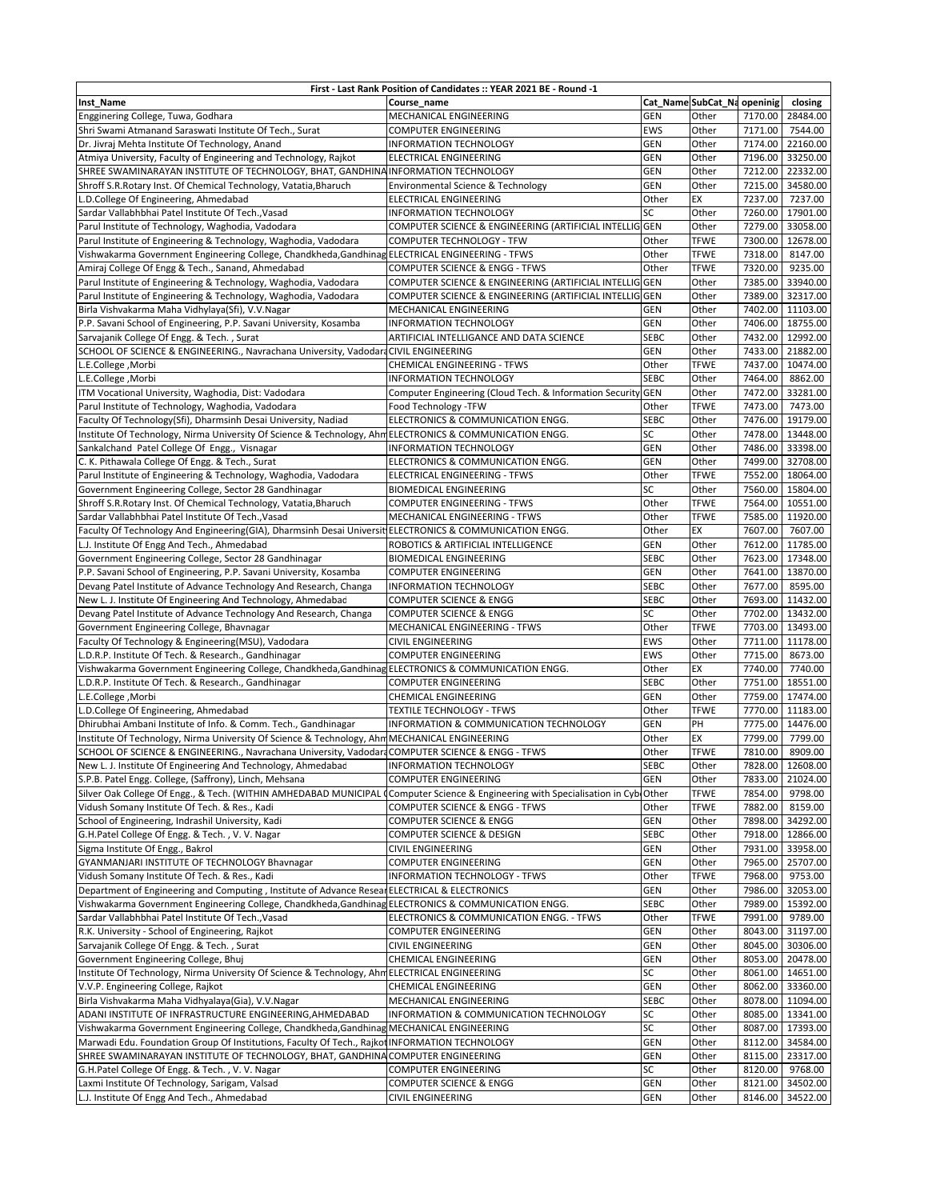| First - Last Rank Position of Candidates :: YEAR 2021 BE - Round -1 | | | | | |
|---|---|---|---|---|---|
| Inst_Name | Course_name | Cat_Name | SubCat_Na | openinig | closing |
| Engginering College, Tuwa, Godhara | MECHANICAL ENGINEERING | GEN | Other | 7170.00 | 28484.00 |
| Shri Swami Atmanand Saraswati Institute Of Tech., Surat | COMPUTER ENGINEERING | EWS | Other | 7171.00 | 7544.00 |
| Dr. Jivraj Mehta Institute Of Technology, Anand | INFORMATION TECHNOLOGY | GEN | Other | 7174.00 | 22160.00 |
| Atmiya University, Faculty of Engineering and Technology, Rajkot | ELECTRICAL ENGINEERING | GEN | Other | 7196.00 | 33250.00 |
| SHREE SWAMINARAYAN INSTITUTE OF TECHNOLOGY, BHAT, GANDHINA | INFORMATION TECHNOLOGY | GEN | Other | 7212.00 | 22332.00 |
| Shroff S.R.Rotary Inst. Of Chemical Technology, Vatatia,Bharuch | Environmental Science & Technology | GEN | Other | 7215.00 | 34580.00 |
| L.D.College Of Engineering, Ahmedabad | ELECTRICAL ENGINEERING | Other | EX | 7237.00 | 7237.00 |
| Sardar Vallabhbhai Patel Institute Of Tech.,Vasad | INFORMATION TECHNOLOGY | SC | Other | 7260.00 | 17901.00 |
| Parul Institute of Technology, Waghodia, Vadodara | COMPUTER SCIENCE & ENGINEERING (ARTIFICIAL INTELLIG | GEN | Other | 7279.00 | 33058.00 |
| Parul Institute of Engineering & Technology, Waghodia, Vadodara | COMPUTER TECHNOLOGY - TFW | Other | TFWE | 7300.00 | 12678.00 |
| Vishwakarma Government Engineering College, Chandkheda,Gandhinag | ELECTRICAL ENGINEERING - TFWS | Other | TFWE | 7318.00 | 8147.00 |
| Amiraj College Of Engg & Tech., Sanand, Ahmedabad | COMPUTER SCIENCE & ENGG - TFWS | Other | TFWE | 7320.00 | 9235.00 |
| Parul Institute of Engineering & Technology, Waghodia, Vadodara | COMPUTER SCIENCE & ENGINEERING (ARTIFICIAL INTELLIG | GEN | Other | 7385.00 | 33940.00 |
| Parul Institute of Engineering & Technology, Waghodia, Vadodara | COMPUTER SCIENCE & ENGINEERING (ARTIFICIAL INTELLIG | GEN | Other | 7389.00 | 32317.00 |
| Birla Vishvakarma Maha Vidhylaya(Sfi), V.V.Nagar | MECHANICAL ENGINEERING | GEN | Other | 7402.00 | 11103.00 |
| P.P. Savani School of Engineering, P.P. Savani University, Kosamba | INFORMATION TECHNOLOGY | GEN | Other | 7406.00 | 18755.00 |
| Sarvajanik College Of Engg. & Tech. , Surat | ARTIFICIAL INTELLIGANCE AND DATA SCIENCE | SEBC | Other | 7432.00 | 12992.00 |
| SCHOOL OF SCIENCE & ENGINEERING., Navrachana University, Vadodara | CIVIL ENGINEERING | GEN | Other | 7433.00 | 21882.00 |
| L.E.College ,Morbi | CHEMICAL ENGINEERING - TFWS | Other | TFWE | 7437.00 | 10474.00 |
| L.E.College ,Morbi | INFORMATION TECHNOLOGY | SEBC | Other | 7464.00 | 8862.00 |
| ITM Vocational University, Waghodia, Dist: Vadodara | Computer Engineering (Cloud Tech. & Information Security | GEN | Other | 7472.00 | 33281.00 |
| Parul Institute of Technology, Waghodia, Vadodara | Food Technology -TFW | Other | TFWE | 7473.00 | 7473.00 |
| Faculty Of Technology(Sfi), Dharmsinh Desai University, Nadiad | ELECTRONICS & COMMUNICATION ENGG. | SEBC | Other | 7476.00 | 19179.00 |
| Institute Of Technology, Nirma University Of Science & Technology, Ahm | ELECTRONICS & COMMUNICATION ENGG. | SC | Other | 7478.00 | 13448.00 |
| Sankalchand Patel College Of Engg., Visnagar | INFORMATION TECHNOLOGY | GEN | Other | 7486.00 | 33398.00 |
| C. K. Pithawala College Of Engg. & Tech., Surat | ELECTRONICS & COMMUNICATION ENGG. | GEN | Other | 7499.00 | 32708.00 |
| Parul Institute of Engineering & Technology, Waghodia, Vadodara | ELECTRICAL ENGINEERING - TFWS | Other | TFWE | 7552.00 | 18064.00 |
| Government Engineering College, Sector 28 Gandhinagar | BIOMEDICAL ENGINEERING | SC | Other | 7560.00 | 15804.00 |
| Shroff S.R.Rotary Inst. Of Chemical Technology, Vatatia,Bharuch | COMPUTER ENGINEERING - TFWS | Other | TFWE | 7564.00 | 10551.00 |
| Sardar Vallabhbhai Patel Institute Of Tech.,Vasad | MECHANICAL ENGINEERING - TFWS | Other | TFWE | 7585.00 | 11920.00 |
| Faculty Of Technology And Engineering(GIA), Dharmsinh Desai Universit | ELECTRONICS & COMMUNICATION ENGG. | Other | EX | 7607.00 | 7607.00 |
| L.J. Institute Of Engg And Tech., Ahmedabad | ROBOTICS & ARTIFICIAL INTELLIGENCE | GEN | Other | 7612.00 | 11785.00 |
| Government Engineering College, Sector 28 Gandhinagar | BIOMEDICAL ENGINEERING | SEBC | Other | 7623.00 | 17348.00 |
| P.P. Savani School of Engineering, P.P. Savani University, Kosamba | COMPUTER ENGINEERING | GEN | Other | 7641.00 | 13870.00 |
| Devang Patel Institute of Advance Technology And Research, Changa | INFORMATION TECHNOLOGY | SEBC | Other | 7677.00 | 8595.00 |
| New L. J. Institute Of Engineering And Technology, Ahmedabad | COMPUTER SCIENCE & ENGG | SEBC | Other | 7693.00 | 11432.00 |
| Devang Patel Institute of Advance Technology And Research, Changa | COMPUTER SCIENCE & ENGG | SC | Other | 7702.00 | 13432.00 |
| Government Engineering College, Bhavnagar | MECHANICAL ENGINEERING - TFWS | Other | TFWE | 7703.00 | 13493.00 |
| Faculty Of Technology & Engineering(MSU), Vadodara | CIVIL ENGINEERING | EWS | Other | 7711.00 | 11178.00 |
| L.D.R.P. Institute Of Tech. & Research., Gandhinagar | COMPUTER ENGINEERING | EWS | Other | 7715.00 | 8673.00 |
| Vishwakarma Government Engineering College, Chandkheda,Gandhinag | ELECTRONICS & COMMUNICATION ENGG. | Other | EX | 7740.00 | 7740.00 |
| L.D.R.P. Institute Of Tech. & Research., Gandhinagar | COMPUTER ENGINEERING | SEBC | Other | 7751.00 | 18551.00 |
| L.E.College ,Morbi | CHEMICAL ENGINEERING | GEN | Other | 7759.00 | 17474.00 |
| L.D.College Of Engineering, Ahmedabad | TEXTILE TECHNOLOGY - TFWS | Other | TFWE | 7770.00 | 11183.00 |
| Dhirubhai Ambani Institute of Info. & Comm. Tech., Gandhinagar | INFORMATION & COMMUNICATION TECHNOLOGY | GEN | PH | 7775.00 | 14476.00 |
| Institute Of Technology, Nirma University Of Science & Technology, Ahm | MECHANICAL ENGINEERING | Other | EX | 7799.00 | 7799.00 |
| SCHOOL OF SCIENCE & ENGINEERING., Navrachana University, Vadodara | COMPUTER SCIENCE & ENGG - TFWS | Other | TFWE | 7810.00 | 8909.00 |
| New L. J. Institute Of Engineering And Technology, Ahmedabad | INFORMATION TECHNOLOGY | SEBC | Other | 7828.00 | 12608.00 |
| S.P.B. Patel Engg. College, (Saffrony), Linch, Mehsana | COMPUTER ENGINEERING | GEN | Other | 7833.00 | 21024.00 |
| Silver Oak College Of Engg., & Tech. (WITHIN AMHEDABAD MUNICIPAL ( | Computer Science & Engineering with Specialisation in Cyb | Other | TFWE | 7854.00 | 9798.00 |
| Vidush Somany Institute Of Tech. & Res., Kadi | COMPUTER SCIENCE & ENGG - TFWS | Other | TFWE | 7882.00 | 8159.00 |
| School of Engineering, Indrashil University, Kadi | COMPUTER SCIENCE & ENGG | GEN | Other | 7898.00 | 34292.00 |
| G.H.Patel College Of Engg. & Tech. , V. V. Nagar | COMPUTER SCIENCE & DESIGN | SEBC | Other | 7918.00 | 12866.00 |
| Sigma Institute Of Engg., Bakrol | CIVIL ENGINEERING | GEN | Other | 7931.00 | 33958.00 |
| GYANMANJARI INSTITUTE OF TECHNOLOGY Bhavnagar | COMPUTER ENGINEERING | GEN | Other | 7965.00 | 25707.00 |
| Vidush Somany Institute Of Tech. & Res., Kadi | INFORMATION TECHNOLOGY - TFWS | Other | TFWE | 7968.00 | 9753.00 |
| Department of Engineering and Computing , Institute of Advance Resear | ELECTRICAL & ELECTRONICS | GEN | Other | 7986.00 | 32053.00 |
| Vishwakarma Government Engineering College, Chandkheda,Gandhinag | ELECTRONICS & COMMUNICATION ENGG. | SEBC | Other | 7989.00 | 15392.00 |
| Sardar Vallabhbhai Patel Institute Of Tech.,Vasad | ELECTRONICS & COMMUNICATION ENGG. - TFWS | Other | TFWE | 7991.00 | 9789.00 |
| R.K. University - School of Engineering, Rajkot | COMPUTER ENGINEERING | GEN | Other | 8043.00 | 31197.00 |
| Sarvajanik College Of Engg. & Tech. , Surat | CIVIL ENGINEERING | GEN | Other | 8045.00 | 30306.00 |
| Government Engineering College, Bhuj | CHEMICAL ENGINEERING | GEN | Other | 8053.00 | 20478.00 |
| Institute Of Technology, Nirma University Of Science & Technology, Ahm | ELECTRICAL ENGINEERING | SC | Other | 8061.00 | 14651.00 |
| V.V.P. Engineering College, Rajkot | CHEMICAL ENGINEERING | GEN | Other | 8062.00 | 33360.00 |
| Birla Vishvakarma Maha Vidhyalaya(Gia), V.V.Nagar | MECHANICAL ENGINEERING | SEBC | Other | 8078.00 | 11094.00 |
| ADANI INSTITUTE OF INFRASTRUCTURE ENGINEERING,AHMEDABAD | INFORMATION & COMMUNICATION TECHNOLOGY | SC | Other | 8085.00 | 13341.00 |
| Vishwakarma Government Engineering College, Chandkheda,Gandhinag | MECHANICAL ENGINEERING | SC | Other | 8087.00 | 17393.00 |
| Marwadi Edu. Foundation Group Of Institutions, Faculty Of Tech., Rajkot | INFORMATION TECHNOLOGY | GEN | Other | 8112.00 | 34584.00 |
| SHREE SWAMINARAYAN INSTITUTE OF TECHNOLOGY, BHAT, GANDHINA | COMPUTER ENGINEERING | GEN | Other | 8115.00 | 23317.00 |
| G.H.Patel College Of Engg. & Tech. , V. V. Nagar | COMPUTER ENGINEERING | SC | Other | 8120.00 | 9768.00 |
| Laxmi Institute Of Technology, Sarigam, Valsad | COMPUTER SCIENCE & ENGG | GEN | Other | 8121.00 | 34502.00 |
| L.J. Institute Of Engg And Tech., Ahmedabad | CIVIL ENGINEERING | GEN | Other | 8146.00 | 34522.00 |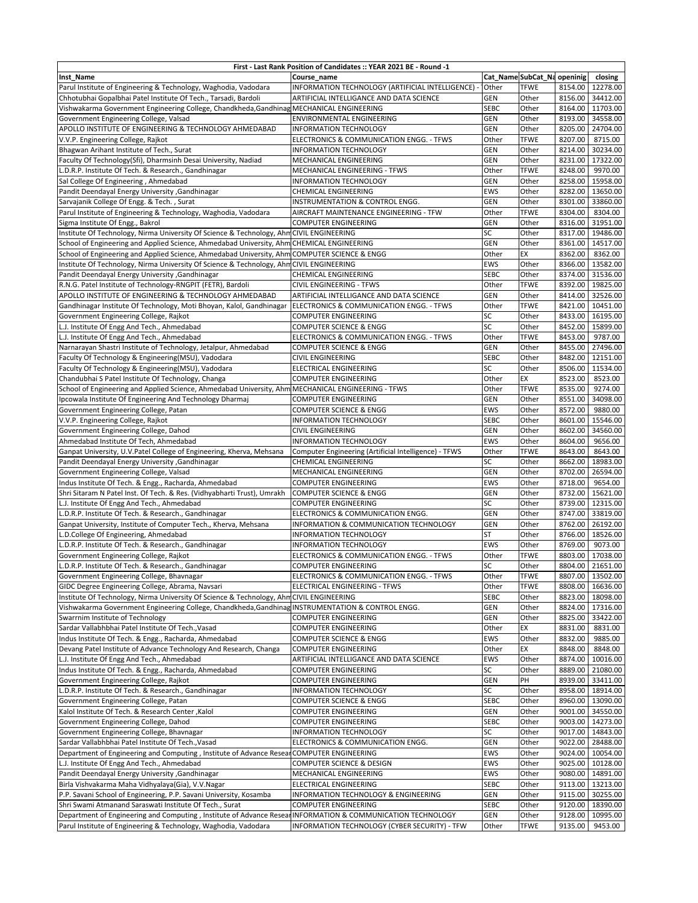| First - Last Rank Position of Candidates :: YEAR 2021 BE - Round -1 | | | | | |
|---|---|---|---|---|---|
| Inst_Name | Course_name | Cat_Name | SubCat_Na | openinig | closing |
| Parul Institute of Engineering & Technology, Waghodia, Vadodara | INFORMATION TECHNOLOGY (ARTIFICIAL INTELLIGENCE) - | Other | TFWE | 8154.00 | 12278.00 |
| Chhotubhai Gopalbhai Patel Institute Of Tech., Tarsadi, Bardoli | ARTIFICIAL INTELLIGANCE AND DATA SCIENCE | GEN | Other | 8156.00 | 34412.00 |
| Vishwakarma Government Engineering College, Chandkheda,Gandhinag | MECHANICAL ENGINEERING | SEBC | Other | 8164.00 | 11703.00 |
| Government Engineering College, Valsad | ENVIRONMENTAL ENGINEERING | GEN | Other | 8193.00 | 34558.00 |
| APOLLO INSTITUTE OF ENGINEERING & TECHNOLOGY AHMEDABAD | INFORMATION TECHNOLOGY | GEN | Other | 8205.00 | 24704.00 |
| V.V.P. Engineering College, Rajkot | ELECTRONICS & COMMUNICATION ENGG. - TFWS | Other | TFWE | 8207.00 | 8715.00 |
| Bhagwan Arihant Institute of Tech., Surat | INFORMATION TECHNOLOGY | GEN | Other | 8214.00 | 30234.00 |
| Faculty Of Technology(Sfi), Dharmsinh Desai University, Nadiad | MECHANICAL ENGINEERING | GEN | Other | 8231.00 | 17322.00 |
| L.D.R.P. Institute Of Tech. & Research., Gandhinagar | MECHANICAL ENGINEERING - TFWS | Other | TFWE | 8248.00 | 9970.00 |
| Sal College Of Engineering , Ahmedabad | INFORMATION TECHNOLOGY | GEN | Other | 8258.00 | 15958.00 |
| Pandit Deendayal Energy University ,Gandhinagar | CHEMICAL ENGINEERING | EWS | Other | 8282.00 | 13650.00 |
| Sarvajanik College Of Engg. & Tech. , Surat | INSTRUMENTATION & CONTROL ENGG. | GEN | Other | 8301.00 | 33860.00 |
| Parul Institute of Engineering & Technology, Waghodia, Vadodara | AIRCRAFT MAINTENANCE ENGINEERING - TFW | Other | TFWE | 8304.00 | 8304.00 |
| Sigma Institute Of Engg., Bakrol | COMPUTER ENGINEERING | GEN | Other | 8316.00 | 31951.00 |
| Institute Of Technology, Nirma University Of Science & Technology, Ahm | CIVIL ENGINEERING | SC | Other | 8317.00 | 19486.00 |
| School of Engineering and Applied Science, Ahmedabad University, Ahm | CHEMICAL ENGINEERING | GEN | Other | 8361.00 | 14517.00 |
| School of Engineering and Applied Science, Ahmedabad University, Ahm | COMPUTER SCIENCE & ENGG | Other | EX | 8362.00 | 8362.00 |
| Institute Of Technology, Nirma University Of Science & Technology, Ahm | CIVIL ENGINEERING | EWS | Other | 8366.00 | 13582.00 |
| Pandit Deendayal Energy University ,Gandhinagar | CHEMICAL ENGINEERING | SEBC | Other | 8374.00 | 31536.00 |
| R.N.G. Patel Institute of Technology-RNGPIT (FETR), Bardoli | CIVIL ENGINEERING - TFWS | Other | TFWE | 8392.00 | 19825.00 |
| APOLLO INSTITUTE OF ENGINEERING & TECHNOLOGY AHMEDABAD | ARTIFICIAL INTELLIGANCE AND DATA SCIENCE | GEN | Other | 8414.00 | 32526.00 |
| Gandhinagar Institute Of Technology, Moti Bhoyan, Kalol, Gandhinagar | ELECTRONICS & COMMUNICATION ENGG. - TFWS | Other | TFWE | 8421.00 | 10451.00 |
| Government Engineering College, Rajkot | COMPUTER ENGINEERING | SC | Other | 8433.00 | 16195.00 |
| L.J. Institute Of Engg And Tech., Ahmedabad | COMPUTER SCIENCE & ENGG | SC | Other | 8452.00 | 15899.00 |
| L.J. Institute Of Engg And Tech., Ahmedabad | ELECTRONICS & COMMUNICATION ENGG. - TFWS | Other | TFWE | 8453.00 | 9787.00 |
| Narnarayan Shastri Institute of Technology, Jetalpur, Ahmedabad | COMPUTER SCIENCE & ENGG | GEN | Other | 8455.00 | 27496.00 |
| Faculty Of Technology & Engineering(MSU), Vadodara | CIVIL ENGINEERING | SEBC | Other | 8482.00 | 12151.00 |
| Faculty Of Technology & Engineering(MSU), Vadodara | ELECTRICAL ENGINEERING | SC | Other | 8506.00 | 11534.00 |
| Chandubhai S Patel Institute Of Technology, Changa | COMPUTER ENGINEERING | Other | EX | 8523.00 | 8523.00 |
| School of Engineering and Applied Science, Ahmedabad University, Ahm | MECHANICAL ENGINEERING - TFWS | Other | TFWE | 8535.00 | 9274.00 |
| Ipcowala Institute Of Engineering And Technology Dharmaj | COMPUTER ENGINEERING | GEN | Other | 8551.00 | 34098.00 |
| Government Engineering College, Patan | COMPUTER SCIENCE & ENGG | EWS | Other | 8572.00 | 9880.00 |
| V.V.P. Engineering College, Rajkot | INFORMATION TECHNOLOGY | SEBC | Other | 8601.00 | 15546.00 |
| Government Engineering College, Dahod | CIVIL ENGINEERING | GEN | Other | 8602.00 | 34560.00 |
| Ahmedabad Institute Of Tech, Ahmedabad | INFORMATION TECHNOLOGY | EWS | Other | 8604.00 | 9656.00 |
| Ganpat University, U.V.Patel College of Engineering, Kherva, Mehsana | Computer Engineering (Artificial Intelligence) - TFWS | Other | TFWE | 8643.00 | 8643.00 |
| Pandit Deendayal Energy University ,Gandhinagar | CHEMICAL ENGINEERING | SC | Other | 8662.00 | 18983.00 |
| Government Engineering College, Valsad | MECHANICAL ENGINEERING | GEN | Other | 8702.00 | 26594.00 |
| Indus Institute Of Tech. & Engg., Racharda, Ahmedabad | COMPUTER ENGINEERING | EWS | Other | 8718.00 | 9654.00 |
| Shri Sitaram N Patel Inst. Of Tech. & Res. (Vidhyabharti Trust), Umrakh | COMPUTER SCIENCE & ENGG | GEN | Other | 8732.00 | 15621.00 |
| L.J. Institute Of Engg And Tech., Ahmedabad | COMPUTER ENGINEERING | SC | Other | 8739.00 | 12315.00 |
| L.D.R.P. Institute Of Tech. & Research., Gandhinagar | ELECTRONICS & COMMUNICATION ENGG. | GEN | Other | 8747.00 | 33819.00 |
| Ganpat University, Institute of Computer Tech., Kherva, Mehsana | INFORMATION & COMMUNICATION TECHNOLOGY | GEN | Other | 8762.00 | 26192.00 |
| L.D.College Of Engineering, Ahmedabad | INFORMATION TECHNOLOGY | ST | Other | 8766.00 | 18526.00 |
| L.D.R.P. Institute Of Tech. & Research., Gandhinagar | INFORMATION TECHNOLOGY | EWS | Other | 8769.00 | 9073.00 |
| Government Engineering College, Rajkot | ELECTRONICS & COMMUNICATION ENGG. - TFWS | Other | TFWE | 8803.00 | 17038.00 |
| L.D.R.P. Institute Of Tech. & Research., Gandhinagar | COMPUTER ENGINEERING | SC | Other | 8804.00 | 21651.00 |
| Government Engineering College, Bhavnagar | ELECTRONICS & COMMUNICATION ENGG. - TFWS | Other | TFWE | 8807.00 | 13502.00 |
| GIDC Degree Engineering College, Abrama, Navsari | ELECTRICAL ENGINEERING - TFWS | Other | TFWE | 8808.00 | 16636.00 |
| Institute Of Technology, Nirma University Of Science & Technology, Ahm | CIVIL ENGINEERING | SEBC | Other | 8823.00 | 18098.00 |
| Vishwakarma Government Engineering College, Chandkheda,Gandhinag | INSTRUMENTATION & CONTROL ENGG. | GEN | Other | 8824.00 | 17316.00 |
| Swarrnim Institute of Technology | COMPUTER ENGINEERING | GEN | Other | 8825.00 | 33422.00 |
| Sardar Vallabhbhai Patel Institute Of Tech.,Vasad | COMPUTER ENGINEERING | Other | EX | 8831.00 | 8831.00 |
| Indus Institute Of Tech. & Engg., Racharda, Ahmedabad | COMPUTER SCIENCE & ENGG | EWS | Other | 8832.00 | 9885.00 |
| Devang Patel Institute of Advance Technology And Research, Changa | COMPUTER ENGINEERING | Other | EX | 8848.00 | 8848.00 |
| L.J. Institute Of Engg And Tech., Ahmedabad | ARTIFICIAL INTELLIGANCE AND DATA SCIENCE | EWS | Other | 8874.00 | 10016.00 |
| Indus Institute Of Tech. & Engg., Racharda, Ahmedabad | COMPUTER ENGINEERING | SC | Other | 8889.00 | 21080.00 |
| Government Engineering College, Rajkot | COMPUTER ENGINEERING | GEN | PH | 8939.00 | 33411.00 |
| L.D.R.P. Institute Of Tech. & Research., Gandhinagar | INFORMATION TECHNOLOGY | SC | Other | 8958.00 | 18914.00 |
| Government Engineering College, Patan | COMPUTER SCIENCE & ENGG | SEBC | Other | 8960.00 | 13090.00 |
| Kalol Institute Of Tech. & Research Center ,Kalol | COMPUTER ENGINEERING | GEN | Other | 9001.00 | 34550.00 |
| Government Engineering College, Dahod | COMPUTER ENGINEERING | SEBC | Other | 9003.00 | 14273.00 |
| Government Engineering College, Bhavnagar | INFORMATION TECHNOLOGY | SC | Other | 9017.00 | 14843.00 |
| Sardar Vallabhbhai Patel Institute Of Tech.,Vasad | ELECTRONICS & COMMUNICATION ENGG. | GEN | Other | 9022.00 | 28488.00 |
| Department of Engineering and Computing , Institute of Advance Resear | COMPUTER ENGINEERING | EWS | Other | 9024.00 | 10054.00 |
| L.J. Institute Of Engg And Tech., Ahmedabad | COMPUTER SCIENCE & DESIGN | EWS | Other | 9025.00 | 10128.00 |
| Pandit Deendayal Energy University ,Gandhinagar | MECHANICAL ENGINEERING | EWS | Other | 9080.00 | 14891.00 |
| Birla Vishvakarma Maha Vidhyalaya(Gia), V.V.Nagar | ELECTRICAL ENGINEERING | SEBC | Other | 9113.00 | 13213.00 |
| P.P. Savani School of Engineering, P.P. Savani University, Kosamba | INFORMATION TECHNOLOGY & ENGINEERING | GEN | Other | 9115.00 | 30255.00 |
| Shri Swami Atmanand Saraswati Institute Of Tech., Surat | COMPUTER ENGINEERING | SEBC | Other | 9120.00 | 18390.00 |
| Department of Engineering and Computing , Institute of Advance Resear | INFORMATION & COMMUNICATION TECHNOLOGY | GEN | Other | 9128.00 | 10995.00 |
| Parul Institute of Engineering & Technology, Waghodia, Vadodara | INFORMATION TECHNOLOGY (CYBER SECURITY) - TFW | Other | TFWE | 9135.00 | 9453.00 |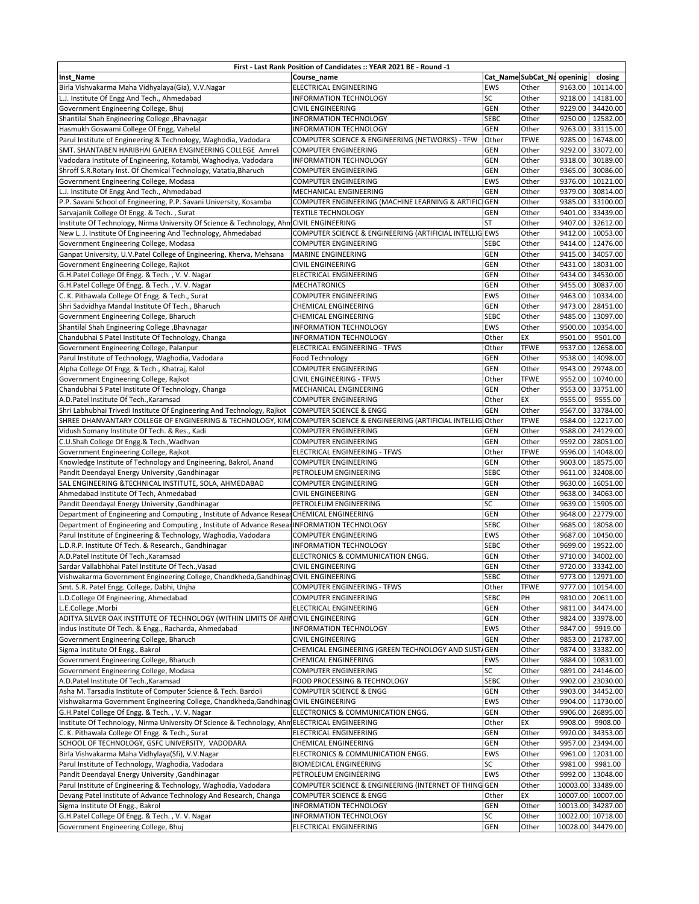| First - Last Rank Position of Candidates :: YEAR 2021 BE - Round -1 | | | | | |
|---|---|---|---|---|---|
| Inst_Name | Course_name | Cat_Name | SubCat_Na | openinig | closing |
| Birla Vishvakarma Maha Vidhyalaya(Gia), V.V.Nagar | ELECTRICAL ENGINEERING | EWS | Other | 9163.00 | 10114.00 |
| L.J. Institute Of Engg And Tech., Ahmedabad | INFORMATION TECHNOLOGY | SC | Other | 9218.00 | 14181.00 |
| Government Engineering College, Bhuj | CIVIL ENGINEERING | GEN | Other | 9229.00 | 34420.00 |
| Shantilal Shah Engineering College ,Bhavnagar | INFORMATION TECHNOLOGY | SEBC | Other | 9250.00 | 12582.00 |
| Hasmukh Goswami College Of Engg, Vahelal | INFORMATION TECHNOLOGY | GEN | Other | 9263.00 | 33115.00 |
| Parul Institute of Engineering & Technology, Waghodia, Vadodara | COMPUTER SCIENCE & ENGINEERING (NETWORKS) - TFW | Other | TFWE | 9285.00 | 16748.00 |
| SMT. SHANTABEN HARIBHAI GAJERA ENGINEERING COLLEGE Amreli | COMPUTER ENGINEERING | GEN | Other | 9292.00 | 33072.00 |
| Vadodara Institute of Engineering, Kotambi, Waghodiya, Vadodara | INFORMATION TECHNOLOGY | GEN | Other | 9318.00 | 30189.00 |
| Shroff S.R.Rotary Inst. Of Chemical Technology, Vatatia,Bharuch | COMPUTER ENGINEERING | GEN | Other | 9365.00 | 30086.00 |
| Government Engineering College, Modasa | COMPUTER ENGINEERING | EWS | Other | 9376.00 | 10121.00 |
| L.J. Institute Of Engg And Tech., Ahmedabad | MECHANICAL ENGINEERING | GEN | Other | 9379.00 | 30814.00 |
| P.P. Savani School of Engineering, P.P. Savani University, Kosamba | COMPUTER ENGINEERING (MACHINE LEARNING & ARTIFIC | GEN | Other | 9385.00 | 33100.00 |
| Sarvajanik College Of Engg. & Tech. , Surat | TEXTILE TECHNOLOGY | GEN | Other | 9401.00 | 33439.00 |
| Institute Of Technology, Nirma University Of Science & Technology, Ahm | CIVIL ENGINEERING | ST | Other | 9407.00 | 32612.00 |
| New L. J. Institute Of Engineering And Technology, Ahmedabad | COMPUTER SCIENCE & ENGINEERING (ARTIFICIAL INTELLIG | EWS | Other | 9412.00 | 10053.00 |
| Government Engineering College, Modasa | COMPUTER ENGINEERING | SEBC | Other | 9414.00 | 12476.00 |
| Ganpat University, U.V.Patel College of Engineering, Kherva, Mehsana | MARINE ENGINEERING | GEN | Other | 9415.00 | 34057.00 |
| Government Engineering College, Rajkot | CIVIL ENGINEERING | GEN | Other | 9431.00 | 18031.00 |
| G.H.Patel College Of Engg. & Tech. , V. V. Nagar | ELECTRICAL ENGINEERING | GEN | Other | 9434.00 | 34530.00 |
| G.H.Patel College Of Engg. & Tech. , V. V. Nagar | MECHATRONICS | GEN | Other | 9455.00 | 30837.00 |
| C. K. Pithawala College Of Engg. & Tech., Surat | COMPUTER ENGINEERING | EWS | Other | 9463.00 | 10334.00 |
| Shri Sadvidhya Mandal Institute Of Tech., Bharuch | CHEMICAL ENGINEERING | GEN | Other | 9473.00 | 28451.00 |
| Government Engineering College, Bharuch | CHEMICAL ENGINEERING | SEBC | Other | 9485.00 | 13097.00 |
| Shantilal Shah Engineering College ,Bhavnagar | INFORMATION TECHNOLOGY | EWS | Other | 9500.00 | 10354.00 |
| Chandubhai S Patel Institute Of Technology, Changa | INFORMATION TECHNOLOGY | Other | EX | 9501.00 | 9501.00 |
| Government Engineering College, Palanpur | ELECTRICAL ENGINEERING - TFWS | Other | TFWE | 9537.00 | 12658.00 |
| Parul Institute of Technology, Waghodia, Vadodara | Food Technology | GEN | Other | 9538.00 | 14098.00 |
| Alpha College Of Engg. & Tech., Khatraj, Kalol | COMPUTER ENGINEERING | GEN | Other | 9543.00 | 29748.00 |
| Government Engineering College, Rajkot | CIVIL ENGINEERING - TFWS | Other | TFWE | 9552.00 | 10740.00 |
| Chandubhai S Patel Institute Of Technology, Changa | MECHANICAL ENGINEERING | GEN | Other | 9553.00 | 33751.00 |
| A.D.Patel Institute Of Tech.,Karamsad | COMPUTER ENGINEERING | Other | EX | 9555.00 | 9555.00 |
| Shri Labhubhai Trivedi Institute Of Engineering And Technology, Rajkot | COMPUTER SCIENCE & ENGG | GEN | Other | 9567.00 | 33784.00 |
| SHREE DHANVANTARY COLLEGE OF ENGINEERING & TECHNOLOGY, KIM | COMPUTER SCIENCE & ENGINEERING (ARTIFICIAL INTELLIG | Other | TFWE | 9584.00 | 12217.00 |
| Vidush Somany Institute Of Tech. & Res., Kadi | COMPUTER ENGINEERING | GEN | Other | 9588.00 | 24129.00 |
| C.U.Shah College Of Engg.& Tech.,Wadhvan | COMPUTER ENGINEERING | GEN | Other | 9592.00 | 28051.00 |
| Government Engineering College, Rajkot | ELECTRICAL ENGINEERING - TFWS | Other | TFWE | 9596.00 | 14048.00 |
| Knowledge Institute of Technology and Engineering, Bakrol, Anand | COMPUTER ENGINEERING | GEN | Other | 9603.00 | 18575.00 |
| Pandit Deendayal Energy University ,Gandhinagar | PETROLEUM ENGINEERING | SEBC | Other | 9611.00 | 32408.00 |
| SAL ENGINEERING &TECHNICAL INSTITUTE, SOLA, AHMEDABAD | COMPUTER ENGINEERING | GEN | Other | 9630.00 | 16051.00 |
| Ahmedabad Institute Of Tech, Ahmedabad | CIVIL ENGINEERING | GEN | Other | 9638.00 | 34063.00 |
| Pandit Deendayal Energy University ,Gandhinagar | PETROLEUM ENGINEERING | SC | Other | 9639.00 | 15905.00 |
| Department of Engineering and Computing , Institute of Advance Resear | CHEMICAL ENGINEERING | GEN | Other | 9648.00 | 22779.00 |
| Department of Engineering and Computing , Institute of Advance Resear | INFORMATION TECHNOLOGY | SEBC | Other | 9685.00 | 18058.00 |
| Parul Institute of Engineering & Technology, Waghodia, Vadodara | COMPUTER ENGINEERING | EWS | Other | 9687.00 | 10450.00 |
| L.D.R.P. Institute Of Tech. & Research., Gandhinagar | INFORMATION TECHNOLOGY | SEBC | Other | 9699.00 | 19522.00 |
| A.D.Patel Institute Of Tech.,Karamsad | ELECTRONICS & COMMUNICATION ENGG. | GEN | Other | 9710.00 | 34002.00 |
| Sardar Vallabhbhai Patel Institute Of Tech.,Vasad | CIVIL ENGINEERING | GEN | Other | 9720.00 | 33342.00 |
| Vishwakarma Government Engineering College, Chandkheda,Gandhinag | CIVIL ENGINEERING | SEBC | Other | 9773.00 | 12971.00 |
| Smt. S.R. Patel Engg. College, Dabhi, Unjha | COMPUTER ENGINEERING - TFWS | Other | TFWE | 9777.00 | 10154.00 |
| L.D.College Of Engineering, Ahmedabad | COMPUTER ENGINEERING | SEBC | PH | 9810.00 | 20611.00 |
| L.E.College ,Morbi | ELECTRICAL ENGINEERING | GEN | Other | 9811.00 | 34474.00 |
| ADITYA SILVER OAK INSTITUTE OF TECHNOLOGY (WITHIN LIMITS OF AH | CIVIL ENGINEERING | GEN | Other | 9824.00 | 33978.00 |
| Indus Institute Of Tech. & Engg., Racharda, Ahmedabad | INFORMATION TECHNOLOGY | EWS | Other | 9847.00 | 9919.00 |
| Government Engineering College, Bharuch | CIVIL ENGINEERING | GEN | Other | 9853.00 | 21787.00 |
| Sigma Institute Of Engg., Bakrol | CHEMICAL ENGINEERING (GREEN TECHNOLOGY AND SUST | GEN | Other | 9874.00 | 33382.00 |
| Government Engineering College, Bharuch | CHEMICAL ENGINEERING | EWS | Other | 9884.00 | 10831.00 |
| Government Engineering College, Modasa | COMPUTER ENGINEERING | SC | Other | 9891.00 | 24146.00 |
| A.D.Patel Institute Of Tech.,Karamsad | FOOD PROCESSING & TECHNOLOGY | SEBC | Other | 9902.00 | 23030.00 |
| Asha M. Tarsadia Institute of Computer Science & Tech. Bardoli | COMPUTER SCIENCE & ENGG | GEN | Other | 9903.00 | 34452.00 |
| Vishwakarma Government Engineering College, Chandkheda,Gandhinag | CIVIL ENGINEERING | EWS | Other | 9904.00 | 11730.00 |
| G.H.Patel College Of Engg. & Tech. , V. V. Nagar | ELECTRONICS & COMMUNICATION ENGG. | GEN | Other | 9906.00 | 26895.00 |
| Institute Of Technology, Nirma University Of Science & Technology, Ahm | ELECTRICAL ENGINEERING | Other | EX | 9908.00 | 9908.00 |
| C. K. Pithawala College Of Engg. & Tech., Surat | ELECTRICAL ENGINEERING | GEN | Other | 9920.00 | 34353.00 |
| SCHOOL OF TECHNOLOGY, GSFC UNIVERSITY, VADODARA | CHEMICAL ENGINEERING | GEN | Other | 9957.00 | 23494.00 |
| Birla Vishvakarma Maha Vidhyalaya(Sfi), V.V.Nagar | ELECTRONICS & COMMUNICATION ENGG. | EWS | Other | 9961.00 | 12031.00 |
| Parul Institute of Technology, Waghodia, Vadodara | BIOMEDICAL ENGINEERING | SC | Other | 9981.00 | 9981.00 |
| Pandit Deendayal Energy University ,Gandhinagar | PETROLEUM ENGINEERING | EWS | Other | 9992.00 | 13048.00 |
| Parul Institute of Engineering & Technology, Waghodia, Vadodara | COMPUTER SCIENCE & ENGINEERING (INTERNET OF THING | GEN | Other | 10003.00 | 33489.00 |
| Devang Patel Institute of Advance Technology And Research, Changa | COMPUTER SCIENCE & ENGG | Other | EX | 10007.00 | 10007.00 |
| Sigma Institute Of Engg., Bakrol | INFORMATION TECHNOLOGY | GEN | Other | 10013.00 | 34287.00 |
| G.H.Patel College Of Engg. & Tech. , V. V. Nagar | INFORMATION TECHNOLOGY | SC | Other | 10022.00 | 10718.00 |
| Government Engineering College, Bhuj | ELECTRICAL ENGINEERING | GEN | Other | 10028.00 | 34479.00 |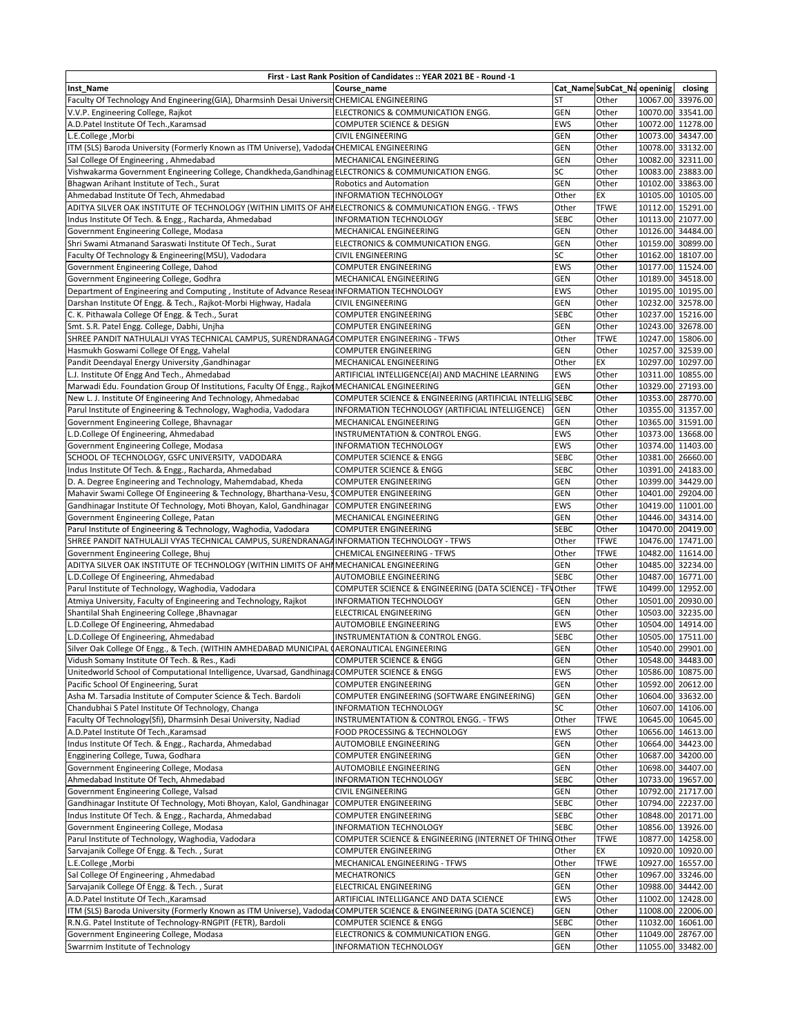| First - Last Rank Position of Candidates :: YEAR 2021 BE - Round -1 | | | | | |
|---|---|---|---|---|---|
| Inst_Name | Course_name | Cat_Name | SubCat_Na | openinig | closing |
| Faculty Of Technology And Engineering(GIA), Dharmsinh Desai Universit | CHEMICAL ENGINEERING | ST | Other | 10067.00 | 33976.00 |
| V.V.P. Engineering College, Rajkot | ELECTRONICS & COMMUNICATION ENGG. | GEN | Other | 10070.00 | 33541.00 |
| A.D.Patel Institute Of Tech.,Karamsad | COMPUTER SCIENCE & DESIGN | EWS | Other | 10072.00 | 11278.00 |
| L.E.College ,Morbi | CIVIL ENGINEERING | GEN | Other | 10073.00 | 34347.00 |
| ITM (SLS) Baroda University (Formerly Known as ITM Universe), Vadodar | CHEMICAL ENGINEERING | GEN | Other | 10078.00 | 33132.00 |
| Sal College Of Engineering , Ahmedabad | MECHANICAL ENGINEERING | GEN | Other | 10082.00 | 32311.00 |
| Vishwakarma Government Engineering College, Chandkheda,Gandhinag | ELECTRONICS & COMMUNICATION ENGG. | SC | Other | 10083.00 | 23883.00 |
| Bhagwan Arihant Institute of Tech., Surat | Robotics and Automation | GEN | Other | 10102.00 | 33863.00 |
| Ahmedabad Institute Of Tech, Ahmedabad | INFORMATION TECHNOLOGY | Other | EX | 10105.00 | 10105.00 |
| ADITYA SILVER OAK INSTITUTE OF TECHNOLOGY (WITHIN LIMITS OF AH | ELECTRONICS & COMMUNICATION ENGG. - TFWS | Other | TFWE | 10112.00 | 15291.00 |
| Indus Institute Of Tech. & Engg., Racharda, Ahmedabad | INFORMATION TECHNOLOGY | SEBC | Other | 10113.00 | 21077.00 |
| Government Engineering College, Modasa | MECHANICAL ENGINEERING | GEN | Other | 10126.00 | 34484.00 |
| Shri Swami Atmanand Saraswati Institute Of Tech., Surat | ELECTRONICS & COMMUNICATION ENGG. | GEN | Other | 10159.00 | 30899.00 |
| Faculty Of Technology & Engineering(MSU), Vadodara | CIVIL ENGINEERING | SC | Other | 10162.00 | 18107.00 |
| Government Engineering College, Dahod | COMPUTER ENGINEERING | EWS | Other | 10177.00 | 11524.00 |
| Government Engineering College, Godhra | MECHANICAL ENGINEERING | GEN | Other | 10189.00 | 34518.00 |
| Department of Engineering and Computing , Institute of Advance Resear | INFORMATION TECHNOLOGY | EWS | Other | 10195.00 | 10195.00 |
| Darshan Institute Of Engg. & Tech., Rajkot-Morbi Highway, Hadala | CIVIL ENGINEERING | GEN | Other | 10232.00 | 32578.00 |
| C. K. Pithawala College Of Engg. & Tech., Surat | COMPUTER ENGINEERING | SEBC | Other | 10237.00 | 15216.00 |
| Smt. S.R. Patel Engg. College, Dabhi, Unjha | COMPUTER ENGINEERING | GEN | Other | 10243.00 | 32678.00 |
| SHREE PANDIT NATHULALJI VYAS TECHNICAL CAMPUS, SURENDRANAGA | COMPUTER ENGINEERING - TFWS | Other | TFWE | 10247.00 | 15806.00 |
| Hasmukh Goswami College Of Engg, Vahelal | COMPUTER ENGINEERING | GEN | Other | 10257.00 | 32539.00 |
| Pandit Deendayal Energy University ,Gandhinagar | MECHANICAL ENGINEERING | Other | EX | 10297.00 | 10297.00 |
| L.J. Institute Of Engg And Tech., Ahmedabad | ARTIFICIAL INTELLIGENCE(AI) AND MACHINE LEARNING | EWS | Other | 10311.00 | 10855.00 |
| Marwadi Edu. Foundation Group Of Institutions, Faculty Of Engg., Rajkot | MECHANICAL ENGINEERING | GEN | Other | 10329.00 | 27193.00 |
| New L. J. Institute Of Engineering And Technology, Ahmedabad | COMPUTER SCIENCE & ENGINEERING (ARTIFICIAL INTELLIG | SEBC | Other | 10353.00 | 28770.00 |
| Parul Institute of Engineering & Technology, Waghodia, Vadodara | INFORMATION TECHNOLOGY (ARTIFICIAL INTELLIGENCE) | GEN | Other | 10355.00 | 31357.00 |
| Government Engineering College, Bhavnagar | MECHANICAL ENGINEERING | GEN | Other | 10365.00 | 31591.00 |
| L.D.College Of Engineering, Ahmedabad | INSTRUMENTATION & CONTROL ENGG. | EWS | Other | 10373.00 | 13668.00 |
| Government Engineering College, Modasa | INFORMATION TECHNOLOGY | EWS | Other | 10374.00 | 11403.00 |
| SCHOOL OF TECHNOLOGY, GSFC UNIVERSITY, VADODARA | COMPUTER SCIENCE & ENGG | SEBC | Other | 10381.00 | 26660.00 |
| Indus Institute Of Tech. & Engg., Racharda, Ahmedabad | COMPUTER SCIENCE & ENGG | SEBC | Other | 10391.00 | 24183.00 |
| D. A. Degree Engineering and Technology, Mahemdabad, Kheda | COMPUTER ENGINEERING | GEN | Other | 10399.00 | 34429.00 |
| Mahavir Swami College Of Engineering & Technology, Bharthana-Vesu, S | COMPUTER ENGINEERING | GEN | Other | 10401.00 | 29204.00 |
| Gandhinagar Institute Of Technology, Moti Bhoyan, Kalol, Gandhinagar | COMPUTER ENGINEERING | EWS | Other | 10419.00 | 11001.00 |
| Government Engineering College, Patan | MECHANICAL ENGINEERING | GEN | Other | 10446.00 | 34314.00 |
| Parul Institute of Engineering & Technology, Waghodia, Vadodara | COMPUTER ENGINEERING | SEBC | Other | 10470.00 | 20419.00 |
| SHREE PANDIT NATHULALJI VYAS TECHNICAL CAMPUS, SURENDRANAGA | INFORMATION TECHNOLOGY - TFWS | Other | TFWE | 10476.00 | 17471.00 |
| Government Engineering College, Bhuj | CHEMICAL ENGINEERING - TFWS | Other | TFWE | 10482.00 | 11614.00 |
| ADITYA SILVER OAK INSTITUTE OF TECHNOLOGY (WITHIN LIMITS OF AH | MECHANICAL ENGINEERING | GEN | Other | 10485.00 | 32234.00 |
| L.D.College Of Engineering, Ahmedabad | AUTOMOBILE ENGINEERING | SEBC | Other | 10487.00 | 16771.00 |
| Parul Institute of Technology, Waghodia, Vadodara | COMPUTER SCIENCE & ENGINEERING (DATA SCIENCE) - TF | Other | TFWE | 10499.00 | 12952.00 |
| Atmiya University, Faculty of Engineering and Technology, Rajkot | INFORMATION TECHNOLOGY | GEN | Other | 10501.00 | 20930.00 |
| Shantilal Shah Engineering College ,Bhavnagar | ELECTRICAL ENGINEERING | GEN | Other | 10503.00 | 32235.00 |
| L.D.College Of Engineering, Ahmedabad | AUTOMOBILE ENGINEERING | EWS | Other | 10504.00 | 14914.00 |
| L.D.College Of Engineering, Ahmedabad | INSTRUMENTATION & CONTROL ENGG. | SEBC | Other | 10505.00 | 17511.00 |
| Silver Oak College Of Engg., & Tech. (WITHIN AMHEDABAD MUNICIPAL ( | AERONAUTICAL ENGINEERING | GEN | Other | 10540.00 | 29901.00 |
| Vidush Somany Institute Of Tech. & Res., Kadi | COMPUTER SCIENCE & ENGG | GEN | Other | 10548.00 | 34483.00 |
| Unitedworld School of Computational Intelligence, Uvarsad, Gandhinaga | COMPUTER SCIENCE & ENGG | EWS | Other | 10586.00 | 10875.00 |
| Pacific School Of Engineering, Surat | COMPUTER ENGINEERING | GEN | Other | 10592.00 | 20612.00 |
| Asha M. Tarsadia Institute of Computer Science & Tech. Bardoli | COMPUTER ENGINEERING (SOFTWARE ENGINEERING) | GEN | Other | 10604.00 | 33632.00 |
| Chandubhai S Patel Institute Of Technology, Changa | INFORMATION TECHNOLOGY | SC | Other | 10607.00 | 14106.00 |
| Faculty Of Technology(Sfi), Dharmsinh Desai University, Nadiad | INSTRUMENTATION & CONTROL ENGG. - TFWS | Other | TFWE | 10645.00 | 10645.00 |
| A.D.Patel Institute Of Tech.,Karamsad | FOOD PROCESSING & TECHNOLOGY | EWS | Other | 10656.00 | 14613.00 |
| Indus Institute Of Tech. & Engg., Racharda, Ahmedabad | AUTOMOBILE ENGINEERING | GEN | Other | 10664.00 | 34423.00 |
| Engginering College, Tuwa, Godhara | COMPUTER ENGINEERING | GEN | Other | 10687.00 | 34200.00 |
| Government Engineering College, Modasa | AUTOMOBILE ENGINEERING | GEN | Other | 10698.00 | 34407.00 |
| Ahmedabad Institute Of Tech, Ahmedabad | INFORMATION TECHNOLOGY | SEBC | Other | 10733.00 | 19657.00 |
| Government Engineering College, Valsad | CIVIL ENGINEERING | GEN | Other | 10792.00 | 21717.00 |
| Gandhinagar Institute Of Technology, Moti Bhoyan, Kalol, Gandhinagar | COMPUTER ENGINEERING | SEBC | Other | 10794.00 | 22237.00 |
| Indus Institute Of Tech. & Engg., Racharda, Ahmedabad | COMPUTER ENGINEERING | SEBC | Other | 10848.00 | 20171.00 |
| Government Engineering College, Modasa | INFORMATION TECHNOLOGY | SEBC | Other | 10856.00 | 13926.00 |
| Parul Institute of Technology, Waghodia, Vadodara | COMPUTER SCIENCE & ENGINEERING (INTERNET OF THING | Other | TFWE | 10877.00 | 14258.00 |
| Sarvajanik College Of Engg. & Tech. , Surat | COMPUTER ENGINEERING | Other | EX | 10920.00 | 10920.00 |
| L.E.College ,Morbi | MECHANICAL ENGINEERING - TFWS | Other | TFWE | 10927.00 | 16557.00 |
| Sal College Of Engineering , Ahmedabad | MECHATRONICS | GEN | Other | 10967.00 | 33246.00 |
| Sarvajanik College Of Engg. & Tech. , Surat | ELECTRICAL ENGINEERING | GEN | Other | 10988.00 | 34442.00 |
| A.D.Patel Institute Of Tech.,Karamsad | ARTIFICIAL INTELLIGANCE AND DATA SCIENCE | EWS | Other | 11002.00 | 12428.00 |
| ITM (SLS) Baroda University (Formerly Known as ITM Universe), Vadodar | COMPUTER SCIENCE & ENGINEERING (DATA SCIENCE) | GEN | Other | 11008.00 | 22006.00 |
| R.N.G. Patel Institute of Technology-RNGPIT (FETR), Bardoli | COMPUTER SCIENCE & ENGG | SEBC | Other | 11032.00 | 16061.00 |
| Government Engineering College, Modasa | ELECTRONICS & COMMUNICATION ENGG. | GEN | Other | 11049.00 | 28767.00 |
| Swarrnim Institute of Technology | INFORMATION TECHNOLOGY | GEN | Other | 11055.00 | 33482.00 |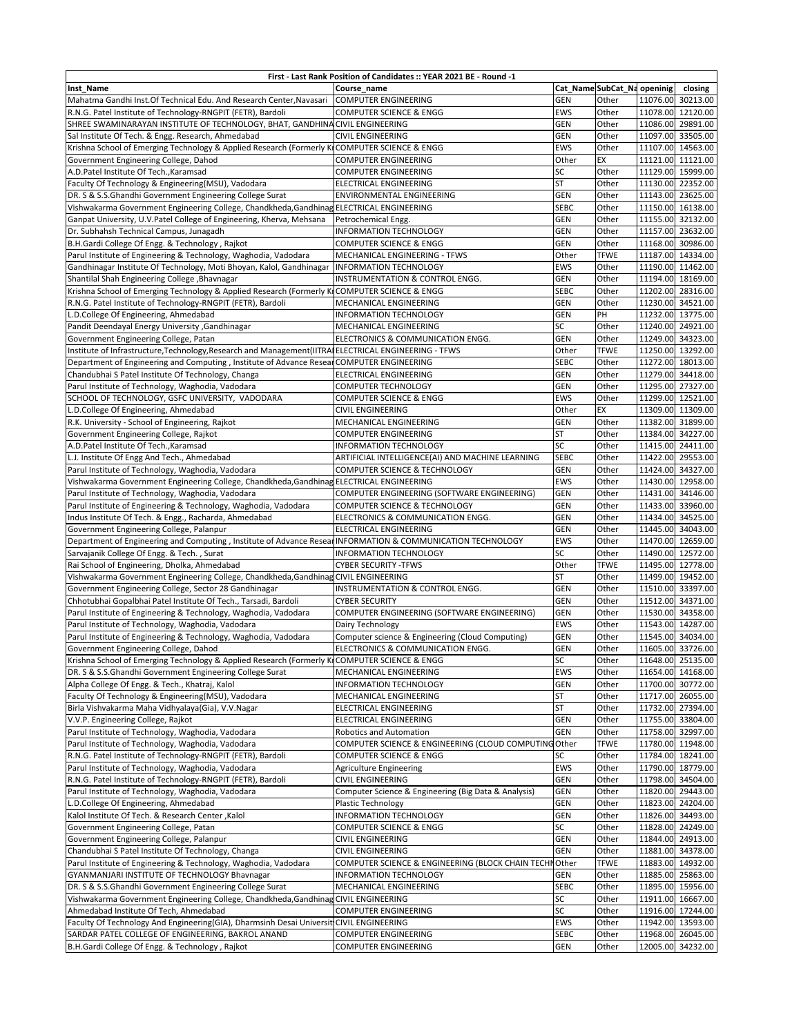| First - Last Rank Position of Candidates :: YEAR 2021 BE - Round -1 | | | | | |
|---|---|---|---|---|---|
| Inst_Name | Course_name | Cat_Name | SubCat_Na | openinig | closing |
| Mahatma Gandhi Inst.Of Technical Edu. And Research Center,Navasari | COMPUTER ENGINEERING | GEN | Other | 11076.00 | 30213.00 |
| R.N.G. Patel Institute of Technology-RNGPIT (FETR), Bardoli | COMPUTER SCIENCE & ENGG | EWS | Other | 11078.00 | 12120.00 |
| SHREE SWAMINARAYAN INSTITUTE OF TECHNOLOGY, BHAT, GANDHINA | CIVIL ENGINEERING | GEN | Other | 11086.00 | 29891.00 |
| Sal Institute Of Tech. & Engg. Research, Ahmedabad | CIVIL ENGINEERING | GEN | Other | 11097.00 | 33505.00 |
| Krishna School of Emerging Technology & Applied Research (Formerly K | COMPUTER SCIENCE & ENGG | EWS | Other | 11107.00 | 14563.00 |
| Government Engineering College, Dahod | COMPUTER ENGINEERING | Other | EX | 11121.00 | 11121.00 |
| A.D.Patel Institute Of Tech.,Karamsad | COMPUTER ENGINEERING | SC | Other | 11129.00 | 15999.00 |
| Faculty Of Technology & Engineering(MSU), Vadodara | ELECTRICAL ENGINEERING | ST | Other | 11130.00 | 22352.00 |
| DR. S & S.S.Ghandhi Government Engineering College Surat | ENVIRONMENTAL ENGINEERING | GEN | Other | 11143.00 | 23625.00 |
| Vishwakarma Government Engineering College, Chandkheda,Gandhinag | ELECTRICAL ENGINEERING | SEBC | Other | 11150.00 | 16138.00 |
| Ganpat University, U.V.Patel College of Engineering, Kherva, Mehsana | Petrochemical Engg. | GEN | Other | 11155.00 | 32132.00 |
| Dr. Subhahsh Technical Campus, Junagadh | INFORMATION TECHNOLOGY | GEN | Other | 11157.00 | 23632.00 |
| B.H.Gardi College Of Engg. & Technology , Rajkot | COMPUTER SCIENCE & ENGG | GEN | Other | 11168.00 | 30986.00 |
| Parul Institute of Engineering & Technology, Waghodia, Vadodara | MECHANICAL ENGINEERING - TFWS | Other | TFWE | 11187.00 | 14334.00 |
| Gandhinagar Institute Of Technology, Moti Bhoyan, Kalol, Gandhinagar | INFORMATION TECHNOLOGY | EWS | Other | 11190.00 | 11462.00 |
| Shantilal Shah Engineering College ,Bhavnagar | INSTRUMENTATION & CONTROL ENGG. | GEN | Other | 11194.00 | 18169.00 |
| Krishna School of Emerging Technology & Applied Research (Formerly K | COMPUTER SCIENCE & ENGG | SEBC | Other | 11202.00 | 28316.00 |
| R.N.G. Patel Institute of Technology-RNGPIT (FETR), Bardoli | MECHANICAL ENGINEERING | GEN | Other | 11230.00 | 34521.00 |
| L.D.College Of Engineering, Ahmedabad | INFORMATION TECHNOLOGY | GEN | PH | 11232.00 | 13775.00 |
| Pandit Deendayal Energy University ,Gandhinagar | MECHANICAL ENGINEERING | SC | Other | 11240.00 | 24921.00 |
| Government Engineering College, Patan | ELECTRONICS & COMMUNICATION ENGG. | GEN | Other | 11249.00 | 34323.00 |
| Institute of Infrastructure,Technology,Research and Management(IITRA | ELECTRICAL ENGINEERING - TFWS | Other | TFWE | 11250.00 | 13292.00 |
| Department of Engineering and Computing , Institute of Advance Resear | COMPUTER ENGINEERING | SEBC | Other | 11272.00 | 18013.00 |
| Chandubhai S Patel Institute Of Technology, Changa | ELECTRICAL ENGINEERING | GEN | Other | 11279.00 | 34418.00 |
| Parul Institute of Technology, Waghodia, Vadodara | COMPUTER TECHNOLOGY | GEN | Other | 11295.00 | 27327.00 |
| SCHOOL OF TECHNOLOGY, GSFC UNIVERSITY, VADODARA | COMPUTER SCIENCE & ENGG | EWS | Other | 11299.00 | 12521.00 |
| L.D.College Of Engineering, Ahmedabad | CIVIL ENGINEERING | Other | EX | 11309.00 | 11309.00 |
| R.K. University - School of Engineering, Rajkot | MECHANICAL ENGINEERING | GEN | Other | 11382.00 | 31899.00 |
| Government Engineering College, Rajkot | COMPUTER ENGINEERING | ST | Other | 11384.00 | 34227.00 |
| A.D.Patel Institute Of Tech.,Karamsad | INFORMATION TECHNOLOGY | SC | Other | 11415.00 | 24411.00 |
| L.J. Institute Of Engg And Tech., Ahmedabad | ARTIFICIAL INTELLIGENCE(AI) AND MACHINE LEARNING | SEBC | Other | 11422.00 | 29553.00 |
| Parul Institute of Technology, Waghodia, Vadodara | COMPUTER SCIENCE & TECHNOLOGY | GEN | Other | 11424.00 | 34327.00 |
| Vishwakarma Government Engineering College, Chandkheda,Gandhinag | ELECTRICAL ENGINEERING | EWS | Other | 11430.00 | 12958.00 |
| Parul Institute of Technology, Waghodia, Vadodara | COMPUTER ENGINEERING (SOFTWARE ENGINEERING) | GEN | Other | 11431.00 | 34146.00 |
| Parul Institute of Engineering & Technology, Waghodia, Vadodara | COMPUTER SCIENCE & TECHNOLOGY | GEN | Other | 11433.00 | 33960.00 |
| Indus Institute Of Tech. & Engg., Racharda, Ahmedabad | ELECTRONICS & COMMUNICATION ENGG. | GEN | Other | 11434.00 | 34525.00 |
| Government Engineering College, Palanpur | ELECTRICAL ENGINEERING | GEN | Other | 11445.00 | 34043.00 |
| Department of Engineering and Computing , Institute of Advance Resear | INFORMATION & COMMUNICATION TECHNOLOGY | EWS | Other | 11470.00 | 12659.00 |
| Sarvajanik College Of Engg. & Tech. , Surat | INFORMATION TECHNOLOGY | SC | Other | 11490.00 | 12572.00 |
| Rai School of Engineering, Dholka, Ahmedabad | CYBER SECURITY -TFWS | Other | TFWE | 11495.00 | 12778.00 |
| Vishwakarma Government Engineering College, Chandkheda,Gandhinag | CIVIL ENGINEERING | ST | Other | 11499.00 | 19452.00 |
| Government Engineering College, Sector 28 Gandhinagar | INSTRUMENTATION & CONTROL ENGG. | GEN | Other | 11510.00 | 33397.00 |
| Chhotubhai Gopalbhai Patel Institute Of Tech., Tarsadi, Bardoli | CYBER SECURITY | GEN | Other | 11512.00 | 34371.00 |
| Parul Institute of Engineering & Technology, Waghodia, Vadodara | COMPUTER ENGINEERING (SOFTWARE ENGINEERING) | GEN | Other | 11530.00 | 34358.00 |
| Parul Institute of Technology, Waghodia, Vadodara | Dairy Technology | EWS | Other | 11543.00 | 14287.00 |
| Parul Institute of Engineering & Technology, Waghodia, Vadodara | Computer science & Engineering (Cloud Computing) | GEN | Other | 11545.00 | 34034.00 |
| Government Engineering College, Dahod | ELECTRONICS & COMMUNICATION ENGG. | GEN | Other | 11605.00 | 33726.00 |
| Krishna School of Emerging Technology & Applied Research (Formerly K | COMPUTER SCIENCE & ENGG | SC | Other | 11648.00 | 25135.00 |
| DR. S & S.S.Ghandhi Government Engineering College Surat | MECHANICAL ENGINEERING | EWS | Other | 11654.00 | 14168.00 |
| Alpha College Of Engg. & Tech., Khatraj, Kalol | INFORMATION TECHNOLOGY | GEN | Other | 11700.00 | 30772.00 |
| Faculty Of Technology & Engineering(MSU), Vadodara | MECHANICAL ENGINEERING | ST | Other | 11717.00 | 26055.00 |
| Birla Vishvakarma Maha Vidhyalaya(Gia), V.V.Nagar | ELECTRICAL ENGINEERING | ST | Other | 11732.00 | 27394.00 |
| V.V.P. Engineering College, Rajkot | ELECTRICAL ENGINEERING | GEN | Other | 11755.00 | 33804.00 |
| Parul Institute of Technology, Waghodia, Vadodara | Robotics and Automation | GEN | Other | 11758.00 | 32997.00 |
| Parul Institute of Technology, Waghodia, Vadodara | COMPUTER SCIENCE & ENGINEERING (CLOUD COMPUTING | Other | TFWE | 11780.00 | 11948.00 |
| R.N.G. Patel Institute of Technology-RNGPIT (FETR), Bardoli | COMPUTER SCIENCE & ENGG | SC | Other | 11784.00 | 18241.00 |
| Parul Institute of Technology, Waghodia, Vadodara | Agriculture Engineering | EWS | Other | 11790.00 | 18779.00 |
| R.N.G. Patel Institute of Technology-RNGPIT (FETR), Bardoli | CIVIL ENGINEERING | GEN | Other | 11798.00 | 34504.00 |
| Parul Institute of Technology, Waghodia, Vadodara | Computer Science & Engineering (Big Data & Analysis) | GEN | Other | 11820.00 | 29443.00 |
| L.D.College Of Engineering, Ahmedabad | Plastic Technology | GEN | Other | 11823.00 | 24204.00 |
| Kalol Institute Of Tech. & Research Center ,Kalol | INFORMATION TECHNOLOGY | GEN | Other | 11826.00 | 34493.00 |
| Government Engineering College, Patan | COMPUTER SCIENCE & ENGG | SC | Other | 11828.00 | 24249.00 |
| Government Engineering College, Palanpur | CIVIL ENGINEERING | GEN | Other | 11844.00 | 24913.00 |
| Chandubhai S Patel Institute Of Technology, Changa | CIVIL ENGINEERING | GEN | Other | 11881.00 | 34378.00 |
| Parul Institute of Engineering & Technology, Waghodia, Vadodara | COMPUTER SCIENCE & ENGINEERING (BLOCK CHAIN TECHN | Other | TFWE | 11883.00 | 14932.00 |
| GYANMANJARI INSTITUTE OF TECHNOLOGY Bhavnagar | INFORMATION TECHNOLOGY | GEN | Other | 11885.00 | 25863.00 |
| DR. S & S.S.Ghandhi Government Engineering College Surat | MECHANICAL ENGINEERING | SEBC | Other | 11895.00 | 15956.00 |
| Vishwakarma Government Engineering College, Chandkheda,Gandhinag | CIVIL ENGINEERING | SC | Other | 11911.00 | 16667.00 |
| Ahmedabad Institute Of Tech, Ahmedabad | COMPUTER ENGINEERING | SC | Other | 11916.00 | 17244.00 |
| Faculty Of Technology And Engineering(GIA), Dharmsinh Desai Universit | CIVIL ENGINEERING | EWS | Other | 11942.00 | 13593.00 |
| SARDAR PATEL COLLEGE OF ENGINEERING, BAKROL ANAND | COMPUTER ENGINEERING | SEBC | Other | 11968.00 | 26045.00 |
| B.H.Gardi College Of Engg. & Technology , Rajkot | COMPUTER ENGINEERING | GEN | Other | 12005.00 | 34232.00 |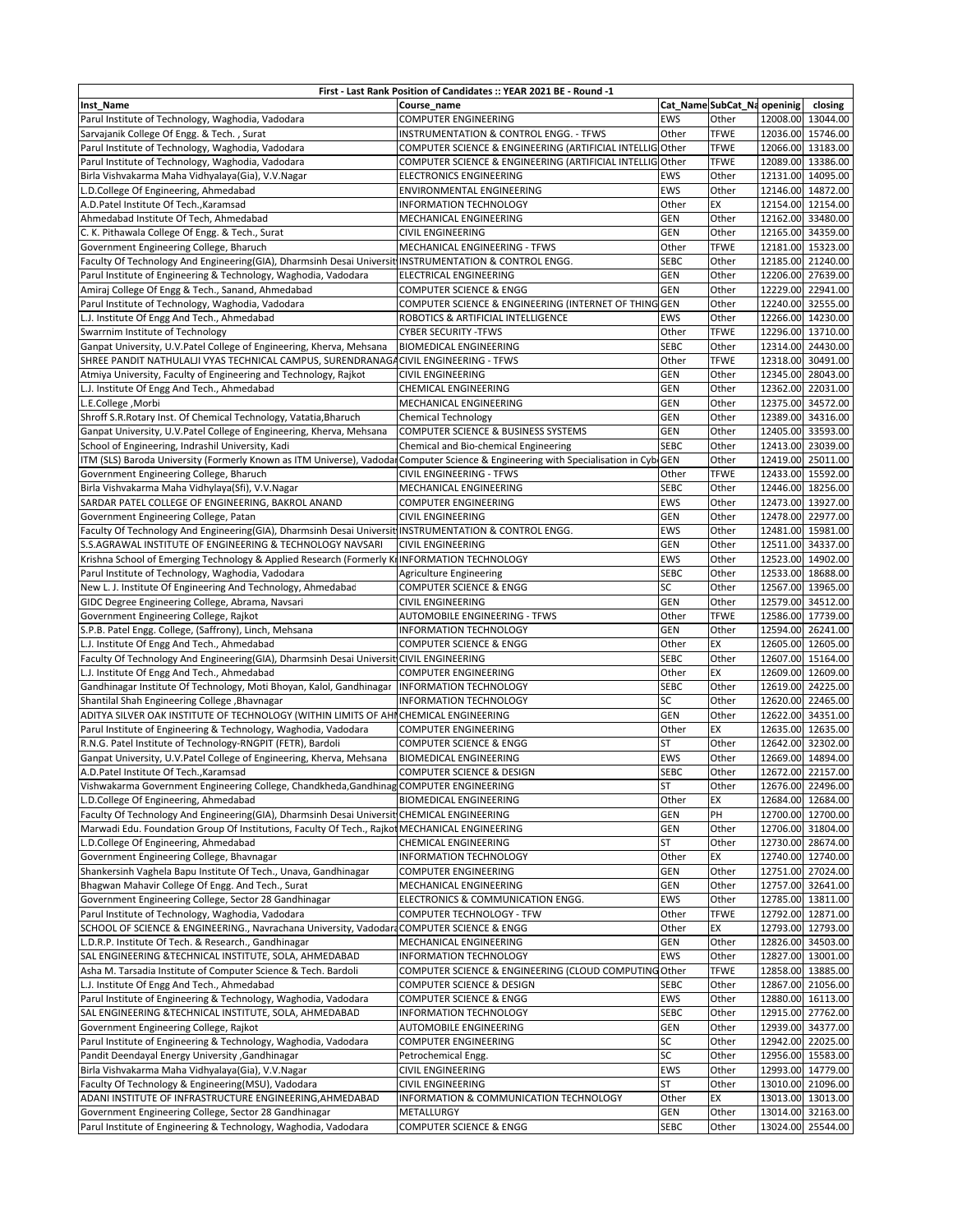| First - Last Rank Position of Candidates :: YEAR 2021 BE - Round -1 | | | | | |
|---|---|---|---|---|---|
| Inst_Name | Course_name | Cat_Name | SubCat_Na | openinig | closing |
| Parul Institute of Technology, Waghodia, Vadodara | COMPUTER ENGINEERING | EWS | Other | 12008.00 | 13044.00 |
| Sarvajanik College Of Engg. & Tech. , Surat | INSTRUMENTATION & CONTROL ENGG. - TFWS | Other | TFWE | 12036.00 | 15746.00 |
| Parul Institute of Technology, Waghodia, Vadodara | COMPUTER SCIENCE & ENGINEERING (ARTIFICIAL INTELLIG | Other | TFWE | 12066.00 | 13183.00 |
| Parul Institute of Technology, Waghodia, Vadodara | COMPUTER SCIENCE & ENGINEERING (ARTIFICIAL INTELLIG | Other | TFWE | 12089.00 | 13386.00 |
| Birla Vishvakarma Maha Vidhyalaya(Gia), V.V.Nagar | ELECTRONICS ENGINEERING | EWS | Other | 12131.00 | 14095.00 |
| L.D.College Of Engineering, Ahmedabad | ENVIRONMENTAL ENGINEERING | EWS | Other | 12146.00 | 14872.00 |
| A.D.Patel Institute Of Tech.,Karamsad | INFORMATION TECHNOLOGY | Other | EX | 12154.00 | 12154.00 |
| Ahmedabad Institute Of Tech, Ahmedabad | MECHANICAL ENGINEERING | GEN | Other | 12162.00 | 33480.00 |
| C. K. Pithawala College Of Engg. & Tech., Surat | CIVIL ENGINEERING | GEN | Other | 12165.00 | 34359.00 |
| Government Engineering College, Bharuch | MECHANICAL ENGINEERING - TFWS | Other | TFWE | 12181.00 | 15323.00 |
| Faculty Of Technology And Engineering(GIA), Dharmsinh Desai Universit | INSTRUMENTATION & CONTROL ENGG. | SEBC | Other | 12185.00 | 21240.00 |
| Parul Institute of Engineering & Technology, Waghodia, Vadodara | ELECTRICAL ENGINEERING | GEN | Other | 12206.00 | 27639.00 |
| Amiraj College Of Engg & Tech., Sanand, Ahmedabad | COMPUTER SCIENCE & ENGG | GEN | Other | 12229.00 | 22941.00 |
| Parul Institute of Technology, Waghodia, Vadodara | COMPUTER SCIENCE & ENGINEERING (INTERNET OF THING | GEN | Other | 12240.00 | 32555.00 |
| L.J. Institute Of Engg And Tech., Ahmedabad | ROBOTICS & ARTIFICIAL INTELLIGENCE | EWS | Other | 12266.00 | 14230.00 |
| Swarrnim Institute of Technology | CYBER SECURITY -TFWS | Other | TFWE | 12296.00 | 13710.00 |
| Ganpat University, U.V.Patel College of Engineering, Kherva, Mehsana | BIOMEDICAL ENGINEERING | SEBC | Other | 12314.00 | 24430.00 |
| SHREE PANDIT NATHULALJI VYAS TECHNICAL CAMPUS, SURENDRANAGA | CIVIL ENGINEERING - TFWS | Other | TFWE | 12318.00 | 30491.00 |
| Atmiya University, Faculty of Engineering and Technology, Rajkot | CIVIL ENGINEERING | GEN | Other | 12345.00 | 28043.00 |
| L.J. Institute Of Engg And Tech., Ahmedabad | CHEMICAL ENGINEERING | GEN | Other | 12362.00 | 22031.00 |
| L.E.College ,Morbi | MECHANICAL ENGINEERING | GEN | Other | 12375.00 | 34572.00 |
| Shroff S.R.Rotary Inst. Of Chemical Technology, Vatatia,Bharuch | Chemical Technology | GEN | Other | 12389.00 | 34316.00 |
| Ganpat University, U.V.Patel College of Engineering, Kherva, Mehsana | COMPUTER SCIENCE & BUSINESS SYSTEMS | GEN | Other | 12405.00 | 33593.00 |
| School of Engineering, Indrashil University, Kadi | Chemical and Bio-chemical Engineering | SEBC | Other | 12413.00 | 23039.00 |
| ITM (SLS) Baroda University (Formerly Known as ITM Universe), Vadodar | Computer Science & Engineering with Specialisation in Cyb | GEN | Other | 12419.00 | 25011.00 |
| Government Engineering College, Bharuch | CIVIL ENGINEERING - TFWS | Other | TFWE | 12433.00 | 15592.00 |
| Birla Vishvakarma Maha Vidhyalaya(Sfi), V.V.Nagar | MECHANICAL ENGINEERING | SEBC | Other | 12446.00 | 18256.00 |
| SARDAR PATEL COLLEGE OF ENGINEERING, BAKROL ANAND | COMPUTER ENGINEERING | EWS | Other | 12473.00 | 13927.00 |
| Government Engineering College, Patan | CIVIL ENGINEERING | GEN | Other | 12478.00 | 22977.00 |
| Faculty Of Technology And Engineering(GIA), Dharmsinh Desai Universit | INSTRUMENTATION & CONTROL ENGG. | EWS | Other | 12481.00 | 15981.00 |
| S.S.AGRAWAL INSTITUTE OF ENGINEERING & TECHNOLOGY NAVSARI | CIVIL ENGINEERING | GEN | Other | 12511.00 | 34337.00 |
| Krishna School of Emerging Technology & Applied Research (Formerly K | INFORMATION TECHNOLOGY | EWS | Other | 12523.00 | 14902.00 |
| Parul Institute of Technology, Waghodia, Vadodara | Agriculture Engineering | SEBC | Other | 12533.00 | 18688.00 |
| New L. J. Institute Of Engineering And Technology, Ahmedabad | COMPUTER SCIENCE & ENGG | SC | Other | 12567.00 | 13965.00 |
| GIDC Degree Engineering College, Abrama, Navsari | CIVIL ENGINEERING | GEN | Other | 12579.00 | 34512.00 |
| Government Engineering College, Rajkot | AUTOMOBILE ENGINEERING - TFWS | Other | TFWE | 12586.00 | 17739.00 |
| S.P.B. Patel Engg. College, (Saffrony), Linch, Mehsana | INFORMATION TECHNOLOGY | GEN | Other | 12594.00 | 26241.00 |
| L.J. Institute Of Engg And Tech., Ahmedabad | COMPUTER SCIENCE & ENGG | Other | EX | 12605.00 | 12605.00 |
| Faculty Of Technology And Engineering(GIA), Dharmsinh Desai Universit | CIVIL ENGINEERING | SEBC | Other | 12607.00 | 15164.00 |
| L.J. Institute Of Engg And Tech., Ahmedabad | COMPUTER ENGINEERING | Other | EX | 12609.00 | 12609.00 |
| Gandhinagar Institute Of Technology, Moti Bhoyan, Kalol, Gandhinagar | INFORMATION TECHNOLOGY | SEBC | Other | 12619.00 | 24225.00 |
| Shantilal Shah Engineering College ,Bhavnagar | INFORMATION TECHNOLOGY | SC | Other | 12620.00 | 22465.00 |
| ADITYA SILVER OAK INSTITUTE OF TECHNOLOGY (WITHIN LIMITS OF AHM | CHEMICAL ENGINEERING | GEN | Other | 12622.00 | 34351.00 |
| Parul Institute of Engineering & Technology, Waghodia, Vadodara | COMPUTER ENGINEERING | Other | EX | 12635.00 | 12635.00 |
| R.N.G. Patel Institute of Technology-RNGPIT (FETR), Bardoli | COMPUTER SCIENCE & ENGG | ST | Other | 12642.00 | 32302.00 |
| Ganpat University, U.V.Patel College of Engineering, Kherva, Mehsana | BIOMEDICAL ENGINEERING | EWS | Other | 12669.00 | 14894.00 |
| A.D.Patel Institute Of Tech.,Karamsad | COMPUTER SCIENCE & DESIGN | SEBC | Other | 12672.00 | 22157.00 |
| Vishwakarma Government Engineering College, Chandkheda,Gandhinag | COMPUTER ENGINEERING | ST | Other | 12676.00 | 22496.00 |
| L.D.College Of Engineering, Ahmedabad | BIOMEDICAL ENGINEERING | Other | EX | 12684.00 | 12684.00 |
| Faculty Of Technology And Engineering(GIA), Dharmsinh Desai Universit | CHEMICAL ENGINEERING | GEN | PH | 12700.00 | 12700.00 |
| Marwadi Edu. Foundation Group Of Institutions, Faculty Of Tech., Rajkot | MECHANICAL ENGINEERING | GEN | Other | 12706.00 | 31804.00 |
| L.D.College Of Engineering, Ahmedabad | CHEMICAL ENGINEERING | ST | Other | 12730.00 | 28674.00 |
| Government Engineering College, Bhavnagar | INFORMATION TECHNOLOGY | Other | EX | 12740.00 | 12740.00 |
| Shankersinh Vaghela Bapu Institute Of Tech., Unava, Gandhinagar | COMPUTER ENGINEERING | GEN | Other | 12751.00 | 27024.00 |
| Bhagwan Mahavir College Of Engg. And Tech., Surat | MECHANICAL ENGINEERING | GEN | Other | 12757.00 | 32641.00 |
| Government Engineering College, Sector 28 Gandhinagar | ELECTRONICS & COMMUNICATION ENGG. | EWS | Other | 12785.00 | 13811.00 |
| Parul Institute of Technology, Waghodia, Vadodara | COMPUTER TECHNOLOGY - TFW | Other | TFWE | 12792.00 | 12871.00 |
| SCHOOL OF SCIENCE & ENGINEERING., Navrachana University, Vadodara | COMPUTER SCIENCE & ENGG | Other | EX | 12793.00 | 12793.00 |
| L.D.R.P. Institute Of Tech. & Research., Gandhinagar | MECHANICAL ENGINEERING | GEN | Other | 12826.00 | 34503.00 |
| SAL ENGINEERING &TECHNICAL INSTITUTE, SOLA, AHMEDABAD | INFORMATION TECHNOLOGY | EWS | Other | 12827.00 | 13001.00 |
| Asha M. Tarsadia Institute of Computer Science & Tech. Bardoli | COMPUTER SCIENCE & ENGINEERING (CLOUD COMPUTING | Other | TFWE | 12858.00 | 13885.00 |
| L.J. Institute Of Engg And Tech., Ahmedabad | COMPUTER SCIENCE & DESIGN | SEBC | Other | 12867.00 | 21056.00 |
| Parul Institute of Engineering & Technology, Waghodia, Vadodara | COMPUTER SCIENCE & ENGG | EWS | Other | 12880.00 | 16113.00 |
| SAL ENGINEERING &TECHNICAL INSTITUTE, SOLA, AHMEDABAD | INFORMATION TECHNOLOGY | SEBC | Other | 12915.00 | 27762.00 |
| Government Engineering College, Rajkot | AUTOMOBILE ENGINEERING | GEN | Other | 12939.00 | 34377.00 |
| Parul Institute of Engineering & Technology, Waghodia, Vadodara | COMPUTER ENGINEERING | SC | Other | 12942.00 | 22025.00 |
| Pandit Deendayal Energy University ,Gandhinagar | Petrochemical Engg. | SC | Other | 12956.00 | 15583.00 |
| Birla Vishvakarma Maha Vidhyalaya(Gia), V.V.Nagar | CIVIL ENGINEERING | EWS | Other | 12993.00 | 14779.00 |
| Faculty Of Technology & Engineering(MSU), Vadodara | CIVIL ENGINEERING | ST | Other | 13010.00 | 21096.00 |
| ADANI INSTITUTE OF INFRASTRUCTURE ENGINEERING,AHMEDABAD | INFORMATION & COMMUNICATION TECHNOLOGY | Other | EX | 13013.00 | 13013.00 |
| Government Engineering College, Sector 28 Gandhinagar | METALLURGY | GEN | Other | 13014.00 | 32163.00 |
| Parul Institute of Engineering & Technology, Waghodia, Vadodara | COMPUTER SCIENCE & ENGG | SEBC | Other | 13024.00 | 25544.00 |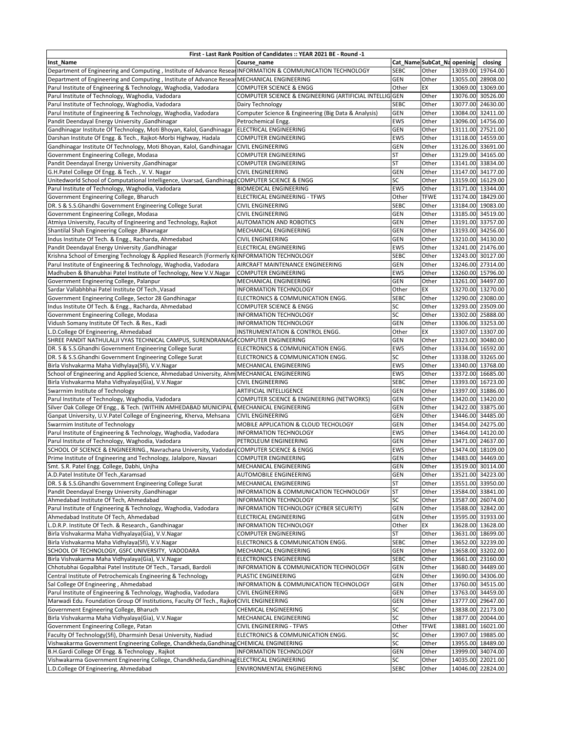| First - Last Rank Position of Candidates :: YEAR 2021 BE - Round -1 | | | | | |
|---|---|---|---|---|---|
| Inst_Name | Course_name | Cat_Name | SubCat_Na | openinig | closing |
| Department of Engineering and Computing , Institute of Advance Resear | INFORMATION & COMMUNICATION TECHNOLOGY | SEBC | Other | 13039.00 | 19764.00 |
| Department of Engineering and Computing , Institute of Advance Resear | MECHANICAL ENGINEERING | GEN | Other | 13055.00 | 28908.00 |
| Parul Institute of Engineering & Technology, Waghodia, Vadodara | COMPUTER SCIENCE & ENGG | Other | EX | 13069.00 | 13069.00 |
| Parul Institute of Technology, Waghodia, Vadodara | COMPUTER SCIENCE & ENGINEERING (ARTIFICIAL INTELLIG | GEN | Other | 13076.00 | 30526.00 |
| Parul Institute of Technology, Waghodia, Vadodara | Dairy Technology | SEBC | Other | 13077.00 | 24630.00 |
| Parul Institute of Engineering & Technology, Waghodia, Vadodara | Computer Science & Engineering (Big Data & Analysis) | GEN | Other | 13084.00 | 32411.00 |
| Pandit Deendayal Energy University ,Gandhinagar | Petrochemical Engg. | EWS | Other | 13096.00 | 14756.00 |
| Gandhinagar Institute Of Technology, Moti Bhoyan, Kalol, Gandhinagar | ELECTRICAL ENGINEERING | GEN | Other | 13111.00 | 27521.00 |
| Darshan Institute Of Engg. & Tech., Rajkot-Morbi Highway, Hadala | COMPUTER ENGINEERING | EWS | Other | 13118.00 | 14559.00 |
| Gandhinagar Institute Of Technology, Moti Bhoyan, Kalol, Gandhinagar | CIVIL ENGINEERING | GEN | Other | 13126.00 | 33691.00 |
| Government Engineering College, Modasa | COMPUTER ENGINEERING | ST | Other | 13129.00 | 34165.00 |
| Pandit Deendayal Energy University ,Gandhinagar | COMPUTER ENGINEERING | ST | Other | 13141.00 | 33834.00 |
| G.H.Patel College Of Engg. & Tech. , V. V. Nagar | CIVIL ENGINEERING | GEN | Other | 13147.00 | 34177.00 |
| Unitedworld School of Computational Intelligence, Uvarsad, Gandhinaga | COMPUTER SCIENCE & ENGG | SC | Other | 13159.00 | 16129.00 |
| Parul Institute of Technology, Waghodia, Vadodara | BIOMEDICAL ENGINEERING | EWS | Other | 13171.00 | 13344.00 |
| Government Engineering College, Bharuch | ELECTRICAL ENGINEERING - TFWS | Other | TFWE | 13174.00 | 18429.00 |
| DR. S & S.S.Ghandhi Government Engineering College Surat | CIVIL ENGINEERING | SEBC | Other | 13184.00 | 19083.00 |
| Government Engineering College, Modasa | CIVIL ENGINEERING | GEN | Other | 13185.00 | 34519.00 |
| Atmiya University, Faculty of Engineering and Technology, Rajkot | AUTOMATION AND ROBOTICS | GEN | Other | 13191.00 | 33757.00 |
| Shantilal Shah Engineering College ,Bhavnagar | MECHANICAL ENGINEERING | GEN | Other | 13193.00 | 34256.00 |
| Indus Institute Of Tech. & Engg., Racharda, Ahmedabad | CIVIL ENGINEERING | GEN | Other | 13210.00 | 34130.00 |
| Pandit Deendayal Energy University ,Gandhinagar | ELECTRICAL ENGINEERING | EWS | Other | 13241.00 | 21476.00 |
| Krishna School of Emerging Technology & Applied Research (Formerly Kr | INFORMATION TECHNOLOGY | SEBC | Other | 13243.00 | 30127.00 |
| Parul Institute of Engineering & Technology, Waghodia, Vadodara | AIRCRAFT MAINTENANCE ENGINEERING | GEN | Other | 13246.00 | 27314.00 |
| Madhuben & Bhanubhai Patel Institute of Technology, New V.V.Nagar | COMPUTER ENGINEERING | EWS | Other | 13260.00 | 15796.00 |
| Government Engineering College, Palanpur | MECHANICAL ENGINEERING | GEN | Other | 13261.00 | 34497.00 |
| Sardar Vallabhbhai Patel Institute Of Tech.,Vasad | INFORMATION TECHNOLOGY | Other | EX | 13270.00 | 13270.00 |
| Government Engineering College, Sector 28 Gandhinagar | ELECTRONICS & COMMUNICATION ENGG. | SEBC | Other | 13290.00 | 23080.00 |
| Indus Institute Of Tech. & Engg., Racharda, Ahmedabad | COMPUTER SCIENCE & ENGG | SC | Other | 13293.00 | 23509.00 |
| Government Engineering College, Modasa | INFORMATION TECHNOLOGY | SC | Other | 13302.00 | 25888.00 |
| Vidush Somany Institute Of Tech. & Res., Kadi | INFORMATION TECHNOLOGY | GEN | Other | 13306.00 | 33253.00 |
| L.D.College Of Engineering, Ahmedabad | INSTRUMENTATION & CONTROL ENGG. | Other | EX | 13307.00 | 13307.00 |
| SHREE PANDIT NATHULALJI VYAS TECHNICAL CAMPUS, SURENDRANAGA | COMPUTER ENGINEERING | GEN | Other | 13323.00 | 30480.00 |
| DR. S & S.S.Ghandhi Government Engineering College Surat | ELECTRONICS & COMMUNICATION ENGG. | EWS | Other | 13334.00 | 16592.00 |
| DR. S & S.S.Ghandhi Government Engineering College Surat | ELECTRONICS & COMMUNICATION ENGG. | SC | Other | 13338.00 | 33265.00 |
| Birla Vishvakarma Maha Vidhylaya(Sfi), V.V.Nagar | MECHANICAL ENGINEERING | EWS | Other | 13340.00 | 13768.00 |
| School of Engineering and Applied Science, Ahmedabad University, Ahm | MECHANICAL ENGINEERING | EWS | Other | 13372.00 | 16685.00 |
| Birla Vishvakarma Maha Vidhyalaya(Gia), V.V.Nagar | CIVIL ENGINEERING | SEBC | Other | 13393.00 | 16723.00 |
| Swarrnim Institute of Technology | ARTIFICIAL INTELLIGENCE | GEN | Other | 13397.00 | 31886.00 |
| Parul Institute of Technology, Waghodia, Vadodara | COMPUTER SCIENCE & ENGINEERING (NETWORKS) | GEN | Other | 13420.00 | 13420.00 |
| Silver Oak College Of Engg., & Tech. (WITHIN AMHEDABAD MUNICIPAL ( | MECHANICAL ENGINEERING | GEN | Other | 13422.00 | 33875.00 |
| Ganpat University, U.V.Patel College of Engineering, Kherva, Mehsana | CIVIL ENGINEERING | GEN | Other | 13446.00 | 34485.00 |
| Swarrnim Institute of Technology | MOBILE APPLICATION & CLOUD TECHOLOGY | GEN | Other | 13454.00 | 24275.00 |
| Parul Institute of Engineering & Technology, Waghodia, Vadodara | INFORMATION TECHNOLOGY | EWS | Other | 13464.00 | 14120.00 |
| Parul Institute of Technology, Waghodia, Vadodara | PETROLEUM ENGINEERING | GEN | Other | 13471.00 | 24637.00 |
| SCHOOL OF SCIENCE & ENGINEERING., Navrachana University, Vadodara | COMPUTER SCIENCE & ENGG | EWS | Other | 13474.00 | 18109.00 |
| Prime Institute of Engineering and Technology, Jalalpore, Navsari | COMPUTER ENGINEERING | GEN | Other | 13483.00 | 34469.00 |
| Smt. S.R. Patel Engg. College, Dabhi, Unjha | MECHANICAL ENGINEERING | GEN | Other | 13519.00 | 30114.00 |
| A.D.Patel Institute Of Tech.,Karamsad | AUTOMOBILE ENGINEERING | GEN | Other | 13521.00 | 34223.00 |
| DR. S & S.S.Ghandhi Government Engineering College Surat | MECHANICAL ENGINEERING | ST | Other | 13551.00 | 33950.00 |
| Pandit Deendayal Energy University ,Gandhinagar | INFORMATION & COMMUNICATION TECHNOLOGY | ST | Other | 13584.00 | 33841.00 |
| Ahmedabad Institute Of Tech, Ahmedabad | INFORMATION TECHNOLOGY | SC | Other | 13587.00 | 26074.00 |
| Parul Institute of Engineering & Technology, Waghodia, Vadodara | INFORMATION TECHNOLOGY (CYBER SECURITY) | GEN | Other | 13588.00 | 32842.00 |
| Ahmedabad Institute Of Tech, Ahmedabad | ELECTRICAL ENGINEERING | GEN | Other | 13595.00 | 31933.00 |
| L.D.R.P. Institute Of Tech. & Research., Gandhinagar | INFORMATION TECHNOLOGY | Other | EX | 13628.00 | 13628.00 |
| Birla Vishvakarma Maha Vidhyalaya(Gia), V.V.Nagar | COMPUTER ENGINEERING | ST | Other | 13631.00 | 18699.00 |
| Birla Vishvakarma Maha Vidhylaya(Sfi), V.V.Nagar | ELECTRONICS & COMMUNICATION ENGG. | SEBC | Other | 13652.00 | 32239.00 |
| SCHOOL OF TECHNOLOGY, GSFC UNIVERSITY, VADODARA | MECHANICAL ENGINEERING | GEN | Other | 13658.00 | 33202.00 |
| Birla Vishvakarma Maha Vidhyalaya(Gia), V.V.Nagar | ELECTRONICS ENGINEERING | SEBC | Other | 13661.00 | 23160.00 |
| Chhotubhai Gopalbhai Patel Institute Of Tech., Tarsadi, Bardoli | INFORMATION & COMMUNICATION TECHNOLOGY | GEN | Other | 13680.00 | 34489.00 |
| Central Institute of Petrochemicals Engineering & Technology | PLASTIC ENGINEERING | GEN | Other | 13690.00 | 34306.00 |
| Sal College Of Engineering , Ahmedabad | INFORMATION & COMMUNICATION TECHNOLOGY | GEN | Other | 13760.00 | 34515.00 |
| Parul Institute of Engineering & Technology, Waghodia, Vadodara | CIVIL ENGINEERING | GEN | Other | 13763.00 | 34459.00 |
| Marwadi Edu. Foundation Group Of Institutions, Faculty Of Tech., Rajkot | CIVIL ENGINEERING | GEN | Other | 13777.00 | 29647.00 |
| Government Engineering College, Bharuch | CHEMICAL ENGINEERING | SC | Other | 13838.00 | 22173.00 |
| Birla Vishvakarma Maha Vidhyalaya(Gia), V.V.Nagar | MECHANICAL ENGINEERING | SC | Other | 13877.00 | 20044.00 |
| Government Engineering College, Patan | CIVIL ENGINEERING - TFWS | Other | TFWE | 13881.00 | 16021.00 |
| Faculty Of Technology(Sfi), Dharmsinh Desai University, Nadiad | ELECTRONICS & COMMUNICATION ENGG. | SC | Other | 13907.00 | 19885.00 |
| Vishwakarma Government Engineering College, Chandkheda,Gandhinag | CHEMICAL ENGINEERING | SC | Other | 13955.00 | 18489.00 |
| B.H.Gardi College Of Engg. & Technology , Rajkot | INFORMATION TECHNOLOGY | GEN | Other | 13999.00 | 34074.00 |
| Vishwakarma Government Engineering College, Chandkheda,Gandhinag | ELECTRICAL ENGINEERING | SC | Other | 14035.00 | 22021.00 |
| L.D.College Of Engineering, Ahmedabad | ENVIRONMENTAL ENGINEERING | SEBC | Other | 14046.00 | 22824.00 |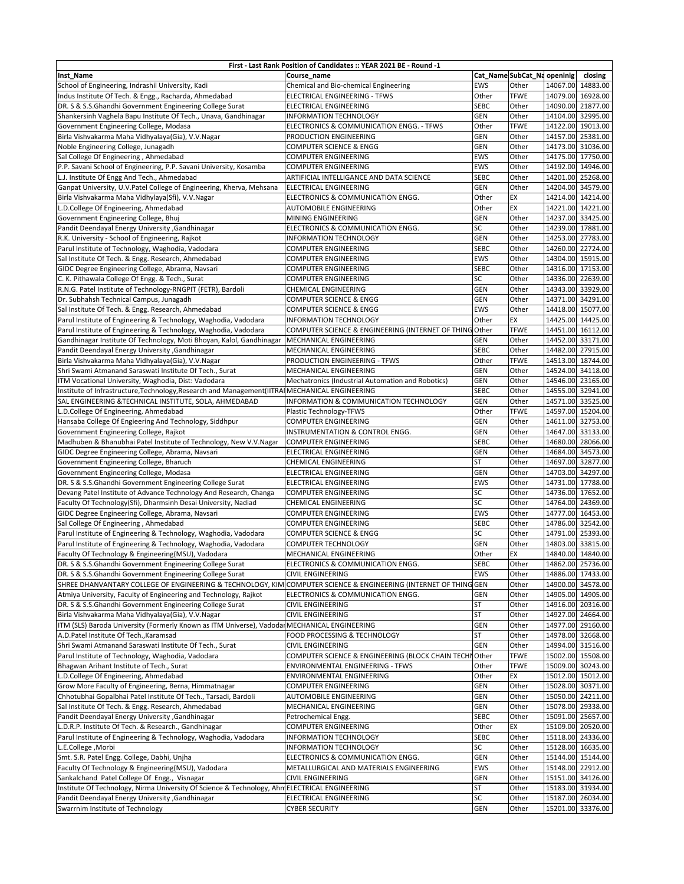| First - Last Rank Position of Candidates :: YEAR 2021 BE - Round -1 | | | | | |
|---|---|---|---|---|---|
| Inst_Name | Course_name | Cat_Name | SubCat_Na | openinig | closing |
| School of Engineering, Indrashil University, Kadi | Chemical and Bio-chemical Engineering | EWS | Other | 14067.00 | 14883.00 |
| Indus Institute Of Tech. & Engg., Racharda, Ahmedabad | ELECTRICAL ENGINEERING - TFWS | Other | TFWE | 14079.00 | 16928.00 |
| DR. S & S.S.Ghandhi Government Engineering College Surat | ELECTRICAL ENGINEERING | SEBC | Other | 14090.00 | 21877.00 |
| Shankersinh Vaghela Bapu Institute Of Tech., Unava, Gandhinagar | INFORMATION TECHNOLOGY | GEN | Other | 14104.00 | 32995.00 |
| Government Engineering College, Modasa | ELECTRONICS & COMMUNICATION ENGG. - TFWS | Other | TFWE | 14122.00 | 19013.00 |
| Birla Vishvakarma Maha Vidhyalaya(Gia), V.V.Nagar | PRODUCTION ENGINEERING | GEN | Other | 14157.00 | 25381.00 |
| Noble Engineering College, Junagadh | COMPUTER SCIENCE & ENGG | GEN | Other | 14173.00 | 31036.00 |
| Sal College Of Engineering , Ahmedabad | COMPUTER ENGINEERING | EWS | Other | 14175.00 | 17750.00 |
| P.P. Savani School of Engineering, P.P. Savani University, Kosamba | COMPUTER ENGINEERING | EWS | Other | 14192.00 | 14946.00 |
| L.J. Institute Of Engg And Tech., Ahmedabad | ARTIFICIAL INTELLIGANCE AND DATA SCIENCE | SEBC | Other | 14201.00 | 25268.00 |
| Ganpat University, U.V.Patel College of Engineering, Kherva, Mehsana | ELECTRICAL ENGINEERING | GEN | Other | 14204.00 | 34579.00 |
| Birla Vishvakarma Maha Vidhyalaya(Sfi), V.V.Nagar | ELECTRONICS & COMMUNICATION ENGG. | Other | EX | 14214.00 | 14214.00 |
| L.D.College Of Engineering, Ahmedabad | AUTOMOBILE ENGINEERING | Other | EX | 14221.00 | 14221.00 |
| Government Engineering College, Bhuj | MINING ENGINEERING | GEN | Other | 14237.00 | 33425.00 |
| Pandit Deendayal Energy University ,Gandhinagar | ELECTRONICS & COMMUNICATION ENGG. | SC | Other | 14239.00 | 17881.00 |
| R.K. University - School of Engineering, Rajkot | INFORMATION TECHNOLOGY | GEN | Other | 14253.00 | 27783.00 |
| Parul Institute of Technology, Waghodia, Vadodara | COMPUTER ENGINEERING | SEBC | Other | 14260.00 | 22724.00 |
| Sal Institute Of Tech. & Engg. Research, Ahmedabad | COMPUTER ENGINEERING | EWS | Other | 14304.00 | 15915.00 |
| GIDC Degree Engineering College, Abrama, Navsari | COMPUTER ENGINEERING | SEBC | Other | 14316.00 | 17153.00 |
| C. K. Pithawala College Of Engg. & Tech., Surat | COMPUTER ENGINEERING | SC | Other | 14336.00 | 22639.00 |
| R.N.G. Patel Institute of Technology-RNGPIT (FETR), Bardoli | CHEMICAL ENGINEERING | GEN | Other | 14343.00 | 33929.00 |
| Dr. Subhahsh Technical Campus, Junagadh | COMPUTER SCIENCE & ENGG | GEN | Other | 14371.00 | 34291.00 |
| Sal Institute Of Tech. & Engg. Research, Ahmedabad | COMPUTER SCIENCE & ENGG | EWS | Other | 14418.00 | 15077.00 |
| Parul Institute of Engineering & Technology, Waghodia, Vadodara | INFORMATION TECHNOLOGY | Other | EX | 14425.00 | 14425.00 |
| Parul Institute of Engineering & Technology, Waghodia, Vadodara | COMPUTER SCIENCE & ENGINEERING (INTERNET OF THING | Other | TFWE | 14451.00 | 16112.00 |
| Gandhinagar Institute Of Technology, Moti Bhoyan, Kalol, Gandhinagar | MECHANICAL ENGINEERING | GEN | Other | 14452.00 | 33171.00 |
| Pandit Deendayal Energy University ,Gandhinagar | MECHANICAL ENGINEERING | SEBC | Other | 14482.00 | 27915.00 |
| Birla Vishvakarma Maha Vidhyalaya(Gia), V.V.Nagar | PRODUCTION ENGINEERING - TFWS | Other | TFWE | 14513.00 | 18744.00 |
| Shri Swami Atmanand Saraswati Institute Of Tech., Surat | MECHANICAL ENGINEERING | GEN | Other | 14524.00 | 34118.00 |
| ITM Vocational University, Waghodia, Dist: Vadodara | Mechatronics (Industrial Automation and Robotics) | GEN | Other | 14546.00 | 23165.00 |
| Institute of Infrastructure,Technology,Research and Management(IITRA | MECHANICAL ENGINEERING | SEBC | Other | 14555.00 | 32941.00 |
| SAL ENGINEERING &TECHNICAL INSTITUTE, SOLA, AHMEDABAD | INFORMATION & COMMUNICATION TECHNOLOGY | GEN | Other | 14571.00 | 33525.00 |
| L.D.College Of Engineering, Ahmedabad | Plastic Technology-TFWS | Other | TFWE | 14597.00 | 15204.00 |
| Hansaba College Of Engieering And Technology, Siddhpur | COMPUTER ENGINEERING | GEN | Other | 14611.00 | 32753.00 |
| Government Engineering College, Rajkot | INSTRUMENTATION & CONTROL ENGG. | GEN | Other | 14647.00 | 33133.00 |
| Madhuben & Bhanubhai Patel Institute of Technology, New V.V.Nagar | COMPUTER ENGINEERING | SEBC | Other | 14680.00 | 28066.00 |
| GIDC Degree Engineering College, Abrama, Navsari | ELECTRICAL ENGINEERING | GEN | Other | 14684.00 | 34573.00 |
| Government Engineering College, Bharuch | CHEMICAL ENGINEERING | ST | Other | 14697.00 | 32877.00 |
| Government Engineering College, Modasa | ELECTRICAL ENGINEERING | GEN | Other | 14703.00 | 34297.00 |
| DR. S & S.S.Ghandhi Government Engineering College Surat | ELECTRICAL ENGINEERING | EWS | Other | 14731.00 | 17788.00 |
| Devang Patel Institute of Advance Technology And Research, Changa | COMPUTER ENGINEERING | SC | Other | 14736.00 | 17652.00 |
| Faculty Of Technology(Sfi), Dharmsinh Desai University, Nadiad | CHEMICAL ENGINEERING | SC | Other | 14764.00 | 24369.00 |
| GIDC Degree Engineering College, Abrama, Navsari | COMPUTER ENGINEERING | EWS | Other | 14777.00 | 16453.00 |
| Sal College Of Engineering , Ahmedabad | COMPUTER ENGINEERING | SEBC | Other | 14786.00 | 32542.00 |
| Parul Institute of Engineering & Technology, Waghodia, Vadodara | COMPUTER SCIENCE & ENGG | SC | Other | 14791.00 | 25393.00 |
| Parul Institute of Engineering & Technology, Waghodia, Vadodara | COMPUTER TECHNOLOGY | GEN | Other | 14803.00 | 33815.00 |
| Faculty Of Technology & Engineering(MSU), Vadodara | MECHANICAL ENGINEERING | Other | EX | 14840.00 | 14840.00 |
| DR. S & S.S.Ghandhi Government Engineering College Surat | ELECTRONICS & COMMUNICATION ENGG. | SEBC | Other | 14862.00 | 25736.00 |
| DR. S & S.S.Ghandhi Government Engineering College Surat | CIVIL ENGINEERING | EWS | Other | 14886.00 | 17433.00 |
| SHREE DHANVANTARY COLLEGE OF ENGINEERING & TECHNOLOGY, KIM | COMPUTER SCIENCE & ENGINEERING (INTERNET OF THING | GEN | Other | 14900.00 | 34578.00 |
| Atmiya University, Faculty of Engineering and Technology, Rajkot | ELECTRONICS & COMMUNICATION ENGG. | GEN | Other | 14905.00 | 14905.00 |
| DR. S & S.S.Ghandhi Government Engineering College Surat | CIVIL ENGINEERING | ST | Other | 14916.00 | 20316.00 |
| Birla Vishvakarma Maha Vidhyalaya(Gia), V.V.Nagar | CIVIL ENGINEERING | ST | Other | 14927.00 | 24664.00 |
| ITM (SLS) Baroda University (Formerly Known as ITM Universe), Vadoda | MECHANICAL ENGINEERING | GEN | Other | 14977.00 | 29160.00 |
| A.D.Patel Institute Of Tech.,Karamsad | FOOD PROCESSING & TECHNOLOGY | ST | Other | 14978.00 | 32668.00 |
| Shri Swami Atmanand Saraswati Institute Of Tech., Surat | CIVIL ENGINEERING | GEN | Other | 14994.00 | 31516.00 |
| Parul Institute of Technology, Waghodia, Vadodara | COMPUTER SCIENCE & ENGINEERING (BLOCK CHAIN TECHN | Other | TFWE | 15002.00 | 15508.00 |
| Bhagwan Arihant Institute of Tech., Surat | ENVIRONMENTAL ENGINEERING - TFWS | Other | TFWE | 15009.00 | 30243.00 |
| L.D.College Of Engineering, Ahmedabad | ENVIRONMENTAL ENGINEERING | Other | EX | 15012.00 | 15012.00 |
| Grow More Faculty of Engineering, Berna, Himmatnagar | COMPUTER ENGINEERING | GEN | Other | 15028.00 | 30371.00 |
| Chhotubhai Gopalbhai Patel Institute Of Tech., Tarsadi, Bardoli | AUTOMOBILE ENGINEERING | GEN | Other | 15050.00 | 24211.00 |
| Sal Institute Of Tech. & Engg. Research, Ahmedabad | MECHANICAL ENGINEERING | GEN | Other | 15078.00 | 29338.00 |
| Pandit Deendayal Energy University ,Gandhinagar | Petrochemical Engg. | SEBC | Other | 15091.00 | 25657.00 |
| L.D.R.P. Institute Of Tech. & Research., Gandhinagar | COMPUTER ENGINEERING | Other | EX | 15109.00 | 20520.00 |
| Parul Institute of Engineering & Technology, Waghodia, Vadodara | INFORMATION TECHNOLOGY | SEBC | Other | 15118.00 | 24336.00 |
| L.E.College ,Morbi | INFORMATION TECHNOLOGY | SC | Other | 15128.00 | 16635.00 |
| Smt. S.R. Patel Engg. College, Dabhi, Unjha | ELECTRONICS & COMMUNICATION ENGG. | GEN | Other | 15144.00 | 15144.00 |
| Faculty Of Technology & Engineering(MSU), Vadodara | METALLURGICAL AND MATERIALS ENGINEERING | EWS | Other | 15148.00 | 22912.00 |
| Sankalchand Patel College Of Engg., Visnagar | CIVIL ENGINEERING | GEN | Other | 15151.00 | 34126.00 |
| Institute Of Technology, Nirma University Of Science & Technology, Ahm | ELECTRICAL ENGINEERING | ST | Other | 15183.00 | 31934.00 |
| Pandit Deendayal Energy University ,Gandhinagar | ELECTRICAL ENGINEERING | SC | Other | 15187.00 | 26034.00 |
| Swarrnim Institute of Technology | CYBER SECURITY | GEN | Other | 15201.00 | 33376.00 |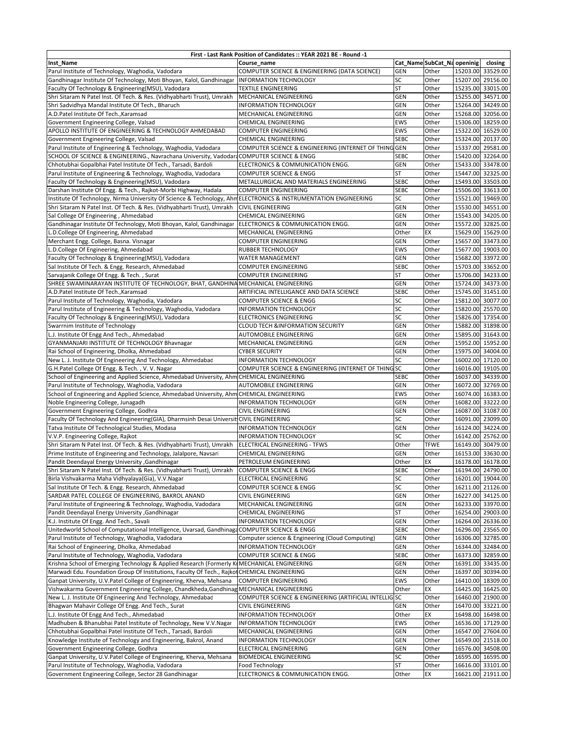| First - Last Rank Position of Candidates :: YEAR 2021 BE - Round -1 | | | | | |
|---|---|---|---|---|---|
| Inst_Name | Course_name | Cat_Name | SubCat_Na | openinig | closing |
| Parul Institute of Technology, Waghodia, Vadodara | COMPUTER SCIENCE & ENGINEERING (DATA SCIENCE) | GEN | Other | 15203.00 | 33529.00 |
| Gandhinagar Institute Of Technology, Moti Bhoyan, Kalol, Gandhinagar | INFORMATION TECHNOLOGY | SC | Other | 15207.00 | 29156.00 |
| Faculty Of Technology & Engineering(MSU), Vadodara | TEXTILE ENGINEERING | ST | Other | 15235.00 | 33015.00 |
| Shri Sitaram N Patel Inst. Of Tech. & Res. (Vidhyabharti Trust), Umrakh | MECHANICAL ENGINEERING | GEN | Other | 15255.00 | 34571.00 |
| Shri Sadvidhya Mandal Institute Of Tech., Bharuch | INFORMATION TECHNOLOGY | GEN | Other | 15264.00 | 34249.00 |
| A.D.Patel Institute Of Tech.,Karamsad | MECHANICAL ENGINEERING | GEN | Other | 15268.00 | 32056.00 |
| Government Engineering College, Valsad | CHEMICAL ENGINEERING | EWS | Other | 15306.00 | 18259.00 |
| APOLLO INSTITUTE OF ENGINEERING & TECHNOLOGY AHMEDABAD | COMPUTER ENGINEERING | EWS | Other | 15322.00 | 16529.00 |
| Government Engineering College, Valsad | CHEMICAL ENGINEERING | SEBC | Other | 15324.00 | 20137.00 |
| Parul Institute of Engineering & Technology, Waghodia, Vadodara | COMPUTER SCIENCE & ENGINEERING (INTERNET OF THING | GEN | Other | 15337.00 | 29581.00 |
| SCHOOL OF SCIENCE & ENGINEERING., Navrachana University, Vadodara | COMPUTER SCIENCE & ENGG | SEBC | Other | 15420.00 | 32264.00 |
| Chhotubhai Gopalbhai Patel Institute Of Tech., Tarsadi, Bardoli | ELECTRONICS & COMMUNICATION ENGG. | GEN | Other | 15433.00 | 33478.00 |
| Parul Institute of Engineering & Technology, Waghodia, Vadodara | COMPUTER SCIENCE & ENGG | ST | Other | 15447.00 | 32325.00 |
| Faculty Of Technology & Engineering(MSU), Vadodara | METALLURGICAL AND MATERIALS ENGINEERING | SEBC | Other | 15493.00 | 33503.00 |
| Darshan Institute Of Engg. & Tech., Rajkot-Morbi Highway, Hadala | COMPUTER ENGINEERING | SEBC | Other | 15506.00 | 33613.00 |
| Institute Of Technology, Nirma University Of Science & Technology, Ahm | ELECTRONICS & INSTRUMENTATION ENGINEERING | SC | Other | 15521.00 | 19469.00 |
| Shri Sitaram N Patel Inst. Of Tech. & Res. (Vidhyabharti Trust), Umrakh | CIVIL ENGINEERING | GEN | Other | 15530.00 | 34551.00 |
| Sal College Of Engineering , Ahmedabad | CHEMICAL ENGINEERING | GEN | Other | 15543.00 | 34205.00 |
| Gandhinagar Institute Of Technology, Moti Bhoyan, Kalol, Gandhinagar | ELECTRONICS & COMMUNICATION ENGG. | GEN | Other | 15572.00 | 32825.00 |
| L.D.College Of Engineering, Ahmedabad | MECHANICAL ENGINEERING | Other | EX | 15629.00 | 15629.00 |
| Merchant Engg. College, Basna. Visnagar | COMPUTER ENGINEERING | GEN | Other | 15657.00 | 33473.00 |
| L.D.College Of Engineering, Ahmedabad | RUBBER TECHNOLOGY | EWS | Other | 15677.00 | 19003.00 |
| Faculty Of Technology & Engineering(MSU), Vadodara | WATER MANAGEMENT | GEN | Other | 15682.00 | 33972.00 |
| Sal Institute Of Tech. & Engg. Research, Ahmedabad | COMPUTER ENGINEERING | SEBC | Other | 15703.00 | 33652.00 |
| Sarvajanik College Of Engg. & Tech. , Surat | COMPUTER ENGINEERING | ST | Other | 15706.00 | 34233.00 |
| SHREE SWAMINARAYAN INSTITUTE OF TECHNOLOGY, BHAT, GANDHINA | MECHANICAL ENGINEERING | GEN | Other | 15724.00 | 34373.00 |
| A.D.Patel Institute Of Tech.,Karamsad | ARTIFICIAL INTELLIGANCE AND DATA SCIENCE | SEBC | Other | 15745.00 | 31451.00 |
| Parul Institute of Technology, Waghodia, Vadodara | COMPUTER SCIENCE & ENGG | SC | Other | 15812.00 | 30077.00 |
| Parul Institute of Engineering & Technology, Waghodia, Vadodara | INFORMATION TECHNOLOGY | SC | Other | 15820.00 | 25570.00 |
| Faculty Of Technology & Engineering(MSU), Vadodara | ELECTRONICS ENGINEERING | SC | Other | 15826.00 | 17354.00 |
| Swarrnim Institute of Technology | CLOUD TECH &INFORMATION SECURITY | GEN | Other | 15882.00 | 31898.00 |
| L.J. Institute Of Engg And Tech., Ahmedabad | AUTOMOBILE ENGINEERING | GEN | Other | 15895.00 | 31643.00 |
| GYANMANJARI INSTITUTE OF TECHNOLOGY Bhavnagar | MECHANICAL ENGINEERING | GEN | Other | 15952.00 | 15952.00 |
| Rai School of Engineering, Dholka, Ahmedabad | CYBER SECURITY | GEN | Other | 15975.00 | 34004.00 |
| New L. J. Institute Of Engineering And Technology, Ahmedabad | INFORMATION TECHNOLOGY | SC | Other | 16002.00 | 17120.00 |
| G.H.Patel College Of Engg. & Tech. , V. V. Nagar | COMPUTER SCIENCE & ENGINEERING (INTERNET OF THING | SC | Other | 16016.00 | 19105.00 |
| School of Engineering and Applied Science, Ahmedabad University, Ahm | CHEMICAL ENGINEERING | SEBC | Other | 16037.00 | 34339.00 |
| Parul Institute of Technology, Waghodia, Vadodara | AUTOMOBILE ENGINEERING | GEN | Other | 16072.00 | 32769.00 |
| School of Engineering and Applied Science, Ahmedabad University, Ahm | CHEMICAL ENGINEERING | EWS | Other | 16074.00 | 16383.00 |
| Noble Engineering College, Junagadh | INFORMATION TECHNOLOGY | GEN | Other | 16082.00 | 33222.00 |
| Government Engineering College, Godhra | CIVIL ENGINEERING | GEN | Other | 16087.00 | 31087.00 |
| Faculty Of Technology And Engineering(GIA), Dharmsinh Desai Universit | CIVIL ENGINEERING | SC | Other | 16091.00 | 23099.00 |
| Tatva Institute Of Technological Studies, Modasa | INFORMATION TECHNOLOGY | GEN | Other | 16124.00 | 34224.00 |
| V.V.P. Engineering College, Rajkot | INFORMATION TECHNOLOGY | SC | Other | 16142.00 | 25762.00 |
| Shri Sitaram N Patel Inst. Of Tech. & Res. (Vidhyabharti Trust), Umrakh | ELECTRICAL ENGINEERING - TFWS | Other | TFWE | 16149.00 | 30479.00 |
| Prime Institute of Engineering and Technology, Jalalpore, Navsari | CHEMICAL ENGINEERING | GEN | Other | 16153.00 | 33630.00 |
| Pandit Deendayal Energy University ,Gandhinagar | PETROLEUM ENGINEERING | Other | EX | 16178.00 | 16178.00 |
| Shri Sitaram N Patel Inst. Of Tech. & Res. (Vidhyabharti Trust), Umrakh | COMPUTER SCIENCE & ENGG | SEBC | Other | 16194.00 | 24790.00 |
| Birla Vishvakarma Maha Vidhyalaya(Gia), V.V.Nagar | ELECTRICAL ENGINEERING | SC | Other | 16201.00 | 19044.00 |
| Sal Institute Of Tech. & Engg. Research, Ahmedabad | COMPUTER SCIENCE & ENGG | SC | Other | 16211.00 | 21126.00 |
| SARDAR PATEL COLLEGE OF ENGINEERING, BAKROL ANAND | CIVIL ENGINEERING | GEN | Other | 16227.00 | 34125.00 |
| Parul Institute of Engineering & Technology, Waghodia, Vadodara | MECHANICAL ENGINEERING | GEN | Other | 16233.00 | 33970.00 |
| Pandit Deendayal Energy University ,Gandhinagar | CHEMICAL ENGINEERING | ST | Other | 16254.00 | 29003.00 |
| K.J. Institute Of Engg. And Tech., Savali | INFORMATION TECHNOLOGY | GEN | Other | 16264.00 | 26336.00 |
| Unitedworld School of Computational Intelligence, Uvarsad, Gandhinaga | COMPUTER SCIENCE & ENGG | SEBC | Other | 16296.00 | 23565.00 |
| Parul Institute of Technology, Waghodia, Vadodara | Computer science & Engineering (Cloud Computing) | GEN | Other | 16306.00 | 32785.00 |
| Rai School of Engineering, Dholka, Ahmedabad | INFORMATION TECHNOLOGY | GEN | Other | 16344.00 | 32484.00 |
| Parul Institute of Technology, Waghodia, Vadodara | COMPUTER SCIENCE & ENGG | SEBC | Other | 16373.00 | 32859.00 |
| Krishna School of Emerging Technology & Applied Research (Formerly K | MECHANICAL ENGINEERING | GEN | Other | 16391.00 | 33435.00 |
| Marwadi Edu. Foundation Group Of Institutions, Faculty Of Tech., Rajkot | CHEMICAL ENGINEERING | GEN | Other | 16397.00 | 30394.00 |
| Ganpat University, U.V.Patel College of Engineering, Kherva, Mehsana | COMPUTER ENGINEERING | EWS | Other | 16410.00 | 18309.00 |
| Vishwakarma Government Engineering College, Chandkheda,Gandhinag | MECHANICAL ENGINEERING | Other | EX | 16425.00 | 16425.00 |
| New L. J. Institute Of Engineering And Technology, Ahmedabad | COMPUTER SCIENCE & ENGINEERING (ARTIFICIAL INTELLIG | SC | Other | 16460.00 | 21900.00 |
| Bhagwan Mahavir College Of Engg. And Tech., Surat | CIVIL ENGINEERING | GEN | Other | 16470.00 | 33221.00 |
| L.J. Institute Of Engg And Tech., Ahmedabad | INFORMATION TECHNOLOGY | Other | EX | 16498.00 | 16498.00 |
| Madhuben & Bhanubhai Patel Institute of Technology, New V.V.Nagar | INFORMATION TECHNOLOGY | EWS | Other | 16536.00 | 17129.00 |
| Chhotubhai Gopalbhai Patel Institute Of Tech., Tarsadi, Bardoli | MECHANICAL ENGINEERING | GEN | Other | 16547.00 | 27604.00 |
| Knowledge Institute of Technology and Engineering, Bakrol, Anand | INFORMATION TECHNOLOGY | GEN | Other | 16549.00 | 21518.00 |
| Government Engineering College, Godhra | ELECTRICAL ENGINEERING | GEN | Other | 16576.00 | 34508.00 |
| Ganpat University, U.V.Patel College of Engineering, Kherva, Mehsana | BIOMEDICAL ENGINEERING | SC | Other | 16595.00 | 16595.00 |
| Parul Institute of Technology, Waghodia, Vadodara | Food Technology | ST | Other | 16616.00 | 33101.00 |
| Government Engineering College, Sector 28 Gandhinagar | ELECTRONICS & COMMUNICATION ENGG. | Other | EX | 16621.00 | 21911.00 |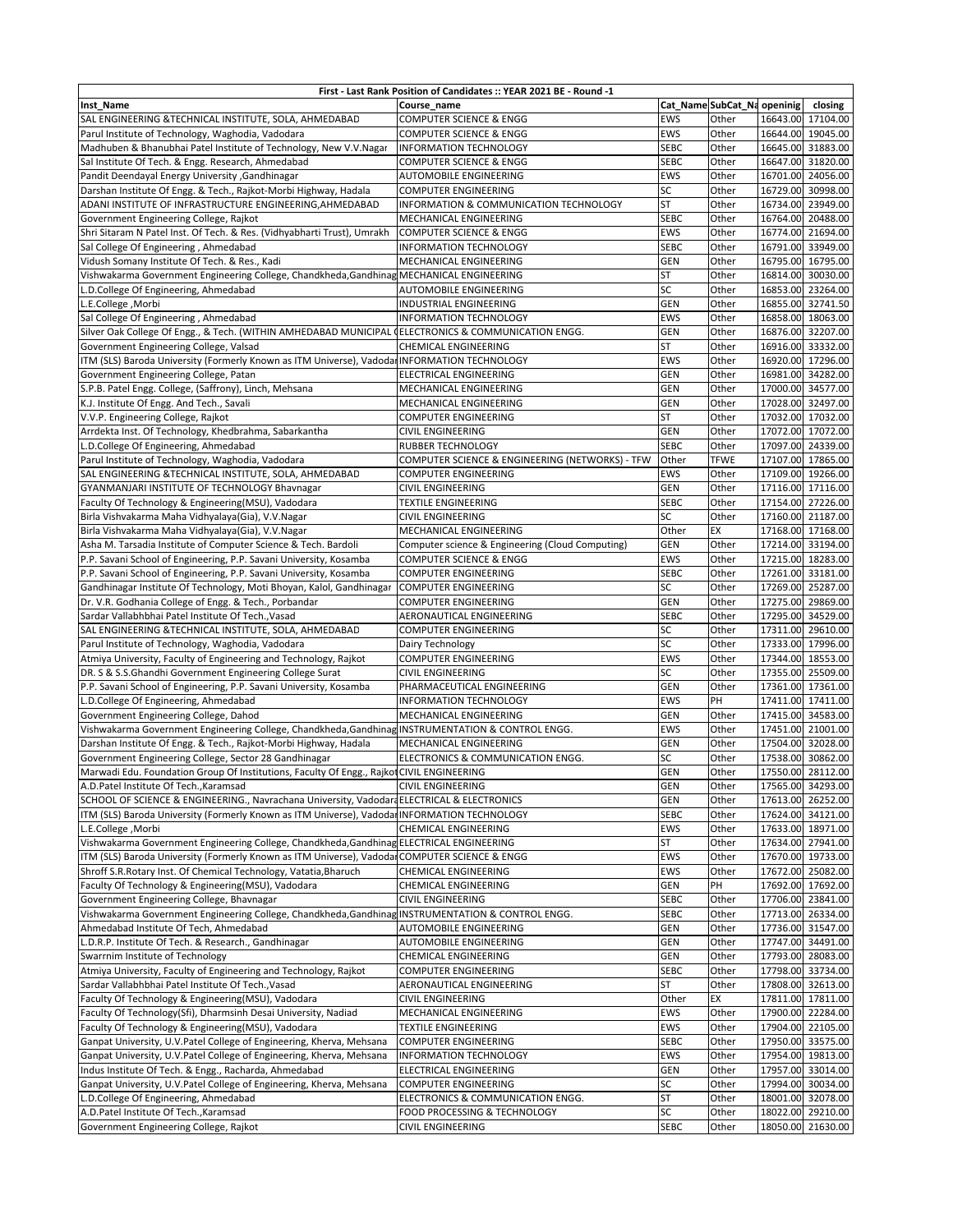| First - Last Rank Position of Candidates :: YEAR 2021 BE - Round -1 | | | | | |
|---|---|---|---|---|---|
| Inst_Name | Course_name | Cat_Name | SubCat_Na | openinig | closing |
| SAL ENGINEERING &TECHNICAL INSTITUTE, SOLA, AHMEDABAD | COMPUTER SCIENCE & ENGG | EWS | Other | 16643.00 | 17104.00 |
| Parul Institute of Technology, Waghodia, Vadodara | COMPUTER SCIENCE & ENGG | EWS | Other | 16644.00 | 19045.00 |
| Madhuben & Bhanubhai Patel Institute of Technology, New V.V.Nagar | INFORMATION TECHNOLOGY | SEBC | Other | 16645.00 | 31883.00 |
| Sal Institute Of Tech. & Engg. Research, Ahmedabad | COMPUTER SCIENCE & ENGG | SEBC | Other | 16647.00 | 31820.00 |
| Pandit Deendayal Energy University ,Gandhinagar | AUTOMOBILE ENGINEERING | EWS | Other | 16701.00 | 24056.00 |
| Darshan Institute Of Engg. & Tech., Rajkot-Morbi Highway, Hadala | COMPUTER ENGINEERING | SC | Other | 16729.00 | 30998.00 |
| ADANI INSTITUTE OF INFRASTRUCTURE ENGINEERING,AHMEDABAD | INFORMATION & COMMUNICATION TECHNOLOGY | ST | Other | 16734.00 | 23949.00 |
| Government Engineering College, Rajkot | MECHANICAL ENGINEERING | SEBC | Other | 16764.00 | 20488.00 |
| Shri Sitaram N Patel Inst. Of Tech. & Res. (Vidhyabharti Trust), Umrakh | COMPUTER SCIENCE & ENGG | EWS | Other | 16774.00 | 21694.00 |
| Sal College Of Engineering , Ahmedabad | INFORMATION TECHNOLOGY | SEBC | Other | 16791.00 | 33949.00 |
| Vidush Somany Institute Of Tech. & Res., Kadi | MECHANICAL ENGINEERING | GEN | Other | 16795.00 | 16795.00 |
| Vishwakarma Government Engineering College, Chandkheda,Gandhinag | MECHANICAL ENGINEERING | ST | Other | 16814.00 | 30030.00 |
| L.D.College Of Engineering, Ahmedabad | AUTOMOBILE ENGINEERING | SC | Other | 16853.00 | 23264.00 |
| L.E.College ,Morbi | INDUSTRIAL ENGINEERING | GEN | Other | 16855.00 | 32741.50 |
| Sal College Of Engineering , Ahmedabad | INFORMATION TECHNOLOGY | EWS | Other | 16858.00 | 18063.00 |
| Silver Oak College Of Engg., & Tech. (WITHIN AMHEDABAD MUNICIPAL ( | ELECTRONICS & COMMUNICATION ENGG. | GEN | Other | 16876.00 | 32207.00 |
| Government Engineering College, Valsad | CHEMICAL ENGINEERING | ST | Other | 16916.00 | 33332.00 |
| ITM (SLS) Baroda University (Formerly Known as ITM Universe), Vadodar | INFORMATION TECHNOLOGY | EWS | Other | 16920.00 | 17296.00 |
| Government Engineering College, Patan | ELECTRICAL ENGINEERING | GEN | Other | 16981.00 | 34282.00 |
| S.P.B. Patel Engg. College, (Saffrony), Linch, Mehsana | MECHANICAL ENGINEERING | GEN | Other | 17000.00 | 34577.00 |
| K.J. Institute Of Engg. And Tech., Savali | MECHANICAL ENGINEERING | GEN | Other | 17028.00 | 32497.00 |
| V.V.P. Engineering College, Rajkot | COMPUTER ENGINEERING | ST | Other | 17032.00 | 17032.00 |
| Arrdekta Inst. Of Technology, Khedbrahma, Sabarkantha | CIVIL ENGINEERING | GEN | Other | 17072.00 | 17072.00 |
| L.D.College Of Engineering, Ahmedabad | RUBBER TECHNOLOGY | SEBC | Other | 17097.00 | 24339.00 |
| Parul Institute of Technology, Waghodia, Vadodara | COMPUTER SCIENCE & ENGINEERING (NETWORKS) - TFW | Other | TFWE | 17107.00 | 17865.00 |
| SAL ENGINEERING &TECHNICAL INSTITUTE, SOLA, AHMEDABAD | COMPUTER ENGINEERING | EWS | Other | 17109.00 | 19266.00 |
| GYANMANJARI INSTITUTE OF TECHNOLOGY Bhavnagar | CIVIL ENGINEERING | GEN | Other | 17116.00 | 17116.00 |
| Faculty Of Technology & Engineering(MSU), Vadodara | TEXTILE ENGINEERING | SEBC | Other | 17154.00 | 27226.00 |
| Birla Vishvakarma Maha Vidhyalaya(Gia), V.V.Nagar | CIVIL ENGINEERING | SC | Other | 17160.00 | 21187.00 |
| Birla Vishvakarma Maha Vidhyalaya(Gia), V.V.Nagar | MECHANICAL ENGINEERING | Other | EX | 17168.00 | 17168.00 |
| Asha M. Tarsadia Institute of Computer Science & Tech. Bardoli | Computer science & Engineering (Cloud Computing) | GEN | Other | 17214.00 | 33194.00 |
| P.P. Savani School of Engineering, P.P. Savani University, Kosamba | COMPUTER SCIENCE & ENGG | EWS | Other | 17215.00 | 18283.00 |
| P.P. Savani School of Engineering, P.P. Savani University, Kosamba | COMPUTER ENGINEERING | SEBC | Other | 17261.00 | 33181.00 |
| Gandhinagar Institute Of Technology, Moti Bhoyan, Kalol, Gandhinagar | COMPUTER ENGINEERING | SC | Other | 17269.00 | 25287.00 |
| Dr. V.R. Godhania College of Engg. & Tech., Porbandar | COMPUTER ENGINEERING | GEN | Other | 17275.00 | 29869.00 |
| Sardar Vallabhbhai Patel Institute Of Tech.,Vasad | AERONAUTICAL ENGINEERING | SEBC | Other | 17295.00 | 34529.00 |
| SAL ENGINEERING &TECHNICAL INSTITUTE, SOLA, AHMEDABAD | COMPUTER ENGINEERING | SC | Other | 17311.00 | 29610.00 |
| Parul Institute of Technology, Waghodia, Vadodara | Dairy Technology | SC | Other | 17333.00 | 17996.00 |
| Atmiya University, Faculty of Engineering and Technology, Rajkot | COMPUTER ENGINEERING | EWS | Other | 17344.00 | 18553.00 |
| DR. S & S.S.Ghandhi Government Engineering College Surat | CIVIL ENGINEERING | SC | Other | 17355.00 | 25509.00 |
| P.P. Savani School of Engineering, P.P. Savani University, Kosamba | PHARMACEUTICAL ENGINEERING | GEN | Other | 17361.00 | 17361.00 |
| L.D.College Of Engineering, Ahmedabad | INFORMATION TECHNOLOGY | EWS | PH | 17411.00 | 17411.00 |
| Government Engineering College, Dahod | MECHANICAL ENGINEERING | GEN | Other | 17415.00 | 34583.00 |
| Vishwakarma Government Engineering College, Chandkheda,Gandhinag | INSTRUMENTATION & CONTROL ENGG. | EWS | Other | 17451.00 | 21001.00 |
| Darshan Institute Of Engg. & Tech., Rajkot-Morbi Highway, Hadala | MECHANICAL ENGINEERING | GEN | Other | 17504.00 | 32028.00 |
| Government Engineering College, Sector 28 Gandhinagar | ELECTRONICS & COMMUNICATION ENGG. | SC | Other | 17538.00 | 30862.00 |
| Marwadi Edu. Foundation Group Of Institutions, Faculty Of Engg., Rajkot | CIVIL ENGINEERING | GEN | Other | 17550.00 | 28112.00 |
| A.D.Patel Institute Of Tech.,Karamsad | CIVIL ENGINEERING | GEN | Other | 17565.00 | 34293.00 |
| SCHOOL OF SCIENCE & ENGINEERING., Navrachana University, Vadodara | ELECTRICAL & ELECTRONICS | GEN | Other | 17613.00 | 26252.00 |
| ITM (SLS) Baroda University (Formerly Known as ITM Universe), Vadodar | INFORMATION TECHNOLOGY | SEBC | Other | 17624.00 | 34121.00 |
| L.E.College ,Morbi | CHEMICAL ENGINEERING | EWS | Other | 17633.00 | 18971.00 |
| Vishwakarma Government Engineering College, Chandkheda,Gandhinag | ELECTRICAL ENGINEERING | ST | Other | 17634.00 | 27941.00 |
| ITM (SLS) Baroda University (Formerly Known as ITM Universe), Vadodar | COMPUTER SCIENCE & ENGG | EWS | Other | 17670.00 | 19733.00 |
| Shroff S.R.Rotary Inst. Of Chemical Technology, Vatatia,Bharuch | CHEMICAL ENGINEERING | EWS | Other | 17672.00 | 25082.00 |
| Faculty Of Technology & Engineering(MSU), Vadodara | CHEMICAL ENGINEERING | GEN | PH | 17692.00 | 17692.00 |
| Government Engineering College, Bhavnagar | CIVIL ENGINEERING | SEBC | Other | 17706.00 | 23841.00 |
| Vishwakarma Government Engineering College, Chandkheda,Gandhinag | INSTRUMENTATION & CONTROL ENGG. | SEBC | Other | 17713.00 | 26334.00 |
| Ahmedabad Institute Of Tech, Ahmedabad | AUTOMOBILE ENGINEERING | GEN | Other | 17736.00 | 31547.00 |
| L.D.R.P. Institute Of Tech. & Research., Gandhinagar | AUTOMOBILE ENGINEERING | GEN | Other | 17747.00 | 34491.00 |
| Swarrnim Institute of Technology | CHEMICAL ENGINEERING | GEN | Other | 17793.00 | 28083.00 |
| Atmiya University, Faculty of Engineering and Technology, Rajkot | COMPUTER ENGINEERING | SEBC | Other | 17798.00 | 33734.00 |
| Sardar Vallabhbhai Patel Institute Of Tech.,Vasad | AERONAUTICAL ENGINEERING | ST | Other | 17808.00 | 32613.00 |
| Faculty Of Technology & Engineering(MSU), Vadodara | CIVIL ENGINEERING | Other | EX | 17811.00 | 17811.00 |
| Faculty Of Technology(Sfi), Dharmsinh Desai University, Nadiad | MECHANICAL ENGINEERING | EWS | Other | 17900.00 | 22284.00 |
| Faculty Of Technology & Engineering(MSU), Vadodara | TEXTILE ENGINEERING | EWS | Other | 17904.00 | 22105.00 |
| Ganpat University, U.V.Patel College of Engineering, Kherva, Mehsana | COMPUTER ENGINEERING | SEBC | Other | 17950.00 | 33575.00 |
| Ganpat University, U.V.Patel College of Engineering, Kherva, Mehsana | INFORMATION TECHNOLOGY | EWS | Other | 17954.00 | 19813.00 |
| Indus Institute Of Tech. & Engg., Racharda, Ahmedabad | ELECTRICAL ENGINEERING | GEN | Other | 17957.00 | 33014.00 |
| Ganpat University, U.V.Patel College of Engineering, Kherva, Mehsana | COMPUTER ENGINEERING | SC | Other | 17994.00 | 30034.00 |
| L.D.College Of Engineering, Ahmedabad | ELECTRONICS & COMMUNICATION ENGG. | ST | Other | 18001.00 | 32078.00 |
| A.D.Patel Institute Of Tech.,Karamsad | FOOD PROCESSING & TECHNOLOGY | SC | Other | 18022.00 | 29210.00 |
| Government Engineering College, Rajkot | CIVIL ENGINEERING | SEBC | Other | 18050.00 | 21630.00 |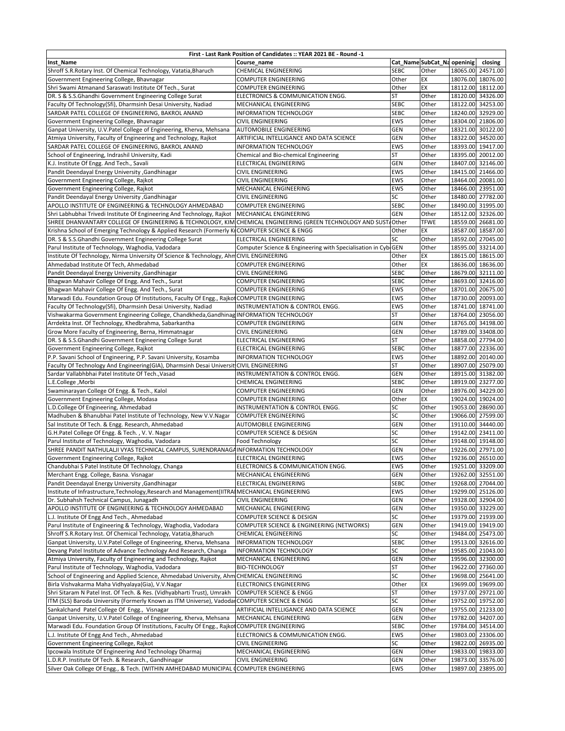| First - Last Rank Position of Candidates :: YEAR 2021 BE - Round -1 | | | | | |
|---|---|---|---|---|---|
| Inst_Name | Course_name | Cat_Name | SubCat_Na | openinig | closing |
| Shroff S.R.Rotary Inst. Of Chemical Technology, Vatatia,Bharuch | CHEMICAL ENGINEERING | SEBC | Other | 18065.00 | 24571.00 |
| Government Engineering College, Bhavnagar | COMPUTER ENGINEERING | Other | EX | 18076.00 | 18076.00 |
| Shri Swami Atmanand Saraswati Institute Of Tech., Surat | COMPUTER ENGINEERING | Other | EX | 18112.00 | 18112.00 |
| DR. S & S.S.Ghandhi Government Engineering College Surat | ELECTRONICS & COMMUNICATION ENGG. | ST | Other | 18120.00 | 34326.00 |
| Faculty Of Technology(Sfi), Dharmsinh Desai University, Nadiad | MECHANICAL ENGINEERING | SEBC | Other | 18122.00 | 34253.00 |
| SARDAR PATEL COLLEGE OF ENGINEERING, BAKROL ANAND | INFORMATION TECHNOLOGY | SEBC | Other | 18240.00 | 32929.00 |
| Government Engineering College, Bhavnagar | CIVIL ENGINEERING | EWS | Other | 18304.00 | 21806.00 |
| Ganpat University, U.V.Patel College of Engineering, Kherva, Mehsana | AUTOMOBILE ENGINEERING | GEN | Other | 18321.00 | 30122.00 |
| Atmiya University, Faculty of Engineering and Technology, Rajkot | ARTIFICIAL INTELLIGANCE AND DATA SCIENCE | GEN | Other | 18322.00 | 34520.00 |
| SARDAR PATEL COLLEGE OF ENGINEERING, BAKROL ANAND | INFORMATION TECHNOLOGY | EWS | Other | 18393.00 | 19417.00 |
| School of Engineering, Indrashil University, Kadi | Chemical and Bio-chemical Engineering | ST | Other | 18395.00 | 20012.00 |
| K.J. Institute Of Engg. And Tech., Savali | ELECTRICAL ENGINEERING | GEN | Other | 18407.00 | 32146.00 |
| Pandit Deendayal Energy University ,Gandhinagar | CIVIL ENGINEERING | EWS | Other | 18415.00 | 21466.00 |
| Government Engineering College, Rajkot | CIVIL ENGINEERING | EWS | Other | 18464.00 | 20081.00 |
| Government Engineering College, Rajkot | MECHANICAL ENGINEERING | EWS | Other | 18466.00 | 23951.00 |
| Pandit Deendayal Energy University ,Gandhinagar | CIVIL ENGINEERING | SC | Other | 18480.00 | 27782.00 |
| APOLLO INSTITUTE OF ENGINEERING & TECHNOLOGY AHMEDABAD | COMPUTER ENGINEERING | SEBC | Other | 18490.00 | 31995.00 |
| Shri Labhubhai Trivedi Institute Of Engineering And Technology, Rajkot | MECHANICAL ENGINEERING | GEN | Other | 18512.00 | 32326.00 |
| SHREE DHANVANTARY COLLEGE OF ENGINEERING & TECHNOLOGY, KIM | CHEMICAL ENGINEERING (GREEN TECHNOLOGY AND SUST | Other | TFWE | 18559.00 | 26681.00 |
| Krishna School of Emerging Technology & Applied Research (Formerly K | COMPUTER SCIENCE & ENGG | Other | EX | 18587.00 | 18587.00 |
| DR. S & S.S.Ghandhi Government Engineering College Surat | ELECTRICAL ENGINEERING | SC | Other | 18592.00 | 27045.00 |
| Parul Institute of Technology, Waghodia, Vadodara | Computer Science & Engineering with Specialisation in Cyb | GEN | Other | 18595.00 | 33214.00 |
| Institute Of Technology, Nirma University Of Science & Technology, Ahm | CIVIL ENGINEERING | Other | EX | 18615.00 | 18615.00 |
| Ahmedabad Institute Of Tech, Ahmedabad | COMPUTER ENGINEERING | Other | EX | 18636.00 | 18636.00 |
| Pandit Deendayal Energy University ,Gandhinagar | CIVIL ENGINEERING | SEBC | Other | 18679.00 | 32111.00 |
| Bhagwan Mahavir College Of Engg. And Tech., Surat | COMPUTER ENGINEERING | SEBC | Other | 18693.00 | 32416.00 |
| Bhagwan Mahavir College Of Engg. And Tech., Surat | COMPUTER ENGINEERING | EWS | Other | 18701.00 | 20675.00 |
| Marwadi Edu. Foundation Group Of Institutions, Faculty Of Engg., Rajkot | COMPUTER ENGINEERING | EWS | Other | 18730.00 | 20093.00 |
| Faculty Of Technology(Sfi), Dharmsinh Desai University, Nadiad | INSTRUMENTATION & CONTROL ENGG. | EWS | Other | 18741.00 | 18741.00 |
| Vishwakarma Government Engineering College, Chandkheda,Gandhinag | INFORMATION TECHNOLOGY | ST | Other | 18764.00 | 23056.00 |
| Arrdekta Inst. Of Technology, Khedbrahma, Sabarkantha | COMPUTER ENGINEERING | GEN | Other | 18765.00 | 34198.00 |
| Grow More Faculty of Engineering, Berna, Himmatnagar | CIVIL ENGINEERING | GEN | Other | 18789.00 | 33408.00 |
| DR. S & S.S.Ghandhi Government Engineering College Surat | ELECTRICAL ENGINEERING | ST | Other | 18858.00 | 27794.00 |
| Government Engineering College, Rajkot | ELECTRICAL ENGINEERING | SEBC | Other | 18877.00 | 22336.00 |
| P.P. Savani School of Engineering, P.P. Savani University, Kosamba | INFORMATION TECHNOLOGY | EWS | Other | 18892.00 | 20140.00 |
| Faculty Of Technology And Engineering(GIA), Dharmsinh Desai Universit | CIVIL ENGINEERING | ST | Other | 18907.00 | 25079.00 |
| Sardar Vallabhbhai Patel Institute Of Tech.,Vasad | INSTRUMENTATION & CONTROL ENGG. | GEN | Other | 18915.00 | 31382.00 |
| L.E.College ,Morbi | CHEMICAL ENGINEERING | SEBC | Other | 18919.00 | 23277.00 |
| Swaminarayan College Of Engg. & Tech., Kalol | COMPUTER ENGINEERING | GEN | Other | 18976.00 | 34229.00 |
| Government Engineering College, Modasa | COMPUTER ENGINEERING | Other | EX | 19024.00 | 19024.00 |
| L.D.College Of Engineering, Ahmedabad | INSTRUMENTATION & CONTROL ENGG. | SC | Other | 19053.00 | 28690.00 |
| Madhuben & Bhanubhai Patel Institute of Technology, New V.V.Nagar | COMPUTER ENGINEERING | SC | Other | 19066.00 | 27599.00 |
| Sal Institute Of Tech. & Engg. Research, Ahmedabad | AUTOMOBILE ENGINEERING | GEN | Other | 19110.00 | 34440.00 |
| G.H.Patel College Of Engg. & Tech. , V. V. Nagar | COMPUTER SCIENCE & DESIGN | SC | Other | 19142.00 | 23411.00 |
| Parul Institute of Technology, Waghodia, Vadodara | Food Technology | SC | Other | 19148.00 | 19148.00 |
| SHREE PANDIT NATHULALJI VYAS TECHNICAL CAMPUS, SURENDRANAGA | INFORMATION TECHNOLOGY | GEN | Other | 19226.00 | 27971.00 |
| Government Engineering College, Rajkot | ELECTRICAL ENGINEERING | EWS | Other | 19236.00 | 26510.00 |
| Chandubhai S Patel Institute Of Technology, Changa | ELECTRONICS & COMMUNICATION ENGG. | EWS | Other | 19251.00 | 33209.00 |
| Merchant Engg. College, Basna. Visnagar | MECHANICAL ENGINEERING | GEN | Other | 19262.00 | 32551.00 |
| Pandit Deendayal Energy University ,Gandhinagar | ELECTRICAL ENGINEERING | SEBC | Other | 19268.00 | 27044.00 |
| Institute of Infrastructure,Technology,Research and Management(IITRA | MECHANICAL ENGINEERING | EWS | Other | 19299.00 | 25126.00 |
| Dr. Subhahsh Technical Campus, Junagadh | CIVIL ENGINEERING | GEN | Other | 19328.00 | 32904.00 |
| APOLLO INSTITUTE OF ENGINEERING & TECHNOLOGY AHMEDABAD | MECHANICAL ENGINEERING | GEN | Other | 19350.00 | 33229.00 |
| L.J. Institute Of Engg And Tech., Ahmedabad | COMPUTER SCIENCE & DESIGN | SC | Other | 19379.00 | 21939.00 |
| Parul Institute of Engineering & Technology, Waghodia, Vadodara | COMPUTER SCIENCE & ENGINEERING (NETWORKS) | GEN | Other | 19419.00 | 19419.00 |
| Shroff S.R.Rotary Inst. Of Chemical Technology, Vatatia,Bharuch | CHEMICAL ENGINEERING | SC | Other | 19484.00 | 25473.00 |
| Ganpat University, U.V.Patel College of Engineering, Kherva, Mehsana | INFORMATION TECHNOLOGY | SEBC | Other | 19513.00 | 32616.00 |
| Devang Patel Institute of Advance Technology And Research, Changa | INFORMATION TECHNOLOGY | SC | Other | 19585.00 | 21043.00 |
| Atmiya University, Faculty of Engineering and Technology, Rajkot | MECHANICAL ENGINEERING | GEN | Other | 19596.00 | 32300.00 |
| Parul Institute of Technology, Waghodia, Vadodara | BIO-TECHNOLOGY | ST | Other | 19622.00 | 27360.00 |
| School of Engineering and Applied Science, Ahmedabad University, Ahm | CHEMICAL ENGINEERING | SC | Other | 19698.00 | 25641.00 |
| Birla Vishvakarma Maha Vidhyalaya(Gia), V.V.Nagar | ELECTRONICS ENGINEERING | Other | EX | 19699.00 | 19699.00 |
| Shri Sitaram N Patel Inst. Of Tech. & Res. (Vidhyabharti Trust), Umrakh | COMPUTER SCIENCE & ENGG | ST | Other | 19737.00 | 29721.00 |
| ITM (SLS) Baroda University (Formerly Known as ITM Universe), Vadodar | COMPUTER SCIENCE & ENGG | SC | Other | 19752.00 | 19752.00 |
| Sankalchand Patel College Of Engg., Visnagar | ARTIFICIAL INTELLIGANCE AND DATA SCIENCE | GEN | Other | 19755.00 | 21233.00 |
| Ganpat University, U.V.Patel College of Engineering, Kherva, Mehsana | MECHANICAL ENGINEERING | GEN | Other | 19782.00 | 34207.00 |
| Marwadi Edu. Foundation Group Of Institutions, Faculty Of Engg., Rajkot | COMPUTER ENGINEERING | SEBC | Other | 19784.00 | 34514.00 |
| L.J. Institute Of Engg And Tech., Ahmedabad | ELECTRONICS & COMMUNICATION ENGG. | EWS | Other | 19803.00 | 23306.00 |
| Government Engineering College, Rajkot | CIVIL ENGINEERING | SC | Other | 19822.00 | 26935.00 |
| Ipcowala Institute Of Engineering And Technology Dharmaj | MECHANICAL ENGINEERING | GEN | Other | 19833.00 | 19833.00 |
| L.D.R.P. Institute Of Tech. & Research., Gandhinagar | CIVIL ENGINEERING | GEN | Other | 19873.00 | 33576.00 |
| Silver Oak College Of Engg., & Tech. (WITHIN AMHEDABAD MUNICIPAL ( | COMPUTER ENGINEERING | EWS | Other | 19897.00 | 23895.00 |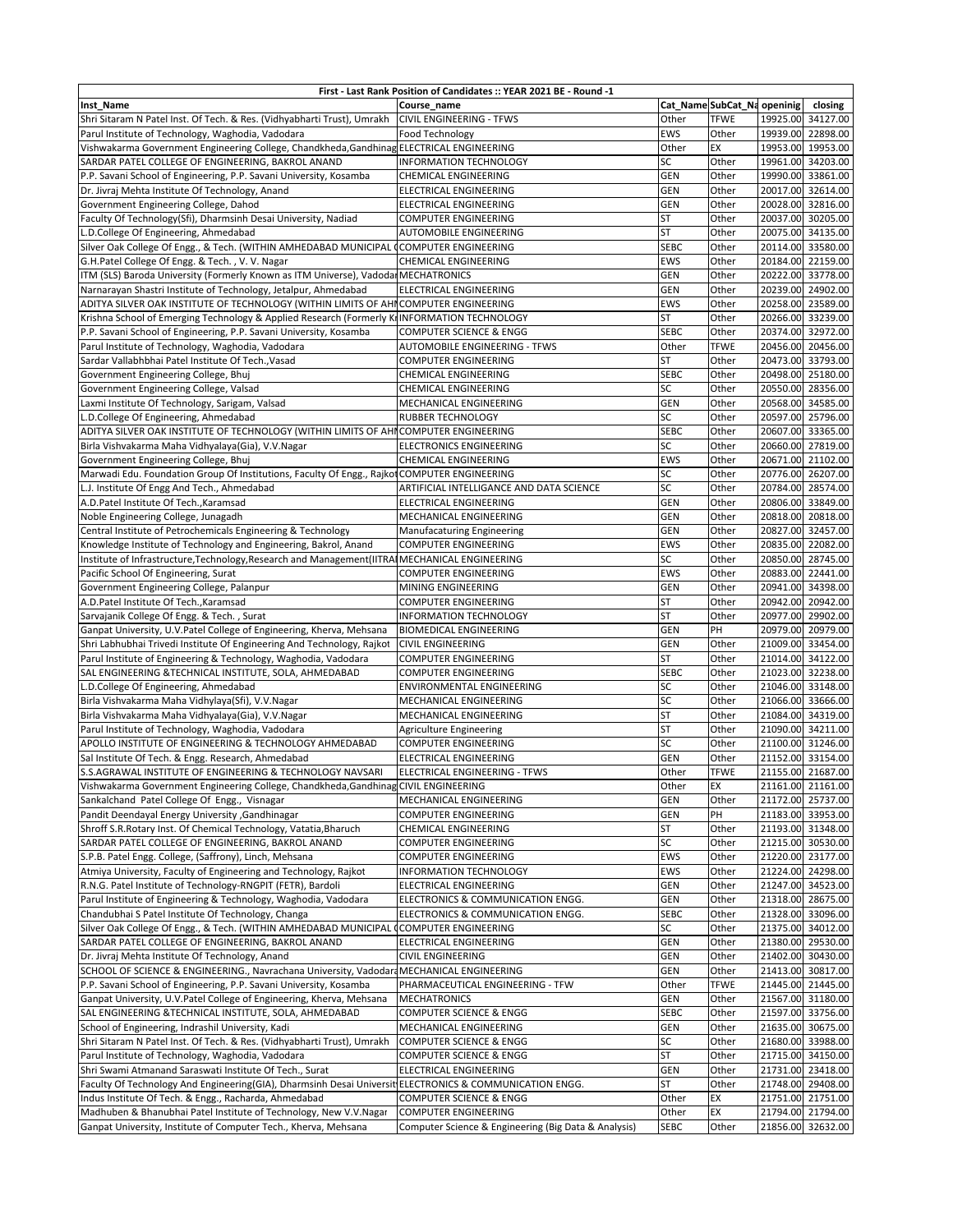| First - Last Rank Position of Candidates :: YEAR 2021 BE - Round -1 | | | | | |
|---|---|---|---|---|---|
| Inst_Name | Course_name | Cat_Name | SubCat_Na | openinig | closing |
| Shri Sitaram N Patel Inst. Of Tech. & Res. (Vidhyabharti Trust), Umrakh | CIVIL ENGINEERING - TFWS | Other | TFWE | 19925.00 | 34127.00 |
| Parul Institute of Technology, Waghodia, Vadodara | Food Technology | EWS | Other | 19939.00 | 22898.00 |
| Vishwakarma Government Engineering College, Chandkheda,Gandhinag | ELECTRICAL ENGINEERING | Other | EX | 19953.00 | 19953.00 |
| SARDAR PATEL COLLEGE OF ENGINEERING, BAKROL ANAND | INFORMATION TECHNOLOGY | SC | Other | 19961.00 | 34203.00 |
| P.P. Savani School of Engineering, P.P. Savani University, Kosamba | CHEMICAL ENGINEERING | GEN | Other | 19990.00 | 33861.00 |
| Dr. Jivraj Mehta Institute Of Technology, Anand | ELECTRICAL ENGINEERING | GEN | Other | 20017.00 | 32614.00 |
| Government Engineering College, Dahod | ELECTRICAL ENGINEERING | GEN | Other | 20028.00 | 32816.00 |
| Faculty Of Technology(Sfi), Dharmsinh Desai University, Nadiad | COMPUTER ENGINEERING | ST | Other | 20037.00 | 30205.00 |
| L.D.College Of Engineering, Ahmedabad | AUTOMOBILE ENGINEERING | ST | Other | 20075.00 | 34135.00 |
| Silver Oak College Of Engg., & Tech. (WITHIN AMHEDABAD MUNICIPAL ( | COMPUTER ENGINEERING | SEBC | Other | 20114.00 | 33580.00 |
| G.H.Patel College Of Engg. & Tech. , V. V. Nagar | CHEMICAL ENGINEERING | EWS | Other | 20184.00 | 22159.00 |
| ITM (SLS) Baroda University (Formerly Known as ITM Universe), Vadodar | MECHATRONICS | GEN | Other | 20222.00 | 33778.00 |
| Narnarayan Shastri Institute of Technology, Jetalpur, Ahmedabad | ELECTRICAL ENGINEERING | GEN | Other | 20239.00 | 24902.00 |
| ADITYA SILVER OAK INSTITUTE OF TECHNOLOGY (WITHIN LIMITS OF AHI | COMPUTER ENGINEERING | EWS | Other | 20258.00 | 23589.00 |
| Krishna School of Emerging Technology & Applied Research (Formerly K | INFORMATION TECHNOLOGY | ST | Other | 20266.00 | 33239.00 |
| P.P. Savani School of Engineering, P.P. Savani University, Kosamba | COMPUTER SCIENCE & ENGG | SEBC | Other | 20374.00 | 32972.00 |
| Parul Institute of Technology, Waghodia, Vadodara | AUTOMOBILE ENGINEERING - TFWS | Other | TFWE | 20456.00 | 20456.00 |
| Sardar Vallabhbhai Patel Institute Of Tech.,Vasad | COMPUTER ENGINEERING | ST | Other | 20473.00 | 33793.00 |
| Government Engineering College, Bhuj | CHEMICAL ENGINEERING | SEBC | Other | 20498.00 | 25180.00 |
| Government Engineering College, Valsad | CHEMICAL ENGINEERING | SC | Other | 20550.00 | 28356.00 |
| Laxmi Institute Of Technology, Sarigam, Valsad | MECHANICAL ENGINEERING | GEN | Other | 20568.00 | 34585.00 |
| L.D.College Of Engineering, Ahmedabad | RUBBER TECHNOLOGY | SC | Other | 20597.00 | 25796.00 |
| ADITYA SILVER OAK INSTITUTE OF TECHNOLOGY (WITHIN LIMITS OF AHI | COMPUTER ENGINEERING | SEBC | Other | 20607.00 | 33365.00 |
| Birla Vishvakarma Maha Vidhyalaya(Gia), V.V.Nagar | ELECTRONICS ENGINEERING | SC | Other | 20660.00 | 27819.00 |
| Government Engineering College, Bhuj | CHEMICAL ENGINEERING | EWS | Other | 20671.00 | 21102.00 |
| Marwadi Edu. Foundation Group Of Institutions, Faculty Of Engg., Rajkot | COMPUTER ENGINEERING | SC | Other | 20776.00 | 26207.00 |
| L.J. Institute Of Engg And Tech., Ahmedabad | ARTIFICIAL INTELLIGANCE AND DATA SCIENCE | SC | Other | 20784.00 | 28574.00 |
| A.D.Patel Institute Of Tech.,Karamsad | ELECTRICAL ENGINEERING | GEN | Other | 20806.00 | 33849.00 |
| Noble Engineering College, Junagadh | MECHANICAL ENGINEERING | GEN | Other | 20818.00 | 20818.00 |
| Central Institute of Petrochemicals Engineering & Technology | Manufacaturing Engineering | GEN | Other | 20827.00 | 32457.00 |
| Knowledge Institute of Technology and Engineering, Bakrol, Anand | COMPUTER ENGINEERING | EWS | Other | 20835.00 | 22082.00 |
| Institute of Infrastructure,Technology,Research and Management(IITRA | MECHANICAL ENGINEERING | SC | Other | 20850.00 | 28745.00 |
| Pacific School Of Engineering, Surat | COMPUTER ENGINEERING | EWS | Other | 20883.00 | 22441.00 |
| Government Engineering College, Palanpur | MINING ENGINEERING | GEN | Other | 20941.00 | 34398.00 |
| A.D.Patel Institute Of Tech.,Karamsad | COMPUTER ENGINEERING | ST | Other | 20942.00 | 20942.00 |
| Sarvajanik College Of Engg. & Tech. , Surat | INFORMATION TECHNOLOGY | ST | Other | 20977.00 | 29902.00 |
| Ganpat University, U.V.Patel College of Engineering, Kherva, Mehsana | BIOMEDICAL ENGINEERING | GEN | PH | 20979.00 | 20979.00 |
| Shri Labhubhai Trivedi Institute Of Engineering And Technology, Rajkot | CIVIL ENGINEERING | GEN | Other | 21009.00 | 33454.00 |
| Parul Institute of Engineering & Technology, Waghodia, Vadodara | COMPUTER ENGINEERING | ST | Other | 21014.00 | 34122.00 |
| SAL ENGINEERING &TECHNICAL INSTITUTE, SOLA, AHMEDABAD | COMPUTER ENGINEERING | SEBC | Other | 21023.00 | 32238.00 |
| L.D.College Of Engineering, Ahmedabad | ENVIRONMENTAL ENGINEERING | SC | Other | 21046.00 | 33148.00 |
| Birla Vishvakarma Maha Vidhyalaya(Sfi), V.V.Nagar | MECHANICAL ENGINEERING | SC | Other | 21066.00 | 33666.00 |
| Birla Vishvakarma Maha Vidhyalaya(Gia), V.V.Nagar | MECHANICAL ENGINEERING | ST | Other | 21084.00 | 34319.00 |
| Parul Institute of Technology, Waghodia, Vadodara | Agriculture Engineering | ST | Other | 21090.00 | 34211.00 |
| APOLLO INSTITUTE OF ENGINEERING & TECHNOLOGY AHMEDABAD | COMPUTER ENGINEERING | SC | Other | 21100.00 | 31246.00 |
| Sal Institute Of Tech. & Engg. Research, Ahmedabad | ELECTRICAL ENGINEERING | GEN | Other | 21152.00 | 33154.00 |
| S.S.AGRAWAL INSTITUTE OF ENGINEERING & TECHNOLOGY NAVSARI | ELECTRICAL ENGINEERING - TFWS | Other | TFWE | 21155.00 | 21687.00 |
| Vishwakarma Government Engineering College, Chandkheda,Gandhinag | CIVIL ENGINEERING | Other | EX | 21161.00 | 21161.00 |
| Sankalchand Patel College Of Engg., Visnagar | MECHANICAL ENGINEERING | GEN | Other | 21172.00 | 25737.00 |
| Pandit Deendayal Energy University ,Gandhinagar | COMPUTER ENGINEERING | GEN | PH | 21183.00 | 33953.00 |
| Shroff S.R.Rotary Inst. Of Chemical Technology, Vatatia,Bharuch | CHEMICAL ENGINEERING | ST | Other | 21193.00 | 31348.00 |
| SARDAR PATEL COLLEGE OF ENGINEERING, BAKROL ANAND | COMPUTER ENGINEERING | SC | Other | 21215.00 | 30530.00 |
| S.P.B. Patel Engg. College, (Saffrony), Linch, Mehsana | COMPUTER ENGINEERING | EWS | Other | 21220.00 | 23177.00 |
| Atmiya University, Faculty of Engineering and Technology, Rajkot | INFORMATION TECHNOLOGY | EWS | Other | 21224.00 | 24298.00 |
| R.N.G. Patel Institute of Technology-RNGPIT (FETR), Bardoli | ELECTRICAL ENGINEERING | GEN | Other | 21247.00 | 34523.00 |
| Parul Institute of Engineering & Technology, Waghodia, Vadodara | ELECTRONICS & COMMUNICATION ENGG. | GEN | Other | 21318.00 | 28675.00 |
| Chandubhai S Patel Institute Of Technology, Changa | ELECTRONICS & COMMUNICATION ENGG. | SEBC | Other | 21328.00 | 33096.00 |
| Silver Oak College Of Engg., & Tech. (WITHIN AMHEDABAD MUNICIPAL ( | COMPUTER ENGINEERING | SC | Other | 21375.00 | 34012.00 |
| SARDAR PATEL COLLEGE OF ENGINEERING, BAKROL ANAND | ELECTRICAL ENGINEERING | GEN | Other | 21380.00 | 29530.00 |
| Dr. Jivraj Mehta Institute Of Technology, Anand | CIVIL ENGINEERING | GEN | Other | 21402.00 | 30430.00 |
| SCHOOL OF SCIENCE & ENGINEERING., Navrachana University, Vadodara | MECHANICAL ENGINEERING | GEN | Other | 21413.00 | 30817.00 |
| P.P. Savani School of Engineering, P.P. Savani University, Kosamba | PHARMACEUTICAL ENGINEERING - TFW | Other | TFWE | 21445.00 | 21445.00 |
| Ganpat University, U.V.Patel College of Engineering, Kherva, Mehsana | MECHATRONICS | GEN | Other | 21567.00 | 31180.00 |
| SAL ENGINEERING &TECHNICAL INSTITUTE, SOLA, AHMEDABAD | COMPUTER SCIENCE & ENGG | SEBC | Other | 21597.00 | 33756.00 |
| School of Engineering, Indrashil University, Kadi | MECHANICAL ENGINEERING | GEN | Other | 21635.00 | 30675.00 |
| Shri Sitaram N Patel Inst. Of Tech. & Res. (Vidhyabharti Trust), Umrakh | COMPUTER SCIENCE & ENGG | SC | Other | 21680.00 | 33988.00 |
| Parul Institute of Technology, Waghodia, Vadodara | COMPUTER SCIENCE & ENGG | ST | Other | 21715.00 | 34150.00 |
| Shri Swami Atmanand Saraswati Institute Of Tech., Surat | ELECTRICAL ENGINEERING | GEN | Other | 21731.00 | 23418.00 |
| Faculty Of Technology And Engineering(GIA), Dharmsinh Desai Universit | ELECTRONICS & COMMUNICATION ENGG. | ST | Other | 21748.00 | 29408.00 |
| Indus Institute Of Tech. & Engg., Racharda, Ahmedabad | COMPUTER SCIENCE & ENGG | Other | EX | 21751.00 | 21751.00 |
| Madhuben & Bhanubhai Patel Institute of Technology, New V.V.Nagar | COMPUTER ENGINEERING | Other | EX | 21794.00 | 21794.00 |
| Ganpat University, Institute of Computer Tech., Kherva, Mehsana | Computer Science & Engineering (Big Data & Analysis) | SEBC | Other | 21856.00 | 32632.00 |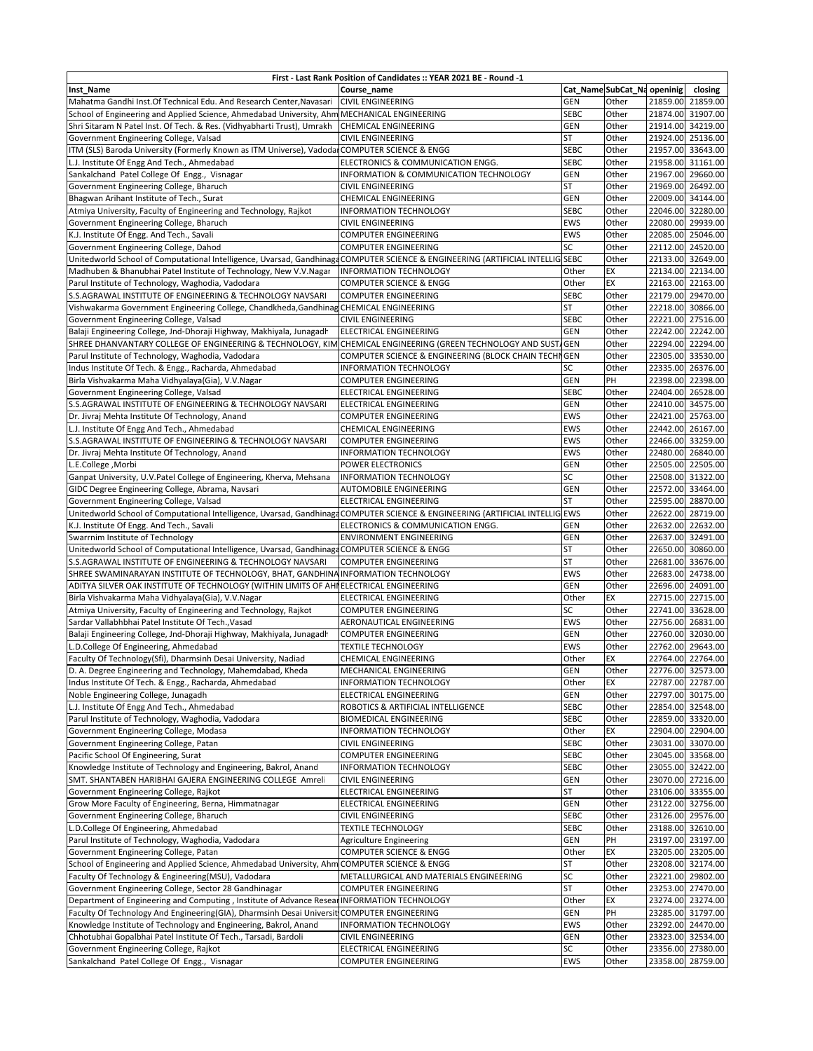| First - Last Rank Position of Candidates :: YEAR 2021 BE - Round -1 | | | | | |
|---|---|---|---|---|---|
| Inst_Name | Course_name | Cat_Name | SubCat_Na | openinig | closing |
| Mahatma Gandhi Inst.Of Technical Edu. And Research Center,Navasari | CIVIL ENGINEERING | GEN | Other | 21859.00 | 21859.00 |
| School of Engineering and Applied Science, Ahmedabad University, Ahm | MECHANICAL ENGINEERING | SEBC | Other | 21874.00 | 31907.00 |
| Shri Sitaram N Patel Inst. Of Tech. & Res. (Vidhyabharti Trust), Umrakh | CHEMICAL ENGINEERING | GEN | Other | 21914.00 | 34219.00 |
| Government Engineering College, Valsad | CIVIL ENGINEERING | ST | Other | 21924.00 | 25136.00 |
| ITM (SLS) Baroda University (Formerly Known as ITM Universe), Vadodar | COMPUTER SCIENCE & ENGG | SEBC | Other | 21957.00 | 33643.00 |
| L.J. Institute Of Engg And Tech., Ahmedabad | ELECTRONICS & COMMUNICATION ENGG. | SEBC | Other | 21958.00 | 31161.00 |
| Sankalchand Patel College Of Engg., Visnagar | INFORMATION & COMMUNICATION TECHNOLOGY | GEN | Other | 21967.00 | 29660.00 |
| Government Engineering College, Bharuch | CIVIL ENGINEERING | ST | Other | 21969.00 | 26492.00 |
| Bhagwan Arihant Institute of Tech., Surat | CHEMICAL ENGINEERING | GEN | Other | 22009.00 | 34144.00 |
| Atmiya University, Faculty of Engineering and Technology, Rajkot | INFORMATION TECHNOLOGY | SEBC | Other | 22046.00 | 32280.00 |
| Government Engineering College, Bharuch | CIVIL ENGINEERING | EWS | Other | 22080.00 | 29939.00 |
| K.J. Institute Of Engg. And Tech., Savali | COMPUTER ENGINEERING | EWS | Other | 22085.00 | 25046.00 |
| Government Engineering College, Dahod | COMPUTER ENGINEERING | SC | Other | 22112.00 | 24520.00 |
| Unitedworld School of Computational Intelligence, Uvarsad, Gandhinaga | COMPUTER SCIENCE & ENGINEERING (ARTIFICIAL INTELLIG | SEBC | Other | 22133.00 | 32649.00 |
| Madhuben & Bhanubhai Patel Institute of Technology, New V.V.Nagar | INFORMATION TECHNOLOGY | Other | EX | 22134.00 | 22134.00 |
| Parul Institute of Technology, Waghodia, Vadodara | COMPUTER SCIENCE & ENGG | Other | EX | 22163.00 | 22163.00 |
| S.S.AGRAWAL INSTITUTE OF ENGINEERING & TECHNOLOGY NAVSARI | COMPUTER ENGINEERING | SEBC | Other | 22179.00 | 29470.00 |
| Vishwakarma Government Engineering College, Chandkheda,Gandhinag | CHEMICAL ENGINEERING | ST | Other | 22218.00 | 30866.00 |
| Government Engineering College, Valsad | CIVIL ENGINEERING | SEBC | Other | 22221.00 | 27516.00 |
| Balaji Engineering College, Jnd-Dhoraji Highway, Makhiyala, Junagadh | ELECTRICAL ENGINEERING | GEN | Other | 22242.00 | 22242.00 |
| SHREE DHANVANTARY COLLEGE OF ENGINEERING & TECHNOLOGY, KIM | CHEMICAL ENGINEERING (GREEN TECHNOLOGY AND SUST/ | GEN | Other | 22294.00 | 22294.00 |
| Parul Institute of Technology, Waghodia, Vadodara | COMPUTER SCIENCE & ENGINEERING (BLOCK CHAIN TECHN | GEN | Other | 22305.00 | 33530.00 |
| Indus Institute Of Tech. & Engg., Racharda, Ahmedabad | INFORMATION TECHNOLOGY | SC | Other | 22335.00 | 26376.00 |
| Birla Vishvakarma Maha Vidhyalaya(Gia), V.V.Nagar | COMPUTER ENGINEERING | GEN | PH | 22398.00 | 22398.00 |
| Government Engineering College, Valsad | ELECTRICAL ENGINEERING | SEBC | Other | 22404.00 | 26528.00 |
| S.S.AGRAWAL INSTITUTE OF ENGINEERING & TECHNOLOGY NAVSARI | ELECTRICAL ENGINEERING | GEN | Other | 22410.00 | 34575.00 |
| Dr. Jivraj Mehta Institute Of Technology, Anand | COMPUTER ENGINEERING | EWS | Other | 22421.00 | 25763.00 |
| L.J. Institute Of Engg And Tech., Ahmedabad | CHEMICAL ENGINEERING | EWS | Other | 22442.00 | 26167.00 |
| S.S.AGRAWAL INSTITUTE OF ENGINEERING & TECHNOLOGY NAVSARI | COMPUTER ENGINEERING | EWS | Other | 22466.00 | 33259.00 |
| Dr. Jivraj Mehta Institute Of Technology, Anand | INFORMATION TECHNOLOGY | EWS | Other | 22480.00 | 26840.00 |
| L.E.College ,Morbi | POWER ELECTRONICS | GEN | Other | 22505.00 | 22505.00 |
| Ganpat University, U.V.Patel College of Engineering, Kherva, Mehsana | INFORMATION TECHNOLOGY | SC | Other | 22508.00 | 31322.00 |
| GIDC Degree Engineering College, Abrama, Navsari | AUTOMOBILE ENGINEERING | GEN | Other | 22572.00 | 33464.00 |
| Government Engineering College, Valsad | ELECTRICAL ENGINEERING | ST | Other | 22595.00 | 28870.00 |
| Unitedworld School of Computational Intelligence, Uvarsad, Gandhinaga | COMPUTER SCIENCE & ENGINEERING (ARTIFICIAL INTELLIG | EWS | Other | 22622.00 | 28719.00 |
| K.J. Institute Of Engg. And Tech., Savali | ELECTRONICS & COMMUNICATION ENGG. | GEN | Other | 22632.00 | 22632.00 |
| Swarrnim Institute of Technology | ENVIRONMENT ENGINEERING | GEN | Other | 22637.00 | 32491.00 |
| Unitedworld School of Computational Intelligence, Uvarsad, Gandhinaga | COMPUTER SCIENCE & ENGG | ST | Other | 22650.00 | 30860.00 |
| S.S.AGRAWAL INSTITUTE OF ENGINEERING & TECHNOLOGY NAVSARI | COMPUTER ENGINEERING | ST | Other | 22681.00 | 33676.00 |
| SHREE SWAMINARAYAN INSTITUTE OF TECHNOLOGY, BHAT, GANDHINA | INFORMATION TECHNOLOGY | EWS | Other | 22683.00 | 24738.00 |
| ADITYA SILVER OAK INSTITUTE OF TECHNOLOGY (WITHIN LIMITS OF AHI | ELECTRICAL ENGINEERING | GEN | Other | 22696.00 | 24091.00 |
| Birla Vishvakarma Maha Vidhyalaya(Gia), V.V.Nagar | ELECTRICAL ENGINEERING | Other | EX | 22715.00 | 22715.00 |
| Atmiya University, Faculty of Engineering and Technology, Rajkot | COMPUTER ENGINEERING | SC | Other | 22741.00 | 33628.00 |
| Sardar Vallabhbhai Patel Institute Of Tech.,Vasad | AERONAUTICAL ENGINEERING | EWS | Other | 22756.00 | 26831.00 |
| Balaji Engineering College, Jnd-Dhoraji Highway, Makhiyala, Junagadh | COMPUTER ENGINEERING | GEN | Other | 22760.00 | 32030.00 |
| L.D.College Of Engineering, Ahmedabad | TEXTILE TECHNOLOGY | EWS | Other | 22762.00 | 29643.00 |
| Faculty Of Technology(Sfi), Dharmsinh Desai University, Nadiad | CHEMICAL ENGINEERING | Other | EX | 22764.00 | 22764.00 |
| D. A. Degree Engineering and Technology, Mahemdabad, Kheda | MECHANICAL ENGINEERING | GEN | Other | 22776.00 | 32573.00 |
| Indus Institute Of Tech. & Engg., Racharda, Ahmedabad | INFORMATION TECHNOLOGY | Other | EX | 22787.00 | 22787.00 |
| Noble Engineering College, Junagadh | ELECTRICAL ENGINEERING | GEN | Other | 22797.00 | 30175.00 |
| L.J. Institute Of Engg And Tech., Ahmedabad | ROBOTICS & ARTIFICIAL INTELLIGENCE | SEBC | Other | 22854.00 | 32548.00 |
| Parul Institute of Technology, Waghodia, Vadodara | BIOMEDICAL ENGINEERING | SEBC | Other | 22859.00 | 33320.00 |
| Government Engineering College, Modasa | INFORMATION TECHNOLOGY | Other | EX | 22904.00 | 22904.00 |
| Government Engineering College, Patan | CIVIL ENGINEERING | SEBC | Other | 23031.00 | 33070.00 |
| Pacific School Of Engineering, Surat | COMPUTER ENGINEERING | SEBC | Other | 23045.00 | 33568.00 |
| Knowledge Institute of Technology and Engineering, Bakrol, Anand | INFORMATION TECHNOLOGY | SEBC | Other | 23055.00 | 32422.00 |
| SMT. SHANTABEN HARIBHAI GAJERA ENGINEERING COLLEGE Amreli | CIVIL ENGINEERING | GEN | Other | 23070.00 | 27216.00 |
| Government Engineering College, Rajkot | ELECTRICAL ENGINEERING | ST | Other | 23106.00 | 33355.00 |
| Grow More Faculty of Engineering, Berna, Himmatnagar | ELECTRICAL ENGINEERING | GEN | Other | 23122.00 | 32756.00 |
| Government Engineering College, Bharuch | CIVIL ENGINEERING | SEBC | Other | 23126.00 | 29576.00 |
| L.D.College Of Engineering, Ahmedabad | TEXTILE TECHNOLOGY | SEBC | Other | 23188.00 | 32610.00 |
| Parul Institute of Technology, Waghodia, Vadodara | Agriculture Engineering | GEN | PH | 23197.00 | 23197.00 |
| Government Engineering College, Patan | COMPUTER SCIENCE & ENGG | Other | EX | 23205.00 | 23205.00 |
| School of Engineering and Applied Science, Ahmedabad University, Ahm | COMPUTER SCIENCE & ENGG | ST | Other | 23208.00 | 32174.00 |
| Faculty Of Technology & Engineering(MSU), Vadodara | METALLURGICAL AND MATERIALS ENGINEERING | SC | Other | 23221.00 | 29802.00 |
| Government Engineering College, Sector 28 Gandhinagar | COMPUTER ENGINEERING | ST | Other | 23253.00 | 27470.00 |
| Department of Engineering and Computing , Institute of Advance Resear | INFORMATION TECHNOLOGY | Other | EX | 23274.00 | 23274.00 |
| Faculty Of Technology And Engineering(GIA), Dharmsinh Desai Universit | COMPUTER ENGINEERING | GEN | PH | 23285.00 | 31797.00 |
| Knowledge Institute of Technology and Engineering, Bakrol, Anand | INFORMATION TECHNOLOGY | EWS | Other | 23292.00 | 24470.00 |
| Chhotubhai Gopalbhai Patel Institute Of Tech., Tarsadi, Bardoli | CIVIL ENGINEERING | GEN | Other | 23323.00 | 32534.00 |
| Government Engineering College, Rajkot | ELECTRICAL ENGINEERING | SC | Other | 23356.00 | 27380.00 |
| Sankalchand Patel College Of Engg., Visnagar | COMPUTER ENGINEERING | EWS | Other | 23358.00 | 28759.00 |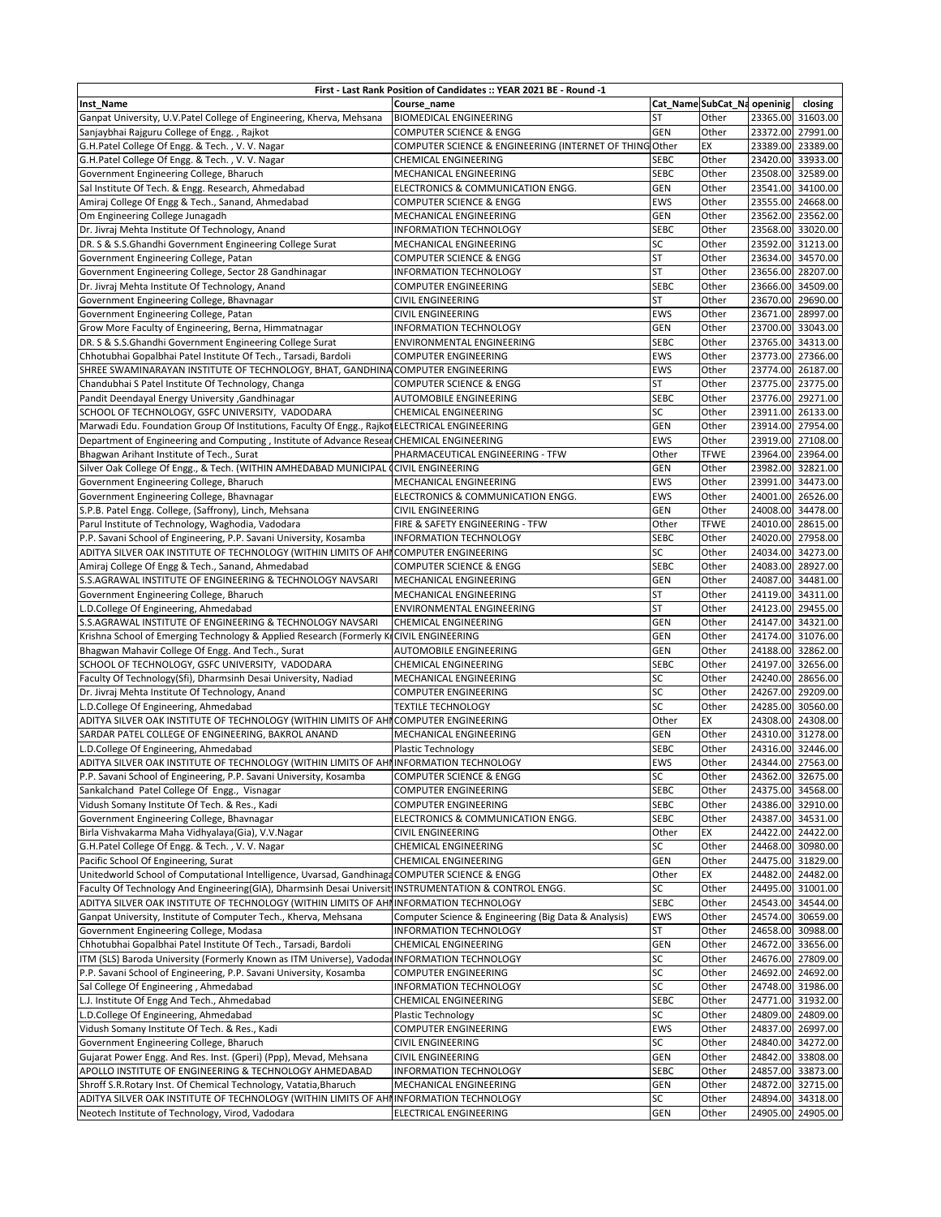| First - Last Rank Position of Candidates :: YEAR 2021 BE - Round -1 | | | | | |
|---|---|---|---|---|---|
| Inst_Name | Course_name | Cat_Name | SubCat_Na | openinig | closing |
| Ganpat University, U.V.Patel College of Engineering, Kherva, Mehsana | BIOMEDICAL ENGINEERING | ST | Other | 23365.00 | 31603.00 |
| Sanjaybhai Rajguru College of Engg. , Rajkot | COMPUTER SCIENCE & ENGG | GEN | Other | 23372.00 | 27991.00 |
| G.H.Patel College Of Engg. & Tech. , V. V. Nagar | COMPUTER SCIENCE & ENGINEERING (INTERNET OF THING | Other | EX | 23389.00 | 23389.00 |
| G.H.Patel College Of Engg. & Tech. , V. V. Nagar | CHEMICAL ENGINEERING | SEBC | Other | 23420.00 | 33933.00 |
| Government Engineering College, Bharuch | MECHANICAL ENGINEERING | SEBC | Other | 23508.00 | 32589.00 |
| Sal Institute Of Tech. & Engg. Research, Ahmedabad | ELECTRONICS & COMMUNICATION ENGG. | GEN | Other | 23541.00 | 34100.00 |
| Amiraj College Of Engg & Tech., Sanand, Ahmedabad | COMPUTER SCIENCE & ENGG | EWS | Other | 23555.00 | 24668.00 |
| Om Engineering College Junagadh | MECHANICAL ENGINEERING | GEN | Other | 23562.00 | 23562.00 |
| Dr. Jivraj Mehta Institute Of Technology, Anand | INFORMATION TECHNOLOGY | SEBC | Other | 23568.00 | 33020.00 |
| DR. S & S.S.Ghandhi Government Engineering College Surat | MECHANICAL ENGINEERING | SC | Other | 23592.00 | 31213.00 |
| Government Engineering College, Patan | COMPUTER SCIENCE & ENGG | ST | Other | 23634.00 | 34570.00 |
| Government Engineering College, Sector 28 Gandhinagar | INFORMATION TECHNOLOGY | ST | Other | 23656.00 | 28207.00 |
| Dr. Jivraj Mehta Institute Of Technology, Anand | COMPUTER ENGINEERING | SEBC | Other | 23666.00 | 34509.00 |
| Government Engineering College, Bhavnagar | CIVIL ENGINEERING | ST | Other | 23670.00 | 29690.00 |
| Government Engineering College, Patan | CIVIL ENGINEERING | EWS | Other | 23671.00 | 28997.00 |
| Grow More Faculty of Engineering, Berna, Himmatnagar | INFORMATION TECHNOLOGY | GEN | Other | 23700.00 | 33043.00 |
| DR. S & S.S.Ghandhi Government Engineering College Surat | ENVIRONMENTAL ENGINEERING | SEBC | Other | 23765.00 | 34313.00 |
| Chhotubhai Gopalbhai Patel Institute Of Tech., Tarsadi, Bardoli | COMPUTER ENGINEERING | EWS | Other | 23773.00 | 27366.00 |
| SHREE SWAMINARAYAN INSTITUTE OF TECHNOLOGY, BHAT, GANDHINA | COMPUTER ENGINEERING | EWS | Other | 23774.00 | 26187.00 |
| Chandubhai S Patel Institute Of Technology, Changa | COMPUTER SCIENCE & ENGG | ST | Other | 23775.00 | 23775.00 |
| Pandit Deendayal Energy University ,Gandhinagar | AUTOMOBILE ENGINEERING | SEBC | Other | 23776.00 | 29271.00 |
| SCHOOL OF TECHNOLOGY, GSFC UNIVERSITY, VADODARA | CHEMICAL ENGINEERING | SC | Other | 23911.00 | 26133.00 |
| Marwadi Edu. Foundation Group Of Institutions, Faculty Of Engg., Rajkot | ELECTRICAL ENGINEERING | GEN | Other | 23914.00 | 27954.00 |
| Department of Engineering and Computing , Institute of Advance Resear | CHEMICAL ENGINEERING | EWS | Other | 23919.00 | 27108.00 |
| Bhagwan Arihant Institute of Tech., Surat | PHARMACEUTICAL ENGINEERING - TFW | Other | TFWE | 23964.00 | 23964.00 |
| Silver Oak College Of Engg., & Tech. (WITHIN AMHEDABAD MUNICIPAL ( | CIVIL ENGINEERING | GEN | Other | 23982.00 | 32821.00 |
| Government Engineering College, Bharuch | MECHANICAL ENGINEERING | EWS | Other | 23991.00 | 34473.00 |
| Government Engineering College, Bhavnagar | ELECTRONICS & COMMUNICATION ENGG. | EWS | Other | 24001.00 | 26526.00 |
| S.P.B. Patel Engg. College, (Saffrony), Linch, Mehsana | CIVIL ENGINEERING | GEN | Other | 24008.00 | 34478.00 |
| Parul Institute of Technology, Waghodia, Vadodara | FIRE & SAFETY ENGINEERING - TFW | Other | TFWE | 24010.00 | 28615.00 |
| P.P. Savani School of Engineering, P.P. Savani University, Kosamba | INFORMATION TECHNOLOGY | SEBC | Other | 24020.00 | 27958.00 |
| ADITYA SILVER OAK INSTITUTE OF TECHNOLOGY (WITHIN LIMITS OF AH | COMPUTER ENGINEERING | SC | Other | 24034.00 | 34273.00 |
| Amiraj College Of Engg & Tech., Sanand, Ahmedabad | COMPUTER SCIENCE & ENGG | SEBC | Other | 24083.00 | 28927.00 |
| S.S.AGRAWAL INSTITUTE OF ENGINEERING & TECHNOLOGY NAVSARI | MECHANICAL ENGINEERING | GEN | Other | 24087.00 | 34481.00 |
| Government Engineering College, Bharuch | MECHANICAL ENGINEERING | ST | Other | 24119.00 | 34311.00 |
| L.D.College Of Engineering, Ahmedabad | ENVIRONMENTAL ENGINEERING | ST | Other | 24123.00 | 29455.00 |
| S.S.AGRAWAL INSTITUTE OF ENGINEERING & TECHNOLOGY NAVSARI | CHEMICAL ENGINEERING | GEN | Other | 24147.00 | 34321.00 |
| Krishna School of Emerging Technology & Applied Research (Formerly K | CIVIL ENGINEERING | GEN | Other | 24174.00 | 31076.00 |
| Bhagwan Mahavir College Of Engg. And Tech., Surat | AUTOMOBILE ENGINEERING | GEN | Other | 24188.00 | 32862.00 |
| SCHOOL OF TECHNOLOGY, GSFC UNIVERSITY, VADODARA | CHEMICAL ENGINEERING | SEBC | Other | 24197.00 | 32656.00 |
| Faculty Of Technology(Sfi), Dharmsinh Desai University, Nadiad | MECHANICAL ENGINEERING | SC | Other | 24240.00 | 28656.00 |
| Dr. Jivraj Mehta Institute Of Technology, Anand | COMPUTER ENGINEERING | SC | Other | 24267.00 | 29209.00 |
| L.D.College Of Engineering, Ahmedabad | TEXTILE TECHNOLOGY | SC | Other | 24285.00 | 30560.00 |
| ADITYA SILVER OAK INSTITUTE OF TECHNOLOGY (WITHIN LIMITS OF AH | COMPUTER ENGINEERING | Other | EX | 24308.00 | 24308.00 |
| SARDAR PATEL COLLEGE OF ENGINEERING, BAKROL ANAND | MECHANICAL ENGINEERING | GEN | Other | 24310.00 | 31278.00 |
| L.D.College Of Engineering, Ahmedabad | Plastic Technology | SEBC | Other | 24316.00 | 32446.00 |
| ADITYA SILVER OAK INSTITUTE OF TECHNOLOGY (WITHIN LIMITS OF AH | INFORMATION TECHNOLOGY | EWS | Other | 24344.00 | 27563.00 |
| P.P. Savani School of Engineering, P.P. Savani University, Kosamba | COMPUTER SCIENCE & ENGG | SC | Other | 24362.00 | 32675.00 |
| Sankalchand Patel College Of Engg., Visnagar | COMPUTER ENGINEERING | SEBC | Other | 24375.00 | 34568.00 |
| Vidush Somany Institute Of Tech. & Res., Kadi | COMPUTER ENGINEERING | SEBC | Other | 24386.00 | 32910.00 |
| Government Engineering College, Bhavnagar | ELECTRONICS & COMMUNICATION ENGG. | SEBC | Other | 24387.00 | 34531.00 |
| Birla Vishvakarma Maha Vidhyalaya(Gia), V.V.Nagar | CIVIL ENGINEERING | Other | EX | 24422.00 | 24422.00 |
| G.H.Patel College Of Engg. & Tech. , V. V. Nagar | CHEMICAL ENGINEERING | SC | Other | 24468.00 | 30980.00 |
| Pacific School Of Engineering, Surat | CHEMICAL ENGINEERING | GEN | Other | 24475.00 | 31829.00 |
| Unitedworld School of Computational Intelligence, Uvarsad, Gandhinaga | COMPUTER SCIENCE & ENGG | Other | EX | 24482.00 | 24482.00 |
| Faculty Of Technology And Engineering(GIA), Dharmsinh Desai Universit | INSTRUMENTATION & CONTROL ENGG. | SC | Other | 24495.00 | 31001.00 |
| ADITYA SILVER OAK INSTITUTE OF TECHNOLOGY (WITHIN LIMITS OF AH | INFORMATION TECHNOLOGY | SEBC | Other | 24543.00 | 34544.00 |
| Ganpat University, Institute of Computer Tech., Kherva, Mehsana | Computer Science & Engineering (Big Data & Analysis) | EWS | Other | 24574.00 | 30659.00 |
| Government Engineering College, Modasa | INFORMATION TECHNOLOGY | ST | Other | 24658.00 | 30988.00 |
| Chhotubhai Gopalbhai Patel Institute Of Tech., Tarsadi, Bardoli | CHEMICAL ENGINEERING | GEN | Other | 24672.00 | 33656.00 |
| ITM (SLS) Baroda University (Formerly Known as ITM Universe), Vadodar | INFORMATION TECHNOLOGY | SC | Other | 24676.00 | 27809.00 |
| P.P. Savani School of Engineering, P.P. Savani University, Kosamba | COMPUTER ENGINEERING | SC | Other | 24692.00 | 24692.00 |
| Sal College Of Engineering , Ahmedabad | INFORMATION TECHNOLOGY | SC | Other | 24748.00 | 31986.00 |
| L.J. Institute Of Engg And Tech., Ahmedabad | CHEMICAL ENGINEERING | SEBC | Other | 24771.00 | 31932.00 |
| L.D.College Of Engineering, Ahmedabad | Plastic Technology | SC | Other | 24809.00 | 24809.00 |
| Vidush Somany Institute Of Tech. & Res., Kadi | COMPUTER ENGINEERING | EWS | Other | 24837.00 | 26997.00 |
| Government Engineering College, Bharuch | CIVIL ENGINEERING | SC | Other | 24840.00 | 34272.00 |
| Gujarat Power Engg. And Res. Inst. (Gperi) (Ppp), Mevad, Mehsana | CIVIL ENGINEERING | GEN | Other | 24842.00 | 33808.00 |
| APOLLO INSTITUTE OF ENGINEERING & TECHNOLOGY AHMEDABAD | INFORMATION TECHNOLOGY | SEBC | Other | 24857.00 | 33873.00 |
| Shroff S.R.Rotary Inst. Of Chemical Technology, Vatatia,Bharuch | MECHANICAL ENGINEERING | GEN | Other | 24872.00 | 32715.00 |
| ADITYA SILVER OAK INSTITUTE OF TECHNOLOGY (WITHIN LIMITS OF AH | INFORMATION TECHNOLOGY | SC | Other | 24894.00 | 34318.00 |
| Neotech Institute of Technology, Virod, Vadodara | ELECTRICAL ENGINEERING | GEN | Other | 24905.00 | 24905.00 |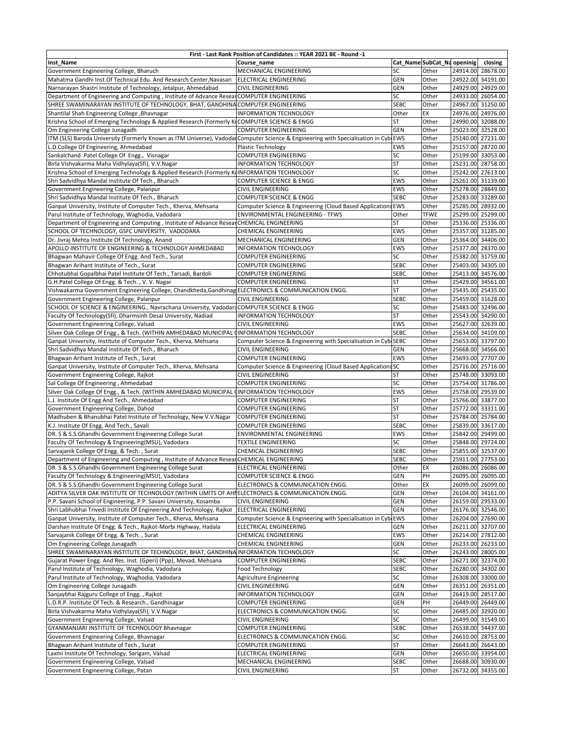| First - Last Rank Position of Candidates :: YEAR 2021 BE - Round -1 | | | | | |
|---|---|---|---|---|---|
| Inst_Name | Course_name | Cat_Name | SubCat_Na | openinig | closing |
| Government Engineering College, Bharuch | MECHANICAL ENGINEERING | SC | Other | 24914.00 | 28678.00 |
| Mahatma Gandhi Inst.Of Technical Edu. And Research Center,Navasari | ELECTRICAL ENGINEERING | GEN | Other | 24922.00 | 34191.00 |
| Narnarayan Shastri Institute of Technology, Jetalpur, Ahmedabad | CIVIL ENGINEERING | GEN | Other | 24929.00 | 24929.00 |
| Department of Engineering and Computing , Institute of Advance Resear | COMPUTER ENGINEERING | SC | Other | 24933.00 | 26054.00 |
| SHREE SWAMINARAYAN INSTITUTE OF TECHNOLOGY, BHAT, GANDHINA | COMPUTER ENGINEERING | SEBC | Other | 24967.00 | 31250.00 |
| Shantilal Shah Engineering College ,Bhavnagar | INFORMATION TECHNOLOGY | Other | EX | 24976.00 | 24976.00 |
| Krishna School of Emerging Technology & Applied Research (Formerly K | COMPUTER SCIENCE & ENGG | ST | Other | 24990.00 | 32088.00 |
| Om Engineering College Junagadh | COMPUTER ENGINEERING | GEN | Other | 25023.00 | 32528.00 |
| ITM (SLS) Baroda University (Formerly Known as ITM Universe), Vadodar | Computer Science & Engineering with Specialisation in Cyb | EWS | Other | 25140.00 | 27231.00 |
| L.D.College Of Engineering, Ahmedabad | Plastic Technology | EWS | Other | 25157.00 | 28720.00 |
| Sankalchand Patel College Of Engg., Visnagar | COMPUTER ENGINEERING | SC | Other | 25199.00 | 33053.00 |
| Birla Vishvakarma Maha Vidhyalaya(Sfi), V.V.Nagar | INFORMATION TECHNOLOGY | ST | Other | 25231.00 | 28758.00 |
| Krishna School of Emerging Technology & Applied Research (Formerly K | INFORMATION TECHNOLOGY | SC | Other | 25242.00 | 27613.00 |
| Shri Sadvidhya Mandal Institute Of Tech., Bharuch | COMPUTER SCIENCE & ENGG | EWS | Other | 25261.00 | 31139.00 |
| Government Engineering College, Palanpur | CIVIL ENGINEERING | EWS | Other | 25278.00 | 28849.00 |
| Shri Sadvidhya Mandal Institute Of Tech., Bharuch | COMPUTER SCIENCE & ENGG | SEBC | Other | 25283.00 | 33289.00 |
| Ganpat University, Institute of Computer Tech., Kherva, Mehsana | Computer Science & Engineering (Cloud Based Applications | EWS | Other | 25285.00 | 28932.00 |
| Parul Institute of Technology, Waghodia, Vadodara | ENVIRONMENTAL ENGINEERING - TFWS | Other | TFWE | 25299.00 | 25299.00 |
| Department of Engineering and Computing , Institute of Advance Resear | CHEMICAL ENGINEERING | ST | Other | 25336.00 | 25336.00 |
| SCHOOL OF TECHNOLOGY, GSFC UNIVERSITY, VADODARA | CHEMICAL ENGINEERING | EWS | Other | 25357.00 | 31285.00 |
| Dr. Jivraj Mehta Institute Of Technology, Anand | MECHANICAL ENGINEERING | GEN | Other | 25364.00 | 34406.00 |
| APOLLO INSTITUTE OF ENGINEERING & TECHNOLOGY AHMEDABAD | INFORMATION TECHNOLOGY | EWS | Other | 25377.00 | 28370.00 |
| Bhagwan Mahavir College Of Engg. And Tech., Surat | COMPUTER ENGINEERING | SC | Other | 25382.00 | 31759.00 |
| Bhagwan Arihant Institute of Tech., Surat | COMPUTER ENGINEERING | SEBC | Other | 25403.00 | 34305.00 |
| Chhotubhai Gopalbhai Patel Institute Of Tech., Tarsadi, Bardoli | COMPUTER ENGINEERING | SEBC | Other | 25413.00 | 34576.00 |
| G.H.Patel College Of Engg. & Tech. , V. V. Nagar | COMPUTER ENGINEERING | ST | Other | 25429.00 | 34561.00 |
| Vishwakarma Government Engineering College, Chandkheda,Gandhinag | ELECTRONICS & COMMUNICATION ENGG. | ST | Other | 25435.00 | 25435.00 |
| Government Engineering College, Palanpur | CIVIL ENGINEERING | SEBC | Other | 25459.00 | 31628.00 |
| SCHOOL OF SCIENCE & ENGINEERING., Navrachana University, Vadodara | COMPUTER SCIENCE & ENGG | SC | Other | 25483.00 | 32496.00 |
| Faculty Of Technology(Sfi), Dharmsinh Desai University, Nadiad | INFORMATION TECHNOLOGY | ST | Other | 25543.00 | 34290.00 |
| Government Engineering College, Valsad | CIVIL ENGINEERING | EWS | Other | 25627.00 | 32639.00 |
| Silver Oak College Of Engg., & Tech. (WITHIN AMHEDABAD MUNICIPAL ( | INFORMATION TECHNOLOGY | SEBC | Other | 25634.00 | 34109.00 |
| Ganpat University, Institute of Computer Tech., Kherva, Mehsana | Computer Science & Engineering with Specialisation in Cyb | SEBC | Other | 25653.00 | 33797.00 |
| Shri Sadvidhya Mandal Institute Of Tech., Bharuch | CIVIL ENGINEERING | GEN | Other | 25668.00 | 34566.00 |
| Bhagwan Arihant Institute of Tech., Surat | COMPUTER ENGINEERING | EWS | Other | 25693.00 | 27707.00 |
| Ganpat University, Institute of Computer Tech., Kherva, Mehsana | Computer Science & Engineering (Cloud Based Applications | SC | Other | 25716.00 | 25716.00 |
| Government Engineering College, Rajkot | CIVIL ENGINEERING | ST | Other | 25748.00 | 33093.00 |
| Sal College Of Engineering , Ahmedabad | COMPUTER ENGINEERING | SC | Other | 25754.00 | 31786.00 |
| Silver Oak College Of Engg., & Tech. (WITHIN AMHEDABAD MUNICIPAL ( | INFORMATION TECHNOLOGY | EWS | Other | 25758.00 | 29539.00 |
| L.J. Institute Of Engg And Tech., Ahmedabad | COMPUTER ENGINEERING | ST | Other | 25766.00 | 33877.00 |
| Government Engineering College, Dahod | COMPUTER ENGINEERING | ST | Other | 25772.00 | 33311.00 |
| Madhuben & Bhanubhai Patel Institute of Technology, New V.V.Nagar | COMPUTER ENGINEERING | ST | Other | 25784.00 | 25784.00 |
| K.J. Institute Of Engg. And Tech., Savali | COMPUTER ENGINEERING | SEBC | Other | 25839.00 | 33617.00 |
| DR. S & S.S.Ghandhi Government Engineering College Surat | ENVIRONMENTAL ENGINEERING | EWS | Other | 25842.00 | 29499.00 |
| Faculty Of Technology & Engineering(MSU), Vadodara | TEXTILE ENGINEERING | SC | Other | 25848.00 | 29724.00 |
| Sarvajanik College Of Engg. & Tech. , Surat | CHEMICAL ENGINEERING | SEBC | Other | 25855.00 | 32537.00 |
| Department of Engineering and Computing , Institute of Advance Resear | CHEMICAL ENGINEERING | SEBC | Other | 25911.00 | 27753.00 |
| DR. S & S.S.Ghandhi Government Engineering College Surat | ELECTRICAL ENGINEERING | Other | EX | 26086.00 | 26086.00 |
| Faculty Of Technology & Engineering(MSU), Vadodara | COMPUTER SCIENCE & ENGG | GEN | PH | 26095.00 | 26095.00 |
| DR. S & S.S.Ghandhi Government Engineering College Surat | ELECTRONICS & COMMUNICATION ENGG. | Other | EX | 26099.00 | 26099.00 |
| ADITYA SILVER OAK INSTITUTE OF TECHNOLOGY (WITHIN LIMITS OF AHI | ELECTRONICS & COMMUNICATION ENGG. | GEN | Other | 26104.00 | 34161.00 |
| P.P. Savani School of Engineering, P.P. Savani University, Kosamba | CIVIL ENGINEERING | GEN | Other | 26159.00 | 29533.00 |
| Shri Labhubhai Trivedi Institute Of Engineering And Technology, Rajkot | ELECTRICAL ENGINEERING | GEN | Other | 26176.00 | 32546.00 |
| Ganpat University, Institute of Computer Tech., Kherva, Mehsana | Computer Science & Engineering with Specialisation in Cyb | EWS | Other | 26204.00 | 27690.00 |
| Darshan Institute Of Engg. & Tech., Rajkot-Morbi Highway, Hadala | ELECTRICAL ENGINEERING | GEN | Other | 26211.00 | 32707.00 |
| Sarvajanik College Of Engg. & Tech. , Surat | CHEMICAL ENGINEERING | EWS | Other | 26214.00 | 27812.00 |
| Om Engineering College Junagadh | CHEMICAL ENGINEERING | GEN | Other | 26233.00 | 26233.00 |
| SHREE SWAMINARAYAN INSTITUTE OF TECHNOLOGY, BHAT, GANDHINA | INFORMATION TECHNOLOGY | SC | Other | 26243.00 | 28005.00 |
| Gujarat Power Engg. And Res. Inst. (Geri) (Ppp), Mevad, Mehsana | COMPUTER ENGINEERING | SEBC | Other | 26271.00 | 32374.00 |
| Parul Institute of Technology, Waghodia, Vadodara | Food Technology | SEBC | Other | 26280.00 | 34302.00 |
| Parul Institute of Technology, Waghodia, Vadodara | Agriculture Engineering | SC | Other | 26308.00 | 33000.00 |
| Om Engineering College Junagadh | CIVIL ENGINEERING | GEN | Other | 26351.00 | 26351.00 |
| Sanjaybhai Rajguru College of Engg. , Rajkot | INFORMATION TECHNOLOGY | GEN | Other | 26419.00 | 28517.00 |
| L.D.R.P. Institute Of Tech. & Research., Gandhinagar | COMPUTER ENGINEERING | GEN | PH | 26449.00 | 26449.00 |
| Birla Vishvakarma Maha Vidhyalaya(Sfi), V.V.Nagar | ELECTRONICS & COMMUNICATION ENGG. | SC | Other | 26485.00 | 32920.00 |
| Government Engineering College, Valsad | CIVIL ENGINEERING | SC | Other | 26499.00 | 31549.00 |
| GYANMANJARI INSTITUTE OF TECHNOLOGY Bhavnagar | COMPUTER ENGINEERING | SEBC | Other | 26538.00 | 34437.00 |
| Government Engineering College, Bhavnagar | ELECTRONICS & COMMUNICATION ENGG. | SC | Other | 26610.00 | 28753.00 |
| Bhagwan Arihant Institute of Tech., Surat | COMPUTER ENGINEERING | ST | Other | 26643.00 | 26643.00 |
| Laxmi Institute Of Technology, Sarigam, Valsad | ELECTRICAL ENGINEERING | GEN | Other | 26650.00 | 33954.00 |
| Government Engineering College, Valsad | MECHANICAL ENGINEERING | SEBC | Other | 26688.00 | 30930.00 |
| Government Engineering College, Patan | CIVIL ENGINEERING | ST | Other | 26732.00 | 34355.00 |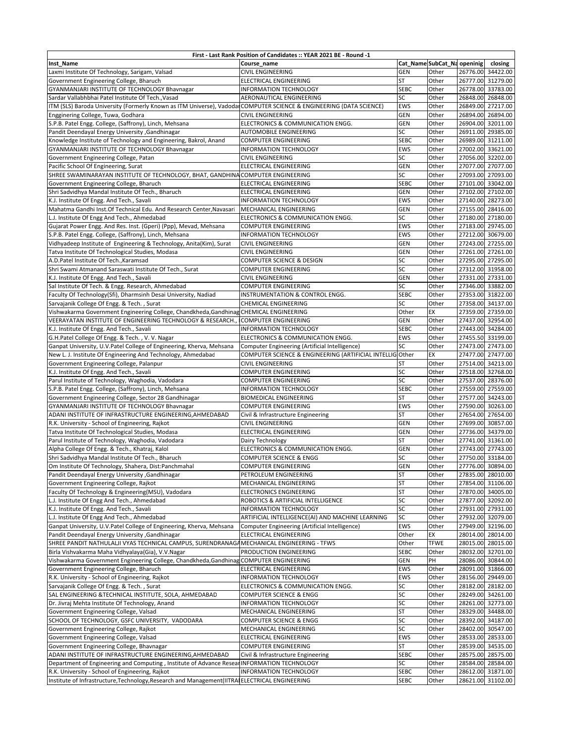| First - Last Rank Position of Candidates :: YEAR 2021 BE - Round -1 | | | | | |
|---|---|---|---|---|---|
| Inst_Name | Course_name | Cat_Name | SubCat_Na | openinig | closing |
| Laxmi Institute Of Technology, Sarigam, Valsad | CIVIL ENGINEERING | GEN | Other | 26776.00 | 34422.00 |
| Government Engineering College, Bharuch | ELECTRICAL ENGINEERING | ST | Other | 26777.00 | 31279.00 |
| GYANMANJARI INSTITUTE OF TECHNOLOGY Bhavnagar | INFORMATION TECHNOLOGY | SEBC | Other | 26778.00 | 33783.00 |
| Sardar Vallabhbhai Patel Institute Of Tech.,Vasad | AERONAUTICAL ENGINEERING | SC | Other | 26848.00 | 26848.00 |
| ITM (SLS) Baroda University (Formerly Known as ITM Universe), Vadodar | COMPUTER SCIENCE & ENGINEERING (DATA SCIENCE) | EWS | Other | 26849.00 | 27217.00 |
| Engginering College, Tuwa, Godhara | CIVIL ENGINEERING | GEN | Other | 26894.00 | 26894.00 |
| S.P.B. Patel Engg. College, (Saffrony), Linch, Mehsana | ELECTRONICS & COMMUNICATION ENGG. | GEN | Other | 26904.00 | 32011.00 |
| Pandit Deendayal Energy University ,Gandhinagar | AUTOMOBILE ENGINEERING | SC | Other | 26911.00 | 29385.00 |
| Knowledge Institute of Technology and Engineering, Bakrol, Anand | COMPUTER ENGINEERING | SEBC | Other | 26989.00 | 31211.00 |
| GYANMANJARI INSTITUTE OF TECHNOLOGY Bhavnagar | INFORMATION TECHNOLOGY | EWS | Other | 27002.00 | 33621.00 |
| Government Engineering College, Patan | CIVIL ENGINEERING | SC | Other | 27056.00 | 32202.00 |
| Pacific School Of Engineering, Surat | ELECTRICAL ENGINEERING | GEN | Other | 27077.00 | 27077.00 |
| SHREE SWAMINARAYAN INSTITUTE OF TECHNOLOGY, BHAT, GANDHINA | COMPUTER ENGINEERING | SC | Other | 27093.00 | 27093.00 |
| Government Engineering College, Bharuch | ELECTRICAL ENGINEERING | SEBC | Other | 27101.00 | 33042.00 |
| Shri Sadvidhya Mandal Institute Of Tech., Bharuch | ELECTRICAL ENGINEERING | GEN | Other | 27102.00 | 27102.00 |
| K.J. Institute Of Engg. And Tech., Savali | INFORMATION TECHNOLOGY | EWS | Other | 27140.00 | 28273.00 |
| Mahatma Gandhi Inst.Of Technical Edu. And Research Center,Navasari | MECHANICAL ENGINEERING | GEN | Other | 27155.00 | 28416.00 |
| L.J. Institute Of Engg And Tech., Ahmedabad | ELECTRONICS & COMMUNICATION ENGG. | SC | Other | 27180.00 | 27180.00 |
| Gujarat Power Engg. And Res. Inst. (Gperi) (Ppp), Mevad, Mehsana | COMPUTER ENGINEERING | EWS | Other | 27183.00 | 29745.00 |
| S.P.B. Patel Engg. College, (Saffrony), Linch, Mehsana | INFORMATION TECHNOLOGY | EWS | Other | 27212.00 | 30679.00 |
| Vidhyadeep Institute of Engineering & Technology, Anita(Kim), Surat | CIVIL ENGINEERING | GEN | Other | 27243.00 | 27255.00 |
| Tatva Institute Of Technological Studies, Modasa | CIVIL ENGINEERING | GEN | Other | 27261.00 | 27261.00 |
| A.D.Patel Institute Of Tech.,Karamsad | COMPUTER SCIENCE & DESIGN | SC | Other | 27295.00 | 27295.00 |
| Shri Swami Atmanand Saraswati Institute Of Tech., Surat | COMPUTER ENGINEERING | SC | Other | 27312.00 | 31958.00 |
| K.J. Institute Of Engg. And Tech., Savali | CIVIL ENGINEERING | GEN | Other | 27331.00 | 27331.00 |
| Sal Institute Of Tech. & Engg. Research, Ahmedabad | COMPUTER ENGINEERING | SC | Other | 27346.00 | 33882.00 |
| Faculty Of Technology(Sfi), Dharmsinh Desai University, Nadiad | INSTRUMENTATION & CONTROL ENGG. | SEBC | Other | 27353.00 | 31822.00 |
| Sarvajanik College Of Engg. & Tech. , Surat | CHEMICAL ENGINEERING | SC | Other | 27358.00 | 34137.00 |
| Vishwakarma Government Engineering College, Chandkheda,Gandhinag | CHEMICAL ENGINEERING | Other | EX | 27359.00 | 27359.00 |
| VEERAYATAN INSTITUTE OF ENGINEERING TECHNOLOGY & RESEARCH., | COMPUTER ENGINEERING | GEN | Other | 27437.00 | 32954.00 |
| K.J. Institute Of Engg. And Tech., Savali | INFORMATION TECHNOLOGY | SEBC | Other | 27443.00 | 34284.00 |
| G.H.Patel College Of Engg. & Tech. , V. V. Nagar | ELECTRONICS & COMMUNICATION ENGG. | EWS | Other | 27455.50 | 33199.00 |
| Ganpat University, U.V.Patel College of Engineering, Kherva, Mehsana | Computer Engineering (Artificial Intelligence) | SC | Other | 27473.00 | 27473.00 |
| New L. J. Institute Of Engineering And Technology, Ahmedabad | COMPUTER SCIENCE & ENGINEERING (ARTIFICIAL INTELLIG | Other | EX | 27477.00 | 27477.00 |
| Government Engineering College, Palanpur | CIVIL ENGINEERING | ST | Other | 27514.00 | 34213.00 |
| K.J. Institute Of Engg. And Tech., Savali | COMPUTER ENGINEERING | SC | Other | 27518.00 | 32768.00 |
| Parul Institute of Technology, Waghodia, Vadodara | COMPUTER ENGINEERING | SC | Other | 27537.00 | 28376.00 |
| S.P.B. Patel Engg. College, (Saffrony), Linch, Mehsana | INFORMATION TECHNOLOGY | SEBC | Other | 27559.00 | 27559.00 |
| Government Engineering College, Sector 28 Gandhinagar | BIOMEDICAL ENGINEERING | ST | Other | 27577.00 | 34243.00 |
| GYANMANJARI INSTITUTE OF TECHNOLOGY Bhavnagar | COMPUTER ENGINEERING | EWS | Other | 27590.00 | 30263.00 |
| ADANI INSTITUTE OF INFRASTRUCTURE ENGINEERING,AHMEDABAD | Civil & Infrastructure Engineering | ST | Other | 27654.00 | 27654.00 |
| R.K. University - School of Engineering, Rajkot | CIVIL ENGINEERING | GEN | Other | 27699.00 | 30857.00 |
| Tatva Institute Of Technological Studies, Modasa | ELECTRICAL ENGINEERING | GEN | Other | 27736.00 | 34379.00 |
| Parul Institute of Technology, Waghodia, Vadodara | Dairy Technology | ST | Other | 27741.00 | 31361.00 |
| Alpha College Of Engg. & Tech., Khatraj, Kalol | ELECTRONICS & COMMUNICATION ENGG. | GEN | Other | 27743.00 | 27743.00 |
| Shri Sadvidhya Mandal Institute Of Tech., Bharuch | COMPUTER SCIENCE & ENGG | SC | Other | 27750.00 | 33184.00 |
| Om Institute Of Technology, Shahera, Dist:Panchmahal | COMPUTER ENGINEERING | GEN | Other | 27776.00 | 30894.00 |
| Pandit Deendayal Energy University ,Gandhinagar | PETROLEUM ENGINEERING | ST | Other | 27835.00 | 28010.00 |
| Government Engineering College, Rajkot | MECHANICAL ENGINEERING | ST | Other | 27854.00 | 31106.00 |
| Faculty Of Technology & Engineering(MSU), Vadodara | ELECTRONICS ENGINEERING | ST | Other | 27870.00 | 34005.00 |
| L.J. Institute Of Engg And Tech., Ahmedabad | ROBOTICS & ARTIFICIAL INTELLIGENCE | SC | Other | 27877.00 | 32092.00 |
| K.J. Institute Of Engg. And Tech., Savali | INFORMATION TECHNOLOGY | SC | Other | 27931.00 | 27931.00 |
| L.J. Institute Of Engg And Tech., Ahmedabad | ARTIFICIAL INTELLIGENCE(AI) AND MACHINE LEARNING | SC | Other | 27932.00 | 32079.00 |
| Ganpat University, U.V.Patel College of Engineering, Kherva, Mehsana | Computer Engineering (Artificial Intelligence) | EWS | Other | 27949.00 | 32196.00 |
| Pandit Deendayal Energy University ,Gandhinagar | ELECTRICAL ENGINEERING | Other | EX | 28014.00 | 28014.00 |
| SHREE PANDIT NATHULALJI VYAS TECHNICAL CAMPUS, SURENDRANAGA | MECHANICAL ENGINEERING - TFWS | Other | TFWE | 28015.00 | 28015.00 |
| Birla Vishvakarma Maha Vidhyalaya(Gia), V.V.Nagar | PRODUCTION ENGINEERING | SEBC | Other | 28032.00 | 32701.00 |
| Vishwakarma Government Engineering College, Chandkheda,Gandhinag | COMPUTER ENGINEERING | GEN | PH | 28086.00 | 30844.00 |
| Government Engineering College, Bharuch | ELECTRICAL ENGINEERING | EWS | Other | 28091.00 | 31866.00 |
| R.K. University - School of Engineering, Rajkot | INFORMATION TECHNOLOGY | EWS | Other | 28156.00 | 29449.00 |
| Sarvajanik College Of Engg. & Tech. , Surat | ELECTRONICS & COMMUNICATION ENGG. | SC | Other | 28182.00 | 28182.00 |
| SAL ENGINEERING &TECHNICAL INSTITUTE, SOLA, AHMEDABAD | COMPUTER SCIENCE & ENGG | SC | Other | 28249.00 | 34261.00 |
| Dr. Jivraj Mehta Institute Of Technology, Anand | INFORMATION TECHNOLOGY | SC | Other | 28261.00 | 32773.00 |
| Government Engineering College, Valsad | MECHANICAL ENGINEERING | ST | Other | 28329.00 | 34488.00 |
| SCHOOL OF TECHNOLOGY, GSFC UNIVERSITY, VADODARA | COMPUTER SCIENCE & ENGG | SC | Other | 28392.00 | 34187.00 |
| Government Engineering College, Rajkot | MECHANICAL ENGINEERING | SC | Other | 28402.00 | 30547.00 |
| Government Engineering College, Valsad | ELECTRICAL ENGINEERING | EWS | Other | 28533.00 | 28533.00 |
| Government Engineering College, Bhavnagar | COMPUTER ENGINEERING | ST | Other | 28539.00 | 34535.00 |
| ADANI INSTITUTE OF INFRASTRUCTURE ENGINEERING,AHMEDABAD | Civil & Infrastructure Engineering | SEBC | Other | 28575.00 | 28575.00 |
| Department of Engineering and Computing , Institute of Advance Resear | INFORMATION TECHNOLOGY | SC | Other | 28584.00 | 28584.00 |
| R.K. University - School of Engineering, Rajkot | INFORMATION TECHNOLOGY | SEBC | Other | 28612.00 | 31871.00 |
| Institute of Infrastructure,Technology,Research and Management(IITRA | ELECTRICAL ENGINEERING | SEBC | Other | 28621.00 | 31102.00 |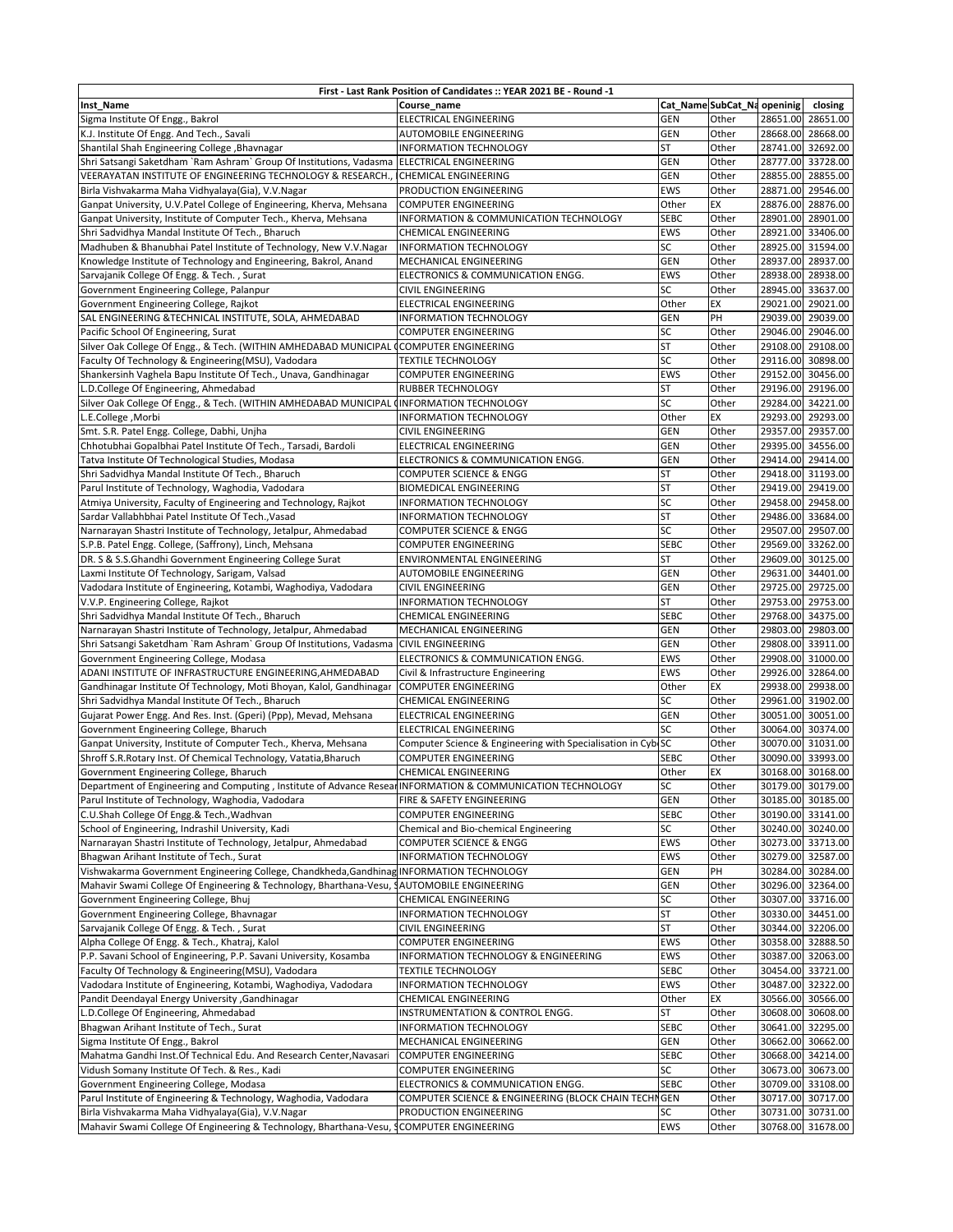| First - Last Rank Position of Candidates :: YEAR 2021 BE - Round -1 | | | | | |
|---|---|---|---|---|---|
| Inst_Name | Course_name | Cat_Name | SubCat_Na | openinig | closing |
| Sigma Institute Of Engg., Bakrol | ELECTRICAL ENGINEERING | GEN | Other | 28651.00 | 28651.00 |
| K.J. Institute Of Engg. And Tech., Savali | AUTOMOBILE ENGINEERING | GEN | Other | 28668.00 | 28668.00 |
| Shantilal Shah Engineering College ,Bhavnagar | INFORMATION TECHNOLOGY | ST | Other | 28741.00 | 32692.00 |
| Shri Satsangi Saketdham `Ram Ashram` Group Of Institutions, Vadasma | ELECTRICAL ENGINEERING | GEN | Other | 28777.00 | 33728.00 |
| VEERAYATAN INSTITUTE OF ENGINEERING TECHNOLOGY & RESEARCH., | CHEMICAL ENGINEERING | GEN | Other | 28855.00 | 28855.00 |
| Birla Vishvakarma Maha Vidhyalaya(Gia), V.V.Nagar | PRODUCTION ENGINEERING | EWS | Other | 28871.00 | 29546.00 |
| Ganpat University, U.V.Patel College of Engineering, Kherva, Mehsana | COMPUTER ENGINEERING | Other | EX | 28876.00 | 28876.00 |
| Ganpat University, Institute of Computer Tech., Kherva, Mehsana | INFORMATION & COMMUNICATION TECHNOLOGY | SEBC | Other | 28901.00 | 28901.00 |
| Shri Sadvidhya Mandal Institute Of Tech., Bharuch | CHEMICAL ENGINEERING | EWS | Other | 28921.00 | 33406.00 |
| Madhuben & Bhanubhai Patel Institute of Technology, New V.V.Nagar | INFORMATION TECHNOLOGY | SC | Other | 28925.00 | 31594.00 |
| Knowledge Institute of Technology and Engineering, Bakrol, Anand | MECHANICAL ENGINEERING | GEN | Other | 28937.00 | 28937.00 |
| Sarvajanik College Of Engg. & Tech. , Surat | ELECTRONICS & COMMUNICATION ENGG. | EWS | Other | 28938.00 | 28938.00 |
| Government Engineering College, Palanpur | CIVIL ENGINEERING | SC | Other | 28945.00 | 33637.00 |
| Government Engineering College, Rajkot | ELECTRICAL ENGINEERING | Other | EX | 29021.00 | 29021.00 |
| SAL ENGINEERING &TECHNICAL INSTITUTE, SOLA, AHMEDABAD | INFORMATION TECHNOLOGY | GEN | PH | 29039.00 | 29039.00 |
| Pacific School Of Engineering, Surat | COMPUTER ENGINEERING | SC | Other | 29046.00 | 29046.00 |
| Silver Oak College Of Engg., & Tech. (WITHIN AMHEDABAD MUNICIPAL C | COMPUTER ENGINEERING | ST | Other | 29108.00 | 29108.00 |
| Faculty Of Technology & Engineering(MSU), Vadodara | TEXTILE TECHNOLOGY | SC | Other | 29116.00 | 30898.00 |
| Shankersinh Vaghela Bapu Institute Of Tech., Unava, Gandhinagar | COMPUTER ENGINEERING | EWS | Other | 29152.00 | 30456.00 |
| L.D.College Of Engineering, Ahmedabad | RUBBER TECHNOLOGY | ST | Other | 29196.00 | 29196.00 |
| Silver Oak College Of Engg., & Tech. (WITHIN AMHEDABAD MUNICIPAL C | INFORMATION TECHNOLOGY | SC | Other | 29284.00 | 34221.00 |
| L.E.College ,Morbi | INFORMATION TECHNOLOGY | Other | EX | 29293.00 | 29293.00 |
| Smt. S.R. Patel Engg. College, Dabhi, Unjha | CIVIL ENGINEERING | GEN | Other | 29357.00 | 29357.00 |
| Chhotubhai Gopalbhai Patel Institute Of Tech., Tarsadi, Bardoli | ELECTRICAL ENGINEERING | GEN | Other | 29395.00 | 34556.00 |
| Tatva Institute Of Technological Studies, Modasa | ELECTRONICS & COMMUNICATION ENGG. | GEN | Other | 29414.00 | 29414.00 |
| Shri Sadvidhya Mandal Institute Of Tech., Bharuch | COMPUTER SCIENCE & ENGG | ST | Other | 29418.00 | 31193.00 |
| Parul Institute of Technology, Waghodia, Vadodara | BIOMEDICAL ENGINEERING | ST | Other | 29419.00 | 29419.00 |
| Atmiya University, Faculty of Engineering and Technology, Rajkot | INFORMATION TECHNOLOGY | SC | Other | 29458.00 | 29458.00 |
| Sardar Vallabhbhai Patel Institute Of Tech.,Vasad | INFORMATION TECHNOLOGY | ST | Other | 29486.00 | 33684.00 |
| Narnarayan Shastri Institute of Technology, Jetalpur, Ahmedabad | COMPUTER SCIENCE & ENGG | SC | Other | 29507.00 | 29507.00 |
| S.P.B. Patel Engg. College, (Saffrony), Linch, Mehsana | COMPUTER ENGINEERING | SEBC | Other | 29569.00 | 33262.00 |
| DR. S & S.S.Ghandhi Government Engineering College Surat | ENVIRONMENTAL ENGINEERING | ST | Other | 29609.00 | 30125.00 |
| Laxmi Institute Of Technology, Sarigam, Valsad | AUTOMOBILE ENGINEERING | GEN | Other | 29631.00 | 34401.00 |
| Vadodara Institute of Engineering, Kotambi, Waghodiya, Vadodara | CIVIL ENGINEERING | GEN | Other | 29725.00 | 29725.00 |
| V.V.P. Engineering College, Rajkot | INFORMATION TECHNOLOGY | ST | Other | 29753.00 | 29753.00 |
| Shri Sadvidhya Mandal Institute Of Tech., Bharuch | CHEMICAL ENGINEERING | SEBC | Other | 29768.00 | 34375.00 |
| Narnarayan Shastri Institute of Technology, Jetalpur, Ahmedabad | MECHANICAL ENGINEERING | GEN | Other | 29803.00 | 29803.00 |
| Shri Satsangi Saketdham `Ram Ashram` Group Of Institutions, Vadasma | CIVIL ENGINEERING | GEN | Other | 29808.00 | 33911.00 |
| Government Engineering College, Modasa | ELECTRONICS & COMMUNICATION ENGG. | EWS | Other | 29908.00 | 31000.00 |
| ADANI INSTITUTE OF INFRASTRUCTURE ENGINEERING,AHMEDABAD | Civil & Infrastructure Engineering | EWS | Other | 29926.00 | 32864.00 |
| Gandhinagar Institute Of Technology, Moti Bhoyan, Kalol, Gandhinagar | COMPUTER ENGINEERING | Other | EX | 29938.00 | 29938.00 |
| Shri Sadvidhya Mandal Institute Of Tech., Bharuch | CHEMICAL ENGINEERING | SC | Other | 29961.00 | 31902.00 |
| Gujarat Power Engg. And Res. Inst. (Gperi) (Ppp), Mevad, Mehsana | ELECTRICAL ENGINEERING | GEN | Other | 30051.00 | 30051.00 |
| Government Engineering College, Bharuch | ELECTRICAL ENGINEERING | SC | Other | 30064.00 | 30374.00 |
| Ganpat University, Institute of Computer Tech., Kherva, Mehsana | Computer Science & Engineering with Specialisation in Cyb | SC | Other | 30070.00 | 31031.00 |
| Shroff S.R.Rotary Inst. Of Chemical Technology, Vatatia,Bharuch | COMPUTER ENGINEERING | SEBC | Other | 30090.00 | 33993.00 |
| Government Engineering College, Bharuch | CHEMICAL ENGINEERING | Other | EX | 30168.00 | 30168.00 |
| Department of Engineering and Computing , Institute of Advance Resear | INFORMATION & COMMUNICATION TECHNOLOGY | SC | Other | 30179.00 | 30179.00 |
| Parul Institute of Technology, Waghodia, Vadodara | FIRE & SAFETY ENGINEERING | GEN | Other | 30185.00 | 30185.00 |
| C.U.Shah College Of Engg.& Tech.,Wadhvan | COMPUTER ENGINEERING | SEBC | Other | 30190.00 | 33141.00 |
| School of Engineering, Indrashil University, Kadi | Chemical and Bio-chemical Engineering | SC | Other | 30240.00 | 30240.00 |
| Narnarayan Shastri Institute of Technology, Jetalpur, Ahmedabad | COMPUTER SCIENCE & ENGG | EWS | Other | 30273.00 | 33713.00 |
| Bhagwan Arihant Institute of Tech., Surat | INFORMATION TECHNOLOGY | EWS | Other | 30279.00 | 32587.00 |
| Vishwakarma Government Engineering College, Chandkheda,Gandhinag | INFORMATION TECHNOLOGY | GEN | PH | 30284.00 | 30284.00 |
| Mahavir Swami College Of Engineering & Technology, Bharthana-Vesu, S | AUTOMOBILE ENGINEERING | GEN | Other | 30296.00 | 32364.00 |
| Government Engineering College, Bhuj | CHEMICAL ENGINEERING | SC | Other | 30307.00 | 33716.00 |
| Government Engineering College, Bhavnagar | INFORMATION TECHNOLOGY | ST | Other | 30330.00 | 34451.00 |
| Sarvajanik College Of Engg. & Tech. , Surat | CIVIL ENGINEERING | ST | Other | 30344.00 | 32206.00 |
| Alpha College Of Engg. & Tech., Khatraj, Kalol | COMPUTER ENGINEERING | EWS | Other | 30358.00 | 32888.50 |
| P.P. Savani School of Engineering, P.P. Savani University, Kosamba | INFORMATION TECHNOLOGY & ENGINEERING | EWS | Other | 30387.00 | 32063.00 |
| Faculty Of Technology & Engineering(MSU), Vadodara | TEXTILE TECHNOLOGY | SEBC | Other | 30454.00 | 33721.00 |
| Vadodara Institute of Engineering, Kotambi, Waghodiya, Vadodara | INFORMATION TECHNOLOGY | EWS | Other | 30487.00 | 32322.00 |
| Pandit Deendayal Energy University ,Gandhinagar | CHEMICAL ENGINEERING | Other | EX | 30566.00 | 30566.00 |
| L.D.College Of Engineering, Ahmedabad | INSTRUMENTATION & CONTROL ENGG. | ST | Other | 30608.00 | 30608.00 |
| Bhagwan Arihant Institute of Tech., Surat | INFORMATION TECHNOLOGY | SEBC | Other | 30641.00 | 32295.00 |
| Sigma Institute Of Engg., Bakrol | MECHANICAL ENGINEERING | GEN | Other | 30662.00 | 30662.00 |
| Mahatma Gandhi Inst.Of Technical Edu. And Research Center,Navasari | COMPUTER ENGINEERING | SEBC | Other | 30668.00 | 34214.00 |
| Vidush Somany Institute Of Tech. & Res., Kadi | COMPUTER ENGINEERING | SC | Other | 30673.00 | 30673.00 |
| Government Engineering College, Modasa | ELECTRONICS & COMMUNICATION ENGG. | SEBC | Other | 30709.00 | 33108.00 |
| Parul Institute of Engineering & Technology, Waghodia, Vadodara | COMPUTER SCIENCE & ENGINEERING (BLOCK CHAIN TECHN | GEN | Other | 30717.00 | 30717.00 |
| Birla Vishvakarma Maha Vidhyalaya(Gia), V.V.Nagar | PRODUCTION ENGINEERING | SC | Other | 30731.00 | 30731.00 |
| Mahavir Swami College Of Engineering & Technology, Bharthana-Vesu, S | COMPUTER ENGINEERING | EWS | Other | 30768.00 | 31678.00 |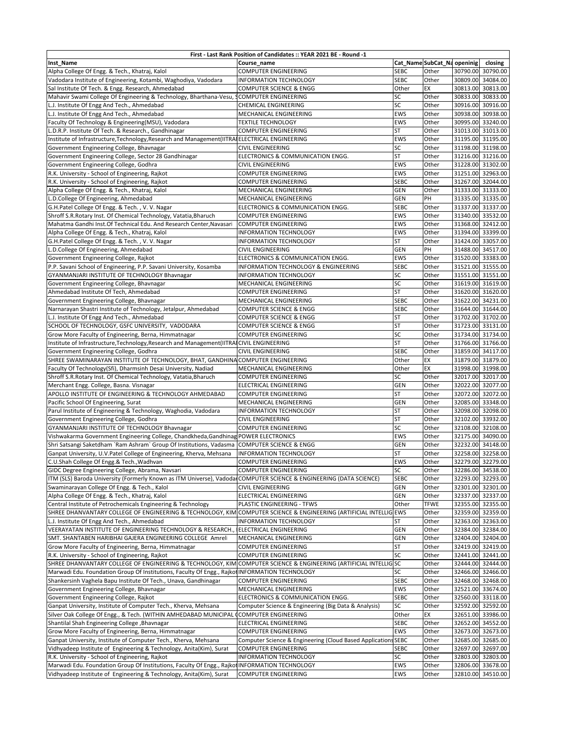| First - Last Rank Position of Candidates :: YEAR 2021 BE - Round -1 | | | | | |
|---|---|---|---|---|---|
| **Inst_Name** | **Course_name** | **Cat_Name** | **SubCat_Na** | **openinig** | **closing** |
| Alpha College Of Engg. & Tech., Khatraj, Kalol | COMPUTER ENGINEERING | SEBC | Other | 30790.00 | 30790.00 |
| Vadodara Institute of Engineering, Kotambi, Waghodiya, Vadodara | INFORMATION TECHNOLOGY | SEBC | Other | 30809.00 | 34084.00 |
| Sal Institute Of Tech. & Engg. Research, Ahmedabad | COMPUTER SCIENCE & ENGG | Other | EX | 30813.00 | 30813.00 |
| Mahavir Swami College Of Engineering & Technology, Bharthana-Vesu, S | COMPUTER ENGINEERING | SC | Other | 30833.00 | 30833.00 |
| L.J. Institute Of Engg And Tech., Ahmedabad | CHEMICAL ENGINEERING | SC | Other | 30916.00 | 30916.00 |
| L.J. Institute Of Engg And Tech., Ahmedabad | MECHANICAL ENGINEERING | EWS | Other | 30938.00 | 30938.00 |
| Faculty Of Technology & Engineering(MSU), Vadodara | TEXTILE TECHNOLOGY | EWS | Other | 30995.00 | 33240.00 |
| L.D.R.P. Institute Of Tech. & Research., Gandhinagar | COMPUTER ENGINEERING | ST | Other | 31013.00 | 31013.00 |
| Institute of Infrastructure,Technology,Research and Management(IITRA | ELECTRICAL ENGINEERING | EWS | Other | 31195.00 | 31195.00 |
| Government Engineering College, Bhavnagar | CIVIL ENGINEERING | SC | Other | 31198.00 | 31198.00 |
| Government Engineering College, Sector 28 Gandhinagar | ELECTRONICS & COMMUNICATION ENGG. | ST | Other | 31216.00 | 31216.00 |
| Government Engineering College, Godhra | CIVIL ENGINEERING | EWS | Other | 31228.00 | 31302.00 |
| R.K. University - School of Engineering, Rajkot | COMPUTER ENGINEERING | EWS | Other | 31251.00 | 32963.00 |
| R.K. University - School of Engineering, Rajkot | COMPUTER ENGINEERING | SEBC | Other | 31267.00 | 32044.00 |
| Alpha College Of Engg. & Tech., Khatraj, Kalol | MECHANICAL ENGINEERING | GEN | Other | 31333.00 | 31333.00 |
| L.D.College Of Engineering, Ahmedabad | MECHANICAL ENGINEERING | GEN | PH | 31335.00 | 31335.00 |
| G.H.Patel College Of Engg. & Tech. , V. V. Nagar | ELECTRONICS & COMMUNICATION ENGG. | SEBC | Other | 31337.00 | 31337.00 |
| Shroff S.R.Rotary Inst. Of Chemical Technology, Vatatia,Bharuch | COMPUTER ENGINEERING | EWS | Other | 31340.00 | 33532.00 |
| Mahatma Gandhi Inst.Of Technical Edu. And Research Center,Navasari | COMPUTER ENGINEERING | EWS | Other | 31368.00 | 32412.00 |
| Alpha College Of Engg. & Tech., Khatraj, Kalol | INFORMATION TECHNOLOGY | EWS | Other | 31394.00 | 33399.00 |
| G.H.Patel College Of Engg. & Tech. , V. V. Nagar | INFORMATION TECHNOLOGY | ST | Other | 31424.00 | 33057.00 |
| L.D.College Of Engineering, Ahmedabad | CIVIL ENGINEERING | GEN | PH | 31488.00 | 34517.00 |
| Government Engineering College, Rajkot | ELECTRONICS & COMMUNICATION ENGG. | EWS | Other | 31520.00 | 33383.00 |
| P.P. Savani School of Engineering, P.P. Savani University, Kosamba | INFORMATION TECHNOLOGY & ENGINEERING | SEBC | Other | 31521.00 | 31555.00 |
| GYANMANJARI INSTITUTE OF TECHNOLOGY Bhavnagar | INFORMATION TECHNOLOGY | SC | Other | 31551.00 | 31551.00 |
| Government Engineering College, Bhavnagar | MECHANICAL ENGINEERING | SC | Other | 31619.00 | 31619.00 |
| Ahmedabad Institute Of Tech, Ahmedabad | COMPUTER ENGINEERING | ST | Other | 31620.00 | 31620.00 |
| Government Engineering College, Bhavnagar | MECHANICAL ENGINEERING | SEBC | Other | 31622.00 | 34231.00 |
| Narnarayan Shastri Institute of Technology, Jetalpur, Ahmedabad | COMPUTER SCIENCE & ENGG | SEBC | Other | 31644.00 | 31644.00 |
| L.J. Institute Of Engg And Tech., Ahmedabad | COMPUTER SCIENCE & ENGG | ST | Other | 31702.00 | 31702.00 |
| SCHOOL OF TECHNOLOGY, GSFC UNIVERSITY, VADODARA | COMPUTER SCIENCE & ENGG | ST | Other | 31723.00 | 33131.00 |
| Grow More Faculty of Engineering, Berna, Himmatnagar | COMPUTER ENGINEERING | SC | Other | 31734.00 | 31734.00 |
| Institute of Infrastructure,Technology,Research and Management(IITRA | CIVIL ENGINEERING | ST | Other | 31766.00 | 31766.00 |
| Government Engineering College, Godhra | CIVIL ENGINEERING | SEBC | Other | 31859.00 | 34117.00 |
| SHREE SWAMINARAYAN INSTITUTE OF TECHNOLOGY, BHAT, GANDHINA | COMPUTER ENGINEERING | Other | EX | 31879.00 | 31879.00 |
| Faculty Of Technology(Sfi), Dharmsinh Desai University, Nadiad | MECHANICAL ENGINEERING | Other | EX | 31998.00 | 31998.00 |
| Shroff S.R.Rotary Inst. Of Chemical Technology, Vatatia,Bharuch | COMPUTER ENGINEERING | SC | Other | 32017.00 | 32017.00 |
| Merchant Engg. College, Basna. Visnagar | ELECTRICAL ENGINEERING | GEN | Other | 32022.00 | 32077.00 |
| APOLLO INSTITUTE OF ENGINEERING & TECHNOLOGY AHMEDABAD | COMPUTER ENGINEERING | ST | Other | 32072.00 | 32072.00 |
| Pacific School Of Engineering, Surat | MECHANICAL ENGINEERING | GEN | Other | 32085.00 | 33348.00 |
| Parul Institute of Engineering & Technology, Waghodia, Vadodara | INFORMATION TECHNOLOGY | ST | Other | 32098.00 | 32098.00 |
| Government Engineering College, Godhra | CIVIL ENGINEERING | ST | Other | 32102.00 | 33932.00 |
| GYANMANJARI INSTITUTE OF TECHNOLOGY Bhavnagar | COMPUTER ENGINEERING | SC | Other | 32108.00 | 32108.00 |
| Vishwakarma Government Engineering College, Chandkheda,Gandhinag | POWER ELECTRONICS | EWS | Other | 32175.00 | 34090.00 |
| Shri Satsangi Saketdham `Ram Ashram` Group Of Institutions, Vadasma | COMPUTER SCIENCE & ENGG | GEN | Other | 32232.00 | 34148.00 |
| Ganpat University, U.V.Patel College of Engineering, Kherva, Mehsana | INFORMATION TECHNOLOGY | ST | Other | 32258.00 | 32258.00 |
| C.U.Shah College Of Engg.& Tech.,Wadhvan | COMPUTER ENGINEERING | EWS | Other | 32279.00 | 32279.00 |
| GIDC Degree Engineering College, Abrama, Navsari | COMPUTER ENGINEERING | SC | Other | 32286.00 | 34538.00 |
| ITM (SLS) Baroda University (Formerly Known as ITM Universe), Vadodar | COMPUTER SCIENCE & ENGINEERING (DATA SCIENCE) | SEBC | Other | 32293.00 | 32293.00 |
| Swaminarayan College Of Engg. & Tech., Kalol | CIVIL ENGINEERING | GEN | Other | 32301.00 | 32301.00 |
| Alpha College Of Engg. & Tech., Khatraj, Kalol | ELECTRICAL ENGINEERING | GEN | Other | 32337.00 | 32337.00 |
| Central Institute of Petrochemicals Engineering & Technology | PLASTIC ENGINEERING - TFWS | Other | TFWE | 32355.00 | 32355.00 |
| SHREE DHANVANTARY COLLEGE OF ENGINEERING & TECHNOLOGY, KIM | COMPUTER SCIENCE & ENGINEERING (ARTIFICIAL INTELLIG | EWS | Other | 32359.00 | 32359.00 |
| L.J. Institute Of Engg And Tech., Ahmedabad | INFORMATION TECHNOLOGY | ST | Other | 32363.00 | 32363.00 |
| VEERAYATAN INSTITUTE OF ENGINEERING TECHNOLOGY & RESEARCH., | ELECTRICAL ENGINEERING | GEN | Other | 32384.00 | 32384.00 |
| SMT. SHANTABEN HARIBHAI GAJERA ENGINEERING COLLEGE Amreli | MECHANICAL ENGINEERING | GEN | Other | 32404.00 | 32404.00 |
| Grow More Faculty of Engineering, Berna, Himmatnagar | COMPUTER ENGINEERING | ST | Other | 32419.00 | 32419.00 |
| R.K. University - School of Engineering, Rajkot | COMPUTER ENGINEERING | SC | Other | 32441.00 | 32441.00 |
| SHREE DHANVANTARY COLLEGE OF ENGINEERING & TECHNOLOGY, KIM | COMPUTER SCIENCE & ENGINEERING (ARTIFICIAL INTELLIG | SC | Other | 32444.00 | 32444.00 |
| Marwadi Edu. Foundation Group Of Institutions, Faculty Of Engg., Rajkot | INFORMATION TECHNOLOGY | SC | Other | 32466.00 | 32466.00 |
| Shankersinh Vaghela Bapu Institute Of Tech., Unava, Gandhinagar | COMPUTER ENGINEERING | SEBC | Other | 32468.00 | 32468.00 |
| Government Engineering College, Bhavnagar | MECHANICAL ENGINEERING | EWS | Other | 32521.00 | 33674.00 |
| Government Engineering College, Rajkot | ELECTRONICS & COMMUNICATION ENGG. | SEBC | Other | 32560.00 | 33118.00 |
| Ganpat University, Institute of Computer Tech., Kherva, Mehsana | Computer Science & Engineering (Big Data & Analysis) | SC | Other | 32592.00 | 32592.00 |
| Silver Oak College Of Engg., & Tech. (WITHIN AMHEDABAD MUNICIPAL ( | COMPUTER ENGINEERING | Other | EX | 32651.00 | 33986.00 |
| Shantilal Shah Engineering College ,Bhavnagar | ELECTRICAL ENGINEERING | SEBC | Other | 32652.00 | 34552.00 |
| Grow More Faculty of Engineering, Berna, Himmatnagar | COMPUTER ENGINEERING | EWS | Other | 32673.00 | 32673.00 |
| Ganpat University, Institute of Computer Tech., Kherva, Mehsana | Computer Science & Engineering (Cloud Based Applications | SEBC | Other | 32685.00 | 32685.00 |
| Vidhyadeep Institute of Engineering & Technology, Anita(Kim), Surat | COMPUTER ENGINEERING | SEBC | Other | 32697.00 | 32697.00 |
| R.K. University - School of Engineering, Rajkot | INFORMATION TECHNOLOGY | SC | Other | 32803.00 | 32803.00 |
| Marwadi Edu. Foundation Group Of Institutions, Faculty Of Engg., Rajkot | INFORMATION TECHNOLOGY | EWS | Other | 32806.00 | 33678.00 |
| Vidhyadeep Institute of Engineering & Technology, Anita(Kim), Surat | COMPUTER ENGINEERING | EWS | Other | 32810.00 | 34510.00 |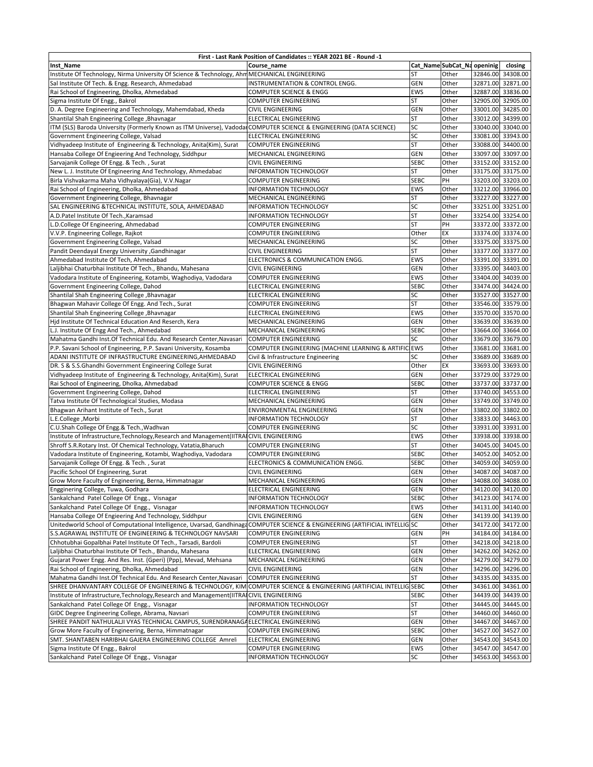| First - Last Rank Position of Candidates :: YEAR 2021 BE - Round -1 | | | | | |
|---|---|---|---|---|---|
| Inst_Name | Course_name | Cat_Name | SubCat_Na | openinig | closing |
| Institute Of Technology, Nirma University Of Science & Technology, Ahm | MECHANICAL ENGINEERING | ST | Other | 32846.00 | 34308.00 |
| Sal Institute Of Tech. & Engg. Research, Ahmedabad | INSTRUMENTATION & CONTROL ENGG. | GEN | Other | 32871.00 | 32871.00 |
| Rai School of Engineering, Dholka, Ahmedabad | COMPUTER SCIENCE & ENGG | EWS | Other | 32887.00 | 33836.00 |
| Sigma Institute Of Engg., Bakrol | COMPUTER ENGINEERING | ST | Other | 32905.00 | 32905.00 |
| D. A. Degree Engineering and Technology, Mahemdabad, Kheda | CIVIL ENGINEERING | GEN | Other | 33001.00 | 34285.00 |
| Shantilal Shah Engineering College ,Bhavnagar | ELECTRICAL ENGINEERING | ST | Other | 33012.00 | 34399.00 |
| ITM (SLS) Baroda University (Formerly Known as ITM Universe), Vadodar | COMPUTER SCIENCE & ENGINEERING (DATA SCIENCE) | SC | Other | 33040.00 | 33040.00 |
| Government Engineering College, Valsad | ELECTRICAL ENGINEERING | SC | Other | 33081.00 | 33943.00 |
| Vidhyadeep Institute of Engineering & Technology, Anita(Kim), Surat | COMPUTER ENGINEERING | ST | Other | 33088.00 | 34400.00 |
| Hansaba College Of Engieering And Technology, Siddhpur | MECHANICAL ENGINEERING | GEN | Other | 33097.00 | 33097.00 |
| Sarvajanik College Of Engg. & Tech. , Surat | CIVIL ENGINEERING | SEBC | Other | 33152.00 | 33152.00 |
| New L. J. Institute Of Engineering And Technology, Ahmedabad | INFORMATION TECHNOLOGY | ST | Other | 33175.00 | 33175.00 |
| Birla Vishvakarma Maha Vidhyalaya(Gia), V.V.Nagar | COMPUTER ENGINEERING | SEBC | PH | 33203.00 | 33203.00 |
| Rai School of Engineering, Dholka, Ahmedabad | INFORMATION TECHNOLOGY | EWS | Other | 33212.00 | 33966.00 |
| Government Engineering College, Bhavnagar | MECHANICAL ENGINEERING | ST | Other | 33227.00 | 33227.00 |
| SAL ENGINEERING &TECHNICAL INSTITUTE, SOLA, AHMEDABAD | INFORMATION TECHNOLOGY | SC | Other | 33251.00 | 33251.00 |
| A.D.Patel Institute Of Tech.,Karamsad | INFORMATION TECHNOLOGY | ST | Other | 33254.00 | 33254.00 |
| L.D.College Of Engineering, Ahmedabad | COMPUTER ENGINEERING | ST | PH | 33372.00 | 33372.00 |
| V.V.P. Engineering College, Rajkot | COMPUTER ENGINEERING | Other | EX | 33374.00 | 33374.00 |
| Government Engineering College, Valsad | MECHANICAL ENGINEERING | SC | Other | 33375.00 | 33375.00 |
| Pandit Deendayal Energy University ,Gandhinagar | CIVIL ENGINEERING | ST | Other | 33377.00 | 33377.00 |
| Ahmedabad Institute Of Tech, Ahmedabad | ELECTRONICS & COMMUNICATION ENGG. | EWS | Other | 33391.00 | 33391.00 |
| Laljibhai Chaturbhai Institute Of Tech., Bhandu, Mahesana | CIVIL ENGINEERING | GEN | Other | 33395.00 | 34403.00 |
| Vadodara Institute of Engineering, Kotambi, Waghodiya, Vadodara | COMPUTER ENGINEERING | EWS | Other | 33404.00 | 34039.00 |
| Government Engineering College, Dahod | ELECTRICAL ENGINEERING | SEBC | Other | 33474.00 | 34424.00 |
| Shantilal Shah Engineering College ,Bhavnagar | ELECTRICAL ENGINEERING | SC | Other | 33527.00 | 33527.00 |
| Bhagwan Mahavir College Of Engg. And Tech., Surat | COMPUTER ENGINEERING | ST | Other | 33546.00 | 33579.00 |
| Shantilal Shah Engineering College ,Bhavnagar | ELECTRICAL ENGINEERING | EWS | Other | 33570.00 | 33570.00 |
| Hjd Institute Of Technical Education And Reserch, Kera | MECHANICAL ENGINEERING | GEN | Other | 33639.00 | 33639.00 |
| L.J. Institute Of Engg And Tech., Ahmedabad | MECHANICAL ENGINEERING | SEBC | Other | 33664.00 | 33664.00 |
| Mahatma Gandhi Inst.Of Technical Edu. And Research Center,Navasari | COMPUTER ENGINEERING | SC | Other | 33679.00 | 33679.00 |
| P.P. Savani School of Engineering, P.P. Savani University, Kosamba | COMPUTER ENGINEERING (MACHINE LEARNING & ARTIFIC | EWS | Other | 33681.00 | 33681.00 |
| ADANI INSTITUTE OF INFRASTRUCTURE ENGINEERING,AHMEDABAD | Civil & Infrastructure Engineering | SC | Other | 33689.00 | 33689.00 |
| DR. S & S.S.Ghandhi Government Engineering College Surat | CIVIL ENGINEERING | Other | EX | 33693.00 | 33693.00 |
| Vidhyadeep Institute of Engineering & Technology, Anita(Kim), Surat | ELECTRICAL ENGINEERING | GEN | Other | 33729.00 | 33729.00 |
| Rai School of Engineering, Dholka, Ahmedabad | COMPUTER SCIENCE & ENGG | SEBC | Other | 33737.00 | 33737.00 |
| Government Engineering College, Dahod | ELECTRICAL ENGINEERING | ST | Other | 33740.00 | 34553.00 |
| Tatva Institute Of Technological Studies, Modasa | MECHANICAL ENGINEERING | GEN | Other | 33749.00 | 33749.00 |
| Bhagwan Arihant Institute of Tech., Surat | ENVIRONMENTAL ENGINEERING | GEN | Other | 33802.00 | 33802.00 |
| L.E.College ,Morbi | INFORMATION TECHNOLOGY | ST | Other | 33833.00 | 34463.00 |
| C.U.Shah College Of Engg.& Tech.,Wadhvan | COMPUTER ENGINEERING | SC | Other | 33931.00 | 33931.00 |
| Institute of Infrastructure,Technology,Research and Management(IITRA | CIVIL ENGINEERING | EWS | Other | 33938.00 | 33938.00 |
| Shroff S.R.Rotary Inst. Of Chemical Technology, Vatatia,Bharuch | COMPUTER ENGINEERING | ST | Other | 34045.00 | 34045.00 |
| Vadodara Institute of Engineering, Kotambi, Waghodiya, Vadodara | COMPUTER ENGINEERING | SEBC | Other | 34052.00 | 34052.00 |
| Sarvajanik College Of Engg. & Tech. , Surat | ELECTRONICS & COMMUNICATION ENGG. | SEBC | Other | 34059.00 | 34059.00 |
| Pacific School Of Engineering, Surat | CIVIL ENGINEERING | GEN | Other | 34087.00 | 34087.00 |
| Grow More Faculty of Engineering, Berna, Himmatnagar | MECHANICAL ENGINEERING | GEN | Other | 34088.00 | 34088.00 |
| Engginering College, Tuwa, Godhara | ELECTRICAL ENGINEERING | GEN | Other | 34120.00 | 34120.00 |
| Sankalchand Patel College Of Engg., Visnagar | INFORMATION TECHNOLOGY | SEBC | Other | 34123.00 | 34174.00 |
| Sankalchand Patel College Of Engg., Visnagar | INFORMATION TECHNOLOGY | EWS | Other | 34131.00 | 34140.00 |
| Hansaba College Of Engieering And Technology, Siddhpur | CIVIL ENGINEERING | GEN | Other | 34139.00 | 34139.00 |
| Unitedworld School of Computational Intelligence, Uvarsad, Gandhinaga | COMPUTER SCIENCE & ENGINEERING (ARTIFICIAL INTELLIG | SC | Other | 34172.00 | 34172.00 |
| S.S.AGRAWAL INSTITUTE OF ENGINEERING & TECHNOLOGY NAVSARI | COMPUTER ENGINEERING | GEN | PH | 34184.00 | 34184.00 |
| Chhotubhai Gopalbhai Patel Institute Of Tech., Tarsadi, Bardoli | COMPUTER ENGINEERING | ST | Other | 34218.00 | 34218.00 |
| Laljibhai Chaturbhai Institute Of Tech., Bhandu, Mahesana | ELECTRICAL ENGINEERING | GEN | Other | 34262.00 | 34262.00 |
| Gujarat Power Engg. And Res. Inst. (Gperi) (Ppp), Mevad, Mehsana | MECHANICAL ENGINEERING | GEN | Other | 34279.00 | 34279.00 |
| Rai School of Engineering, Dholka, Ahmedabad | CIVIL ENGINEERING | GEN | Other | 34296.00 | 34296.00 |
| Mahatma Gandhi Inst.Of Technical Edu. And Research Center,Navasari | COMPUTER ENGINEERING | ST | Other | 34335.00 | 34335.00 |
| SHREE DHANVANTARY COLLEGE OF ENGINEERING & TECHNOLOGY, KIM | COMPUTER SCIENCE & ENGINEERING (ARTIFICIAL INTELLIG | SEBC | Other | 34361.00 | 34361.00 |
| Institute of Infrastructure,Technology,Research and Management(IITRA | CIVIL ENGINEERING | SEBC | Other | 34439.00 | 34439.00 |
| Sankalchand Patel College Of Engg., Visnagar | INFORMATION TECHNOLOGY | ST | Other | 34445.00 | 34445.00 |
| GIDC Degree Engineering College, Abrama, Navsari | COMPUTER ENGINEERING | ST | Other | 34460.00 | 34460.00 |
| SHREE PANDIT NATHULALJI VYAS TECHNICAL CAMPUS, SURENDRANAGA | ELECTRICAL ENGINEERING | GEN | Other | 34467.00 | 34467.00 |
| Grow More Faculty of Engineering, Berna, Himmatnagar | COMPUTER ENGINEERING | SEBC | Other | 34527.00 | 34527.00 |
| SMT. SHANTABEN HARIBHAI GAJERA ENGINEERING COLLEGE Amreli | ELECTRICAL ENGINEERING | GEN | Other | 34543.00 | 34543.00 |
| Sigma Institute Of Engg., Bakrol | COMPUTER ENGINEERING | EWS | Other | 34547.00 | 34547.00 |
| Sankalchand Patel College Of Engg., Visnagar | INFORMATION TECHNOLOGY | SC | Other | 34563.00 | 34563.00 |